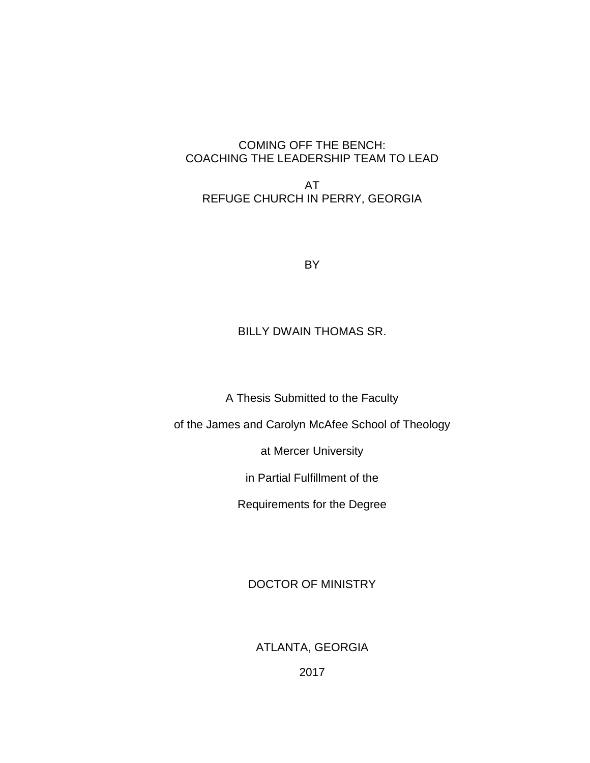# COMING OFF THE BENCH: COACHING THE LEADERSHIP TEAM TO LEAD

AT

REFUGE CHURCH IN PERRY, GEORGIA

BY

BILLY DWAIN THOMAS SR.

A Thesis Submitted to the Faculty

of the James and Carolyn McAfee School of Theology

at Mercer University

in Partial Fulfillment of the

Requirements for the Degree

DOCTOR OF MINISTRY

ATLANTA, GEORGIA

2017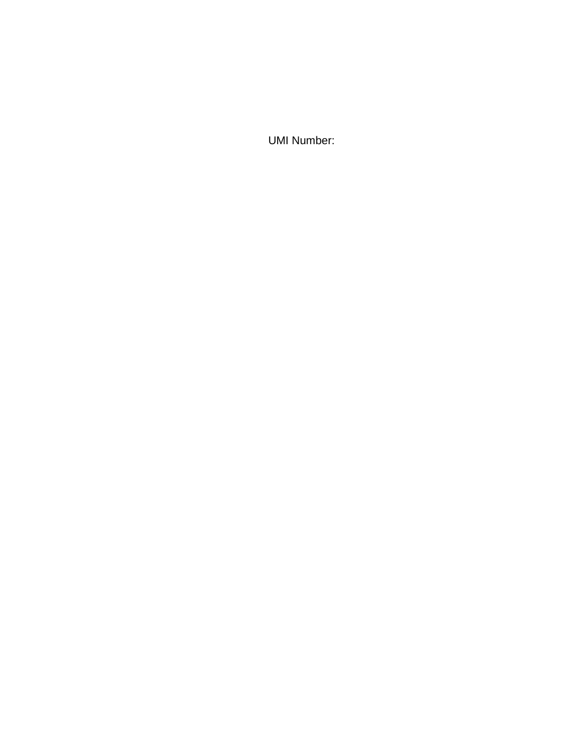UMI Number: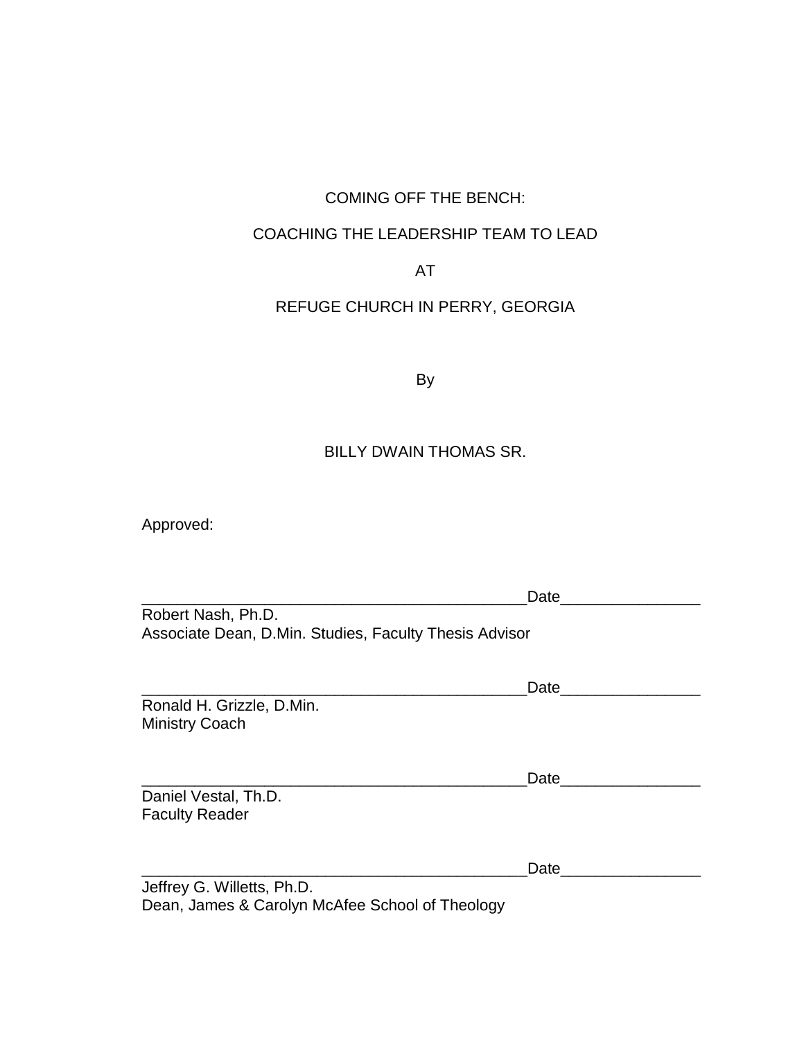COMING OFF THE BENCH:

COACHING THE LEADERSHIP TEAM TO LEAD

AT

REFUGE CHURCH IN PERRY, GEORGIA

By

BILLY DWAIN THOMAS SR.

Approved:

_____________________________________________Date_______________
Robert Nash, Ph.D.
Associate Dean, D.Min. Studies, Faculty Thesis Advisor

_____________________________________________Date_______________
Ronald H. Grizzle, D.Min.
Ministry Coach

_____________________________________________Date_______________
Daniel Vestal, Th.D.
Faculty Reader

_____________________________________________Date_______________
Jeffrey G. Willetts, Ph.D.
Dean, James & Carolyn McAfee School of Theology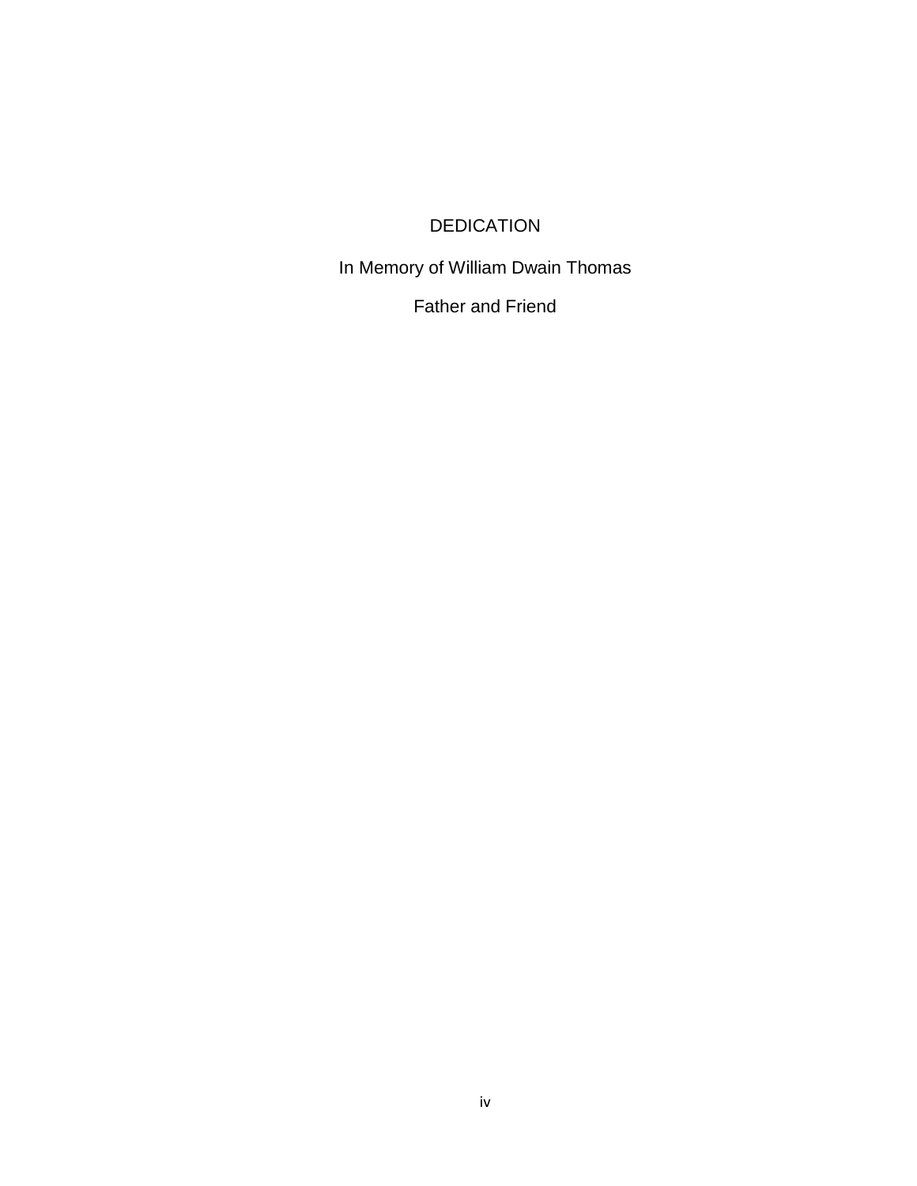# DEDICATION

In Memory of William Dwain Thomas

Father and Friend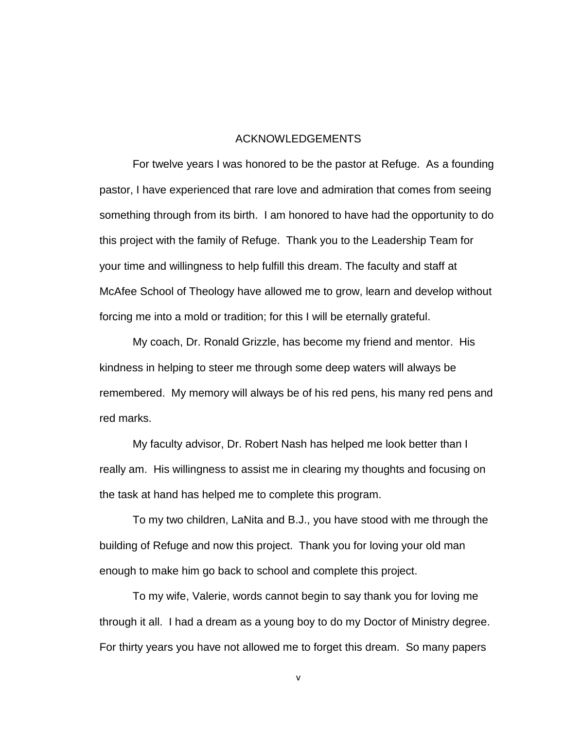# ACKNOWLEDGEMENTS

For twelve years I was honored to be the pastor at Refuge. As a founding pastor, I have experienced that rare love and admiration that comes from seeing something through from its birth. I am honored to have had the opportunity to do this project with the family of Refuge. Thank you to the Leadership Team for your time and willingness to help fulfill this dream. The faculty and staff at McAfee School of Theology have allowed me to grow, learn and develop without forcing me into a mold or tradition; for this I will be eternally grateful.

My coach, Dr. Ronald Grizzle, has become my friend and mentor. His kindness in helping to steer me through some deep waters will always be remembered. My memory will always be of his red pens, his many red pens and red marks.

My faculty advisor, Dr. Robert Nash has helped me look better than I really am. His willingness to assist me in clearing my thoughts and focusing on the task at hand has helped me to complete this program.

To my two children, LaNita and B.J., you have stood with me through the building of Refuge and now this project. Thank you for loving your old man enough to make him go back to school and complete this project.

To my wife, Valerie, words cannot begin to say thank you for loving me through it all. I had a dream as a young boy to do my Doctor of Ministry degree. For thirty years you have not allowed me to forget this dream. So many papers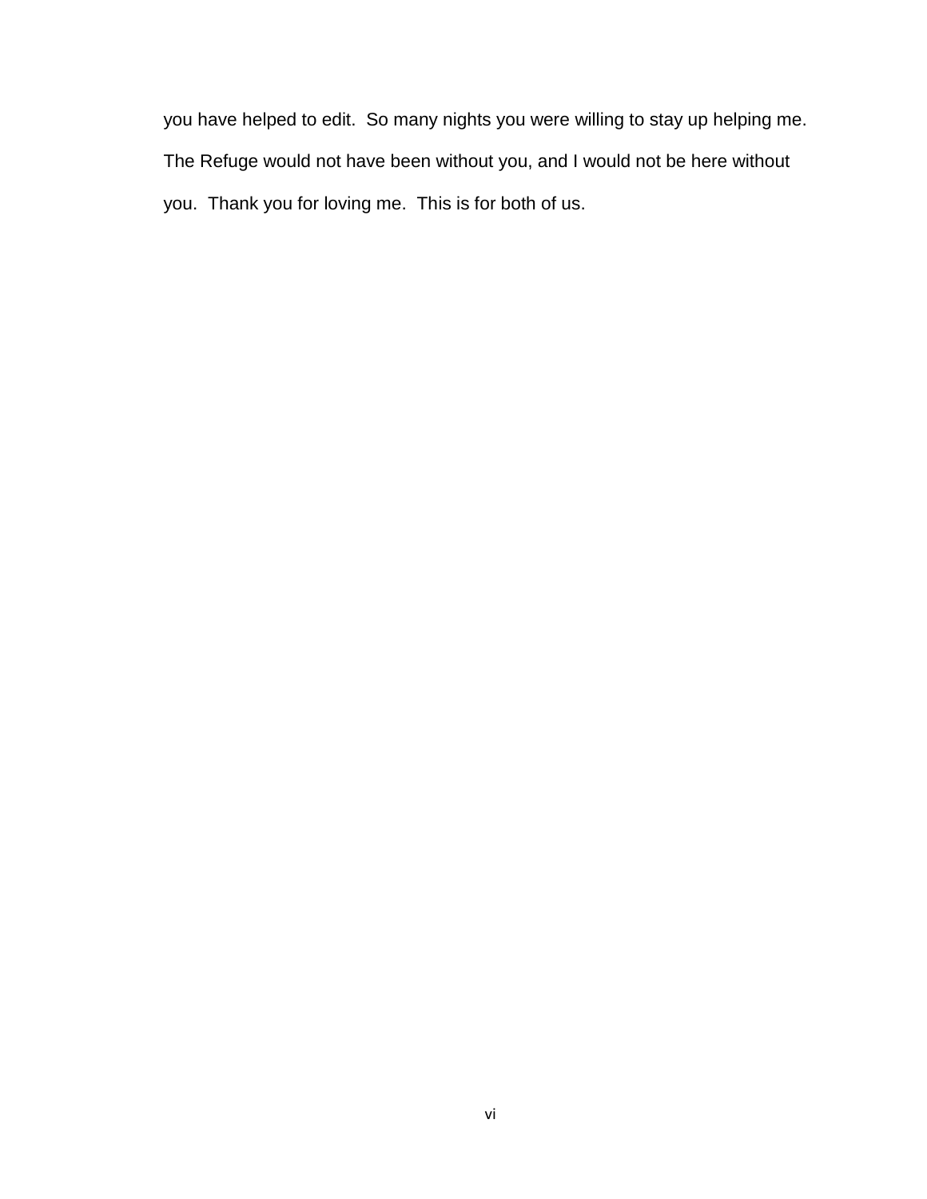you have helped to edit.  So many nights you were willing to stay up helping me.  The Refuge would not have been without you, and I would not be here without you.  Thank you for loving me.  This is for both of us.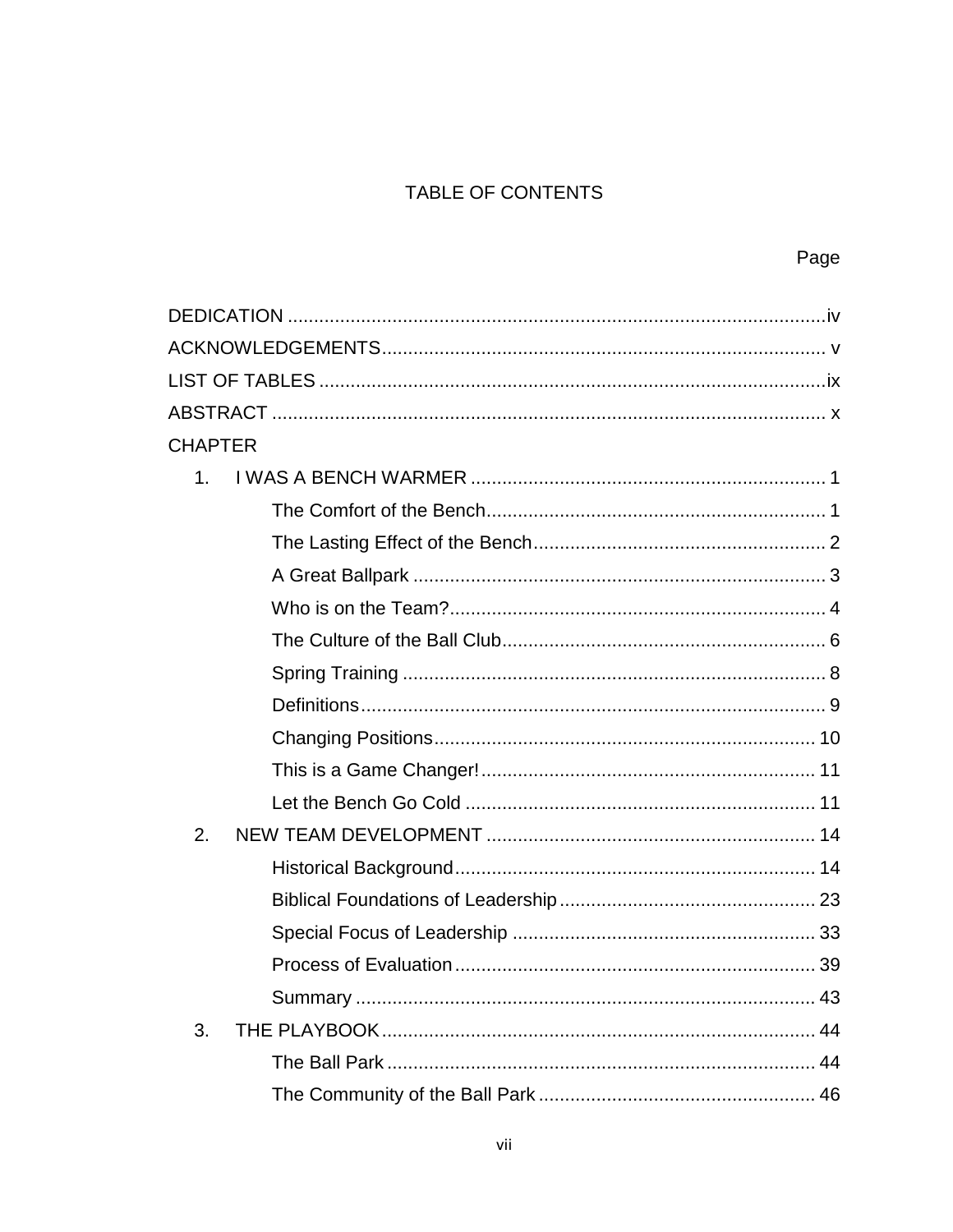# TABLE OF CONTENTS

Page

DEDICATION ....................................................................................................... iv

ACKNOWLEDGEMENTS ........................................................................................ v

LIST OF TABLES ................................................................................................. ix

ABSTRACT ........................................................................................................... x

CHAPTER

1. I WAS A BENCH WARMER ........................................................................ 1
    - The Comfort of the Bench ........................................................................ 1
    - The Lasting Effect of the Bench ................................................................ 2
    - A Great Ballpark ....................................................................................... 3
    - Who is on the Team? ................................................................................ 4
    - The Culture of the Ball Club ..................................................................... 6
    - Spring Training ......................................................................................... 8
    - Definitions ................................................................................................ 9
    - Changing Positions ................................................................................. 10
    - This is a Game Changer! ......................................................................... 11
    - Let the Bench Go Cold ............................................................................ 11
2. NEW TEAM DEVELOPMENT .................................................................... 14
    - Historical Background ............................................................................. 14
    - Biblical Foundations of Leadership .......................................................... 23
    - Special Focus of Leadership ................................................................... 33
    - Process of Evaluation .............................................................................. 39
    - Summary ................................................................................................. 43
3. THE PLAYBOOK ........................................................................................ 44
    - The Ball Park ........................................................................................... 44
    - The Community of the Ball Park ............................................................. 46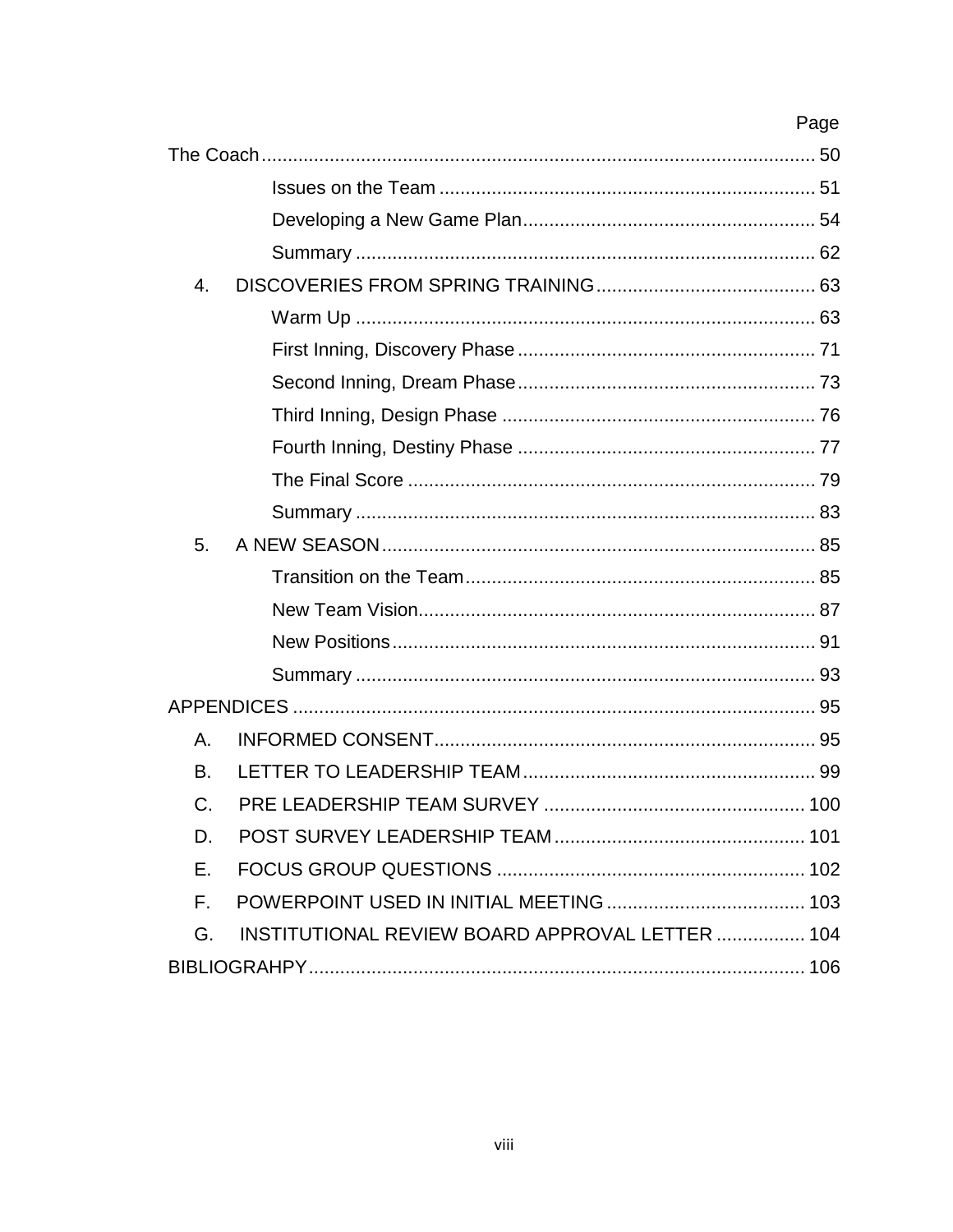| | Page |
|---|---|
| The Coach | 50 |
| Issues on the Team | 51 |
| Developing a New Game Plan | 54 |
| Summary | 62 |
| 4. DISCOVERIES FROM SPRING TRAINING | 63 |
| Warm Up | 63 |
| First Inning, Discovery Phase | 71 |
| Second Inning, Dream Phase | 73 |
| Third Inning, Design Phase | 76 |
| Fourth Inning, Destiny Phase | 77 |
| The Final Score | 79 |
| Summary | 83 |
| 5. A NEW SEASON | 85 |
| Transition on the Team | 85 |
| New Team Vision | 87 |
| New Positions | 91 |
| Summary | 93 |
| APPENDICES | 95 |
| A. INFORMED CONSENT | 95 |
| B. LETTER TO LEADERSHIP TEAM | 99 |
| C. PRE LEADERSHIP TEAM SURVEY | 100 |
| D. POST SURVEY LEADERSHIP TEAM | 101 |
| E. FOCUS GROUP QUESTIONS | 102 |
| F. POWERPOINT USED IN INITIAL MEETING | 103 |
| G. INSTITUTIONAL REVIEW BOARD APPROVAL LETTER | 104 |
| BIBLIOGRAHPY | 106 |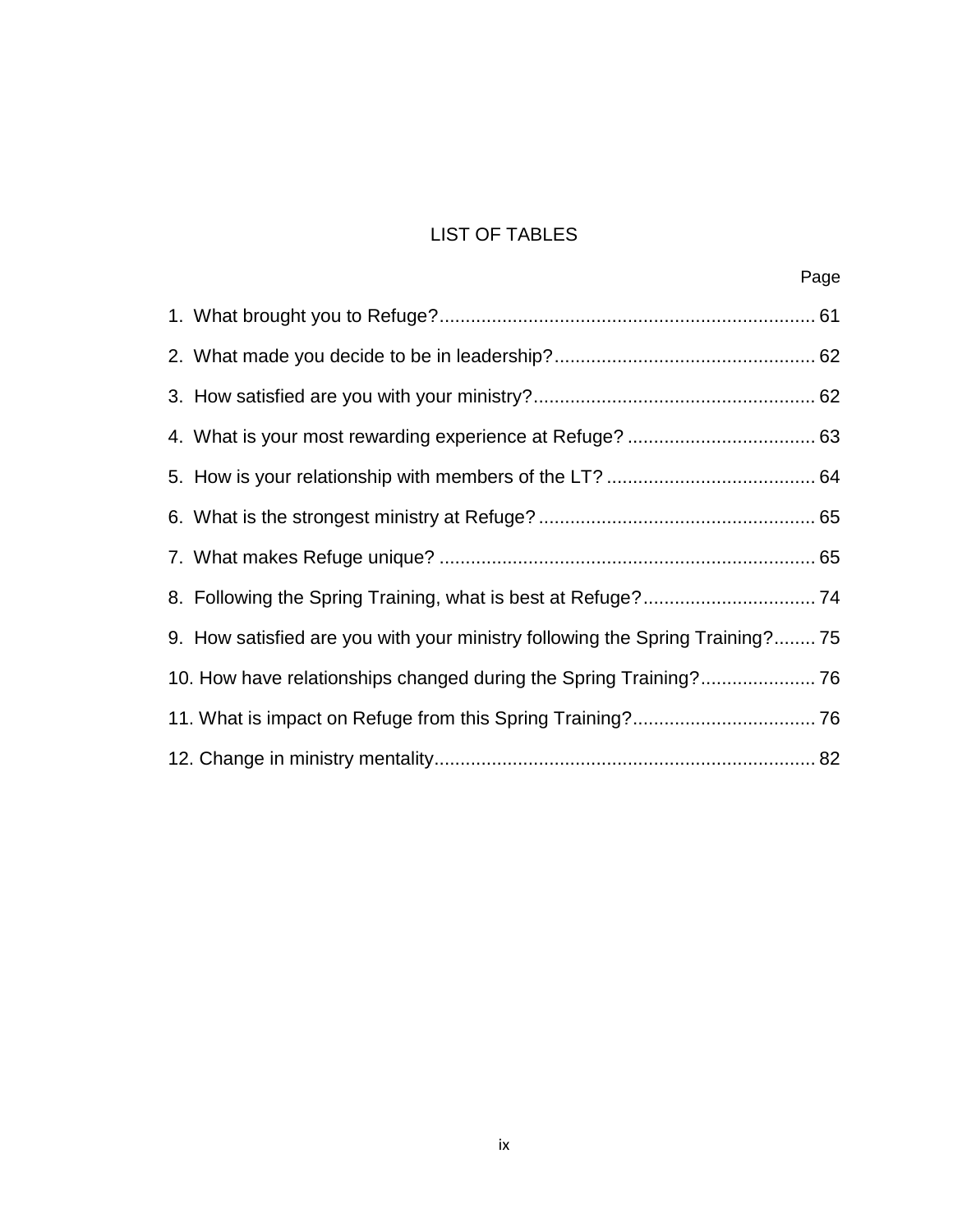# LIST OF TABLES

| | Page |
|---|---|
| 1. What brought you to Refuge? | 61 |
| 2. What made you decide to be in leadership? | 62 |
| 3. How satisfied are you with your ministry? | 62 |
| 4. What is your most rewarding experience at Refuge? | 63 |
| 5. How is your relationship with members of the LT? | 64 |
| 6. What is the strongest ministry at Refuge? | 65 |
| 7. What makes Refuge unique? | 65 |
| 8. Following the Spring Training, what is best at Refuge? | 74 |
| 9. How satisfied are you with your ministry following the Spring Training? | 75 |
| 10. How have relationships changed during the Spring Training? | 76 |
| 11. What is impact on Refuge from this Spring Training? | 76 |
| 12. Change in ministry mentality | 82 |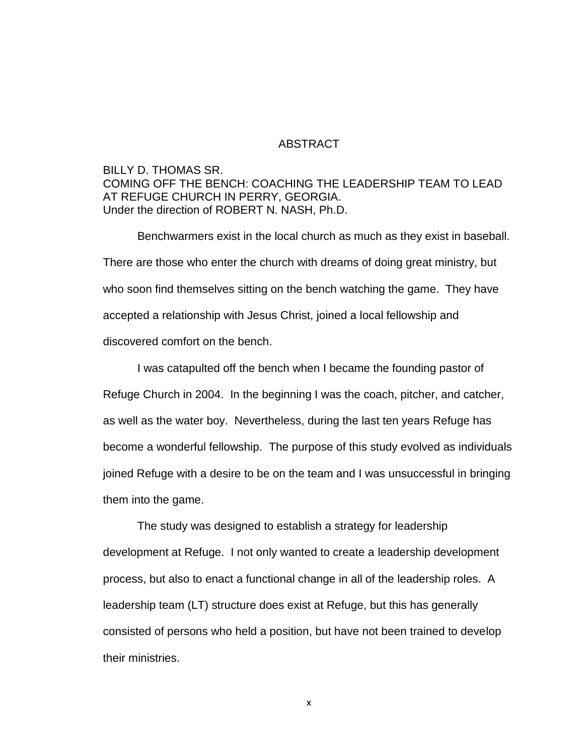# ABSTRACT

BILLY D. THOMAS SR.
COMING OFF THE BENCH: COACHING THE LEADERSHIP TEAM TO LEAD AT REFUGE CHURCH IN PERRY, GEORGIA.
Under the direction of ROBERT N. NASH, Ph.D.

Benchwarmers exist in the local church as much as they exist in baseball. There are those who enter the church with dreams of doing great ministry, but who soon find themselves sitting on the bench watching the game. They have accepted a relationship with Jesus Christ, joined a local fellowship and discovered comfort on the bench.

I was catapulted off the bench when I became the founding pastor of Refuge Church in 2004. In the beginning I was the coach, pitcher, and catcher, as well as the water boy. Nevertheless, during the last ten years Refuge has become a wonderful fellowship. The purpose of this study evolved as individuals joined Refuge with a desire to be on the team and I was unsuccessful in bringing them into the game.

The study was designed to establish a strategy for leadership development at Refuge. I not only wanted to create a leadership development process, but also to enact a functional change in all of the leadership roles. A leadership team (LT) structure does exist at Refuge, but this has generally consisted of persons who held a position, but have not been trained to develop their ministries.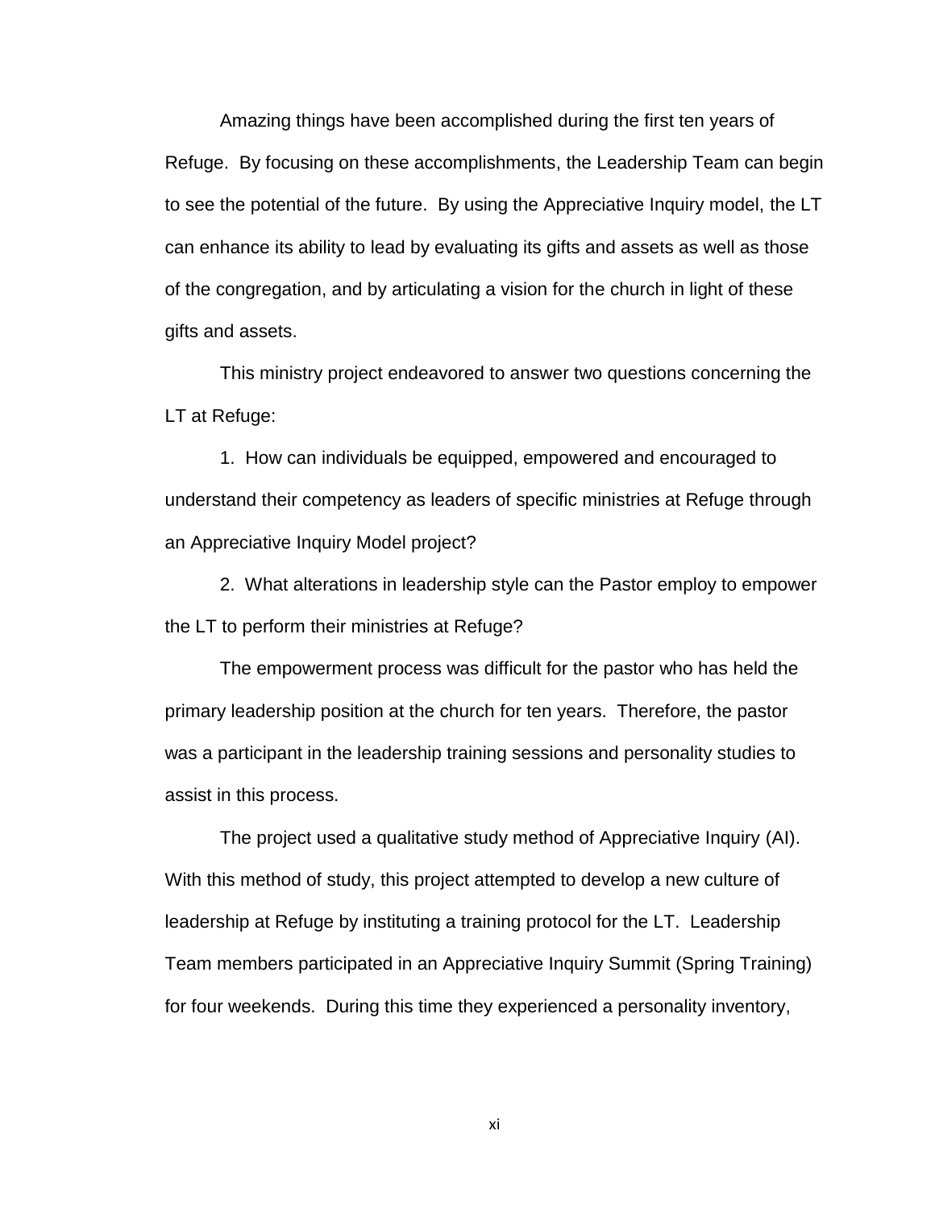Amazing things have been accomplished during the first ten years of Refuge. By focusing on these accomplishments, the Leadership Team can begin to see the potential of the future. By using the Appreciative Inquiry model, the LT can enhance its ability to lead by evaluating its gifts and assets as well as those of the congregation, and by articulating a vision for the church in light of these gifts and assets.

This ministry project endeavored to answer two questions concerning the LT at Refuge:

1. How can individuals be equipped, empowered and encouraged to understand their competency as leaders of specific ministries at Refuge through an Appreciative Inquiry Model project?

2. What alterations in leadership style can the Pastor employ to empower the LT to perform their ministries at Refuge?

The empowerment process was difficult for the pastor who has held the primary leadership position at the church for ten years. Therefore, the pastor was a participant in the leadership training sessions and personality studies to assist in this process.

The project used a qualitative study method of Appreciative Inquiry (AI). With this method of study, this project attempted to develop a new culture of leadership at Refuge by instituting a training protocol for the LT. Leadership Team members participated in an Appreciative Inquiry Summit (Spring Training) for four weekends. During this time they experienced a personality inventory,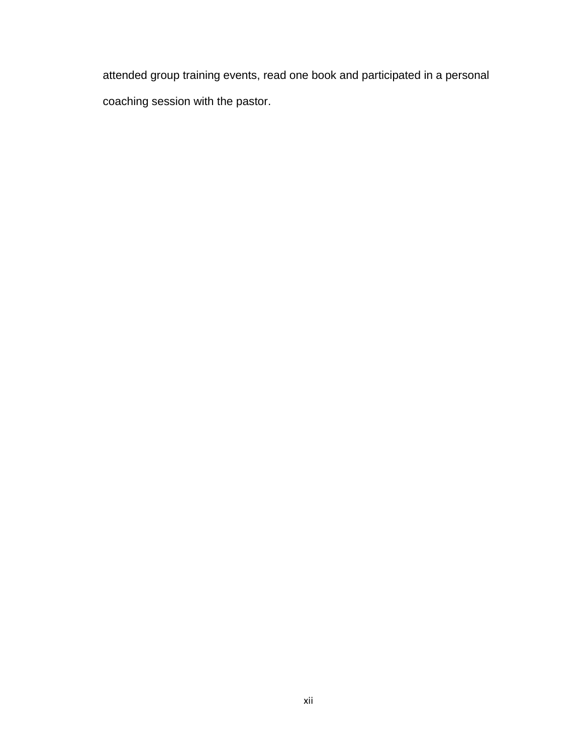attended group training events, read one book and participated in a personal coaching session with the pastor.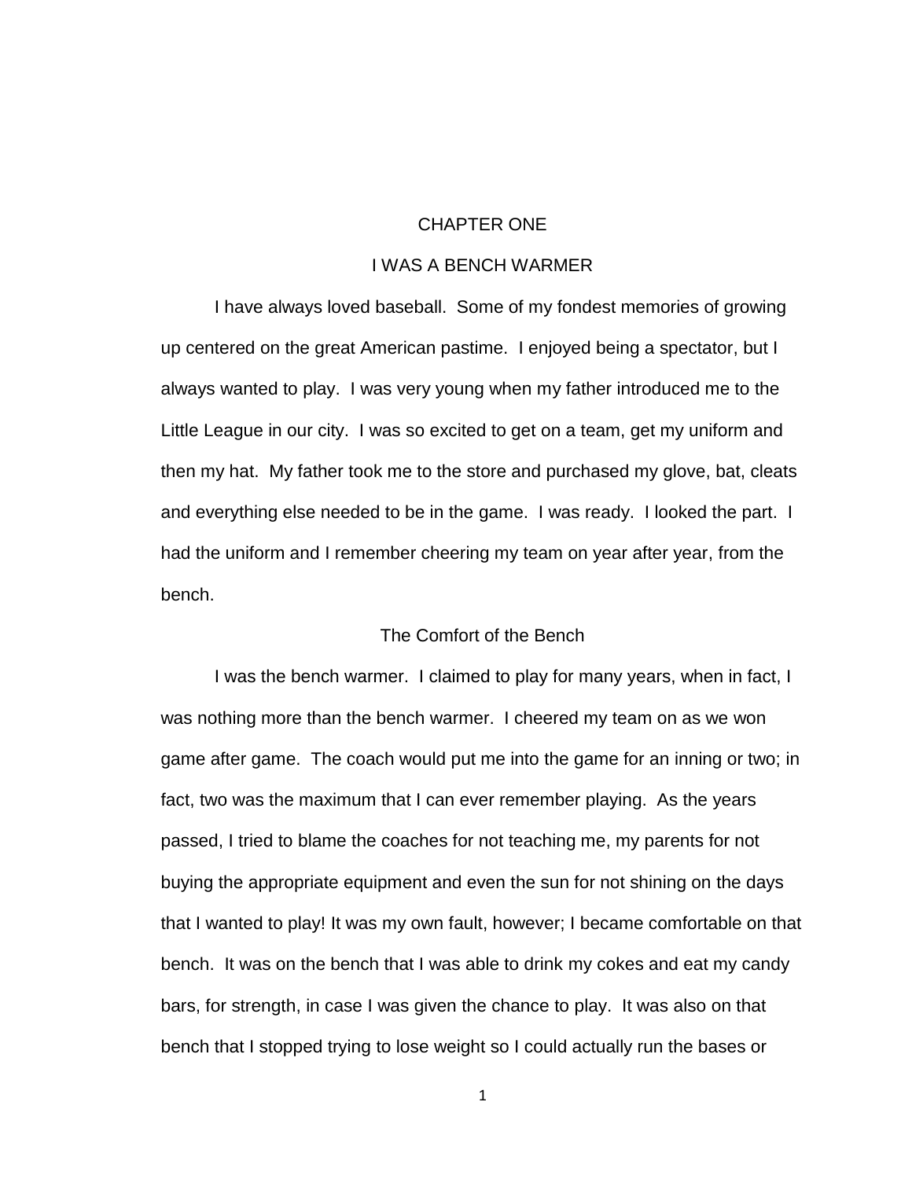# CHAPTER ONE

# I WAS A BENCH WARMER

I have always loved baseball. Some of my fondest memories of growing up centered on the great American pastime. I enjoyed being a spectator, but I always wanted to play. I was very young when my father introduced me to the Little League in our city. I was so excited to get on a team, get my uniform and then my hat. My father took me to the store and purchased my glove, bat, cleats and everything else needed to be in the game. I was ready. I looked the part. I had the uniform and I remember cheering my team on year after year, from the bench.

## The Comfort of the Bench

I was the bench warmer. I claimed to play for many years, when in fact, I was nothing more than the bench warmer. I cheered my team on as we won game after game. The coach would put me into the game for an inning or two; in fact, two was the maximum that I can ever remember playing. As the years passed, I tried to blame the coaches for not teaching me, my parents for not buying the appropriate equipment and even the sun for not shining on the days that I wanted to play! It was my own fault, however; I became comfortable on that bench. It was on the bench that I was able to drink my cokes and eat my candy bars, for strength, in case I was given the chance to play. It was also on that bench that I stopped trying to lose weight so I could actually run the bases or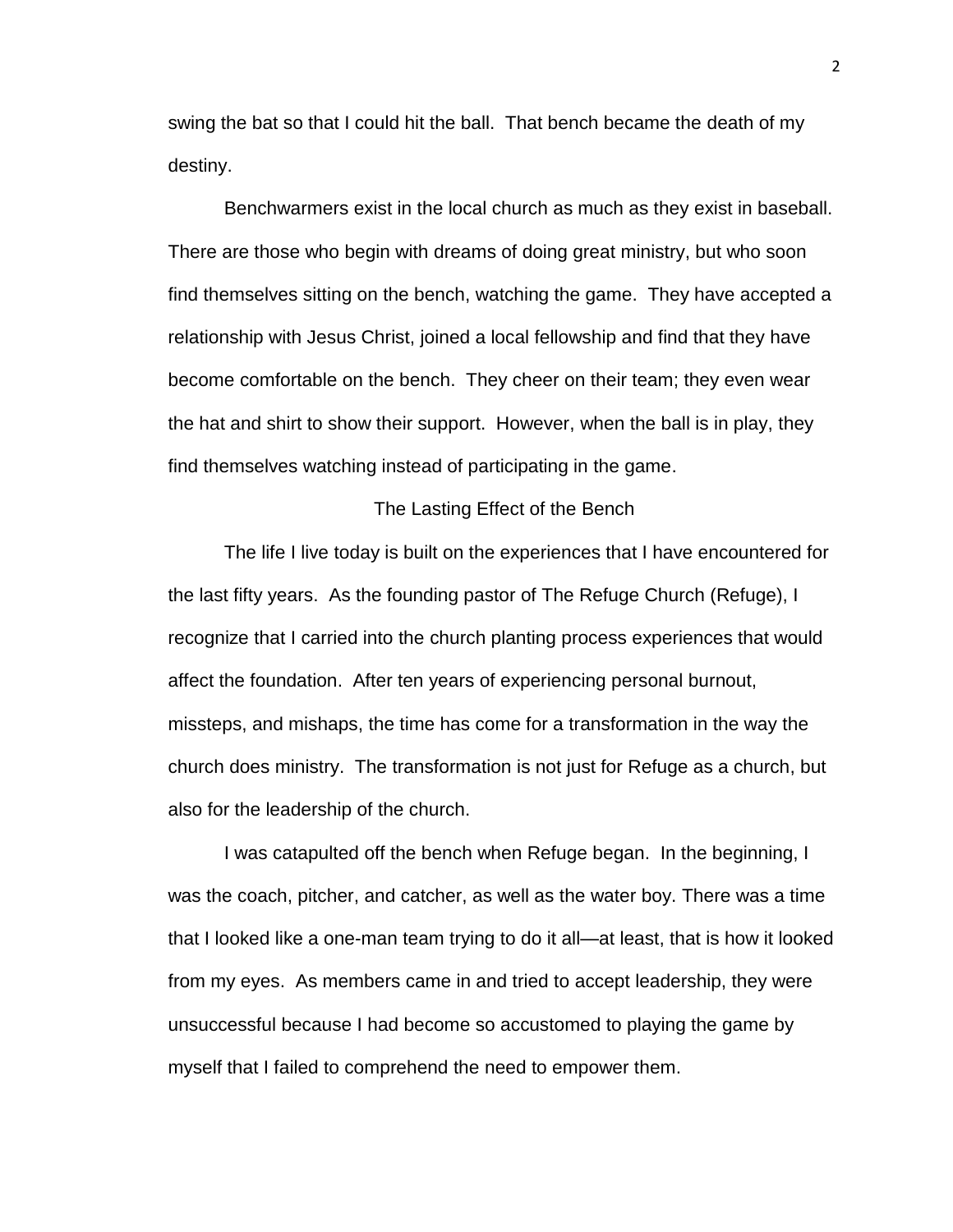swing the bat so that I could hit the ball. That bench became the death of my destiny.

Benchwarmers exist in the local church as much as they exist in baseball. There are those who begin with dreams of doing great ministry, but who soon find themselves sitting on the bench, watching the game. They have accepted a relationship with Jesus Christ, joined a local fellowship and find that they have become comfortable on the bench. They cheer on their team; they even wear the hat and shirt to show their support. However, when the ball is in play, they find themselves watching instead of participating in the game.

## The Lasting Effect of the Bench

The life I live today is built on the experiences that I have encountered for the last fifty years. As the founding pastor of The Refuge Church (Refuge), I recognize that I carried into the church planting process experiences that would affect the foundation. After ten years of experiencing personal burnout, missteps, and mishaps, the time has come for a transformation in the way the church does ministry. The transformation is not just for Refuge as a church, but also for the leadership of the church.

I was catapulted off the bench when Refuge began. In the beginning, I was the coach, pitcher, and catcher, as well as the water boy. There was a time that I looked like a one-man team trying to do it all—at least, that is how it looked from my eyes. As members came in and tried to accept leadership, they were unsuccessful because I had become so accustomed to playing the game by myself that I failed to comprehend the need to empower them.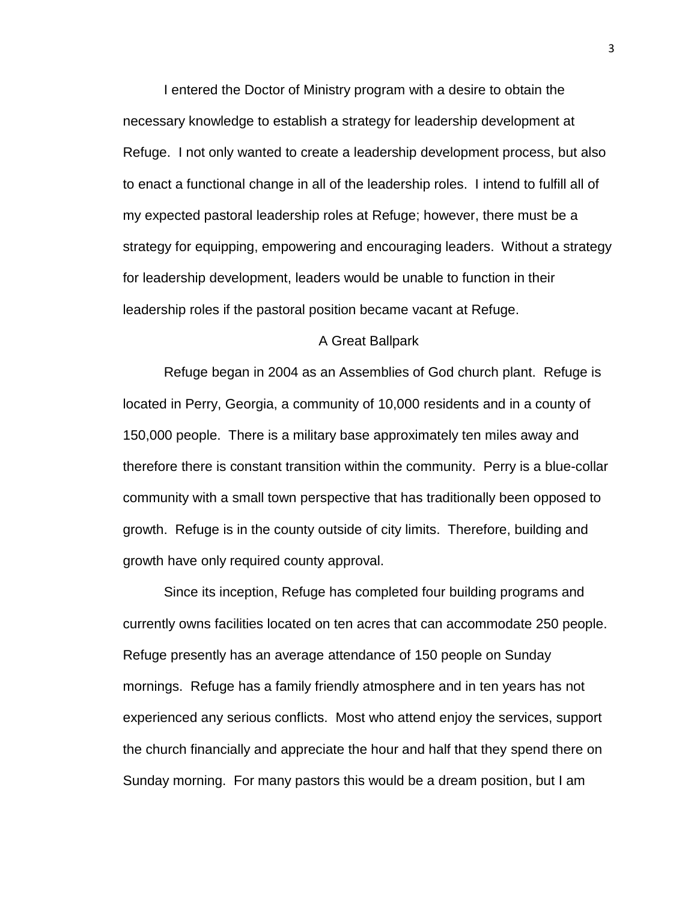I entered the Doctor of Ministry program with a desire to obtain the necessary knowledge to establish a strategy for leadership development at Refuge. I not only wanted to create a leadership development process, but also to enact a functional change in all of the leadership roles. I intend to fulfill all of my expected pastoral leadership roles at Refuge; however, there must be a strategy for equipping, empowering and encouraging leaders. Without a strategy for leadership development, leaders would be unable to function in their leadership roles if the pastoral position became vacant at Refuge.

## A Great Ballpark

Refuge began in 2004 as an Assemblies of God church plant. Refuge is located in Perry, Georgia, a community of 10,000 residents and in a county of 150,000 people. There is a military base approximately ten miles away and therefore there is constant transition within the community. Perry is a blue-collar community with a small town perspective that has traditionally been opposed to growth. Refuge is in the county outside of city limits. Therefore, building and growth have only required county approval.

Since its inception, Refuge has completed four building programs and currently owns facilities located on ten acres that can accommodate 250 people. Refuge presently has an average attendance of 150 people on Sunday mornings. Refuge has a family friendly atmosphere and in ten years has not experienced any serious conflicts. Most who attend enjoy the services, support the church financially and appreciate the hour and half that they spend there on Sunday morning. For many pastors this would be a dream position, but I am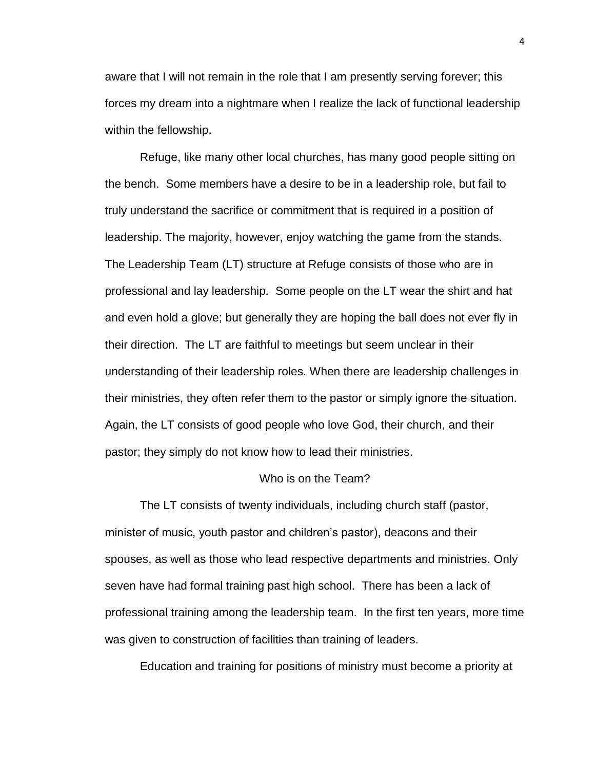aware that I will not remain in the role that I am presently serving forever; this forces my dream into a nightmare when I realize the lack of functional leadership within the fellowship.

Refuge, like many other local churches, has many good people sitting on the bench. Some members have a desire to be in a leadership role, but fail to truly understand the sacrifice or commitment that is required in a position of leadership. The majority, however, enjoy watching the game from the stands. The Leadership Team (LT) structure at Refuge consists of those who are in professional and lay leadership. Some people on the LT wear the shirt and hat and even hold a glove; but generally they are hoping the ball does not ever fly in their direction. The LT are faithful to meetings but seem unclear in their understanding of their leadership roles. When there are leadership challenges in their ministries, they often refer them to the pastor or simply ignore the situation. Again, the LT consists of good people who love God, their church, and their pastor; they simply do not know how to lead their ministries.

## Who is on the Team?

The LT consists of twenty individuals, including church staff (pastor, minister of music, youth pastor and children's pastor), deacons and their spouses, as well as those who lead respective departments and ministries. Only seven have had formal training past high school. There has been a lack of professional training among the leadership team. In the first ten years, more time was given to construction of facilities than training of leaders.

Education and training for positions of ministry must become a priority at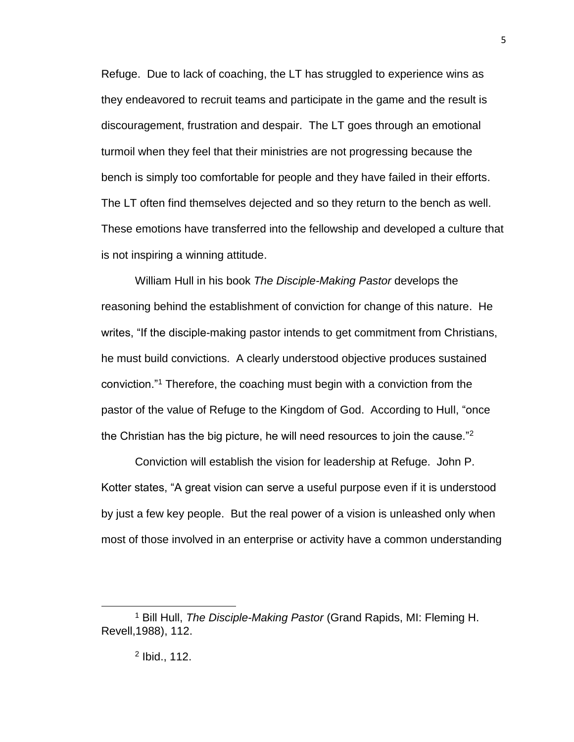Refuge. Due to lack of coaching, the LT has struggled to experience wins as they endeavored to recruit teams and participate in the game and the result is discouragement, frustration and despair. The LT goes through an emotional turmoil when they feel that their ministries are not progressing because the bench is simply too comfortable for people and they have failed in their efforts. The LT often find themselves dejected and so they return to the bench as well. These emotions have transferred into the fellowship and developed a culture that is not inspiring a winning attitude.

William Hull in his book *The Disciple-Making Pastor* develops the reasoning behind the establishment of conviction for change of this nature. He writes, "If the disciple-making pastor intends to get commitment from Christians, he must build convictions. A clearly understood objective produces sustained conviction."[1] Therefore, the coaching must begin with a conviction from the pastor of the value of Refuge to the Kingdom of God. According to Hull, "once the Christian has the big picture, he will need resources to join the cause."[2]

Conviction will establish the vision for leadership at Refuge. John P. Kotter states, "A great vision can serve a useful purpose even if it is understood by just a few key people. But the real power of a vision is unleashed only when most of those involved in an enterprise or activity have a common understanding

---

[1] Bill Hull, *The Disciple-Making Pastor* (Grand Rapids, MI: Fleming H. Revell,1988), 112.

[2] Ibid., 112.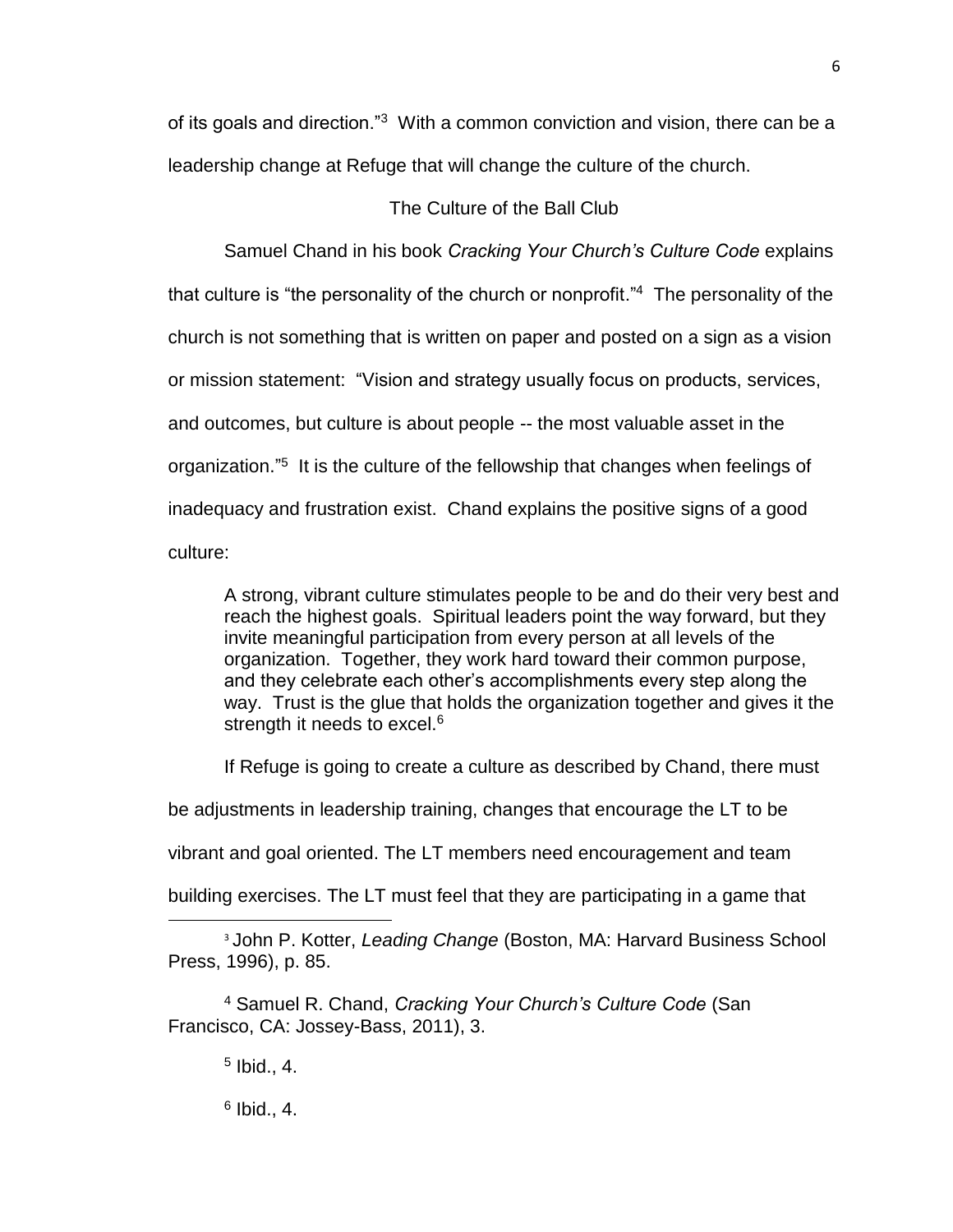of its goals and direction."[3] With a common conviction and vision, there can be a leadership change at Refuge that will change the culture of the church.

## The Culture of the Ball Club

Samuel Chand in his book *Cracking Your Church's Culture Code* explains that culture is "the personality of the church or nonprofit."[4] The personality of the church is not something that is written on paper and posted on a sign as a vision or mission statement: "Vision and strategy usually focus on products, services, and outcomes, but culture is about people -- the most valuable asset in the organization."[5] It is the culture of the fellowship that changes when feelings of inadequacy and frustration exist. Chand explains the positive signs of a good culture:

> A strong, vibrant culture stimulates people to be and do their very best and reach the highest goals. Spiritual leaders point the way forward, but they invite meaningful participation from every person at all levels of the organization. Together, they work hard toward their common purpose, and they celebrate each other's accomplishments every step along the way. Trust is the glue that holds the organization together and gives it the strength it needs to excel.[6]

If Refuge is going to create a culture as described by Chand, there must be adjustments in leadership training, changes that encourage the LT to be vibrant and goal oriented. The LT members need encouragement and team building exercises. The LT must feel that they are participating in a game that

---

[3] John P. Kotter, *Leading Change* (Boston, MA: Harvard Business School Press, 1996), p. 85.

[4] Samuel R. Chand, *Cracking Your Church's Culture Code* (San Francisco, CA: Jossey-Bass, 2011), 3.

[5] Ibid., 4.

[6] Ibid., 4.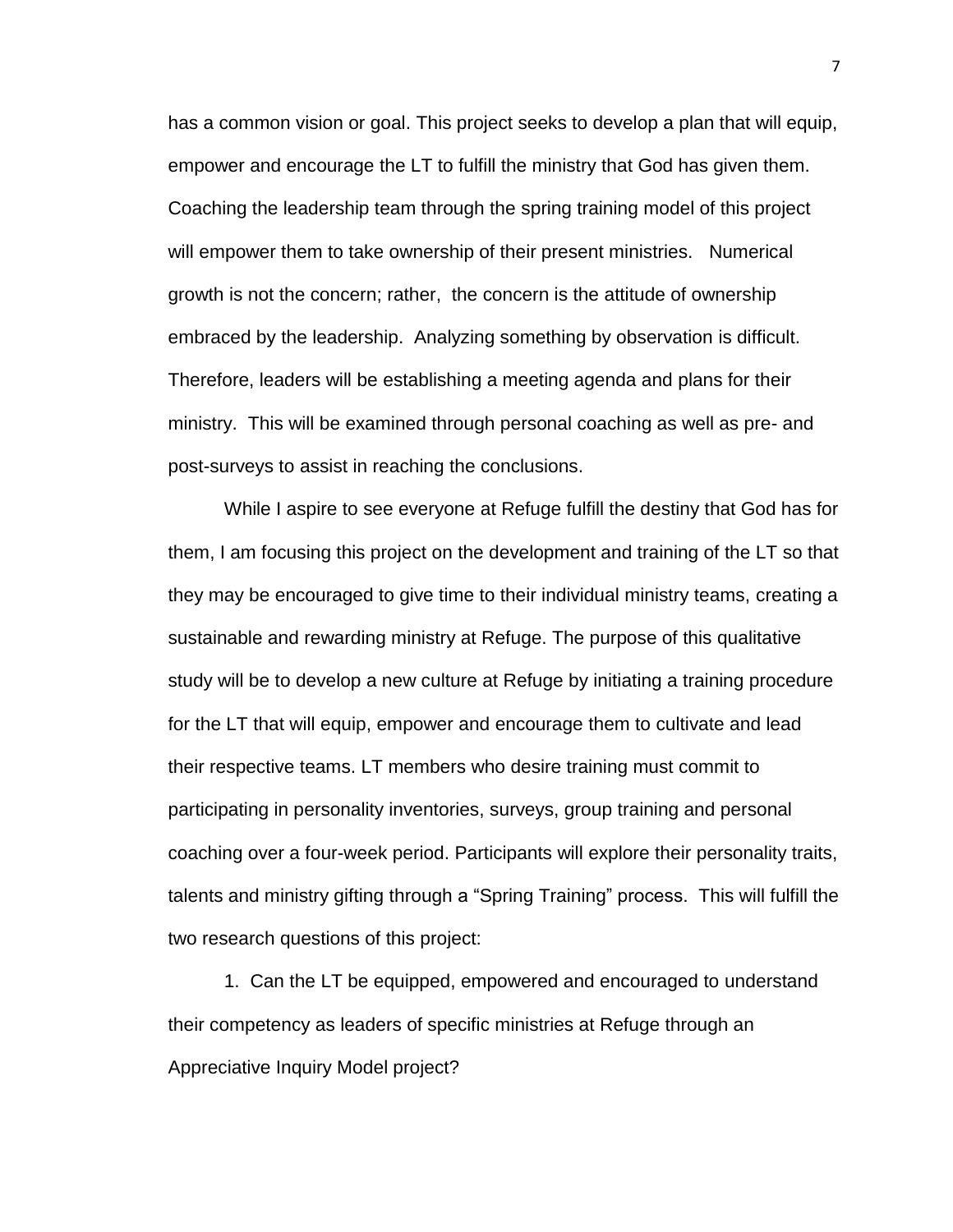has a common vision or goal. This project seeks to develop a plan that will equip, empower and encourage the LT to fulfill the ministry that God has given them. Coaching the leadership team through the spring training model of this project will empower them to take ownership of their present ministries. Numerical growth is not the concern; rather, the concern is the attitude of ownership embraced by the leadership. Analyzing something by observation is difficult. Therefore, leaders will be establishing a meeting agenda and plans for their ministry. This will be examined through personal coaching as well as pre- and post-surveys to assist in reaching the conclusions.

While I aspire to see everyone at Refuge fulfill the destiny that God has for them, I am focusing this project on the development and training of the LT so that they may be encouraged to give time to their individual ministry teams, creating a sustainable and rewarding ministry at Refuge. The purpose of this qualitative study will be to develop a new culture at Refuge by initiating a training procedure for the LT that will equip, empower and encourage them to cultivate and lead their respective teams. LT members who desire training must commit to participating in personality inventories, surveys, group training and personal coaching over a four-week period. Participants will explore their personality traits, talents and ministry gifting through a "Spring Training" process. This will fulfill the two research questions of this project:

1. Can the LT be equipped, empowered and encouraged to understand their competency as leaders of specific ministries at Refuge through an Appreciative Inquiry Model project?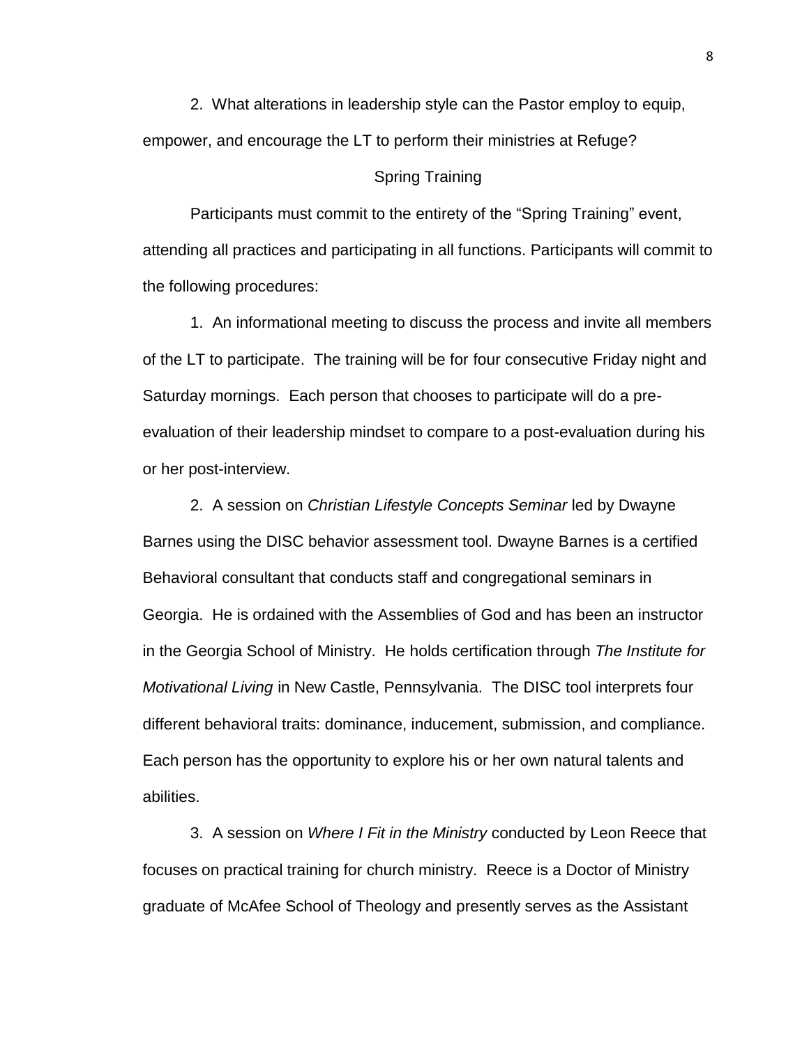2. What alterations in leadership style can the Pastor employ to equip, empower, and encourage the LT to perform their ministries at Refuge?

## Spring Training

Participants must commit to the entirety of the "Spring Training" event, attending all practices and participating in all functions. Participants will commit to the following procedures:

1. An informational meeting to discuss the process and invite all members of the LT to participate. The training will be for four consecutive Friday night and Saturday mornings. Each person that chooses to participate will do a pre-evaluation of their leadership mindset to compare to a post-evaluation during his or her post-interview.

2. A session on *Christian Lifestyle Concepts Seminar* led by Dwayne Barnes using the DISC behavior assessment tool. Dwayne Barnes is a certified Behavioral consultant that conducts staff and congregational seminars in Georgia. He is ordained with the Assemblies of God and has been an instructor in the Georgia School of Ministry. He holds certification through *The Institute for Motivational Living* in New Castle, Pennsylvania. The DISC tool interprets four different behavioral traits: dominance, inducement, submission, and compliance. Each person has the opportunity to explore his or her own natural talents and abilities.

3. A session on *Where I Fit in the Ministry* conducted by Leon Reece that focuses on practical training for church ministry. Reece is a Doctor of Ministry graduate of McAfee School of Theology and presently serves as the Assistant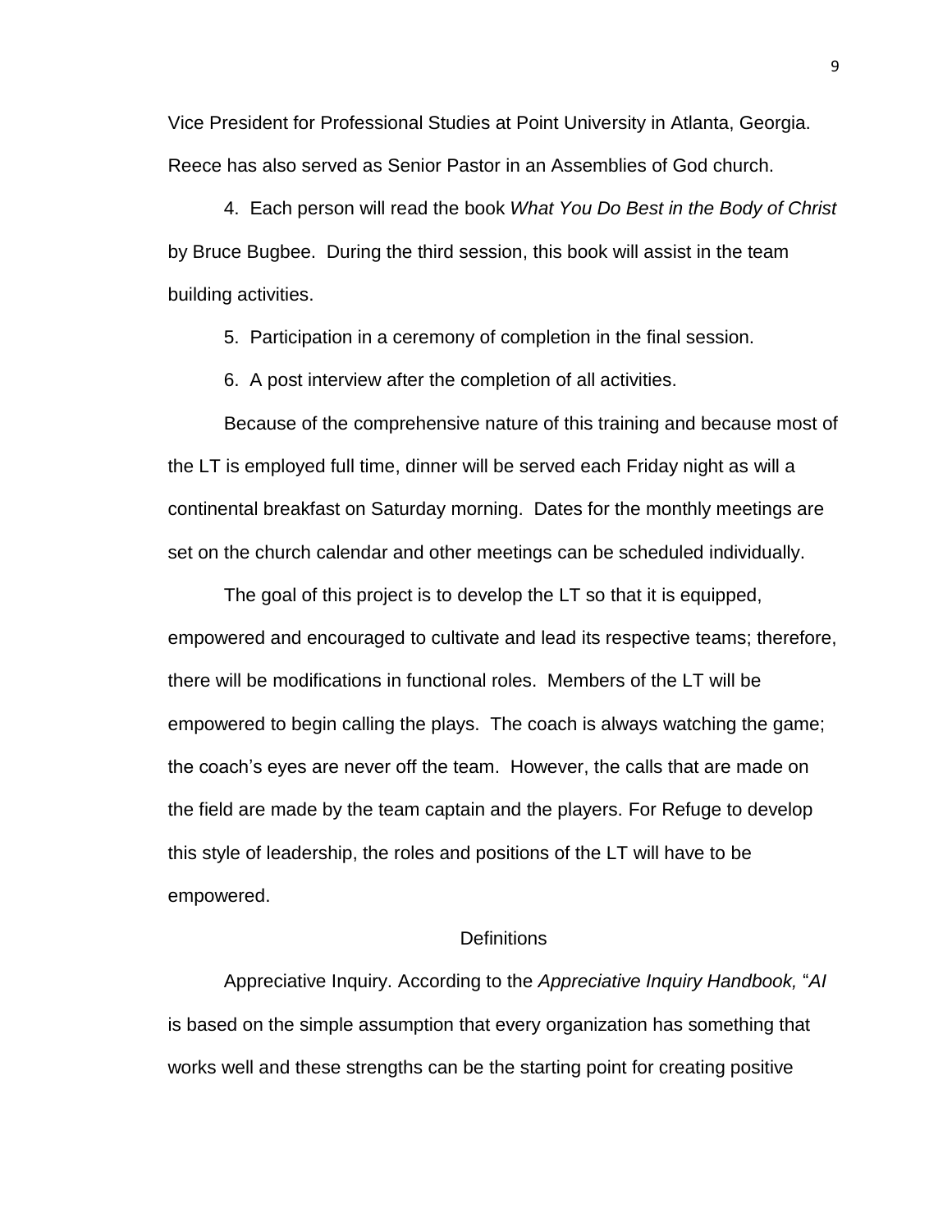Vice President for Professional Studies at Point University in Atlanta, Georgia. Reece has also served as Senior Pastor in an Assemblies of God church.

4. Each person will read the book *What You Do Best in the Body of Christ* by Bruce Bugbee. During the third session, this book will assist in the team building activities.

5. Participation in a ceremony of completion in the final session.

6. A post interview after the completion of all activities.

Because of the comprehensive nature of this training and because most of the LT is employed full time, dinner will be served each Friday night as will a continental breakfast on Saturday morning. Dates for the monthly meetings are set on the church calendar and other meetings can be scheduled individually.

The goal of this project is to develop the LT so that it is equipped, empowered and encouraged to cultivate and lead its respective teams; therefore, there will be modifications in functional roles. Members of the LT will be empowered to begin calling the plays. The coach is always watching the game; the coach's eyes are never off the team. However, the calls that are made on the field are made by the team captain and the players. For Refuge to develop this style of leadership, the roles and positions of the LT will have to be empowered.

## Definitions

Appreciative Inquiry. According to the *Appreciative Inquiry Handbook,* "*AI* is based on the simple assumption that every organization has something that works well and these strengths can be the starting point for creating positive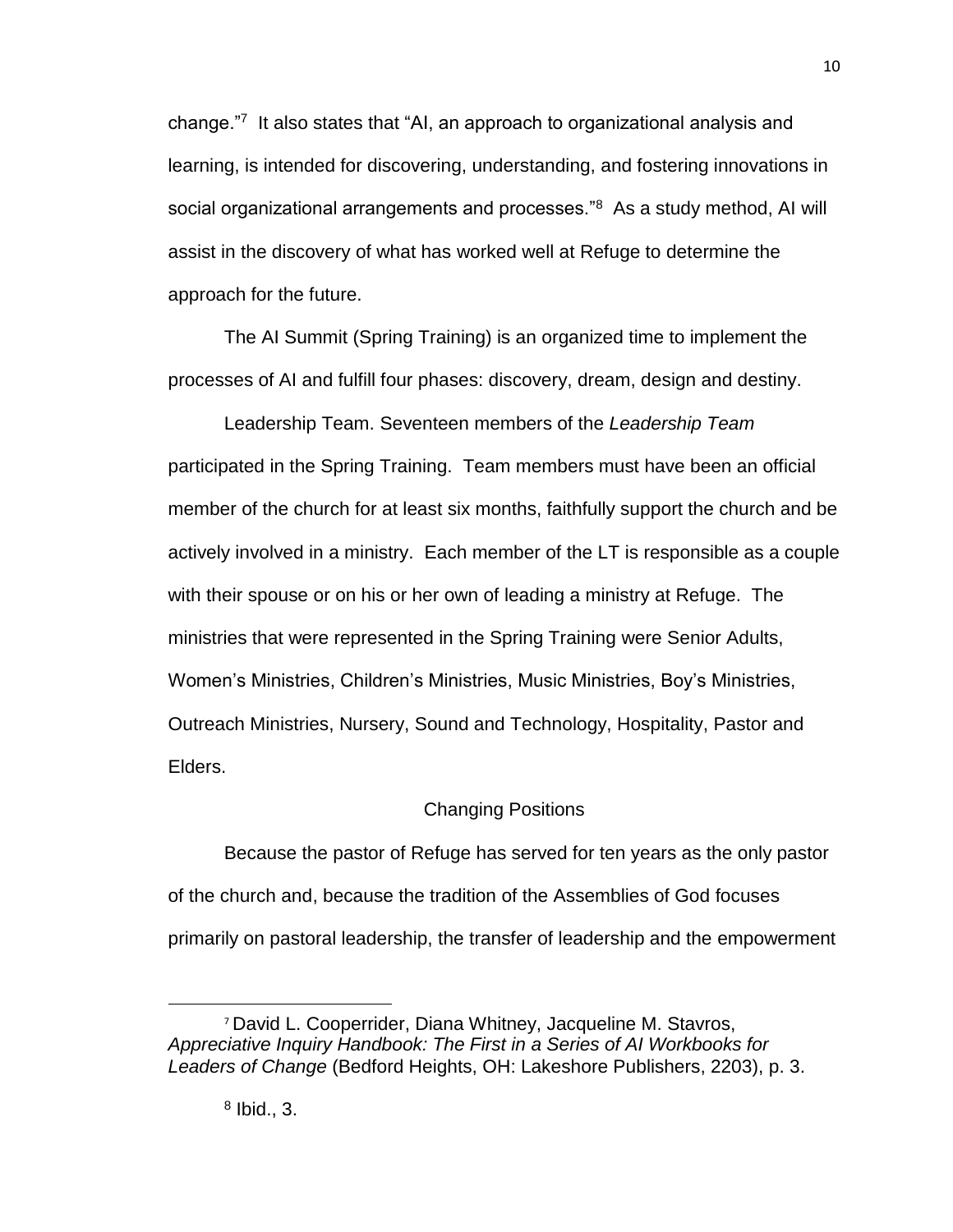change."[7] It also states that "AI, an approach to organizational analysis and learning, is intended for discovering, understanding, and fostering innovations in social organizational arrangements and processes."[8] As a study method, AI will assist in the discovery of what has worked well at Refuge to determine the approach for the future.

The AI Summit (Spring Training) is an organized time to implement the processes of AI and fulfill four phases: discovery, dream, design and destiny.

Leadership Team. Seventeen members of the *Leadership Team* participated in the Spring Training. Team members must have been an official member of the church for at least six months, faithfully support the church and be actively involved in a ministry. Each member of the LT is responsible as a couple with their spouse or on his or her own of leading a ministry at Refuge. The ministries that were represented in the Spring Training were Senior Adults, Women's Ministries, Children's Ministries, Music Ministries, Boy's Ministries, Outreach Ministries, Nursery, Sound and Technology, Hospitality, Pastor and Elders.

## Changing Positions

Because the pastor of Refuge has served for ten years as the only pastor of the church and, because the tradition of the Assemblies of God focuses primarily on pastoral leadership, the transfer of leadership and the empowerment

---

[7] David L. Cooperrider, Diana Whitney, Jacqueline M. Stavros, *Appreciative Inquiry Handbook: The First in a Series of AI Workbooks for Leaders of Change* (Bedford Heights, OH: Lakeshore Publishers, 2203), p. 3.

[8] Ibid., 3.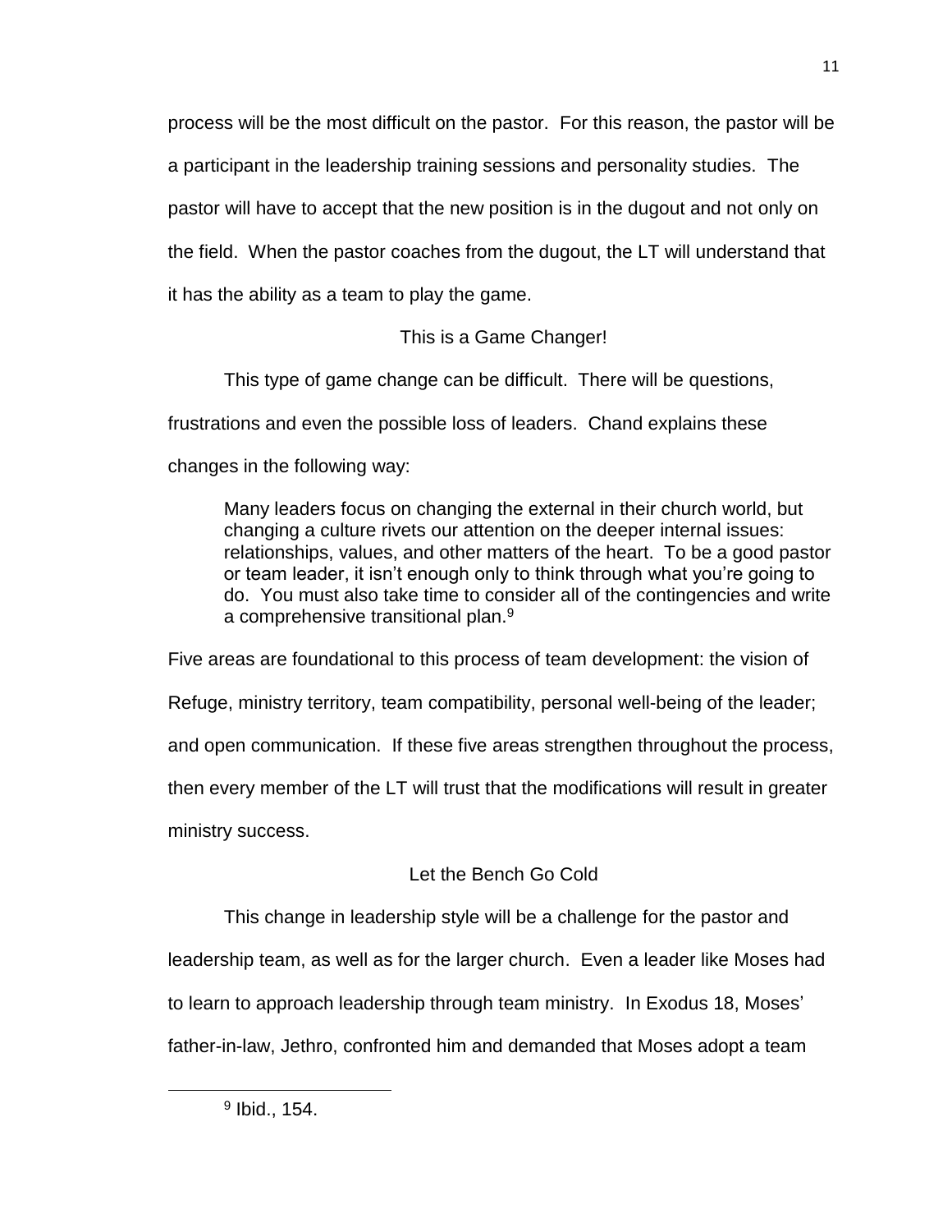process will be the most difficult on the pastor. For this reason, the pastor will be a participant in the leadership training sessions and personality studies. The pastor will have to accept that the new position is in the dugout and not only on the field. When the pastor coaches from the dugout, the LT will understand that it has the ability as a team to play the game.

## This is a Game Changer!

This type of game change can be difficult. There will be questions, frustrations and even the possible loss of leaders. Chand explains these changes in the following way:

> Many leaders focus on changing the external in their church world, but changing a culture rivets our attention on the deeper internal issues: relationships, values, and other matters of the heart. To be a good pastor or team leader, it isn't enough only to think through what you're going to do. You must also take time to consider all of the contingencies and write a comprehensive transitional plan.[9]

Five areas are foundational to this process of team development: the vision of Refuge, ministry territory, team compatibility, personal well-being of the leader; and open communication. If these five areas strengthen throughout the process, then every member of the LT will trust that the modifications will result in greater ministry success.

## Let the Bench Go Cold

This change in leadership style will be a challenge for the pastor and leadership team, as well as for the larger church. Even a leader like Moses had to learn to approach leadership through team ministry. In Exodus 18, Moses' father-in-law, Jethro, confronted him and demanded that Moses adopt a team

---

[9] Ibid., 154.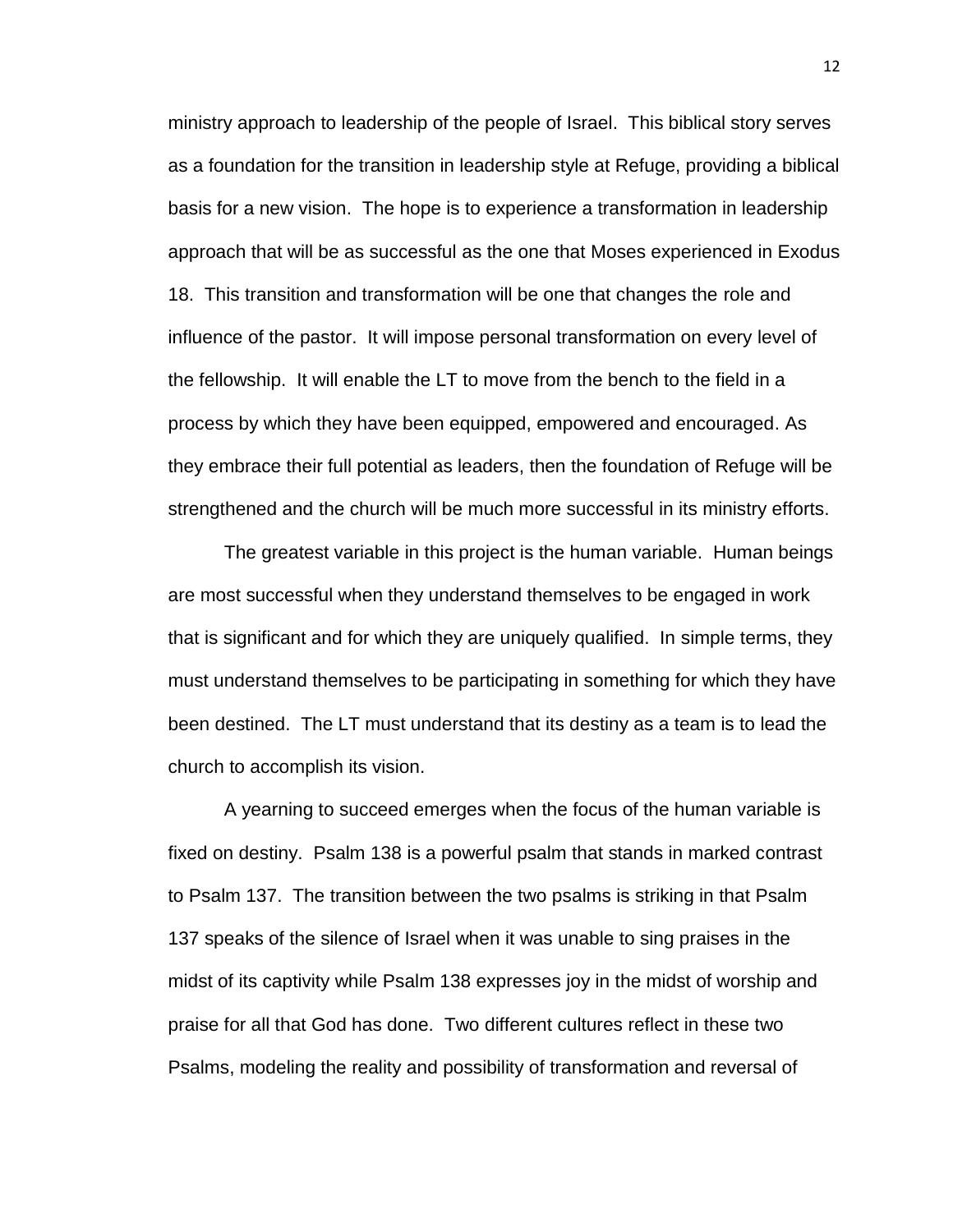ministry approach to leadership of the people of Israel. This biblical story serves as a foundation for the transition in leadership style at Refuge, providing a biblical basis for a new vision. The hope is to experience a transformation in leadership approach that will be as successful as the one that Moses experienced in Exodus 18. This transition and transformation will be one that changes the role and influence of the pastor. It will impose personal transformation on every level of the fellowship. It will enable the LT to move from the bench to the field in a process by which they have been equipped, empowered and encouraged. As they embrace their full potential as leaders, then the foundation of Refuge will be strengthened and the church will be much more successful in its ministry efforts.

The greatest variable in this project is the human variable. Human beings are most successful when they understand themselves to be engaged in work that is significant and for which they are uniquely qualified. In simple terms, they must understand themselves to be participating in something for which they have been destined. The LT must understand that its destiny as a team is to lead the church to accomplish its vision.

A yearning to succeed emerges when the focus of the human variable is fixed on destiny. Psalm 138 is a powerful psalm that stands in marked contrast to Psalm 137. The transition between the two psalms is striking in that Psalm 137 speaks of the silence of Israel when it was unable to sing praises in the midst of its captivity while Psalm 138 expresses joy in the midst of worship and praise for all that God has done. Two different cultures reflect in these two Psalms, modeling the reality and possibility of transformation and reversal of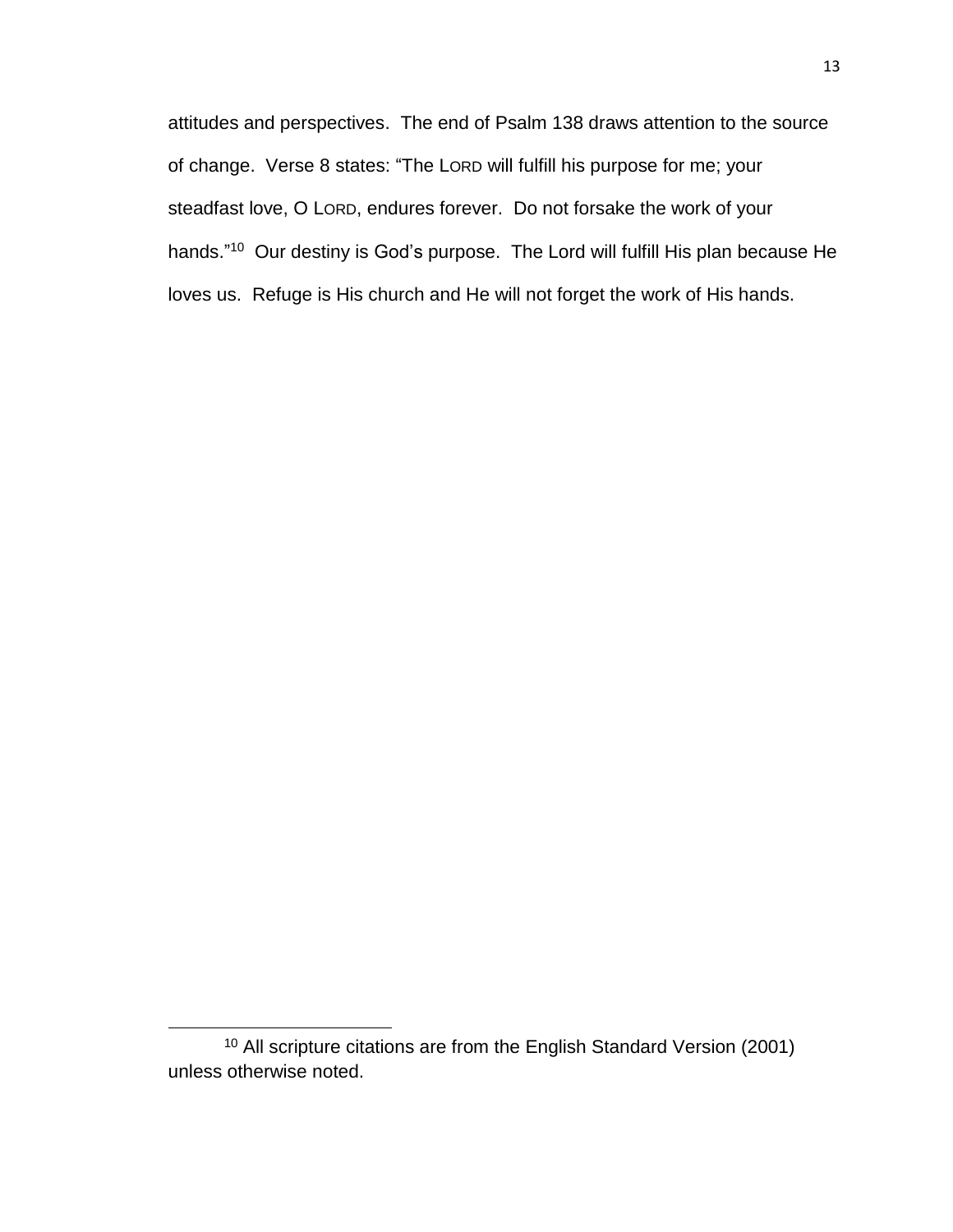attitudes and perspectives. The end of Psalm 138 draws attention to the source of change. Verse 8 states: "The LORD will fulfill his purpose for me; your steadfast love, O LORD, endures forever. Do not forsake the work of your hands."[10] Our destiny is God's purpose. The Lord will fulfill His plan because He loves us. Refuge is His church and He will not forget the work of His hands.

---

[10] All scripture citations are from the English Standard Version (2001) unless otherwise noted.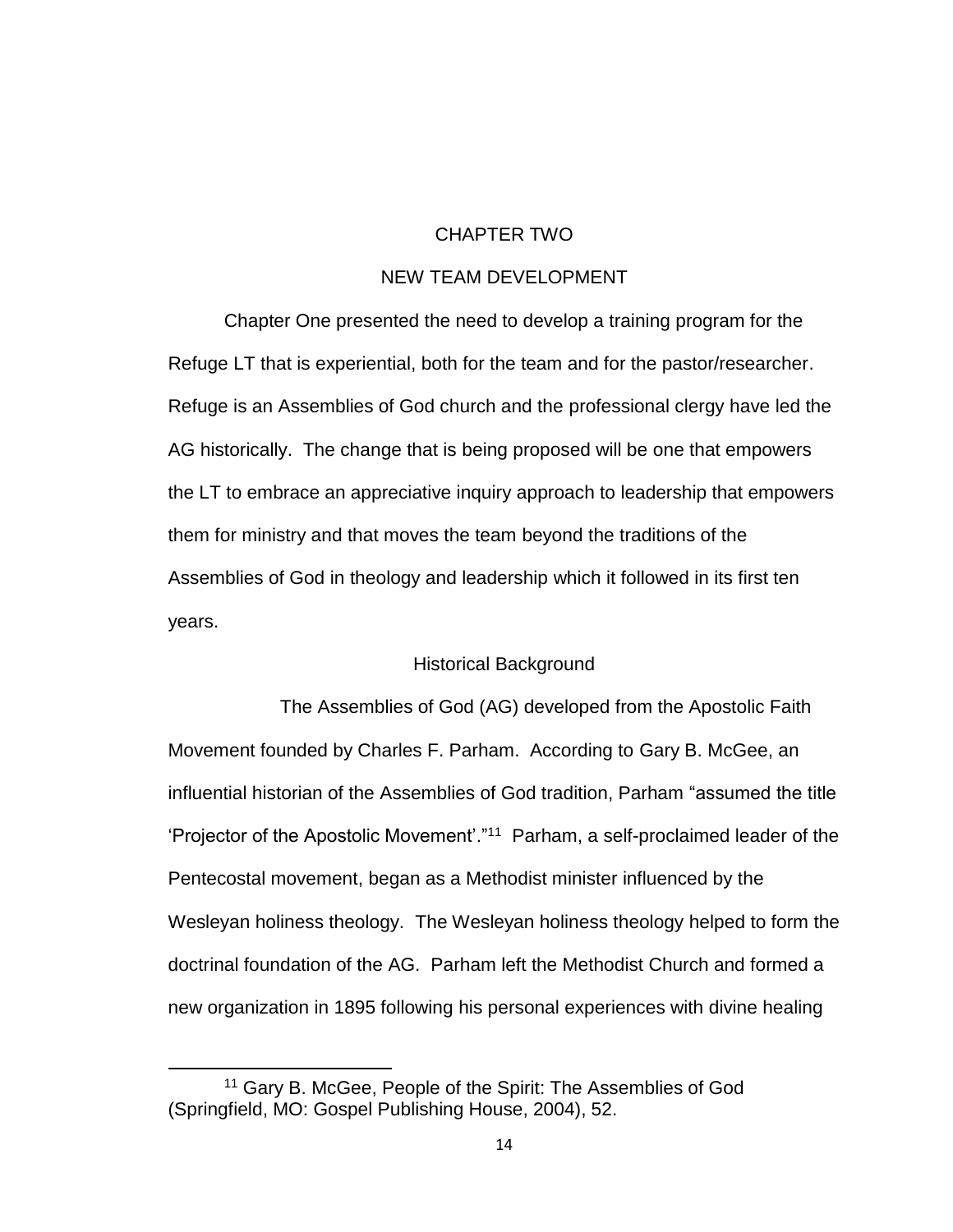# CHAPTER TWO

# NEW TEAM DEVELOPMENT

Chapter One presented the need to develop a training program for the Refuge LT that is experiential, both for the team and for the pastor/researcher. Refuge is an Assemblies of God church and the professional clergy have led the AG historically. The change that is being proposed will be one that empowers the LT to embrace an appreciative inquiry approach to leadership that empowers them for ministry and that moves the team beyond the traditions of the Assemblies of God in theology and leadership which it followed in its first ten years.

## Historical Background

The Assemblies of God (AG) developed from the Apostolic Faith Movement founded by Charles F. Parham. According to Gary B. McGee, an influential historian of the Assemblies of God tradition, Parham "assumed the title 'Projector of the Apostolic Movement'."[11] Parham, a self-proclaimed leader of the Pentecostal movement, began as a Methodist minister influenced by the Wesleyan holiness theology. The Wesleyan holiness theology helped to form the doctrinal foundation of the AG. Parham left the Methodist Church and formed a new organization in 1895 following his personal experiences with divine healing

---

[11] Gary B. McGee, People of the Spirit: The Assemblies of God (Springfield, MO: Gospel Publishing House, 2004), 52.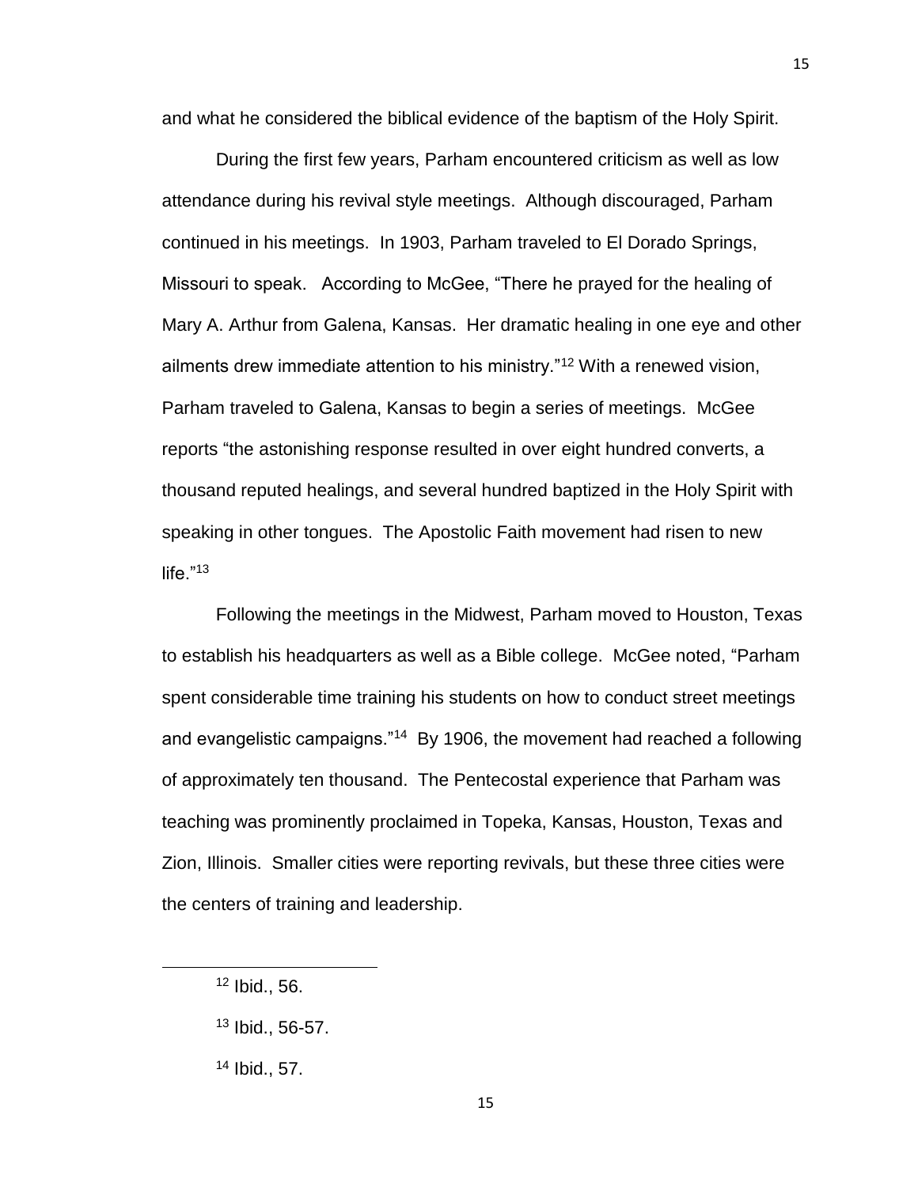and what he considered the biblical evidence of the baptism of the Holy Spirit.

During the first few years, Parham encountered criticism as well as low attendance during his revival style meetings. Although discouraged, Parham continued in his meetings. In 1903, Parham traveled to El Dorado Springs, Missouri to speak. According to McGee, "There he prayed for the healing of Mary A. Arthur from Galena, Kansas. Her dramatic healing in one eye and other ailments drew immediate attention to his ministry."[12] With a renewed vision, Parham traveled to Galena, Kansas to begin a series of meetings. McGee reports "the astonishing response resulted in over eight hundred converts, a thousand reputed healings, and several hundred baptized in the Holy Spirit with speaking in other tongues. The Apostolic Faith movement had risen to new life."[13]

Following the meetings in the Midwest, Parham moved to Houston, Texas to establish his headquarters as well as a Bible college. McGee noted, "Parham spent considerable time training his students on how to conduct street meetings and evangelistic campaigns."[14] By 1906, the movement had reached a following of approximately ten thousand. The Pentecostal experience that Parham was teaching was prominently proclaimed in Topeka, Kansas, Houston, Texas and Zion, Illinois. Smaller cities were reporting revivals, but these three cities were the centers of training and leadership.

---

[12] Ibid., 56.

[13] Ibid., 56-57.

[14] Ibid., 57.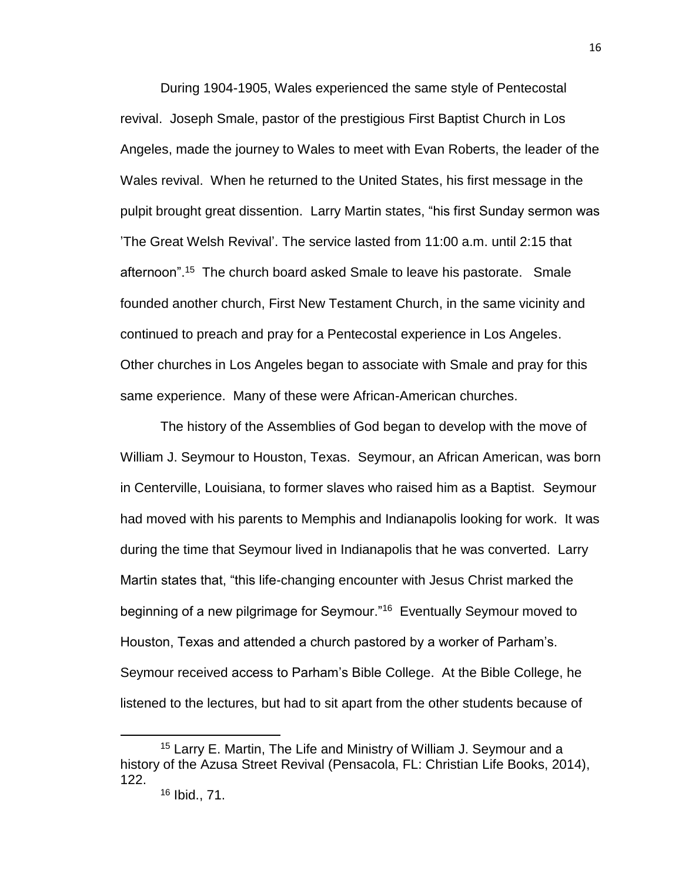During 1904-1905, Wales experienced the same style of Pentecostal revival. Joseph Smale, pastor of the prestigious First Baptist Church in Los Angeles, made the journey to Wales to meet with Evan Roberts, the leader of the Wales revival. When he returned to the United States, his first message in the pulpit brought great dissention. Larry Martin states, "his first Sunday sermon was 'The Great Welsh Revival'. The service lasted from 11:00 a.m. until 2:15 that afternoon".[15] The church board asked Smale to leave his pastorate. Smale founded another church, First New Testament Church, in the same vicinity and continued to preach and pray for a Pentecostal experience in Los Angeles. Other churches in Los Angeles began to associate with Smale and pray for this same experience. Many of these were African-American churches.

The history of the Assemblies of God began to develop with the move of William J. Seymour to Houston, Texas. Seymour, an African American, was born in Centerville, Louisiana, to former slaves who raised him as a Baptist. Seymour had moved with his parents to Memphis and Indianapolis looking for work. It was during the time that Seymour lived in Indianapolis that he was converted. Larry Martin states that, "this life-changing encounter with Jesus Christ marked the beginning of a new pilgrimage for Seymour."[16] Eventually Seymour moved to Houston, Texas and attended a church pastored by a worker of Parham's. Seymour received access to Parham's Bible College. At the Bible College, he listened to the lectures, but had to sit apart from the other students because of

---

[15] Larry E. Martin, The Life and Ministry of William J. Seymour and a history of the Azusa Street Revival (Pensacola, FL: Christian Life Books, 2014), 122.

[16] Ibid., 71.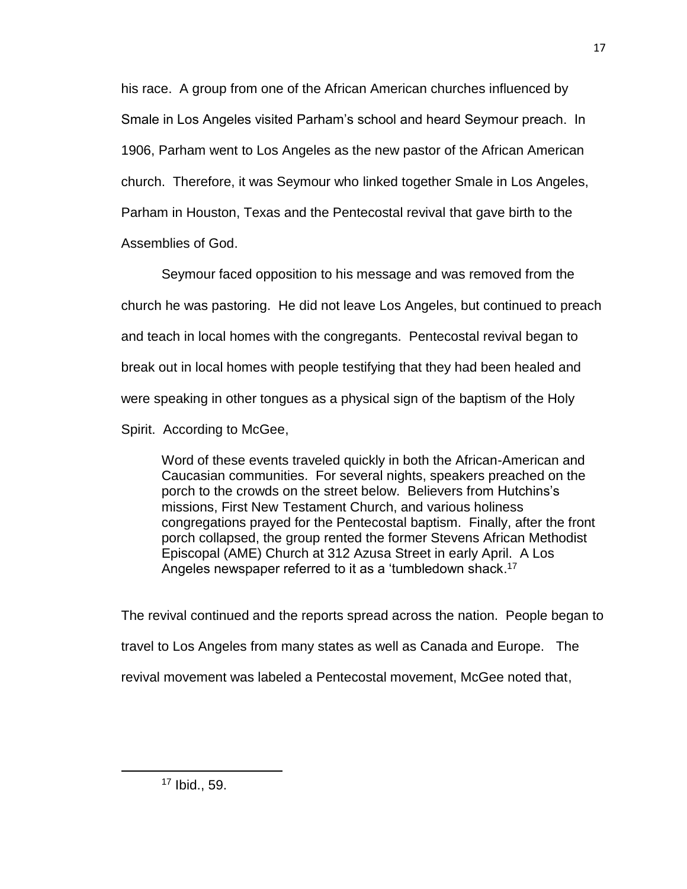his race. A group from one of the African American churches influenced by Smale in Los Angeles visited Parham's school and heard Seymour preach. In 1906, Parham went to Los Angeles as the new pastor of the African American church. Therefore, it was Seymour who linked together Smale in Los Angeles, Parham in Houston, Texas and the Pentecostal revival that gave birth to the Assemblies of God.

Seymour faced opposition to his message and was removed from the church he was pastoring. He did not leave Los Angeles, but continued to preach and teach in local homes with the congregants. Pentecostal revival began to break out in local homes with people testifying that they had been healed and were speaking in other tongues as a physical sign of the baptism of the Holy Spirit. According to McGee,

> Word of these events traveled quickly in both the African-American and Caucasian communities. For several nights, speakers preached on the porch to the crowds on the street below. Believers from Hutchins's missions, First New Testament Church, and various holiness congregations prayed for the Pentecostal baptism. Finally, after the front porch collapsed, the group rented the former Stevens African Methodist Episcopal (AME) Church at 312 Azusa Street in early April. A Los Angeles newspaper referred to it as a 'tumbledown shack.[17]

The revival continued and the reports spread across the nation. People began to travel to Los Angeles from many states as well as Canada and Europe. The revival movement was labeled a Pentecostal movement, McGee noted that,

[17] Ibid., 59.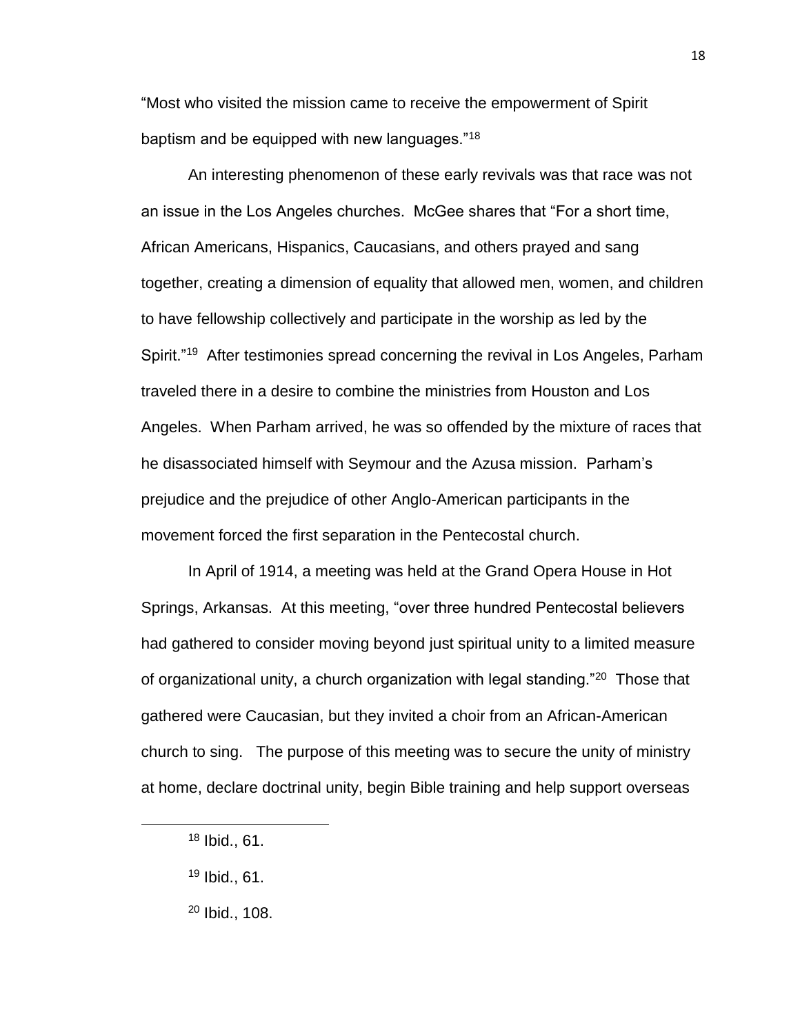"Most who visited the mission came to receive the empowerment of Spirit baptism and be equipped with new languages."[18]

An interesting phenomenon of these early revivals was that race was not an issue in the Los Angeles churches. McGee shares that "For a short time, African Americans, Hispanics, Caucasians, and others prayed and sang together, creating a dimension of equality that allowed men, women, and children to have fellowship collectively and participate in the worship as led by the Spirit."[19] After testimonies spread concerning the revival in Los Angeles, Parham traveled there in a desire to combine the ministries from Houston and Los Angeles. When Parham arrived, he was so offended by the mixture of races that he disassociated himself with Seymour and the Azusa mission. Parham's prejudice and the prejudice of other Anglo-American participants in the movement forced the first separation in the Pentecostal church.

In April of 1914, a meeting was held at the Grand Opera House in Hot Springs, Arkansas. At this meeting, "over three hundred Pentecostal believers had gathered to consider moving beyond just spiritual unity to a limited measure of organizational unity, a church organization with legal standing."[20] Those that gathered were Caucasian, but they invited a choir from an African-American church to sing. The purpose of this meeting was to secure the unity of ministry at home, declare doctrinal unity, begin Bible training and help support overseas

---

[18] Ibid., 61.

[19] Ibid., 61.

[20] Ibid., 108.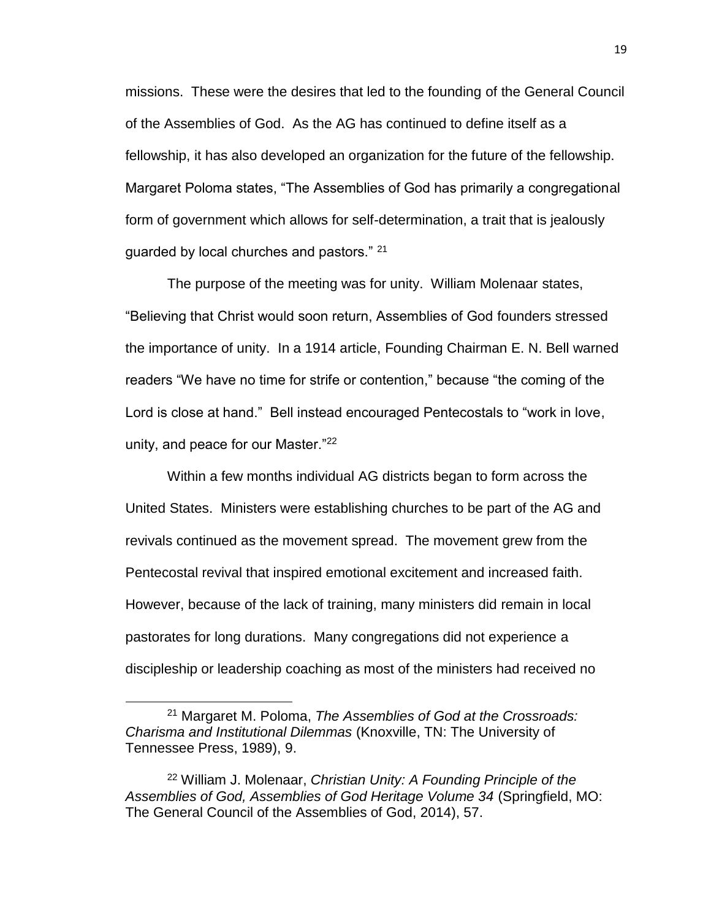missions. These were the desires that led to the founding of the General Council of the Assemblies of God. As the AG has continued to define itself as a fellowship, it has also developed an organization for the future of the fellowship. Margaret Poloma states, "The Assemblies of God has primarily a congregational form of government which allows for self-determination, a trait that is jealously guarded by local churches and pastors." [21]

The purpose of the meeting was for unity. William Molenaar states, "Believing that Christ would soon return, Assemblies of God founders stressed the importance of unity. In a 1914 article, Founding Chairman E. N. Bell warned readers "We have no time for strife or contention," because "the coming of the Lord is close at hand." Bell instead encouraged Pentecostals to "work in love, unity, and peace for our Master."[22]

Within a few months individual AG districts began to form across the United States. Ministers were establishing churches to be part of the AG and revivals continued as the movement spread. The movement grew from the Pentecostal revival that inspired emotional excitement and increased faith. However, because of the lack of training, many ministers did remain in local pastorates for long durations. Many congregations did not experience a discipleship or leadership coaching as most of the ministers had received no

---

[21] Margaret M. Poloma, *The Assemblies of God at the Crossroads: Charisma and Institutional Dilemmas* (Knoxville, TN: The University of Tennessee Press, 1989), 9.

[22] William J. Molenaar, *Christian Unity: A Founding Principle of the Assemblies of God, Assemblies of God Heritage Volume 34* (Springfield, MO: The General Council of the Assemblies of God, 2014), 57.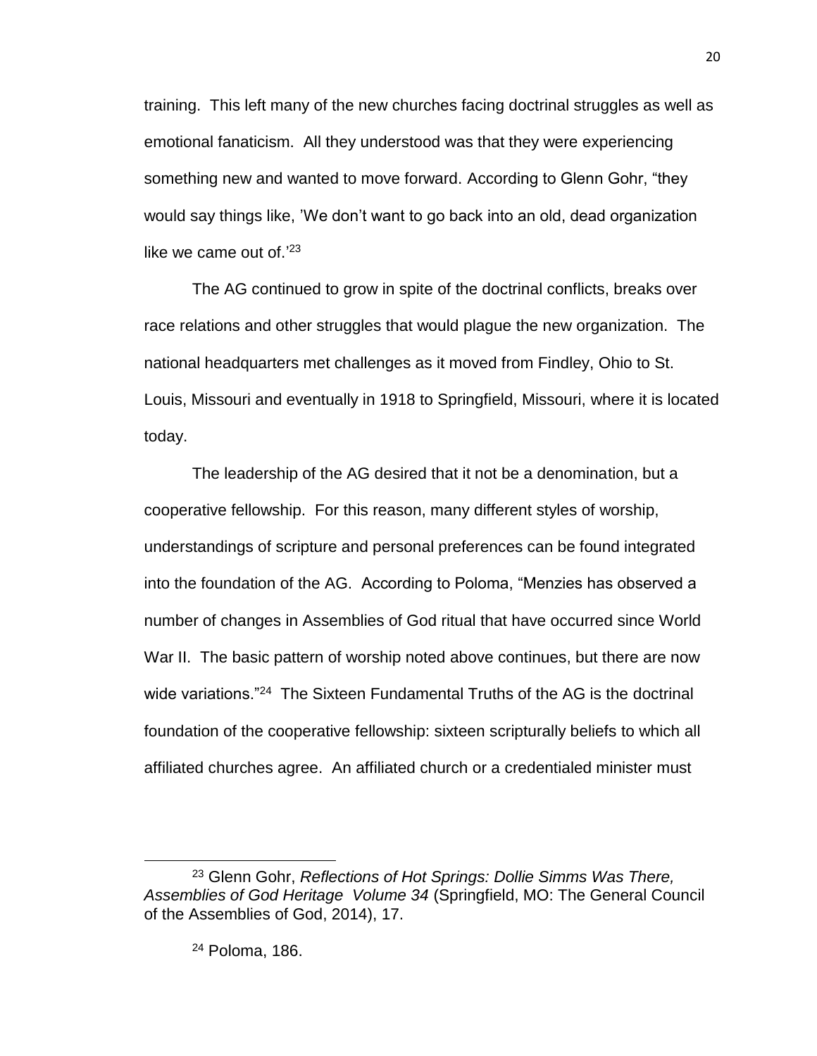training. This left many of the new churches facing doctrinal struggles as well as emotional fanaticism. All they understood was that they were experiencing something new and wanted to move forward. According to Glenn Gohr, "they would say things like, 'We don't want to go back into an old, dead organization like we came out of.'[23]

The AG continued to grow in spite of the doctrinal conflicts, breaks over race relations and other struggles that would plague the new organization. The national headquarters met challenges as it moved from Findley, Ohio to St. Louis, Missouri and eventually in 1918 to Springfield, Missouri, where it is located today.

The leadership of the AG desired that it not be a denomination, but a cooperative fellowship. For this reason, many different styles of worship, understandings of scripture and personal preferences can be found integrated into the foundation of the AG. According to Poloma, "Menzies has observed a number of changes in Assemblies of God ritual that have occurred since World War II. The basic pattern of worship noted above continues, but there are now wide variations."[24] The Sixteen Fundamental Truths of the AG is the doctrinal foundation of the cooperative fellowship: sixteen scripturally beliefs to which all affiliated churches agree. An affiliated church or a credentialed minister must

---

[23] Glenn Gohr, *Reflections of Hot Springs: Dollie Simms Was There, Assemblies of God Heritage Volume 34* (Springfield, MO: The General Council of the Assemblies of God, 2014), 17.

[24] Poloma, 186.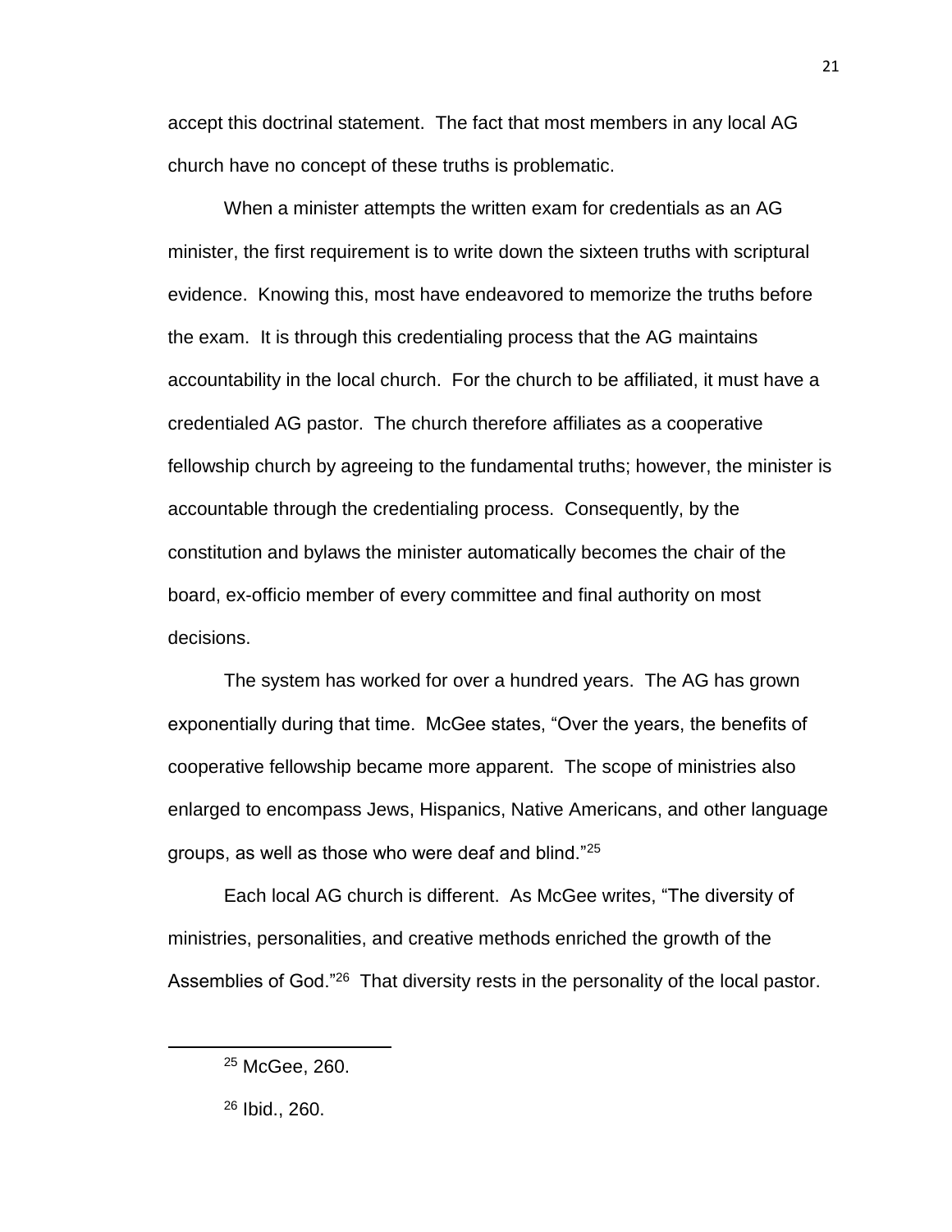accept this doctrinal statement. The fact that most members in any local AG church have no concept of these truths is problematic.

When a minister attempts the written exam for credentials as an AG minister, the first requirement is to write down the sixteen truths with scriptural evidence. Knowing this, most have endeavored to memorize the truths before the exam. It is through this credentialing process that the AG maintains accountability in the local church. For the church to be affiliated, it must have a credentialed AG pastor. The church therefore affiliates as a cooperative fellowship church by agreeing to the fundamental truths; however, the minister is accountable through the credentialing process. Consequently, by the constitution and bylaws the minister automatically becomes the chair of the board, ex-officio member of every committee and final authority on most decisions.

The system has worked for over a hundred years. The AG has grown exponentially during that time. McGee states, "Over the years, the benefits of cooperative fellowship became more apparent. The scope of ministries also enlarged to encompass Jews, Hispanics, Native Americans, and other language groups, as well as those who were deaf and blind."[25]

Each local AG church is different. As McGee writes, "The diversity of ministries, personalities, and creative methods enriched the growth of the Assemblies of God."[26] That diversity rests in the personality of the local pastor.

---

[25] McGee, 260.

[26] Ibid., 260.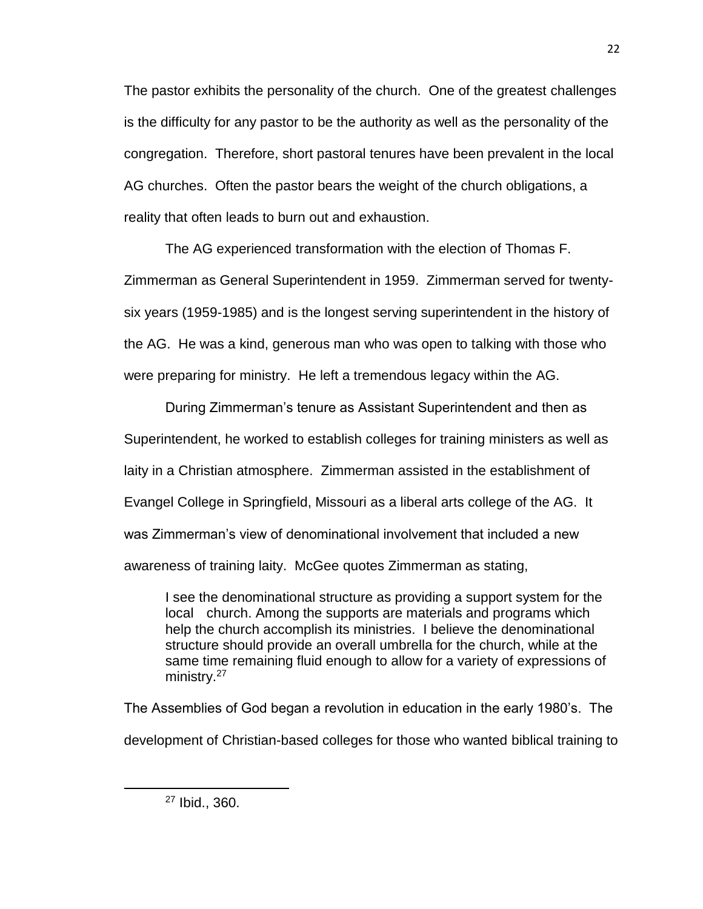The pastor exhibits the personality of the church. One of the greatest challenges is the difficulty for any pastor to be the authority as well as the personality of the congregation. Therefore, short pastoral tenures have been prevalent in the local AG churches. Often the pastor bears the weight of the church obligations, a reality that often leads to burn out and exhaustion.

The AG experienced transformation with the election of Thomas F. Zimmerman as General Superintendent in 1959. Zimmerman served for twenty-six years (1959-1985) and is the longest serving superintendent in the history of the AG. He was a kind, generous man who was open to talking with those who were preparing for ministry. He left a tremendous legacy within the AG.

During Zimmerman's tenure as Assistant Superintendent and then as Superintendent, he worked to establish colleges for training ministers as well as laity in a Christian atmosphere. Zimmerman assisted in the establishment of Evangel College in Springfield, Missouri as a liberal arts college of the AG. It was Zimmerman's view of denominational involvement that included a new awareness of training laity. McGee quotes Zimmerman as stating,

> I see the denominational structure as providing a support system for the local church. Among the supports are materials and programs which help the church accomplish its ministries. I believe the denominational structure should provide an overall umbrella for the church, while at the same time remaining fluid enough to allow for a variety of expressions of ministry.[27]

The Assemblies of God began a revolution in education in the early 1980's. The development of Christian-based colleges for those who wanted biblical training to

---

[27] Ibid., 360.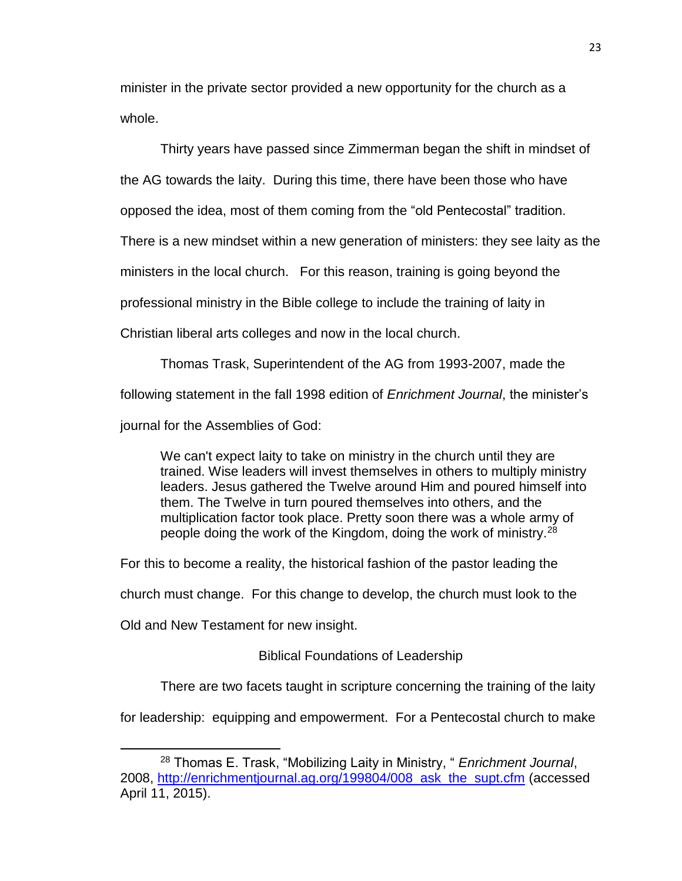minister in the private sector provided a new opportunity for the church as a whole.

Thirty years have passed since Zimmerman began the shift in mindset of the AG towards the laity. During this time, there have been those who have opposed the idea, most of them coming from the "old Pentecostal" tradition. There is a new mindset within a new generation of ministers: they see laity as the ministers in the local church. For this reason, training is going beyond the professional ministry in the Bible college to include the training of laity in Christian liberal arts colleges and now in the local church.

Thomas Trask, Superintendent of the AG from 1993-2007, made the following statement in the fall 1998 edition of *Enrichment Journal*, the minister's journal for the Assemblies of God:

> We can't expect laity to take on ministry in the church until they are trained. Wise leaders will invest themselves in others to multiply ministry leaders. Jesus gathered the Twelve around Him and poured himself into them. The Twelve in turn poured themselves into others, and the multiplication factor took place. Pretty soon there was a whole army of people doing the work of the Kingdom, doing the work of ministry.[28]

For this to become a reality, the historical fashion of the pastor leading the church must change. For this change to develop, the church must look to the Old and New Testament for new insight.

## Biblical Foundations of Leadership

There are two facets taught in scripture concerning the training of the laity for leadership: equipping and empowerment. For a Pentecostal church to make

---

[28] Thomas E. Trask, "Mobilizing Laity in Ministry, " *Enrichment Journal*, 2008, http://enrichmentjournal.ag.org/199804/008_ask_the_supt.cfm (accessed April 11, 2015).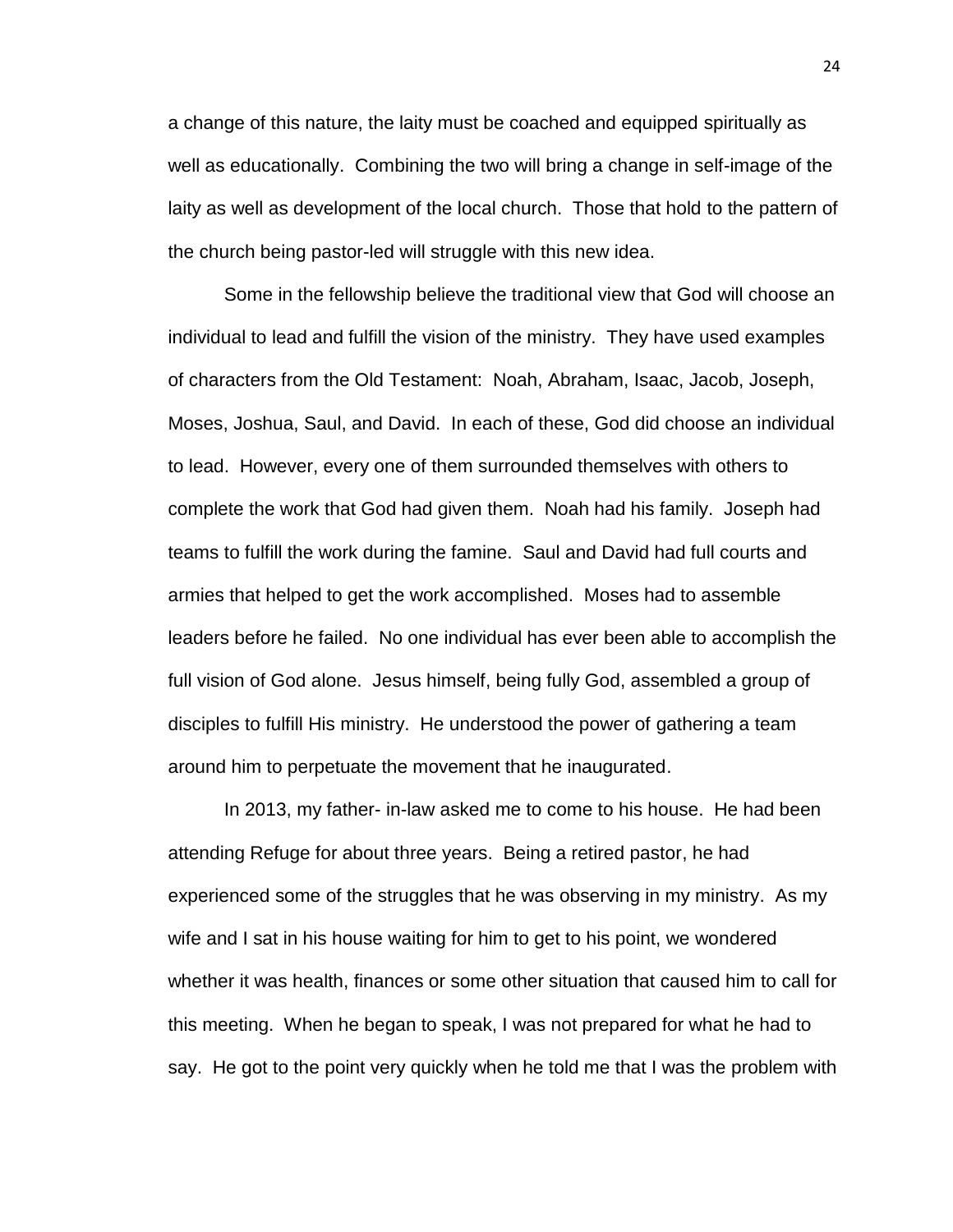a change of this nature, the laity must be coached and equipped spiritually as well as educationally. Combining the two will bring a change in self-image of the laity as well as development of the local church. Those that hold to the pattern of the church being pastor-led will struggle with this new idea.

Some in the fellowship believe the traditional view that God will choose an individual to lead and fulfill the vision of the ministry. They have used examples of characters from the Old Testament: Noah, Abraham, Isaac, Jacob, Joseph, Moses, Joshua, Saul, and David. In each of these, God did choose an individual to lead. However, every one of them surrounded themselves with others to complete the work that God had given them. Noah had his family. Joseph had teams to fulfill the work during the famine. Saul and David had full courts and armies that helped to get the work accomplished. Moses had to assemble leaders before he failed. No one individual has ever been able to accomplish the full vision of God alone. Jesus himself, being fully God, assembled a group of disciples to fulfill His ministry. He understood the power of gathering a team around him to perpetuate the movement that he inaugurated.

In 2013, my father- in-law asked me to come to his house. He had been attending Refuge for about three years. Being a retired pastor, he had experienced some of the struggles that he was observing in my ministry. As my wife and I sat in his house waiting for him to get to his point, we wondered whether it was health, finances or some other situation that caused him to call for this meeting. When he began to speak, I was not prepared for what he had to say. He got to the point very quickly when he told me that I was the problem with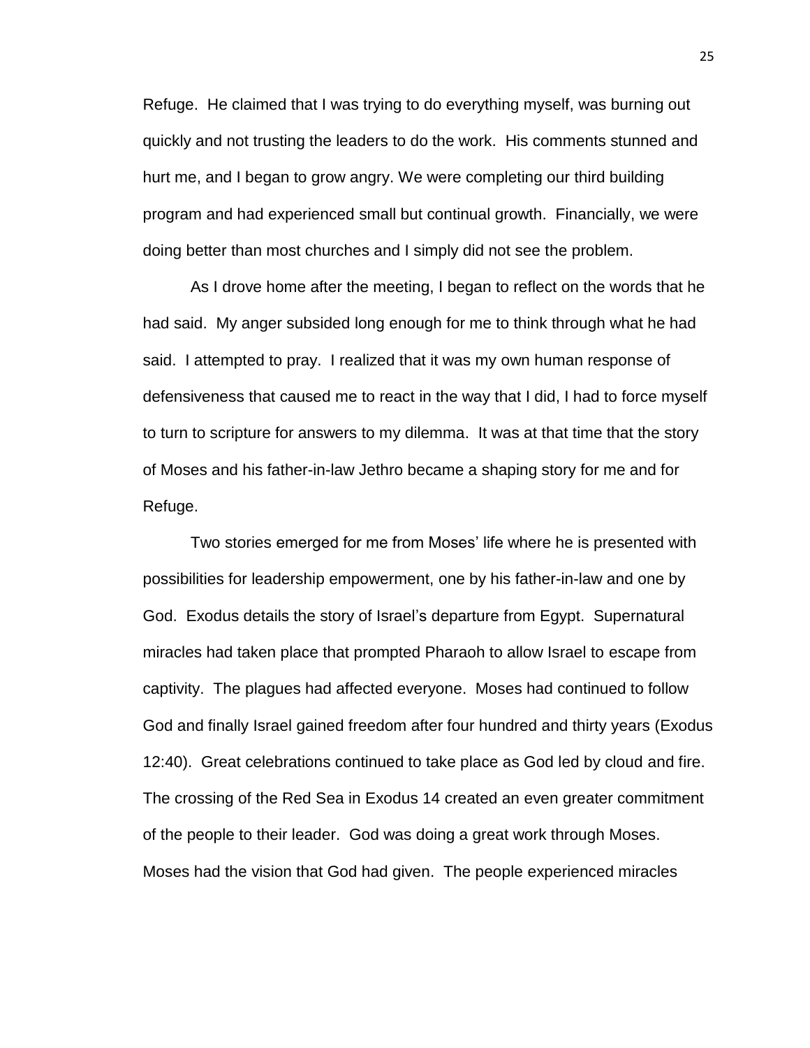Refuge. He claimed that I was trying to do everything myself, was burning out quickly and not trusting the leaders to do the work. His comments stunned and hurt me, and I began to grow angry. We were completing our third building program and had experienced small but continual growth. Financially, we were doing better than most churches and I simply did not see the problem.

As I drove home after the meeting, I began to reflect on the words that he had said. My anger subsided long enough for me to think through what he had said. I attempted to pray. I realized that it was my own human response of defensiveness that caused me to react in the way that I did, I had to force myself to turn to scripture for answers to my dilemma. It was at that time that the story of Moses and his father-in-law Jethro became a shaping story for me and for Refuge.

Two stories emerged for me from Moses' life where he is presented with possibilities for leadership empowerment, one by his father-in-law and one by God. Exodus details the story of Israel's departure from Egypt. Supernatural miracles had taken place that prompted Pharaoh to allow Israel to escape from captivity. The plagues had affected everyone. Moses had continued to follow God and finally Israel gained freedom after four hundred and thirty years (Exodus 12:40). Great celebrations continued to take place as God led by cloud and fire. The crossing of the Red Sea in Exodus 14 created an even greater commitment of the people to their leader. God was doing a great work through Moses. Moses had the vision that God had given. The people experienced miracles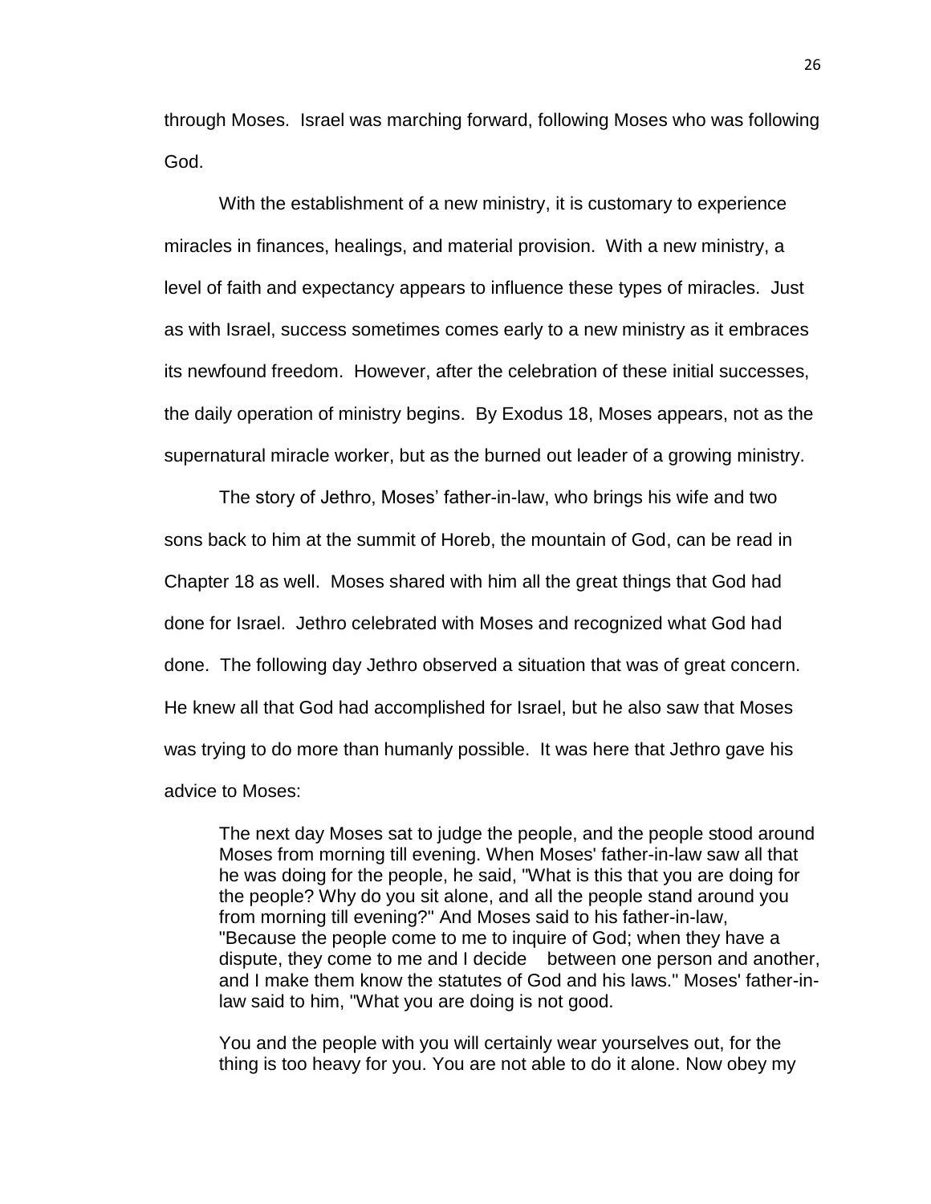through Moses. Israel was marching forward, following Moses who was following God.

With the establishment of a new ministry, it is customary to experience miracles in finances, healings, and material provision. With a new ministry, a level of faith and expectancy appears to influence these types of miracles. Just as with Israel, success sometimes comes early to a new ministry as it embraces its newfound freedom. However, after the celebration of these initial successes, the daily operation of ministry begins. By Exodus 18, Moses appears, not as the supernatural miracle worker, but as the burned out leader of a growing ministry.

The story of Jethro, Moses' father-in-law, who brings his wife and two sons back to him at the summit of Horeb, the mountain of God, can be read in Chapter 18 as well. Moses shared with him all the great things that God had done for Israel. Jethro celebrated with Moses and recognized what God had done. The following day Jethro observed a situation that was of great concern. He knew all that God had accomplished for Israel, but he also saw that Moses was trying to do more than humanly possible. It was here that Jethro gave his advice to Moses:

> The next day Moses sat to judge the people, and the people stood around Moses from morning till evening. When Moses' father-in-law saw all that he was doing for the people, he said, "What is this that you are doing for the people? Why do you sit alone, and all the people stand around you from morning till evening?" And Moses said to his father-in-law, "Because the people come to me to inquire of God; when they have a dispute, they come to me and I decide between one person and another, and I make them know the statutes of God and his laws." Moses' father-in-law said to him, "What you are doing is not good.
>
> You and the people with you will certainly wear yourselves out, for the thing is too heavy for you. You are not able to do it alone. Now obey my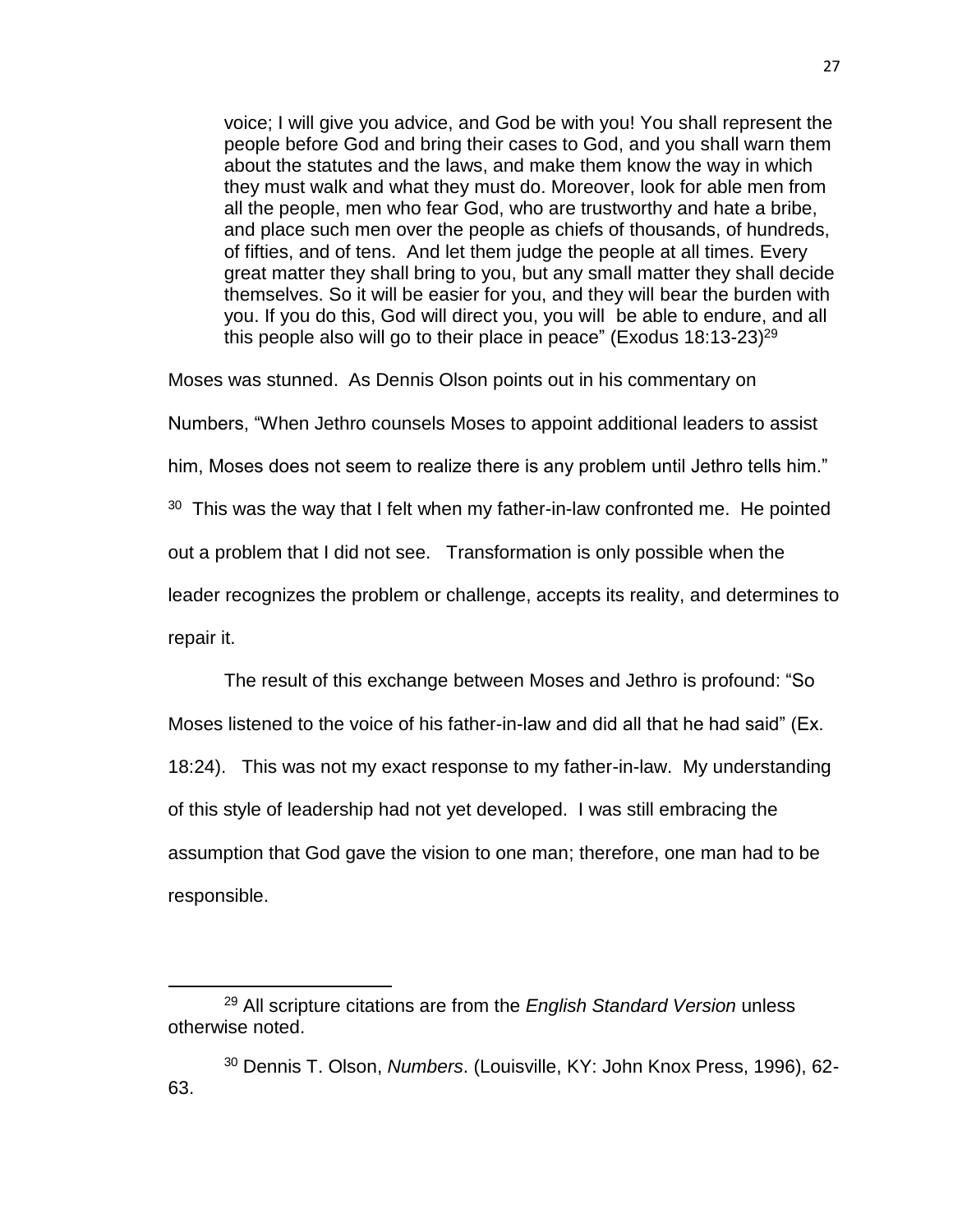> voice; I will give you advice, and God be with you! You shall represent the people before God and bring their cases to God, and you shall warn them about the statutes and the laws, and make them know the way in which they must walk and what they must do. Moreover, look for able men from all the people, men who fear God, who are trustworthy and hate a bribe, and place such men over the people as chiefs of thousands, of hundreds, of fifties, and of tens. And let them judge the people at all times. Every great matter they shall bring to you, but any small matter they shall decide themselves. So it will be easier for you, and they will bear the burden with you. If you do this, God will direct you, you will be able to endure, and all this people also will go to their place in peace" (Exodus 18:13-23)[29]

Moses was stunned. As Dennis Olson points out in his commentary on Numbers, "When Jethro counsels Moses to appoint additional leaders to assist him, Moses does not seem to realize there is any problem until Jethro tells him." [30] This was the way that I felt when my father-in-law confronted me. He pointed out a problem that I did not see. Transformation is only possible when the leader recognizes the problem or challenge, accepts its reality, and determines to repair it.

The result of this exchange between Moses and Jethro is profound: "So Moses listened to the voice of his father-in-law and did all that he had said" (Ex. 18:24). This was not my exact response to my father-in-law. My understanding of this style of leadership had not yet developed. I was still embracing the assumption that God gave the vision to one man; therefore, one man had to be responsible.

---

[29] All scripture citations are from the *English Standard Version* unless otherwise noted.

[30] Dennis T. Olson, *Numbers*. (Louisville, KY: John Knox Press, 1996), 62-63.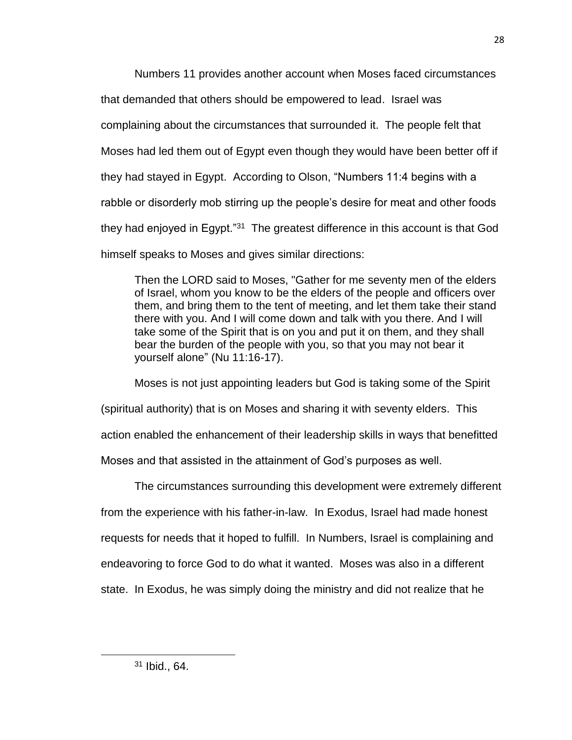Numbers 11 provides another account when Moses faced circumstances that demanded that others should be empowered to lead. Israel was complaining about the circumstances that surrounded it. The people felt that Moses had led them out of Egypt even though they would have been better off if they had stayed in Egypt. According to Olson, "Numbers 11:4 begins with a rabble or disorderly mob stirring up the people's desire for meat and other foods they had enjoyed in Egypt."[31] The greatest difference in this account is that God himself speaks to Moses and gives similar directions:

> Then the LORD said to Moses, "Gather for me seventy men of the elders of Israel, whom you know to be the elders of the people and officers over them, and bring them to the tent of meeting, and let them take their stand there with you. And I will come down and talk with you there. And I will take some of the Spirit that is on you and put it on them, and they shall bear the burden of the people with you, so that you may not bear it yourself alone" (Nu 11:16-17).

Moses is not just appointing leaders but God is taking some of the Spirit (spiritual authority) that is on Moses and sharing it with seventy elders. This action enabled the enhancement of their leadership skills in ways that benefitted Moses and that assisted in the attainment of God's purposes as well.

The circumstances surrounding this development were extremely different from the experience with his father-in-law. In Exodus, Israel had made honest requests for needs that it hoped to fulfill. In Numbers, Israel is complaining and endeavoring to force God to do what it wanted. Moses was also in a different state. In Exodus, he was simply doing the ministry and did not realize that he

---

[31] Ibid., 64.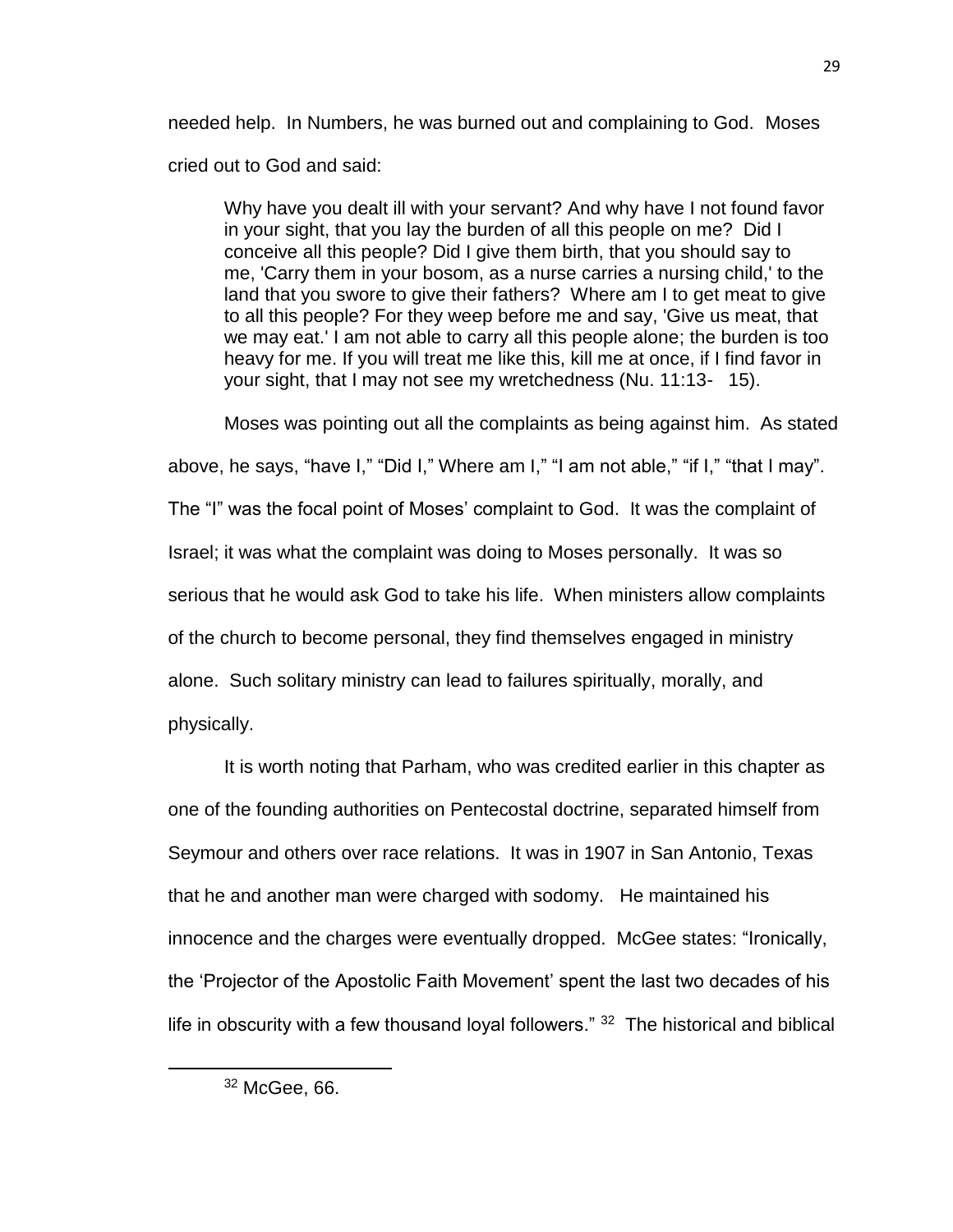needed help. In Numbers, he was burned out and complaining to God. Moses cried out to God and said:

> Why have you dealt ill with your servant? And why have I not found favor in your sight, that you lay the burden of all this people on me? Did I conceive all this people? Did I give them birth, that you should say to me, 'Carry them in your bosom, as a nurse carries a nursing child,' to the land that you swore to give their fathers? Where am I to get meat to give to all this people? For they weep before me and say, 'Give us meat, that we may eat.' I am not able to carry all this people alone; the burden is too heavy for me. If you will treat me like this, kill me at once, if I find favor in your sight, that I may not see my wretchedness (Nu. 11:13- 15).

Moses was pointing out all the complaints as being against him. As stated above, he says, "have I," "Did I," Where am I," "I am not able," "if I," "that I may". The "I" was the focal point of Moses' complaint to God. It was the complaint of Israel; it was what the complaint was doing to Moses personally. It was so serious that he would ask God to take his life. When ministers allow complaints of the church to become personal, they find themselves engaged in ministry alone. Such solitary ministry can lead to failures spiritually, morally, and physically.

It is worth noting that Parham, who was credited earlier in this chapter as one of the founding authorities on Pentecostal doctrine, separated himself from Seymour and others over race relations. It was in 1907 in San Antonio, Texas that he and another man were charged with sodomy. He maintained his innocence and the charges were eventually dropped. McGee states: "Ironically, the 'Projector of the Apostolic Faith Movement' spent the last two decades of his life in obscurity with a few thousand loyal followers." [32] The historical and biblical

---

[32] McGee, 66.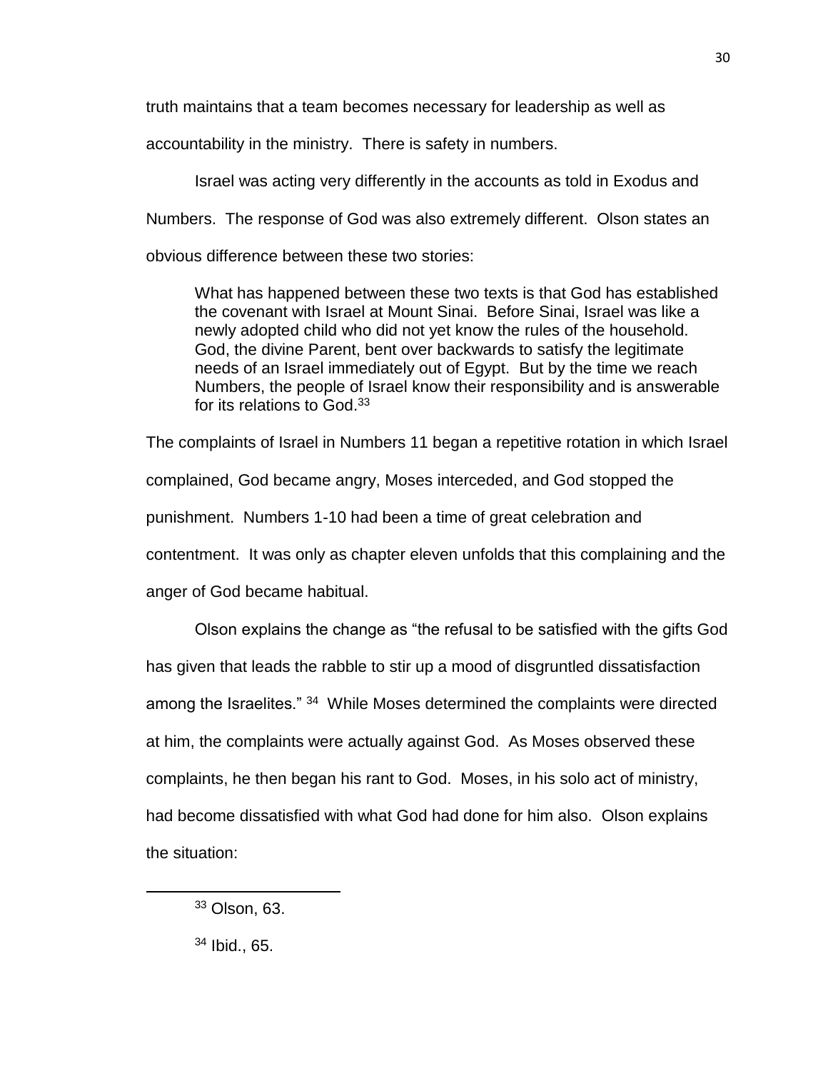truth maintains that a team becomes necessary for leadership as well as accountability in the ministry. There is safety in numbers.

Israel was acting very differently in the accounts as told in Exodus and Numbers. The response of God was also extremely different. Olson states an obvious difference between these two stories:

> What has happened between these two texts is that God has established the covenant with Israel at Mount Sinai. Before Sinai, Israel was like a newly adopted child who did not yet know the rules of the household. God, the divine Parent, bent over backwards to satisfy the legitimate needs of an Israel immediately out of Egypt. But by the time we reach Numbers, the people of Israel know their responsibility and is answerable for its relations to God.[33]

The complaints of Israel in Numbers 11 began a repetitive rotation in which Israel complained, God became angry, Moses interceded, and God stopped the punishment. Numbers 1-10 had been a time of great celebration and contentment. It was only as chapter eleven unfolds that this complaining and the anger of God became habitual.

Olson explains the change as "the refusal to be satisfied with the gifts God has given that leads the rabble to stir up a mood of disgruntled dissatisfaction among the Israelites." [34] While Moses determined the complaints were directed at him, the complaints were actually against God. As Moses observed these complaints, he then began his rant to God. Moses, in his solo act of ministry, had become dissatisfied with what God had done for him also. Olson explains the situation:

---

[33] Olson, 63.

[34] Ibid., 65.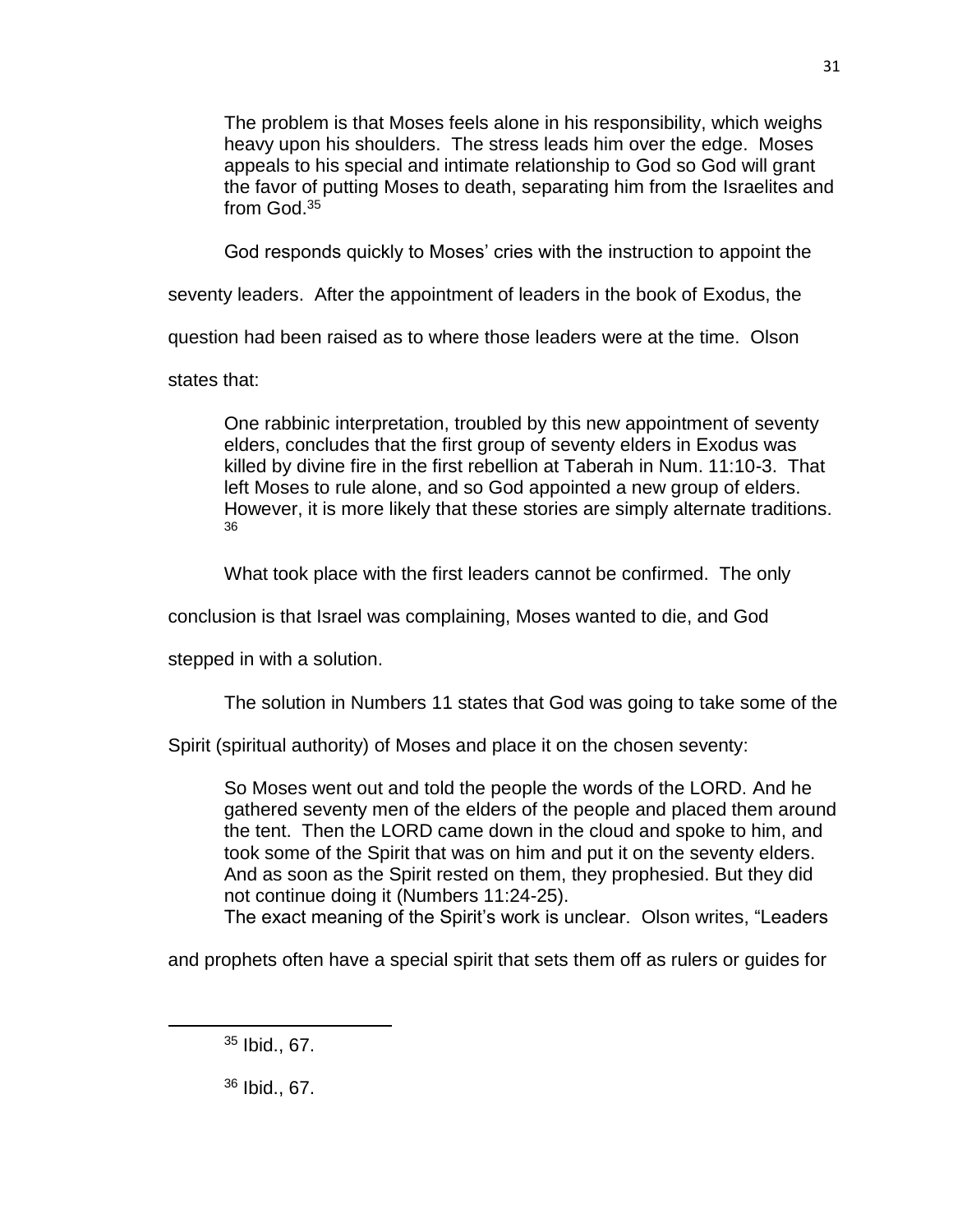> The problem is that Moses feels alone in his responsibility, which weighs heavy upon his shoulders. The stress leads him over the edge. Moses appeals to his special and intimate relationship to God so God will grant the favor of putting Moses to death, separating him from the Israelites and from God.[35]

God responds quickly to Moses' cries with the instruction to appoint the seventy leaders. After the appointment of leaders in the book of Exodus, the question had been raised as to where those leaders were at the time. Olson states that:

> One rabbinic interpretation, troubled by this new appointment of seventy elders, concludes that the first group of seventy elders in Exodus was killed by divine fire in the first rebellion at Taberah in Num. 11:10-3. That left Moses to rule alone, and so God appointed a new group of elders. However, it is more likely that these stories are simply alternate traditions.[36]

What took place with the first leaders cannot be confirmed. The only conclusion is that Israel was complaining, Moses wanted to die, and God stepped in with a solution.

The solution in Numbers 11 states that God was going to take some of the Spirit (spiritual authority) of Moses and place it on the chosen seventy:

> So Moses went out and told the people the words of the LORD. And he gathered seventy men of the elders of the people and placed them around the tent. Then the LORD came down in the cloud and spoke to him, and took some of the Spirit that was on him and put it on the seventy elders. And as soon as the Spirit rested on them, they prophesied. But they did not continue doing it (Numbers 11:24-25).

The exact meaning of the Spirit's work is unclear. Olson writes, "Leaders and prophets often have a special spirit that sets them off as rulers or guides for

---

[35] Ibid., 67.

[36] Ibid., 67.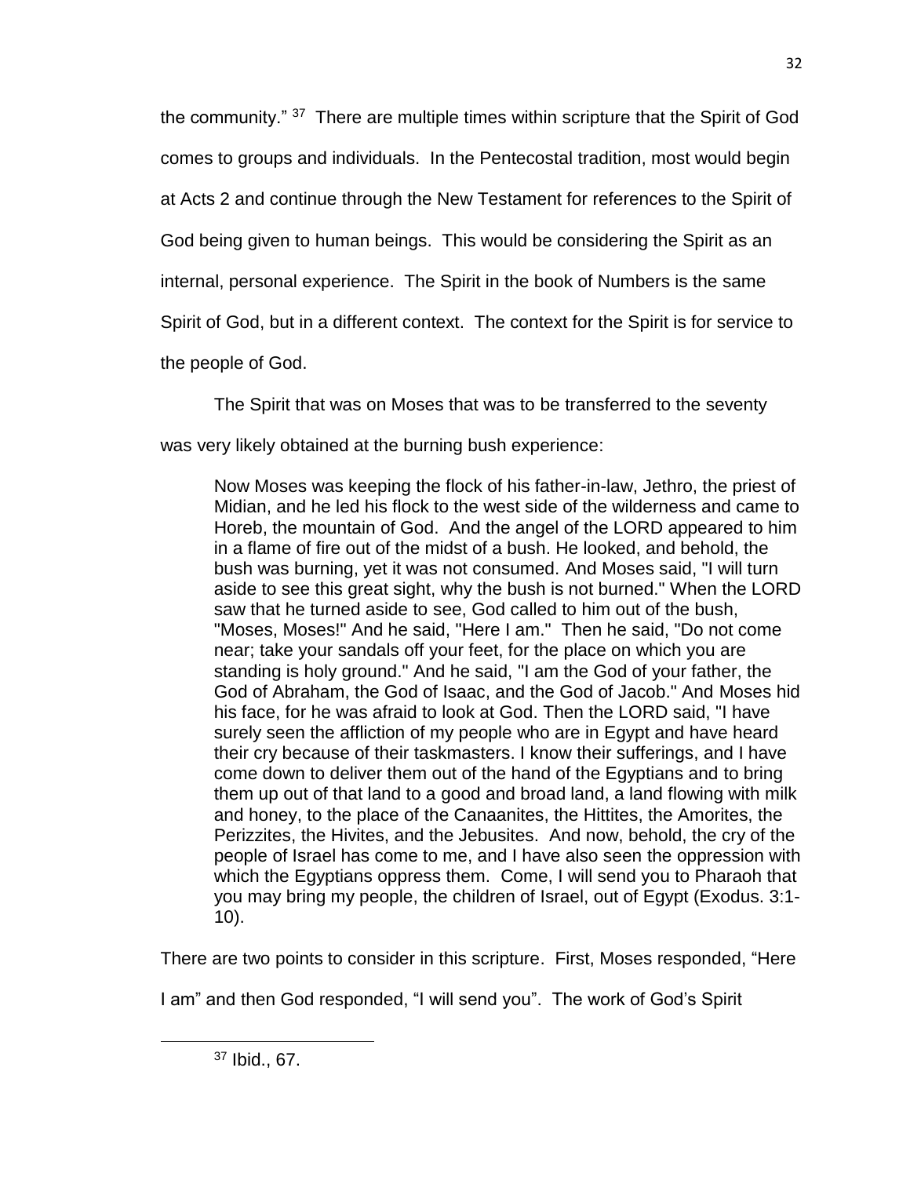the community." [37] There are multiple times within scripture that the Spirit of God comes to groups and individuals. In the Pentecostal tradition, most would begin at Acts 2 and continue through the New Testament for references to the Spirit of God being given to human beings. This would be considering the Spirit as an internal, personal experience. The Spirit in the book of Numbers is the same Spirit of God, but in a different context. The context for the Spirit is for service to the people of God.

The Spirit that was on Moses that was to be transferred to the seventy was very likely obtained at the burning bush experience:

> Now Moses was keeping the flock of his father-in-law, Jethro, the priest of Midian, and he led his flock to the west side of the wilderness and came to Horeb, the mountain of God. And the angel of the LORD appeared to him in a flame of fire out of the midst of a bush. He looked, and behold, the bush was burning, yet it was not consumed. And Moses said, "I will turn aside to see this great sight, why the bush is not burned." When the LORD saw that he turned aside to see, God called to him out of the bush, "Moses, Moses!" And he said, "Here I am." Then he said, "Do not come near; take your sandals off your feet, for the place on which you are standing is holy ground." And he said, "I am the God of your father, the God of Abraham, the God of Isaac, and the God of Jacob." And Moses hid his face, for he was afraid to look at God. Then the LORD said, "I have surely seen the affliction of my people who are in Egypt and have heard their cry because of their taskmasters. I know their sufferings, and I have come down to deliver them out of the hand of the Egyptians and to bring them up out of that land to a good and broad land, a land flowing with milk and honey, to the place of the Canaanites, the Hittites, the Amorites, the Perizzites, the Hivites, and the Jebusites. And now, behold, the cry of the people of Israel has come to me, and I have also seen the oppression with which the Egyptians oppress them. Come, I will send you to Pharaoh that you may bring my people, the children of Israel, out of Egypt (Exodus. 3:1-10).

There are two points to consider in this scripture. First, Moses responded, "Here I am" and then God responded, "I will send you". The work of God's Spirit

---

[37] Ibid., 67.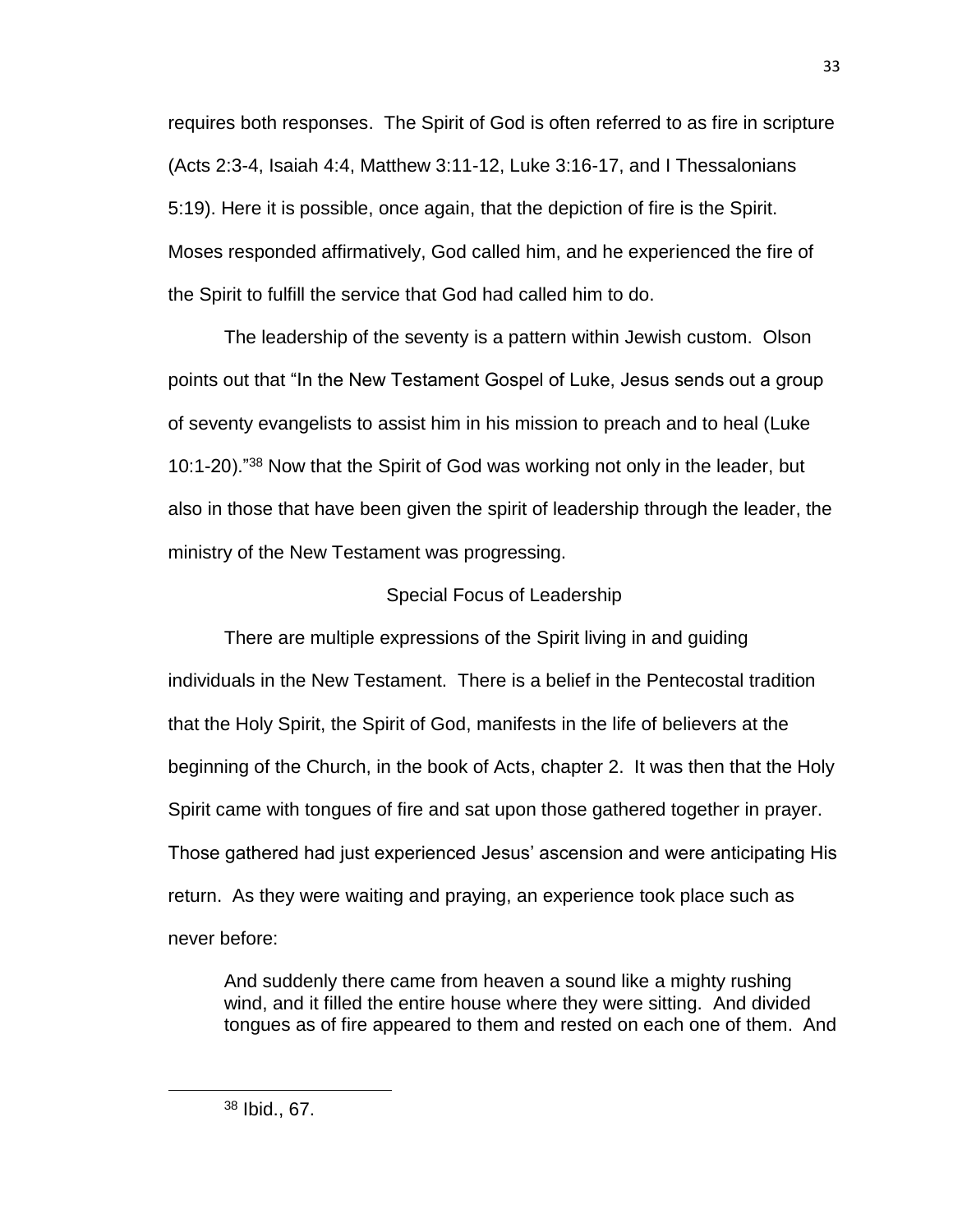requires both responses. The Spirit of God is often referred to as fire in scripture (Acts 2:3-4, Isaiah 4:4, Matthew 3:11-12, Luke 3:16-17, and I Thessalonians 5:19). Here it is possible, once again, that the depiction of fire is the Spirit. Moses responded affirmatively, God called him, and he experienced the fire of the Spirit to fulfill the service that God had called him to do.

The leadership of the seventy is a pattern within Jewish custom. Olson points out that "In the New Testament Gospel of Luke, Jesus sends out a group of seventy evangelists to assist him in his mission to preach and to heal (Luke 10:1-20)."[38] Now that the Spirit of God was working not only in the leader, but also in those that have been given the spirit of leadership through the leader, the ministry of the New Testament was progressing.

## Special Focus of Leadership

There are multiple expressions of the Spirit living in and guiding individuals in the New Testament. There is a belief in the Pentecostal tradition that the Holy Spirit, the Spirit of God, manifests in the life of believers at the beginning of the Church, in the book of Acts, chapter 2. It was then that the Holy Spirit came with tongues of fire and sat upon those gathered together in prayer. Those gathered had just experienced Jesus' ascension and were anticipating His return. As they were waiting and praying, an experience took place such as never before:

> And suddenly there came from heaven a sound like a mighty rushing wind, and it filled the entire house where they were sitting. And divided tongues as of fire appeared to them and rested on each one of them. And

---

[38] Ibid., 67.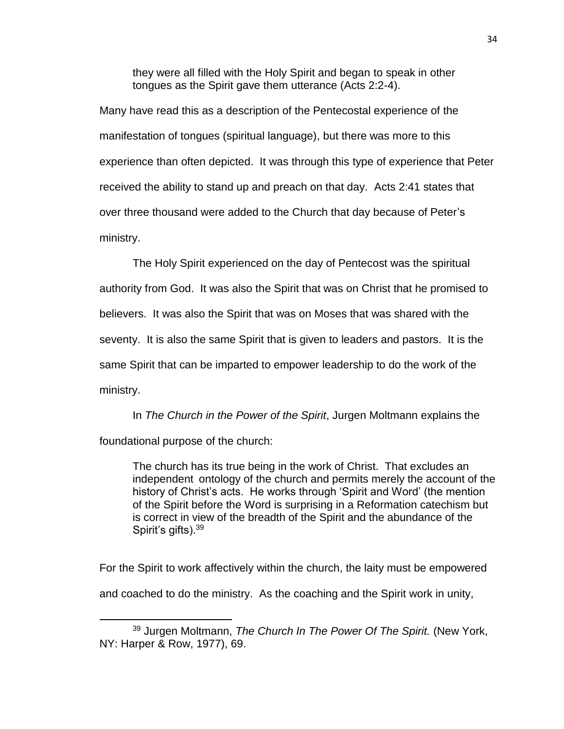> they were all filled with the Holy Spirit and began to speak in other tongues as the Spirit gave them utterance (Acts 2:2-4).

Many have read this as a description of the Pentecostal experience of the manifestation of tongues (spiritual language), but there was more to this experience than often depicted. It was through this type of experience that Peter received the ability to stand up and preach on that day. Acts 2:41 states that over three thousand were added to the Church that day because of Peter's ministry.

The Holy Spirit experienced on the day of Pentecost was the spiritual authority from God. It was also the Spirit that was on Christ that he promised to believers. It was also the Spirit that was on Moses that was shared with the seventy. It is also the same Spirit that is given to leaders and pastors. It is the same Spirit that can be imparted to empower leadership to do the work of the ministry.

In *The Church in the Power of the Spirit*, Jurgen Moltmann explains the foundational purpose of the church:

> The church has its true being in the work of Christ. That excludes an independent ontology of the church and permits merely the account of the history of Christ's acts. He works through 'Spirit and Word' (the mention of the Spirit before the Word is surprising in a Reformation catechism but is correct in view of the breadth of the Spirit and the abundance of the Spirit's gifts).[39]

For the Spirit to work affectively within the church, the laity must be empowered and coached to do the ministry. As the coaching and the Spirit work in unity,

---

[39] Jurgen Moltmann, *The Church In The Power Of The Spirit.* (New York, NY: Harper & Row, 1977), 69.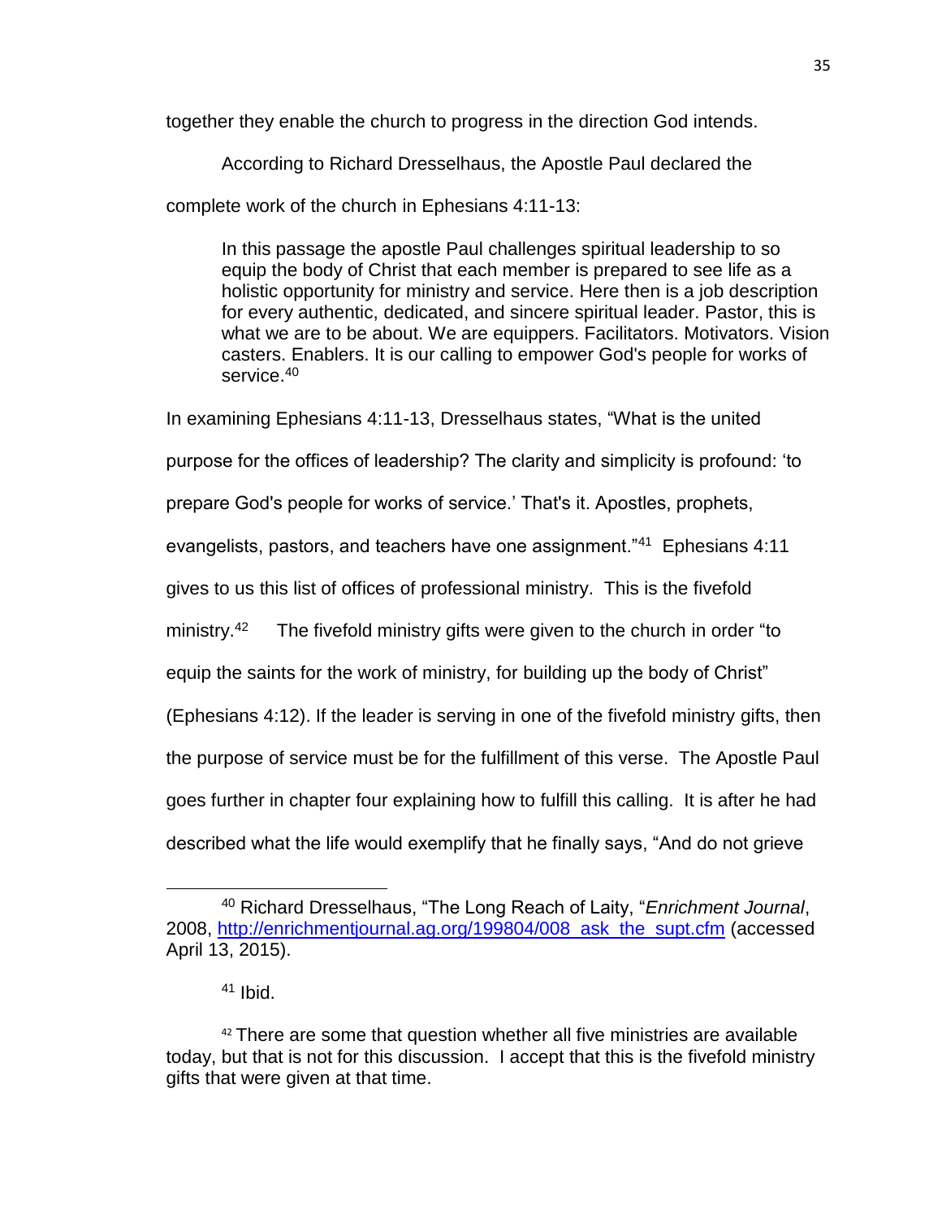together they enable the church to progress in the direction God intends.

According to Richard Dresselhaus, the Apostle Paul declared the complete work of the church in Ephesians 4:11-13:

> In this passage the apostle Paul challenges spiritual leadership to so equip the body of Christ that each member is prepared to see life as a holistic opportunity for ministry and service. Here then is a job description for every authentic, dedicated, and sincere spiritual leader. Pastor, this is what we are to be about. We are equippers. Facilitators. Motivators. Vision casters. Enablers. It is our calling to empower God's people for works of service.[40]

In examining Ephesians 4:11-13, Dresselhaus states, "What is the united purpose for the offices of leadership? The clarity and simplicity is profound: 'to prepare God's people for works of service.' That's it. Apostles, prophets, evangelists, pastors, and teachers have one assignment."[41] Ephesians 4:11 gives to us this list of offices of professional ministry. This is the fivefold ministry.[42] The fivefold ministry gifts were given to the church in order "to equip the saints for the work of ministry, for building up the body of Christ" (Ephesians 4:12). If the leader is serving in one of the fivefold ministry gifts, then the purpose of service must be for the fulfillment of this verse. The Apostle Paul goes further in chapter four explaining how to fulfill this calling. It is after he had described what the life would exemplify that he finally says, "And do not grieve

---

[40] Richard Dresselhaus, "The Long Reach of Laity, "*Enrichment Journal*, 2008, http://enrichmentjournal.ag.org/199804/008_ask_the_supt.cfm (accessed April 13, 2015).

[41] Ibid.

[42] There are some that question whether all five ministries are available today, but that is not for this discussion. I accept that this is the fivefold ministry gifts that were given at that time.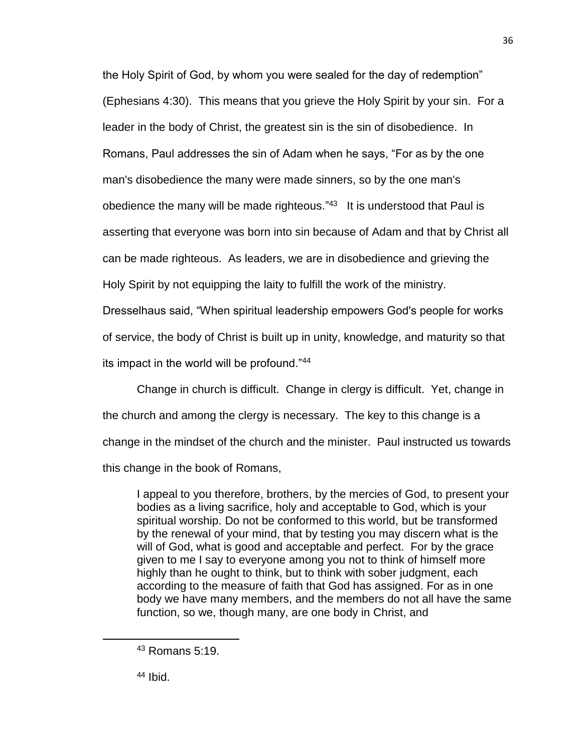the Holy Spirit of God, by whom you were sealed for the day of redemption" (Ephesians 4:30). This means that you grieve the Holy Spirit by your sin. For a leader in the body of Christ, the greatest sin is the sin of disobedience. In Romans, Paul addresses the sin of Adam when he says, "For as by the one man's disobedience the many were made sinners, so by the one man's obedience the many will be made righteous."[43] It is understood that Paul is asserting that everyone was born into sin because of Adam and that by Christ all can be made righteous. As leaders, we are in disobedience and grieving the Holy Spirit by not equipping the laity to fulfill the work of the ministry. Dresselhaus said, "When spiritual leadership empowers God's people for works of service, the body of Christ is built up in unity, knowledge, and maturity so that its impact in the world will be profound."[44]

Change in church is difficult. Change in clergy is difficult. Yet, change in the church and among the clergy is necessary. The key to this change is a change in the mindset of the church and the minister. Paul instructed us towards this change in the book of Romans,

> I appeal to you therefore, brothers, by the mercies of God, to present your bodies as a living sacrifice, holy and acceptable to God, which is your spiritual worship. Do not be conformed to this world, but be transformed by the renewal of your mind, that by testing you may discern what is the will of God, what is good and acceptable and perfect. For by the grace given to me I say to everyone among you not to think of himself more highly than he ought to think, but to think with sober judgment, each according to the measure of faith that God has assigned. For as in one body we have many members, and the members do not all have the same function, so we, though many, are one body in Christ, and

---

[43] Romans 5:19.

[44] Ibid.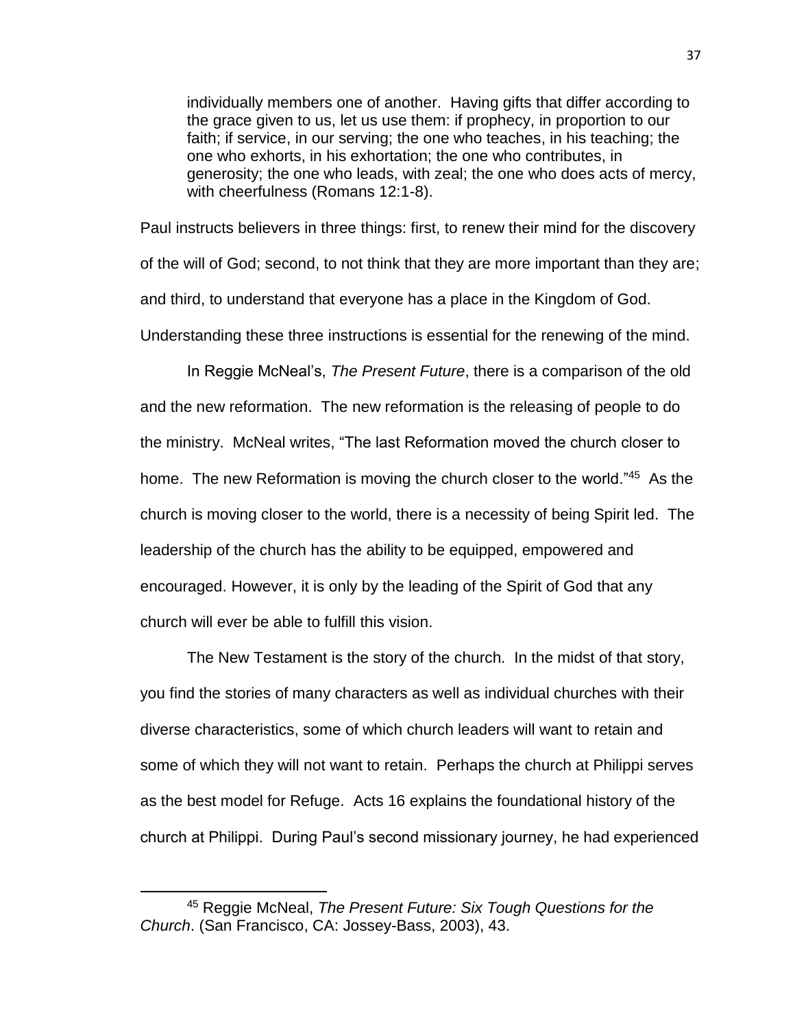> individually members one of another. Having gifts that differ according to the grace given to us, let us use them: if prophecy, in proportion to our faith; if service, in our serving; the one who teaches, in his teaching; the one who exhorts, in his exhortation; the one who contributes, in generosity; the one who leads, with zeal; the one who does acts of mercy, with cheerfulness (Romans 12:1-8).

Paul instructs believers in three things: first, to renew their mind for the discovery of the will of God; second, to not think that they are more important than they are; and third, to understand that everyone has a place in the Kingdom of God. Understanding these three instructions is essential for the renewing of the mind.

In Reggie McNeal's, *The Present Future*, there is a comparison of the old and the new reformation. The new reformation is the releasing of people to do the ministry. McNeal writes, "The last Reformation moved the church closer to home. The new Reformation is moving the church closer to the world."[45] As the church is moving closer to the world, there is a necessity of being Spirit led. The leadership of the church has the ability to be equipped, empowered and encouraged. However, it is only by the leading of the Spirit of God that any church will ever be able to fulfill this vision.

The New Testament is the story of the church. In the midst of that story, you find the stories of many characters as well as individual churches with their diverse characteristics, some of which church leaders will want to retain and some of which they will not want to retain. Perhaps the church at Philippi serves as the best model for Refuge. Acts 16 explains the foundational history of the church at Philippi. During Paul's second missionary journey, he had experienced

---

[45] Reggie McNeal, *The Present Future: Six Tough Questions for the Church*. (San Francisco, CA: Jossey-Bass, 2003), 43.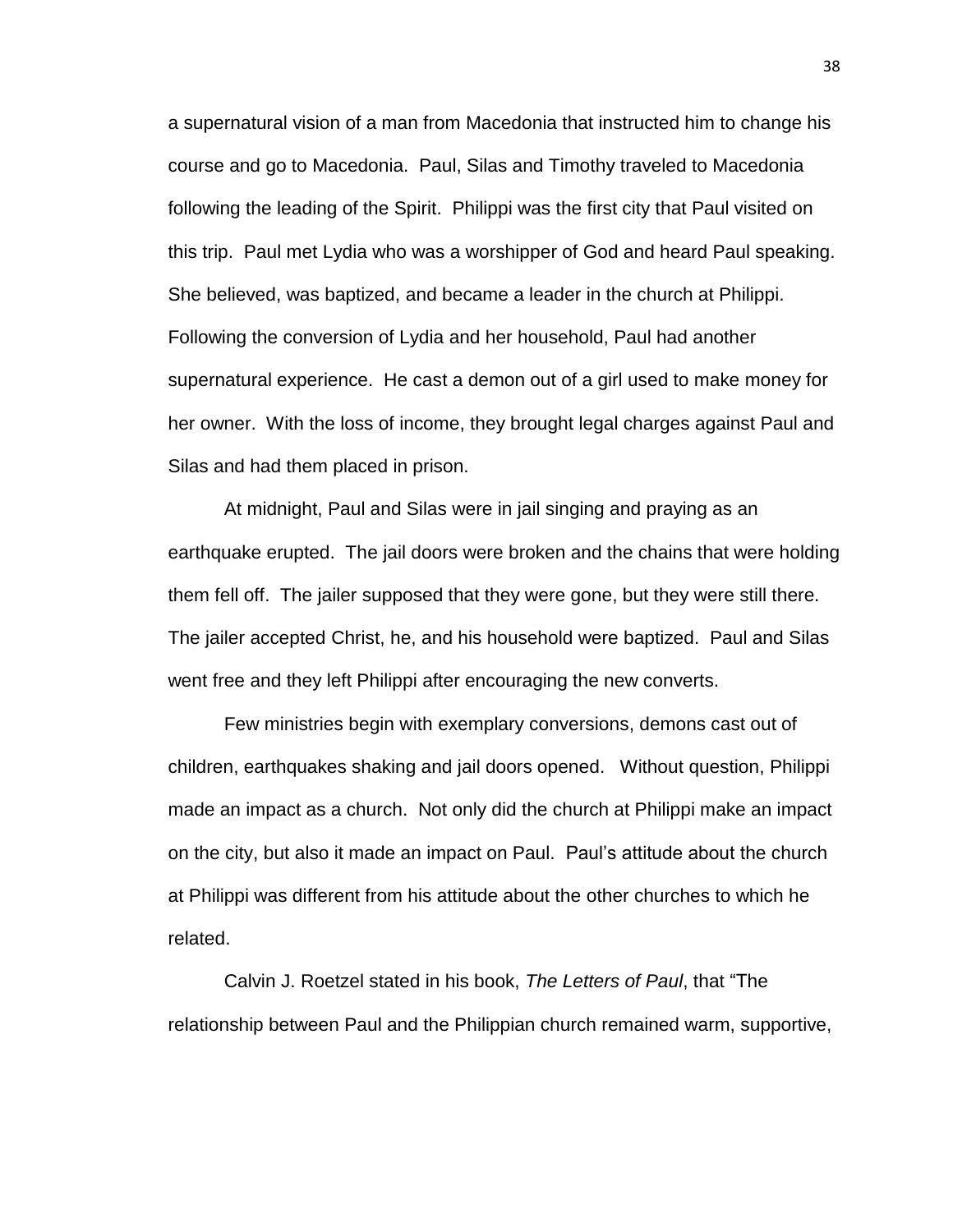a supernatural vision of a man from Macedonia that instructed him to change his course and go to Macedonia. Paul, Silas and Timothy traveled to Macedonia following the leading of the Spirit. Philippi was the first city that Paul visited on this trip. Paul met Lydia who was a worshipper of God and heard Paul speaking. She believed, was baptized, and became a leader in the church at Philippi. Following the conversion of Lydia and her household, Paul had another supernatural experience. He cast a demon out of a girl used to make money for her owner. With the loss of income, they brought legal charges against Paul and Silas and had them placed in prison.

At midnight, Paul and Silas were in jail singing and praying as an earthquake erupted. The jail doors were broken and the chains that were holding them fell off. The jailer supposed that they were gone, but they were still there. The jailer accepted Christ, he, and his household were baptized. Paul and Silas went free and they left Philippi after encouraging the new converts.

Few ministries begin with exemplary conversions, demons cast out of children, earthquakes shaking and jail doors opened. Without question, Philippi made an impact as a church. Not only did the church at Philippi make an impact on the city, but also it made an impact on Paul. Paul's attitude about the church at Philippi was different from his attitude about the other churches to which he related.

Calvin J. Roetzel stated in his book, *The Letters of Paul*, that "The relationship between Paul and the Philippian church remained warm, supportive,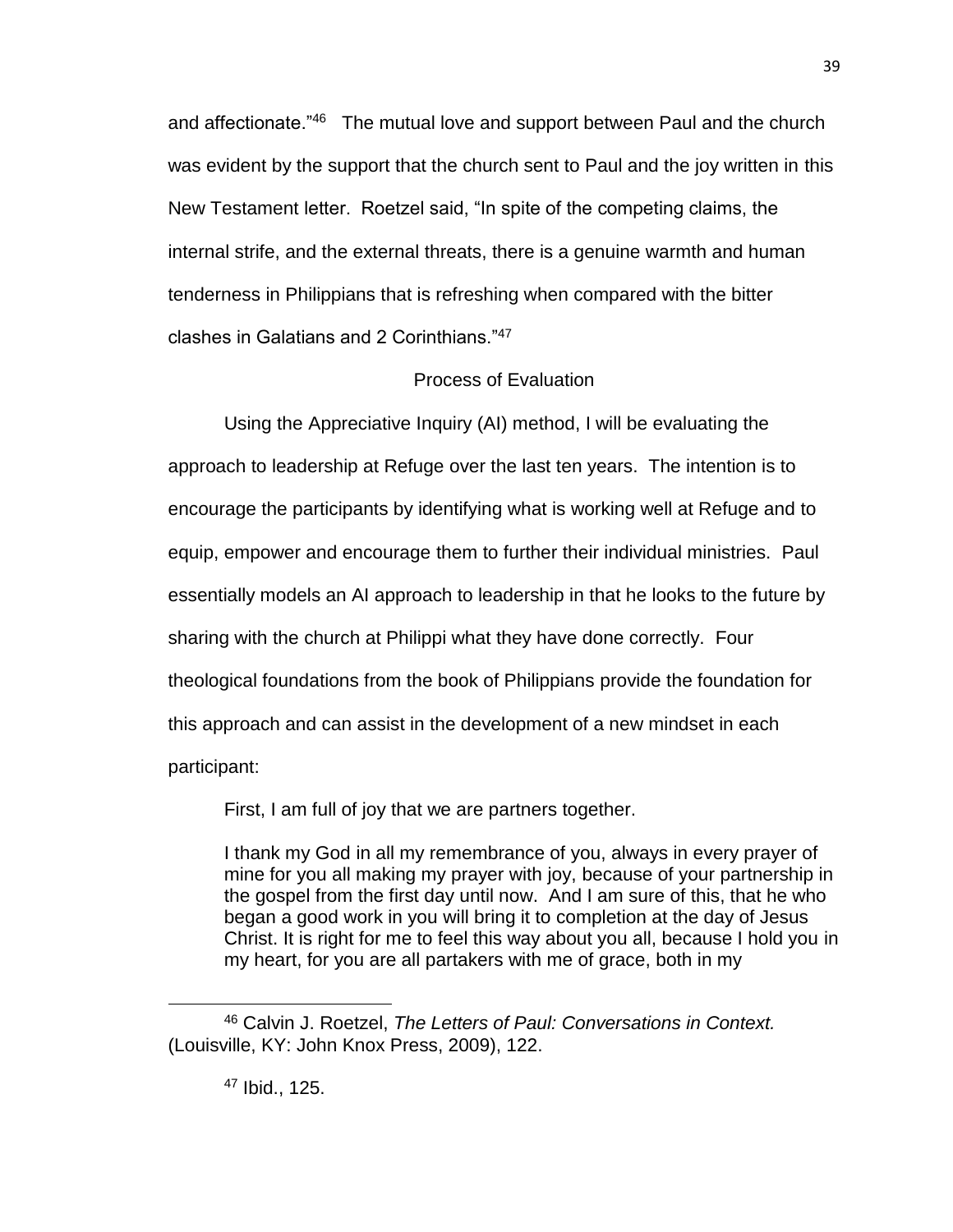and affectionate."[46] The mutual love and support between Paul and the church was evident by the support that the church sent to Paul and the joy written in this New Testament letter. Roetzel said, "In spite of the competing claims, the internal strife, and the external threats, there is a genuine warmth and human tenderness in Philippians that is refreshing when compared with the bitter clashes in Galatians and 2 Corinthians."[47]

## Process of Evaluation

Using the Appreciative Inquiry (AI) method, I will be evaluating the approach to leadership at Refuge over the last ten years. The intention is to encourage the participants by identifying what is working well at Refuge and to equip, empower and encourage them to further their individual ministries. Paul essentially models an AI approach to leadership in that he looks to the future by sharing with the church at Philippi what they have done correctly. Four theological foundations from the book of Philippians provide the foundation for this approach and can assist in the development of a new mindset in each participant:

First, I am full of joy that we are partners together.

> I thank my God in all my remembrance of you, always in every prayer of mine for you all making my prayer with joy, because of your partnership in the gospel from the first day until now. And I am sure of this, that he who began a good work in you will bring it to completion at the day of Jesus Christ. It is right for me to feel this way about you all, because I hold you in my heart, for you are all partakers with me of grace, both in my

---

[46] Calvin J. Roetzel, *The Letters of Paul: Conversations in Context.* (Louisville, KY: John Knox Press, 2009), 122.

[47] Ibid., 125.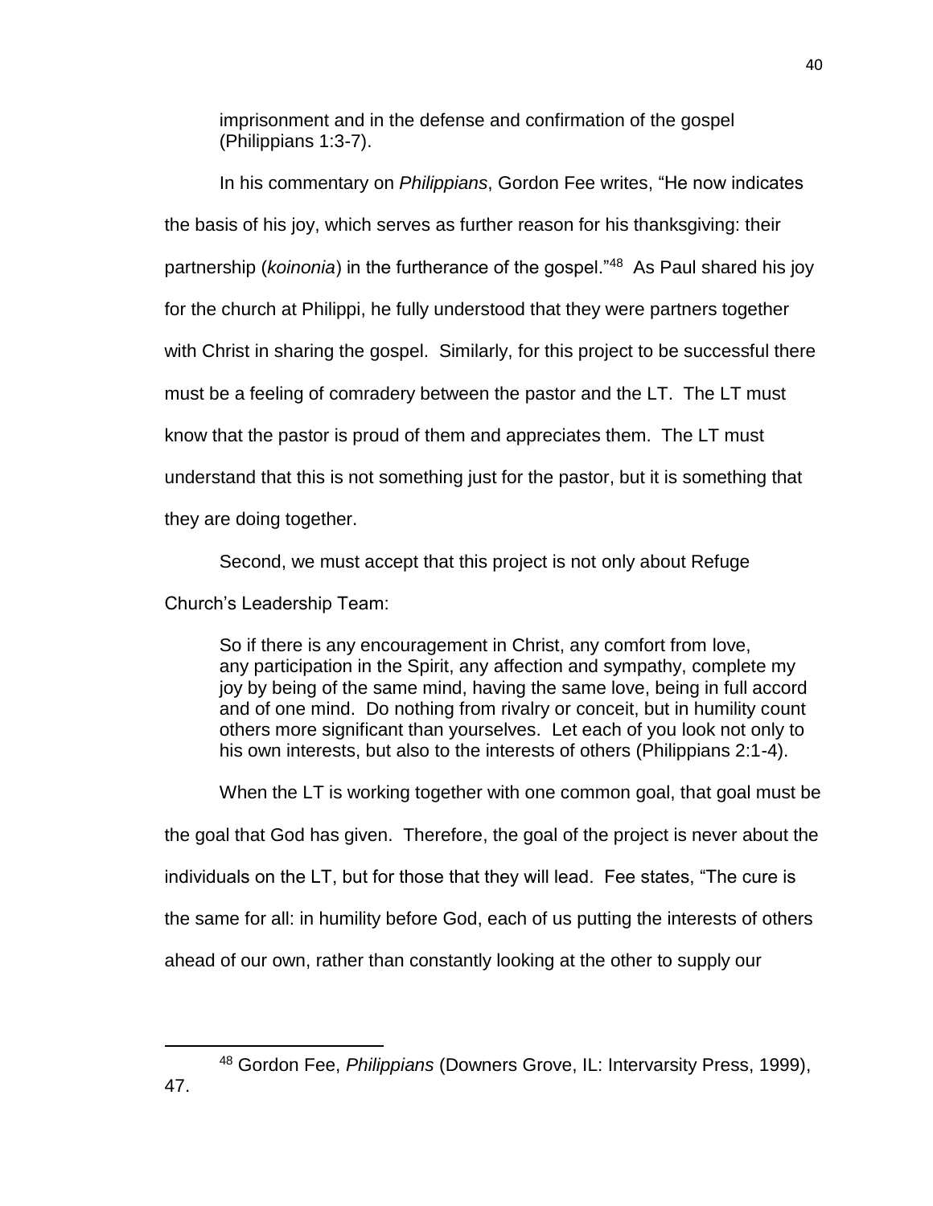> imprisonment and in the defense and confirmation of the gospel (Philippians 1:3-7).

In his commentary on *Philippians*, Gordon Fee writes, "He now indicates the basis of his joy, which serves as further reason for his thanksgiving: their partnership (*koinonia*) in the furtherance of the gospel."[48] As Paul shared his joy for the church at Philippi, he fully understood that they were partners together with Christ in sharing the gospel. Similarly, for this project to be successful there must be a feeling of comradery between the pastor and the LT. The LT must know that the pastor is proud of them and appreciates them. The LT must understand that this is not something just for the pastor, but it is something that they are doing together.

Second, we must accept that this project is not only about Refuge Church's Leadership Team:

> So if there is any encouragement in Christ, any comfort from love, any participation in the Spirit, any affection and sympathy, complete my joy by being of the same mind, having the same love, being in full accord and of one mind. Do nothing from rivalry or conceit, but in humility count others more significant than yourselves. Let each of you look not only to his own interests, but also to the interests of others (Philippians 2:1-4).

When the LT is working together with one common goal, that goal must be the goal that God has given. Therefore, the goal of the project is never about the individuals on the LT, but for those that they will lead. Fee states, "The cure is the same for all: in humility before God, each of us putting the interests of others ahead of our own, rather than constantly looking at the other to supply our

---

[48] Gordon Fee, *Philippians* (Downers Grove, IL: Intervarsity Press, 1999), 47.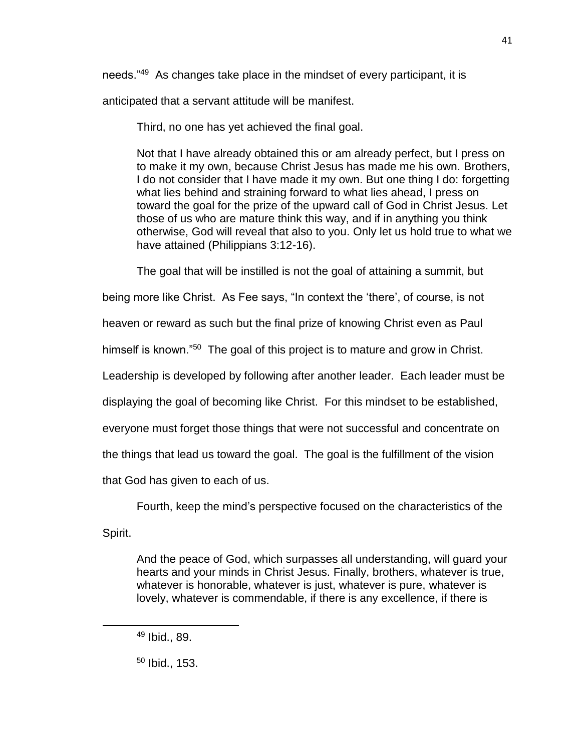needs."[49] As changes take place in the mindset of every participant, it is anticipated that a servant attitude will be manifest.

Third, no one has yet achieved the final goal.

> Not that I have already obtained this or am already perfect, but I press on to make it my own, because Christ Jesus has made me his own. Brothers, I do not consider that I have made it my own. But one thing I do: forgetting what lies behind and straining forward to what lies ahead, I press on toward the goal for the prize of the upward call of God in Christ Jesus. Let those of us who are mature think this way, and if in anything you think otherwise, God will reveal that also to you. Only let us hold true to what we have attained (Philippians 3:12-16).

The goal that will be instilled is not the goal of attaining a summit, but being more like Christ. As Fee says, "In context the 'there', of course, is not heaven or reward as such but the final prize of knowing Christ even as Paul himself is known."[50] The goal of this project is to mature and grow in Christ. Leadership is developed by following after another leader. Each leader must be displaying the goal of becoming like Christ. For this mindset to be established, everyone must forget those things that were not successful and concentrate on the things that lead us toward the goal. The goal is the fulfillment of the vision that God has given to each of us.

Fourth, keep the mind's perspective focused on the characteristics of the Spirit.

> And the peace of God, which surpasses all understanding, will guard your hearts and your minds in Christ Jesus. Finally, brothers, whatever is true, whatever is honorable, whatever is just, whatever is pure, whatever is lovely, whatever is commendable, if there is any excellence, if there is

---

[49] Ibid., 89.

[50] Ibid., 153.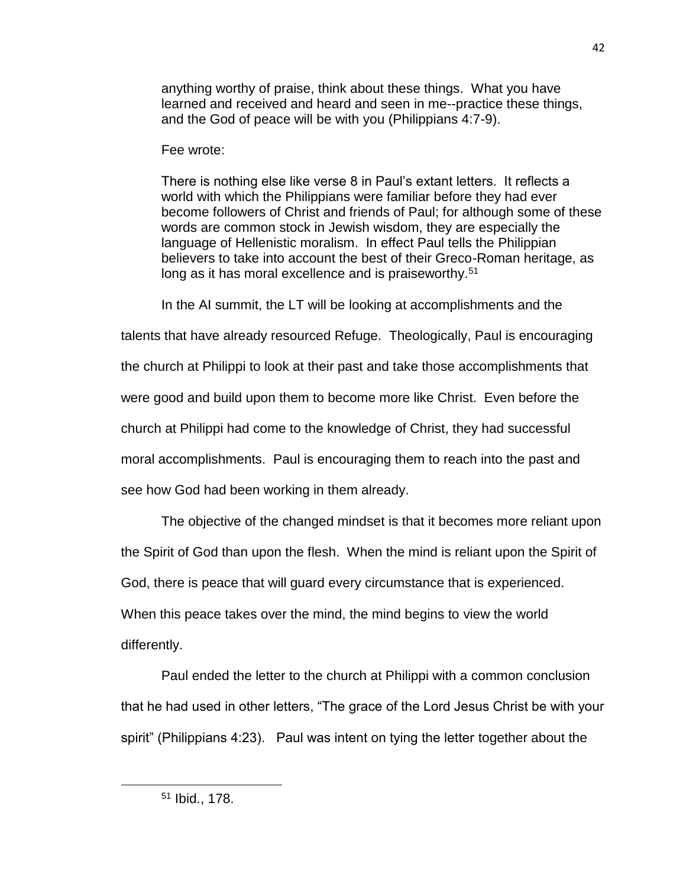> anything worthy of praise, think about these things. What you have learned and received and heard and seen in me--practice these things, and the God of peace will be with you (Philippians 4:7-9).

Fee wrote:

> There is nothing else like verse 8 in Paul's extant letters. It reflects a world with which the Philippians were familiar before they had ever become followers of Christ and friends of Paul; for although some of these words are common stock in Jewish wisdom, they are especially the language of Hellenistic moralism. In effect Paul tells the Philippian believers to take into account the best of their Greco-Roman heritage, as long as it has moral excellence and is praiseworthy.[51]

In the AI summit, the LT will be looking at accomplishments and the talents that have already resourced Refuge. Theologically, Paul is encouraging the church at Philippi to look at their past and take those accomplishments that were good and build upon them to become more like Christ. Even before the church at Philippi had come to the knowledge of Christ, they had successful moral accomplishments. Paul is encouraging them to reach into the past and see how God had been working in them already.

The objective of the changed mindset is that it becomes more reliant upon the Spirit of God than upon the flesh. When the mind is reliant upon the Spirit of God, there is peace that will guard every circumstance that is experienced. When this peace takes over the mind, the mind begins to view the world differently.

Paul ended the letter to the church at Philippi with a common conclusion that he had used in other letters, "The grace of the Lord Jesus Christ be with your spirit" (Philippians 4:23). Paul was intent on tying the letter together about the

---

[51] Ibid., 178.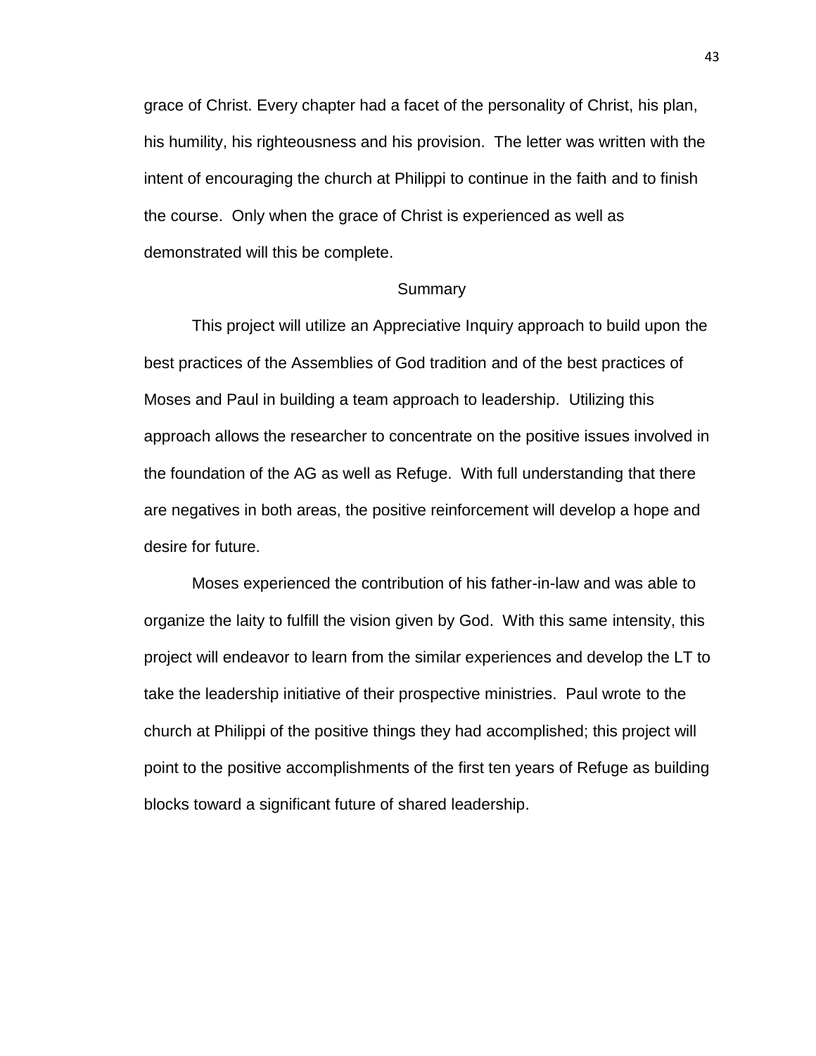grace of Christ. Every chapter had a facet of the personality of Christ, his plan, his humility, his righteousness and his provision. The letter was written with the intent of encouraging the church at Philippi to continue in the faith and to finish the course. Only when the grace of Christ is experienced as well as demonstrated will this be complete.

## Summary

This project will utilize an Appreciative Inquiry approach to build upon the best practices of the Assemblies of God tradition and of the best practices of Moses and Paul in building a team approach to leadership. Utilizing this approach allows the researcher to concentrate on the positive issues involved in the foundation of the AG as well as Refuge. With full understanding that there are negatives in both areas, the positive reinforcement will develop a hope and desire for future.

Moses experienced the contribution of his father-in-law and was able to organize the laity to fulfill the vision given by God. With this same intensity, this project will endeavor to learn from the similar experiences and develop the LT to take the leadership initiative of their prospective ministries. Paul wrote to the church at Philippi of the positive things they had accomplished; this project will point to the positive accomplishments of the first ten years of Refuge as building blocks toward a significant future of shared leadership.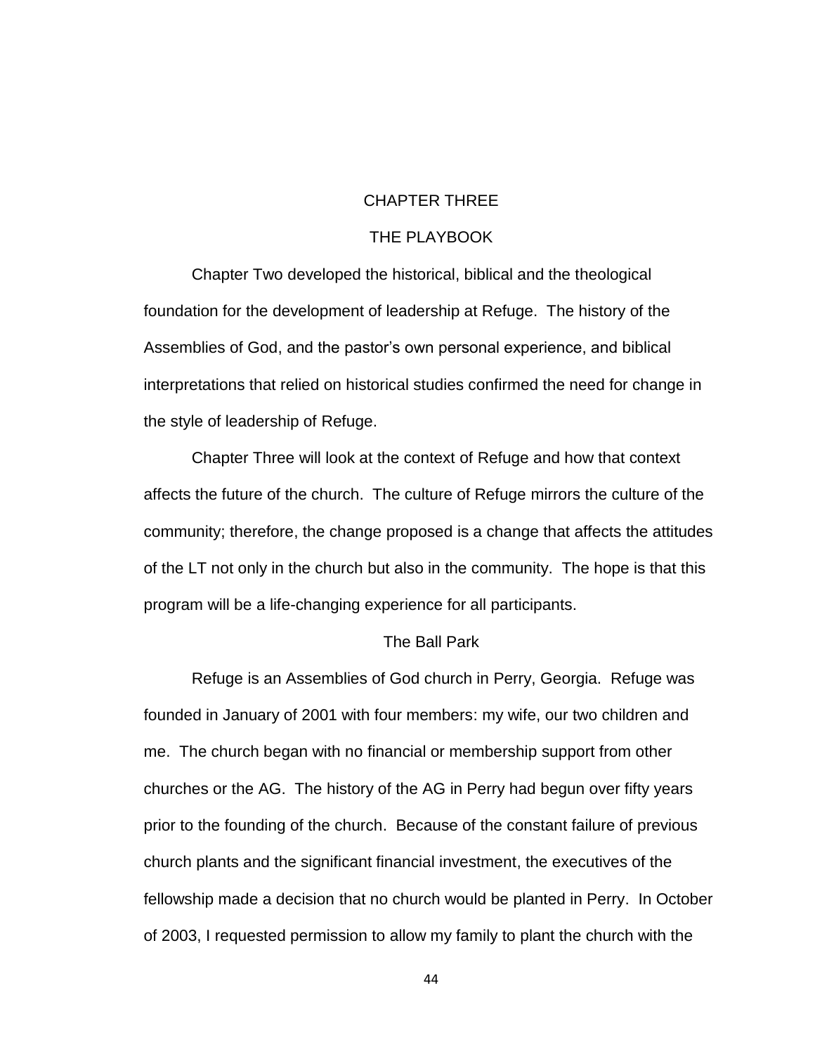# CHAPTER THREE

## THE PLAYBOOK

Chapter Two developed the historical, biblical and the theological foundation for the development of leadership at Refuge. The history of the Assemblies of God, and the pastor's own personal experience, and biblical interpretations that relied on historical studies confirmed the need for change in the style of leadership of Refuge.

Chapter Three will look at the context of Refuge and how that context affects the future of the church. The culture of Refuge mirrors the culture of the community; therefore, the change proposed is a change that affects the attitudes of the LT not only in the church but also in the community. The hope is that this program will be a life-changing experience for all participants.

### The Ball Park

Refuge is an Assemblies of God church in Perry, Georgia. Refuge was founded in January of 2001 with four members: my wife, our two children and me. The church began with no financial or membership support from other churches or the AG. The history of the AG in Perry had begun over fifty years prior to the founding of the church. Because of the constant failure of previous church plants and the significant financial investment, the executives of the fellowship made a decision that no church would be planted in Perry. In October of 2003, I requested permission to allow my family to plant the church with the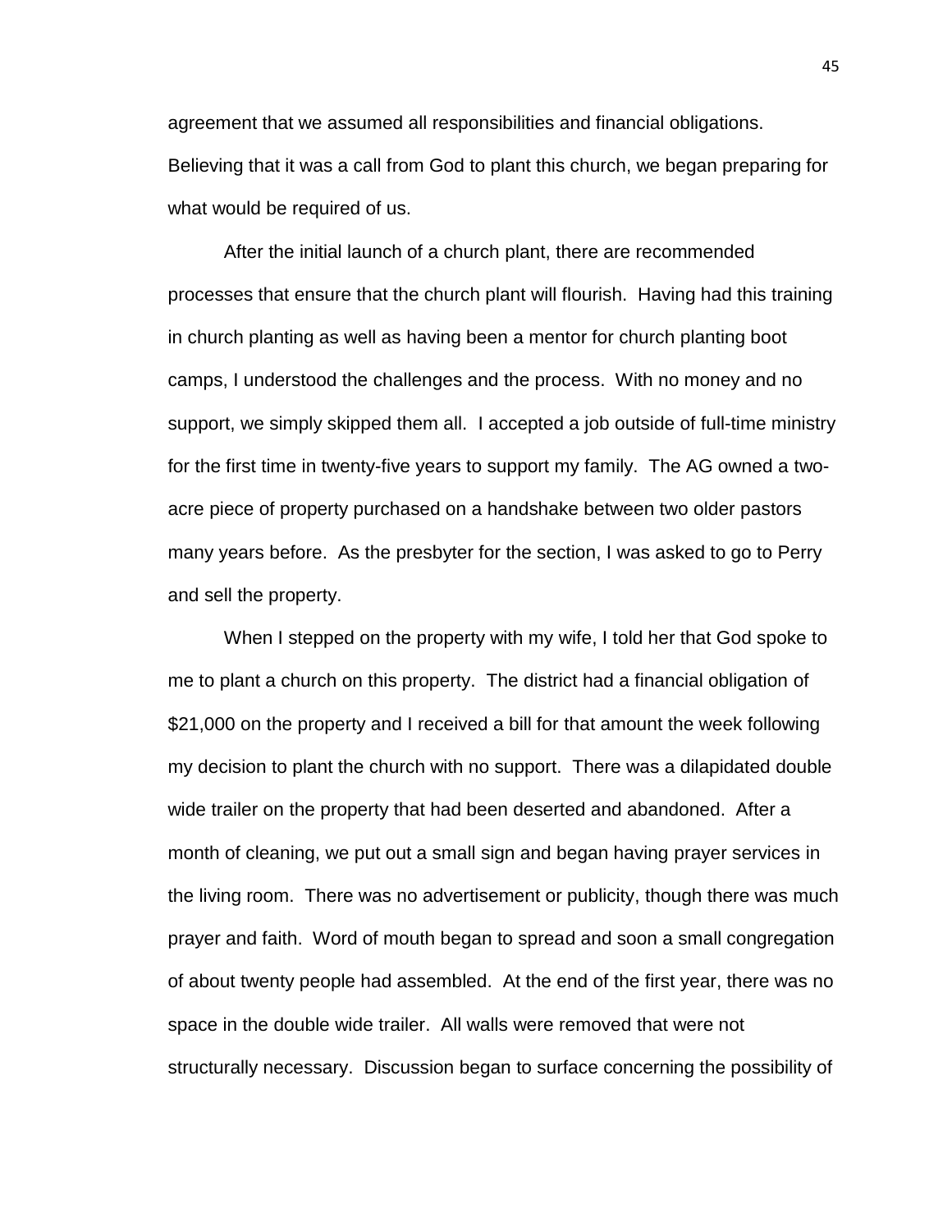agreement that we assumed all responsibilities and financial obligations. Believing that it was a call from God to plant this church, we began preparing for what would be required of us.

After the initial launch of a church plant, there are recommended processes that ensure that the church plant will flourish. Having had this training in church planting as well as having been a mentor for church planting boot camps, I understood the challenges and the process. With no money and no support, we simply skipped them all. I accepted a job outside of full-time ministry for the first time in twenty-five years to support my family. The AG owned a two-acre piece of property purchased on a handshake between two older pastors many years before. As the presbyter for the section, I was asked to go to Perry and sell the property.

When I stepped on the property with my wife, I told her that God spoke to me to plant a church on this property. The district had a financial obligation of $21,000 on the property and I received a bill for that amount the week following my decision to plant the church with no support. There was a dilapidated double wide trailer on the property that had been deserted and abandoned. After a month of cleaning, we put out a small sign and began having prayer services in the living room. There was no advertisement or publicity, though there was much prayer and faith. Word of mouth began to spread and soon a small congregation of about twenty people had assembled. At the end of the first year, there was no space in the double wide trailer. All walls were removed that were not structurally necessary. Discussion began to surface concerning the possibility of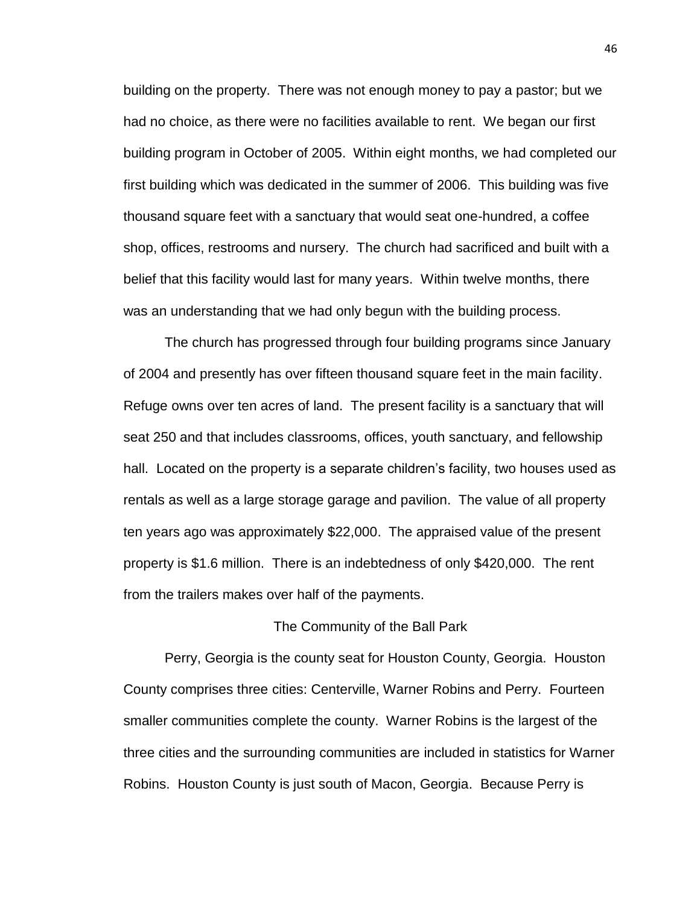building on the property. There was not enough money to pay a pastor; but we had no choice, as there were no facilities available to rent. We began our first building program in October of 2005. Within eight months, we had completed our first building which was dedicated in the summer of 2006. This building was five thousand square feet with a sanctuary that would seat one-hundred, a coffee shop, offices, restrooms and nursery. The church had sacrificed and built with a belief that this facility would last for many years. Within twelve months, there was an understanding that we had only begun with the building process.

The church has progressed through four building programs since January of 2004 and presently has over fifteen thousand square feet in the main facility. Refuge owns over ten acres of land. The present facility is a sanctuary that will seat 250 and that includes classrooms, offices, youth sanctuary, and fellowship hall. Located on the property is a separate children's facility, two houses used as rentals as well as a large storage garage and pavilion. The value of all property ten years ago was approximately $22,000. The appraised value of the present property is $1.6 million. There is an indebtedness of only $420,000. The rent from the trailers makes over half of the payments.

## The Community of the Ball Park

Perry, Georgia is the county seat for Houston County, Georgia. Houston County comprises three cities: Centerville, Warner Robins and Perry. Fourteen smaller communities complete the county. Warner Robins is the largest of the three cities and the surrounding communities are included in statistics for Warner Robins. Houston County is just south of Macon, Georgia. Because Perry is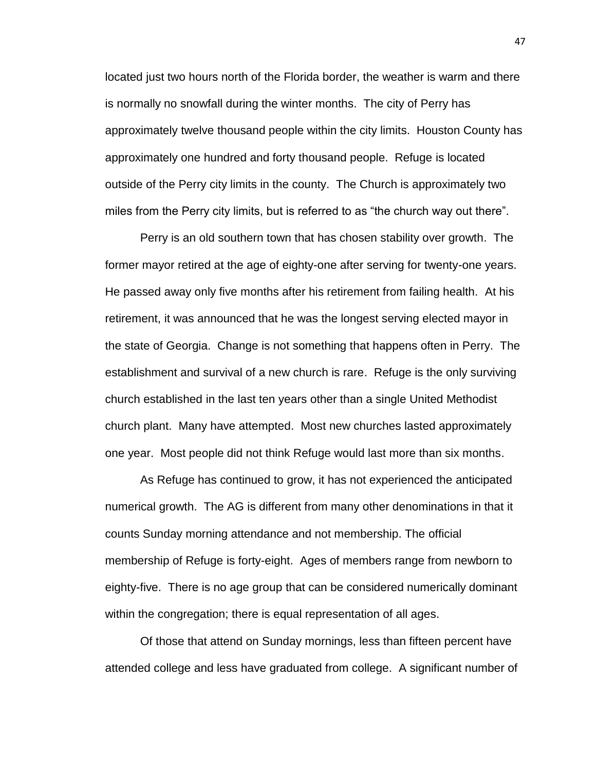located just two hours north of the Florida border, the weather is warm and there is normally no snowfall during the winter months. The city of Perry has approximately twelve thousand people within the city limits. Houston County has approximately one hundred and forty thousand people. Refuge is located outside of the Perry city limits in the county. The Church is approximately two miles from the Perry city limits, but is referred to as "the church way out there".

Perry is an old southern town that has chosen stability over growth. The former mayor retired at the age of eighty-one after serving for twenty-one years. He passed away only five months after his retirement from failing health. At his retirement, it was announced that he was the longest serving elected mayor in the state of Georgia. Change is not something that happens often in Perry. The establishment and survival of a new church is rare. Refuge is the only surviving church established in the last ten years other than a single United Methodist church plant. Many have attempted. Most new churches lasted approximately one year. Most people did not think Refuge would last more than six months.

As Refuge has continued to grow, it has not experienced the anticipated numerical growth. The AG is different from many other denominations in that it counts Sunday morning attendance and not membership. The official membership of Refuge is forty-eight. Ages of members range from newborn to eighty-five. There is no age group that can be considered numerically dominant within the congregation; there is equal representation of all ages.

Of those that attend on Sunday mornings, less than fifteen percent have attended college and less have graduated from college. A significant number of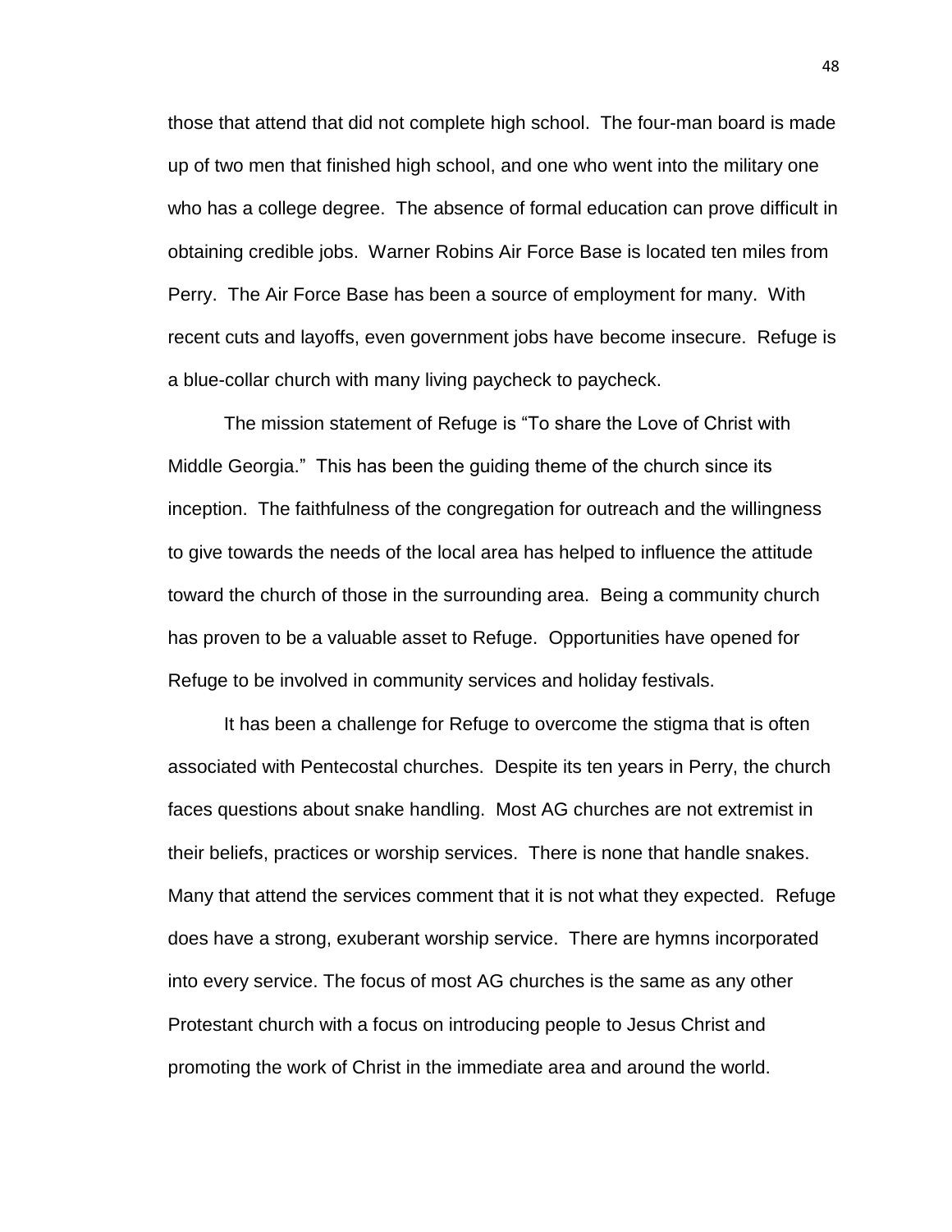those that attend that did not complete high school. The four-man board is made up of two men that finished high school, and one who went into the military one who has a college degree. The absence of formal education can prove difficult in obtaining credible jobs. Warner Robins Air Force Base is located ten miles from Perry. The Air Force Base has been a source of employment for many. With recent cuts and layoffs, even government jobs have become insecure. Refuge is a blue-collar church with many living paycheck to paycheck.

The mission statement of Refuge is "To share the Love of Christ with Middle Georgia." This has been the guiding theme of the church since its inception. The faithfulness of the congregation for outreach and the willingness to give towards the needs of the local area has helped to influence the attitude toward the church of those in the surrounding area. Being a community church has proven to be a valuable asset to Refuge. Opportunities have opened for Refuge to be involved in community services and holiday festivals.

It has been a challenge for Refuge to overcome the stigma that is often associated with Pentecostal churches. Despite its ten years in Perry, the church faces questions about snake handling. Most AG churches are not extremist in their beliefs, practices or worship services. There is none that handle snakes. Many that attend the services comment that it is not what they expected. Refuge does have a strong, exuberant worship service. There are hymns incorporated into every service. The focus of most AG churches is the same as any other Protestant church with a focus on introducing people to Jesus Christ and promoting the work of Christ in the immediate area and around the world.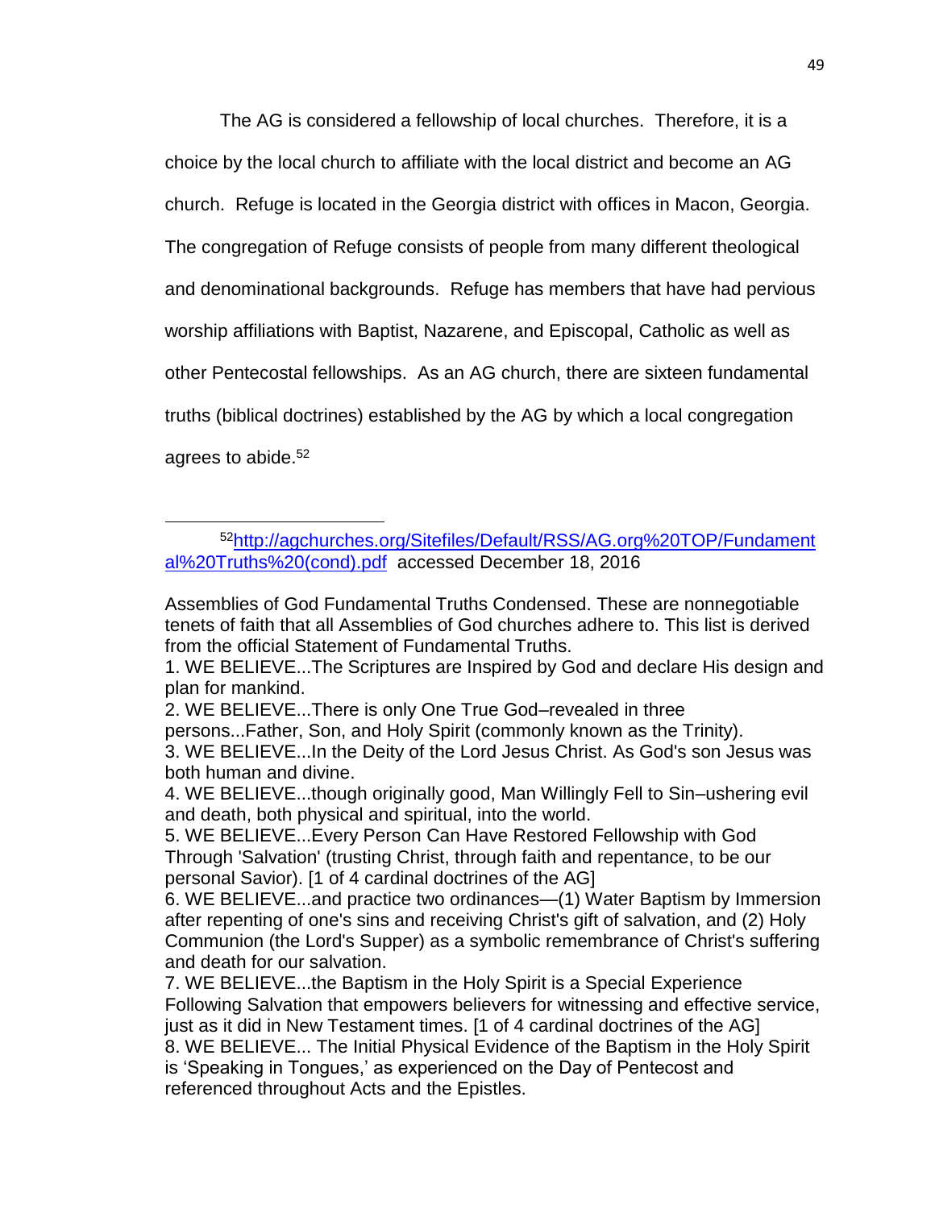The AG is considered a fellowship of local churches. Therefore, it is a choice by the local church to affiliate with the local district and become an AG church. Refuge is located in the Georgia district with offices in Macon, Georgia. The congregation of Refuge consists of people from many different theological and denominational backgrounds. Refuge has members that have had pervious worship affiliations with Baptist, Nazarene, and Episcopal, Catholic as well as other Pentecostal fellowships. As an AG church, there are sixteen fundamental truths (biblical doctrines) established by the AG by which a local congregation agrees to abide.[52]

---

[52] http://agchurches.org/Sitefiles/Default/RSS/AG.org%20TOP/Fundamental%20Truths%20(cond).pdf accessed December 18, 2016

Assemblies of God Fundamental Truths Condensed. These are nonnegotiable tenets of faith that all Assemblies of God churches adhere to. This list is derived from the official Statement of Fundamental Truths.

1. WE BELIEVE...The Scriptures are Inspired by God and declare His design and plan for mankind.
2. WE BELIEVE...There is only One True God–revealed in three persons...Father, Son, and Holy Spirit (commonly known as the Trinity).
3. WE BELIEVE...In the Deity of the Lord Jesus Christ. As God's son Jesus was both human and divine.
4. WE BELIEVE...though originally good, Man Willingly Fell to Sin–ushering evil and death, both physical and spiritual, into the world.
5. WE BELIEVE...Every Person Can Have Restored Fellowship with God Through 'Salvation' (trusting Christ, through faith and repentance, to be our personal Savior). [1 of 4 cardinal doctrines of the AG]
6. WE BELIEVE...and practice two ordinances—(1) Water Baptism by Immersion after repenting of one's sins and receiving Christ's gift of salvation, and (2) Holy Communion (the Lord's Supper) as a symbolic remembrance of Christ's suffering and death for our salvation.
7. WE BELIEVE...the Baptism in the Holy Spirit is a Special Experience Following Salvation that empowers believers for witnessing and effective service, just as it did in New Testament times. [1 of 4 cardinal doctrines of the AG]
8. WE BELIEVE... The Initial Physical Evidence of the Baptism in the Holy Spirit is 'Speaking in Tongues,' as experienced on the Day of Pentecost and referenced throughout Acts and the Epistles.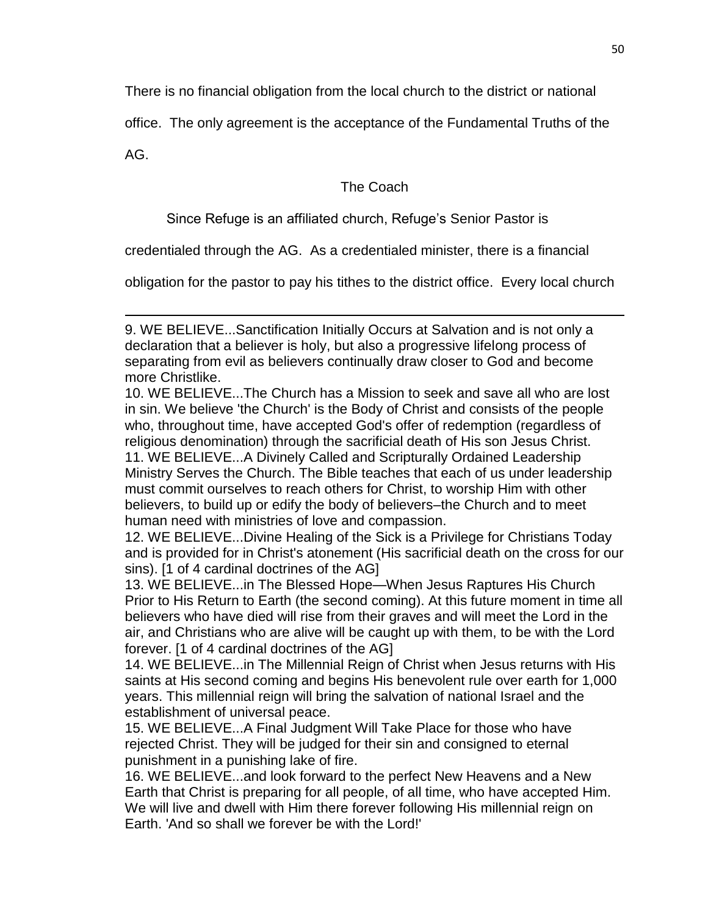There is no financial obligation from the local church to the district or national office. The only agreement is the acceptance of the Fundamental Truths of the AG.

### The Coach

Since Refuge is an affiliated church, Refuge's Senior Pastor is credentialed through the AG. As a credentialed minister, there is a financial obligation for the pastor to pay his tithes to the district office. Every local church

---

9. WE BELIEVE...Sanctification Initially Occurs at Salvation and is not only a declaration that a believer is holy, but also a progressive lifelong process of separating from evil as believers continually draw closer to God and become more Christlike.
10. WE BELIEVE...The Church has a Mission to seek and save all who are lost in sin. We believe 'the Church' is the Body of Christ and consists of the people who, throughout time, have accepted God's offer of redemption (regardless of religious denomination) through the sacrificial death of His son Jesus Christ.
11. WE BELIEVE...A Divinely Called and Scripturally Ordained Leadership Ministry Serves the Church. The Bible teaches that each of us under leadership must commit ourselves to reach others for Christ, to worship Him with other believers, to build up or edify the body of believers–the Church and to meet human need with ministries of love and compassion.
12. WE BELIEVE...Divine Healing of the Sick is a Privilege for Christians Today and is provided for in Christ's atonement (His sacrificial death on the cross for our sins). [1 of 4 cardinal doctrines of the AG]
13. WE BELIEVE...in The Blessed Hope—When Jesus Raptures His Church Prior to His Return to Earth (the second coming). At this future moment in time all believers who have died will rise from their graves and will meet the Lord in the air, and Christians who are alive will be caught up with them, to be with the Lord forever. [1 of 4 cardinal doctrines of the AG]
14. WE BELIEVE...in The Millennial Reign of Christ when Jesus returns with His saints at His second coming and begins His benevolent rule over earth for 1,000 years. This millennial reign will bring the salvation of national Israel and the establishment of universal peace.
15. WE BELIEVE...A Final Judgment Will Take Place for those who have rejected Christ. They will be judged for their sin and consigned to eternal punishment in a punishing lake of fire.
16. WE BELIEVE...and look forward to the perfect New Heavens and a New Earth that Christ is preparing for all people, of all time, who have accepted Him. We will live and dwell with Him there forever following His millennial reign on Earth. 'And so shall we forever be with the Lord!'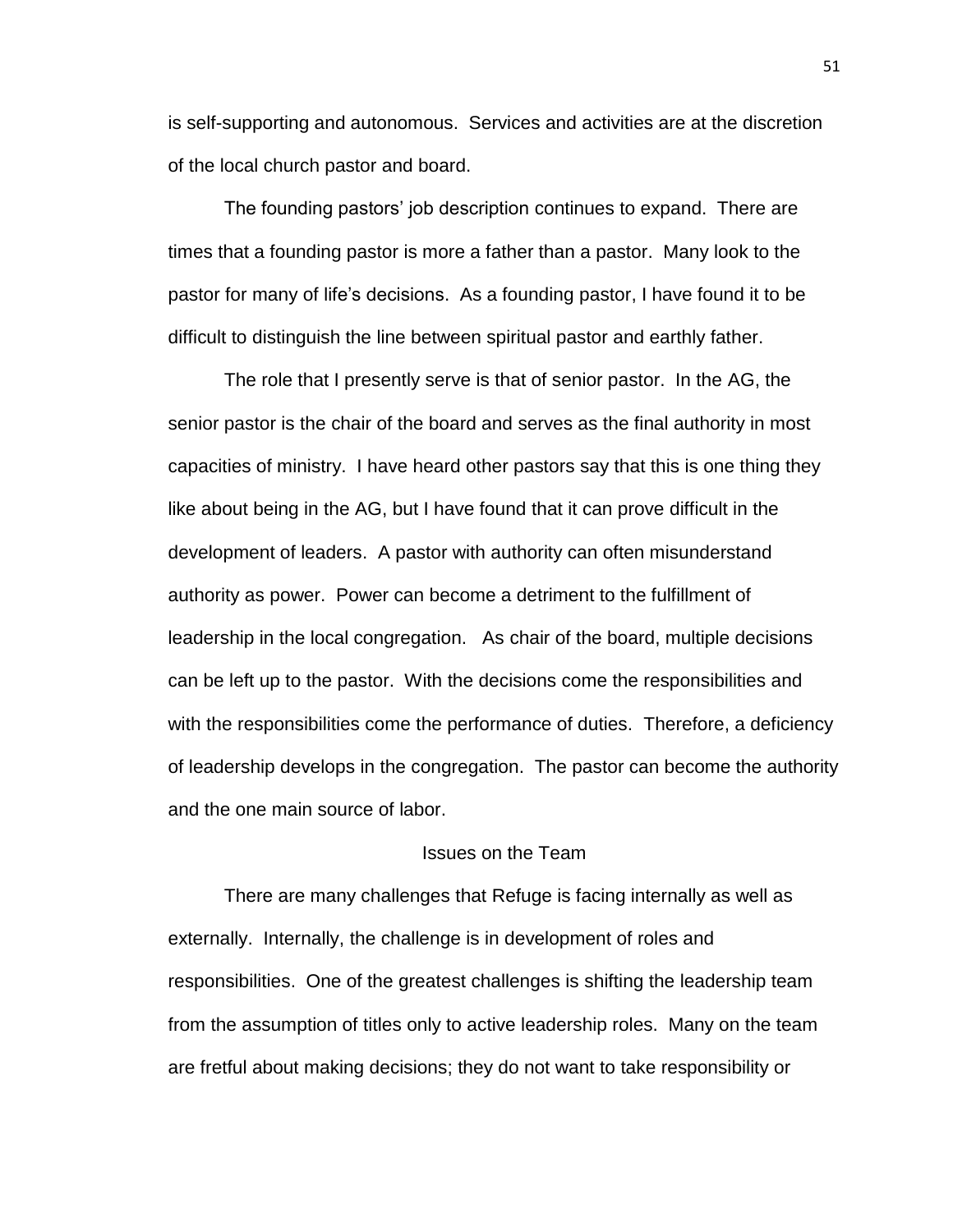is self-supporting and autonomous. Services and activities are at the discretion of the local church pastor and board.

The founding pastors' job description continues to expand. There are times that a founding pastor is more a father than a pastor. Many look to the pastor for many of life's decisions. As a founding pastor, I have found it to be difficult to distinguish the line between spiritual pastor and earthly father.

The role that I presently serve is that of senior pastor. In the AG, the senior pastor is the chair of the board and serves as the final authority in most capacities of ministry. I have heard other pastors say that this is one thing they like about being in the AG, but I have found that it can prove difficult in the development of leaders. A pastor with authority can often misunderstand authority as power. Power can become a detriment to the fulfillment of leadership in the local congregation. As chair of the board, multiple decisions can be left up to the pastor. With the decisions come the responsibilities and with the responsibilities come the performance of duties. Therefore, a deficiency of leadership develops in the congregation. The pastor can become the authority and the one main source of labor.

## Issues on the Team

There are many challenges that Refuge is facing internally as well as externally. Internally, the challenge is in development of roles and responsibilities. One of the greatest challenges is shifting the leadership team from the assumption of titles only to active leadership roles. Many on the team are fretful about making decisions; they do not want to take responsibility or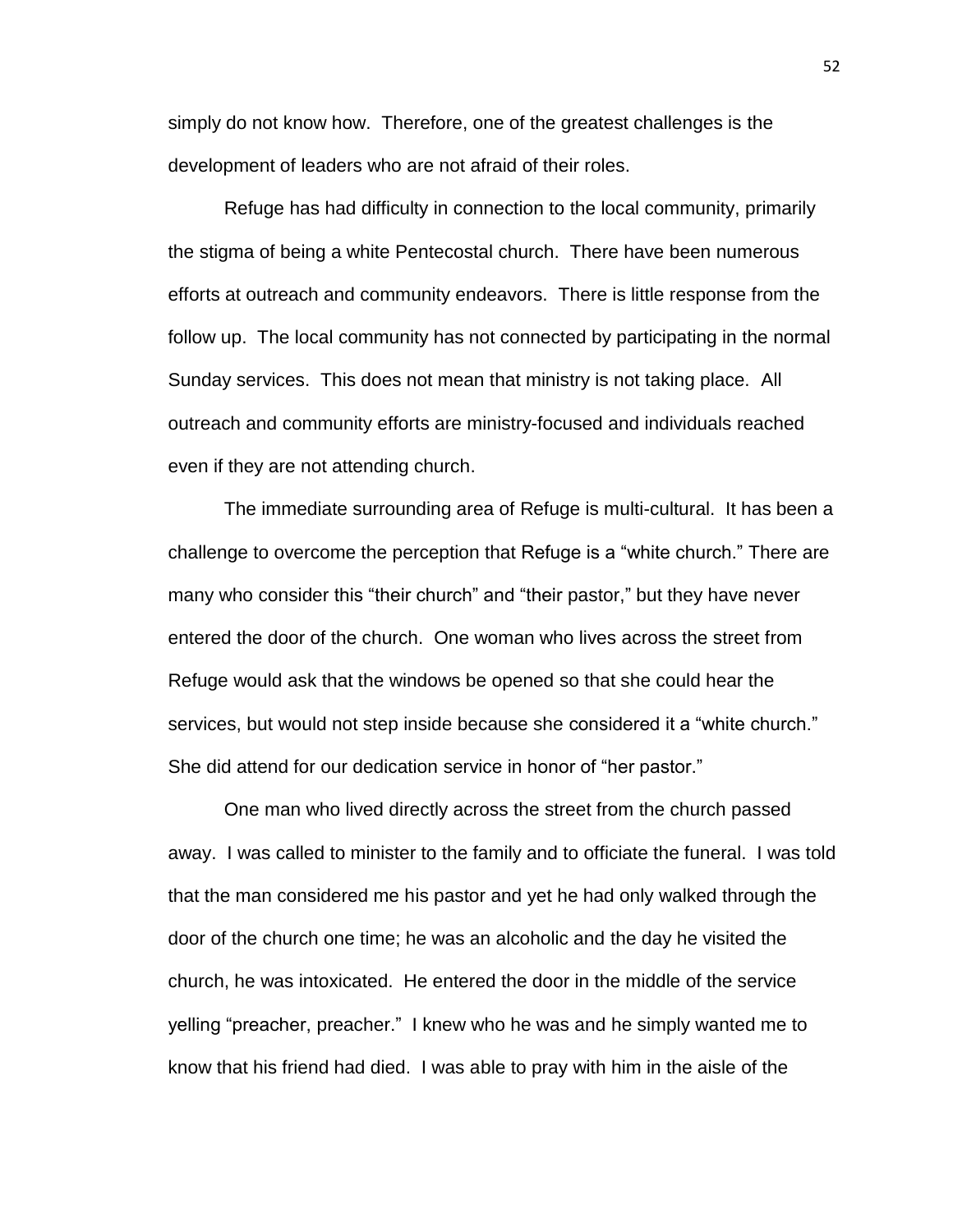simply do not know how. Therefore, one of the greatest challenges is the development of leaders who are not afraid of their roles.

Refuge has had difficulty in connection to the local community, primarily the stigma of being a white Pentecostal church. There have been numerous efforts at outreach and community endeavors. There is little response from the follow up. The local community has not connected by participating in the normal Sunday services. This does not mean that ministry is not taking place. All outreach and community efforts are ministry-focused and individuals reached even if they are not attending church.

The immediate surrounding area of Refuge is multi-cultural. It has been a challenge to overcome the perception that Refuge is a "white church." There are many who consider this "their church" and "their pastor," but they have never entered the door of the church. One woman who lives across the street from Refuge would ask that the windows be opened so that she could hear the services, but would not step inside because she considered it a "white church." She did attend for our dedication service in honor of "her pastor."

One man who lived directly across the street from the church passed away. I was called to minister to the family and to officiate the funeral. I was told that the man considered me his pastor and yet he had only walked through the door of the church one time; he was an alcoholic and the day he visited the church, he was intoxicated. He entered the door in the middle of the service yelling "preacher, preacher." I knew who he was and he simply wanted me to know that his friend had died. I was able to pray with him in the aisle of the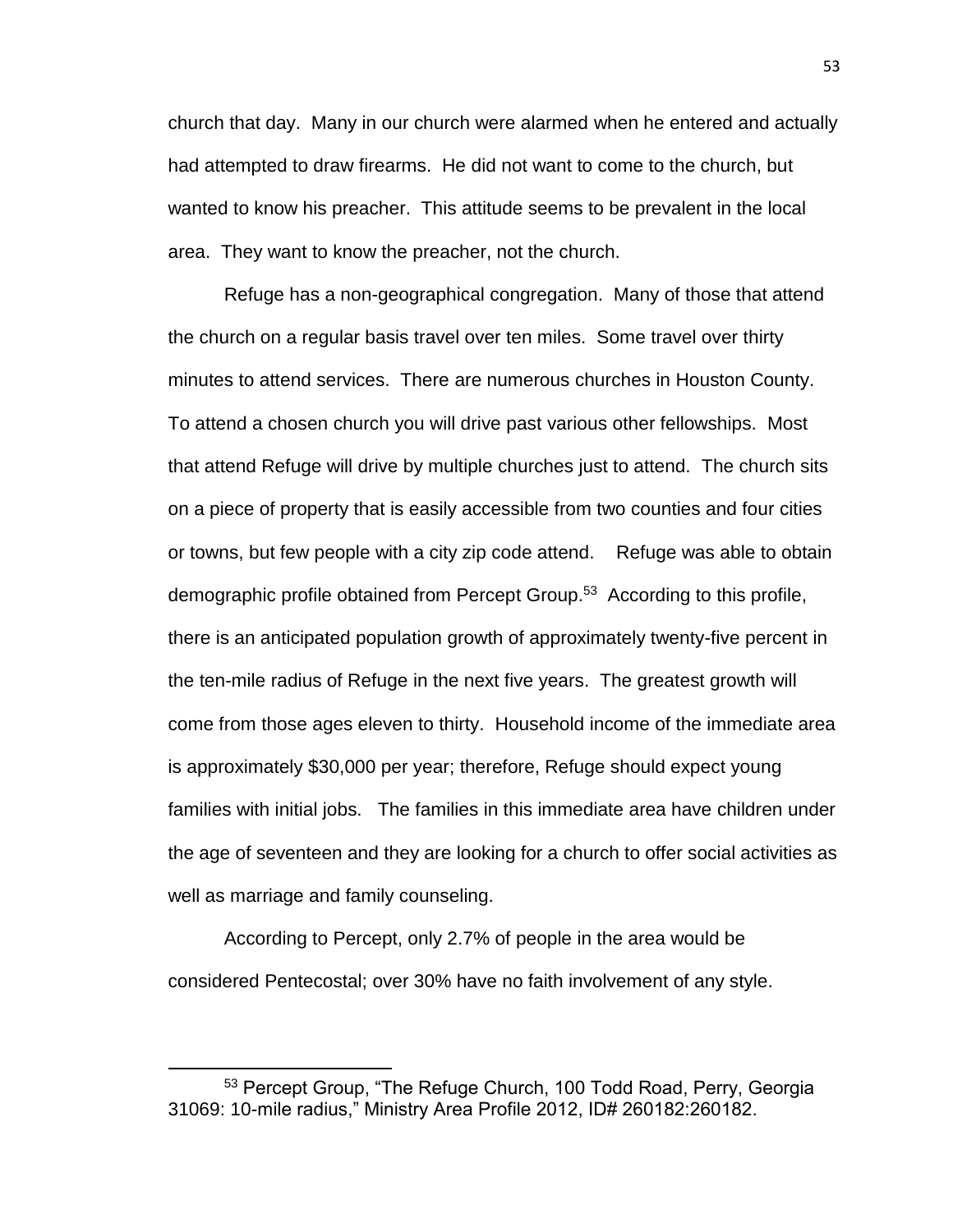church that day. Many in our church were alarmed when he entered and actually had attempted to draw firearms. He did not want to come to the church, but wanted to know his preacher. This attitude seems to be prevalent in the local area. They want to know the preacher, not the church.

Refuge has a non-geographical congregation. Many of those that attend the church on a regular basis travel over ten miles. Some travel over thirty minutes to attend services. There are numerous churches in Houston County. To attend a chosen church you will drive past various other fellowships. Most that attend Refuge will drive by multiple churches just to attend. The church sits on a piece of property that is easily accessible from two counties and four cities or towns, but few people with a city zip code attend. Refuge was able to obtain demographic profile obtained from Percept Group.[53] According to this profile, there is an anticipated population growth of approximately twenty-five percent in the ten-mile radius of Refuge in the next five years. The greatest growth will come from those ages eleven to thirty. Household income of the immediate area is approximately $30,000 per year; therefore, Refuge should expect young families with initial jobs. The families in this immediate area have children under the age of seventeen and they are looking for a church to offer social activities as well as marriage and family counseling.

According to Percept, only 2.7% of people in the area would be considered Pentecostal; over 30% have no faith involvement of any style.

---

[53] Percept Group, "The Refuge Church, 100 Todd Road, Perry, Georgia 31069: 10-mile radius," Ministry Area Profile 2012, ID# 260182:260182.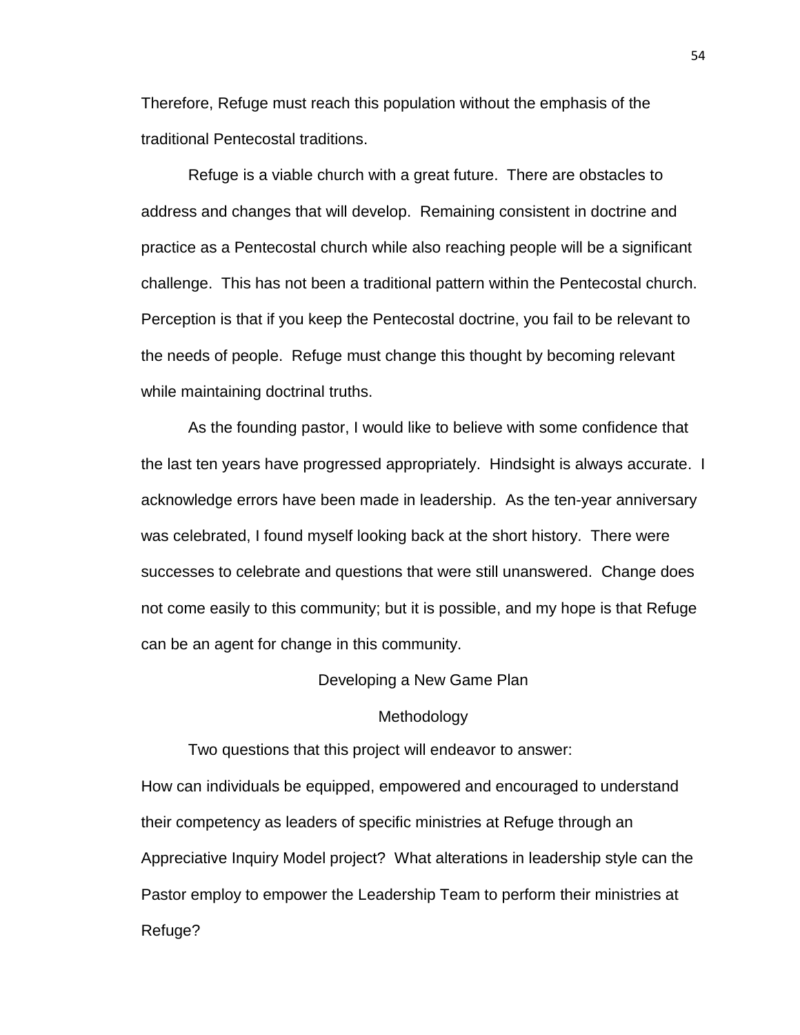Therefore, Refuge must reach this population without the emphasis of the traditional Pentecostal traditions.

Refuge is a viable church with a great future. There are obstacles to address and changes that will develop. Remaining consistent in doctrine and practice as a Pentecostal church while also reaching people will be a significant challenge. This has not been a traditional pattern within the Pentecostal church. Perception is that if you keep the Pentecostal doctrine, you fail to be relevant to the needs of people. Refuge must change this thought by becoming relevant while maintaining doctrinal truths.

As the founding pastor, I would like to believe with some confidence that the last ten years have progressed appropriately. Hindsight is always accurate. I acknowledge errors have been made in leadership. As the ten-year anniversary was celebrated, I found myself looking back at the short history. There were successes to celebrate and questions that were still unanswered. Change does not come easily to this community; but it is possible, and my hope is that Refuge can be an agent for change in this community.

## Developing a New Game Plan

### Methodology

Two questions that this project will endeavor to answer:

How can individuals be equipped, empowered and encouraged to understand their competency as leaders of specific ministries at Refuge through an Appreciative Inquiry Model project? What alterations in leadership style can the Pastor employ to empower the Leadership Team to perform their ministries at Refuge?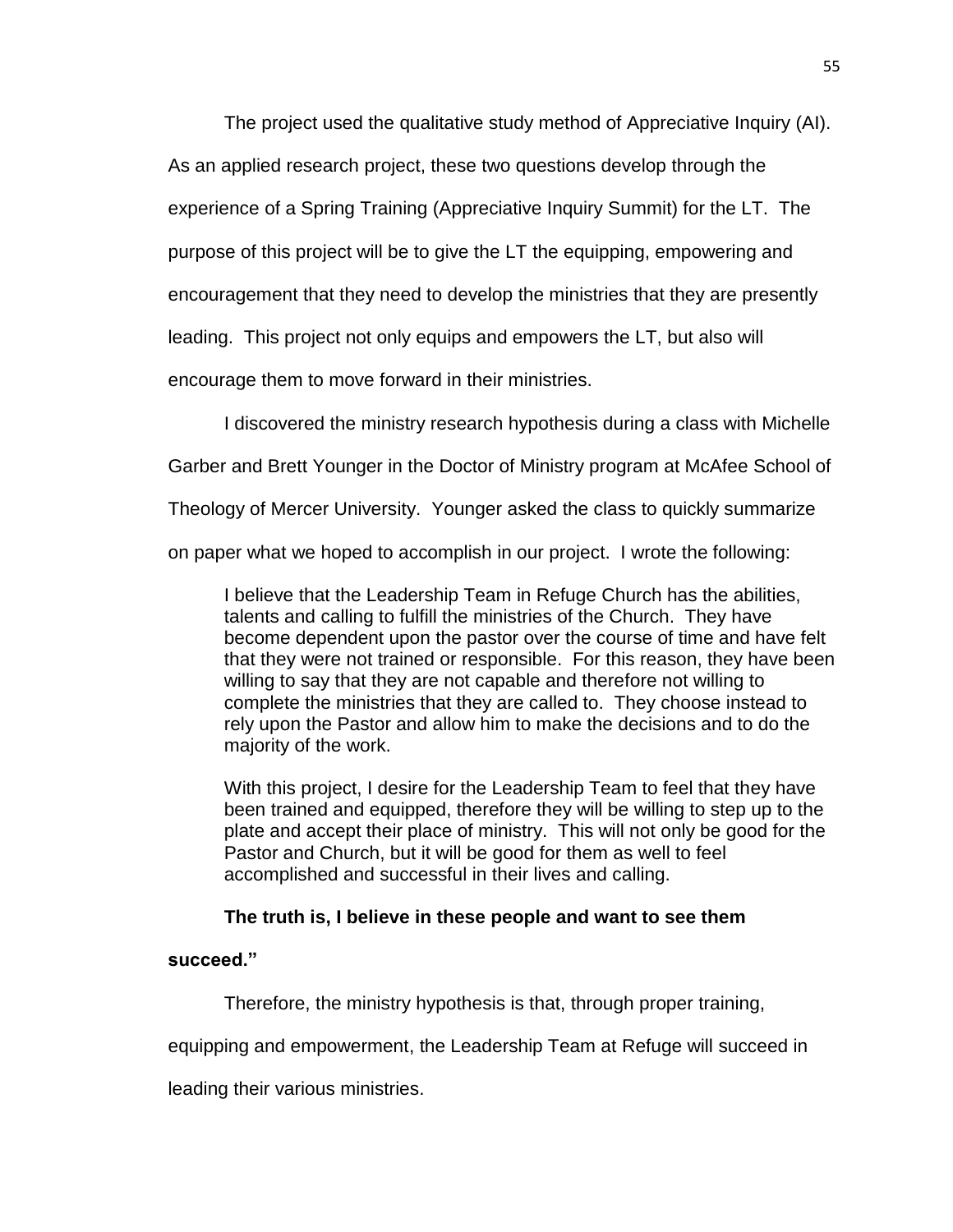The project used the qualitative study method of Appreciative Inquiry (AI). As an applied research project, these two questions develop through the experience of a Spring Training (Appreciative Inquiry Summit) for the LT. The purpose of this project will be to give the LT the equipping, empowering and encouragement that they need to develop the ministries that they are presently leading. This project not only equips and empowers the LT, but also will encourage them to move forward in their ministries.

I discovered the ministry research hypothesis during a class with Michelle Garber and Brett Younger in the Doctor of Ministry program at McAfee School of Theology of Mercer University. Younger asked the class to quickly summarize on paper what we hoped to accomplish in our project. I wrote the following:

> I believe that the Leadership Team in Refuge Church has the abilities, talents and calling to fulfill the ministries of the Church. They have become dependent upon the pastor over the course of time and have felt that they were not trained or responsible. For this reason, they have been willing to say that they are not capable and therefore not willing to complete the ministries that they are called to. They choose instead to rely upon the Pastor and allow him to make the decisions and to do the majority of the work.
>
> With this project, I desire for the Leadership Team to feel that they have been trained and equipped, therefore they will be willing to step up to the plate and accept their place of ministry. This will not only be good for the Pastor and Church, but it will be good for them as well to feel accomplished and successful in their lives and calling.

**The truth is, I believe in these people and want to see them succeed."**

Therefore, the ministry hypothesis is that, through proper training, equipping and empowerment, the Leadership Team at Refuge will succeed in leading their various ministries.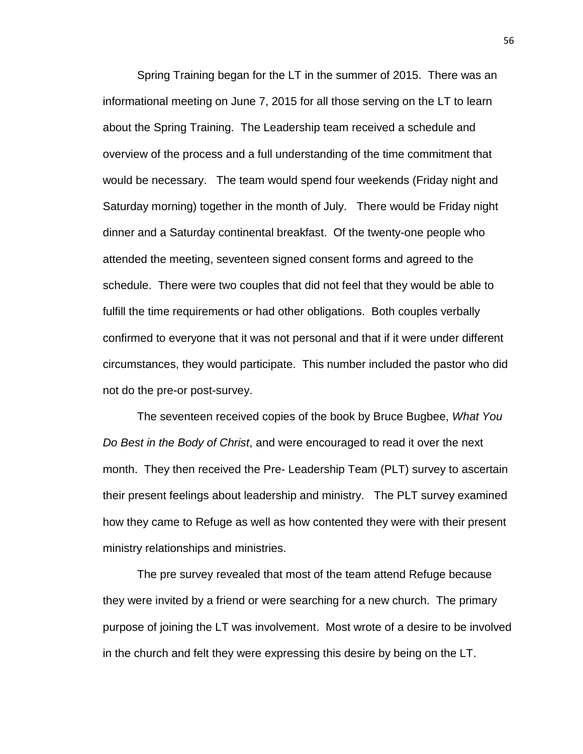Spring Training began for the LT in the summer of 2015. There was an informational meeting on June 7, 2015 for all those serving on the LT to learn about the Spring Training. The Leadership team received a schedule and overview of the process and a full understanding of the time commitment that would be necessary. The team would spend four weekends (Friday night and Saturday morning) together in the month of July. There would be Friday night dinner and a Saturday continental breakfast. Of the twenty-one people who attended the meeting, seventeen signed consent forms and agreed to the schedule. There were two couples that did not feel that they would be able to fulfill the time requirements or had other obligations. Both couples verbally confirmed to everyone that it was not personal and that if it were under different circumstances, they would participate. This number included the pastor who did not do the pre-or post-survey.

The seventeen received copies of the book by Bruce Bugbee, *What You Do Best in the Body of Christ*, and were encouraged to read it over the next month. They then received the Pre- Leadership Team (PLT) survey to ascertain their present feelings about leadership and ministry. The PLT survey examined how they came to Refuge as well as how contented they were with their present ministry relationships and ministries.

The pre survey revealed that most of the team attend Refuge because they were invited by a friend or were searching for a new church. The primary purpose of joining the LT was involvement. Most wrote of a desire to be involved in the church and felt they were expressing this desire by being on the LT.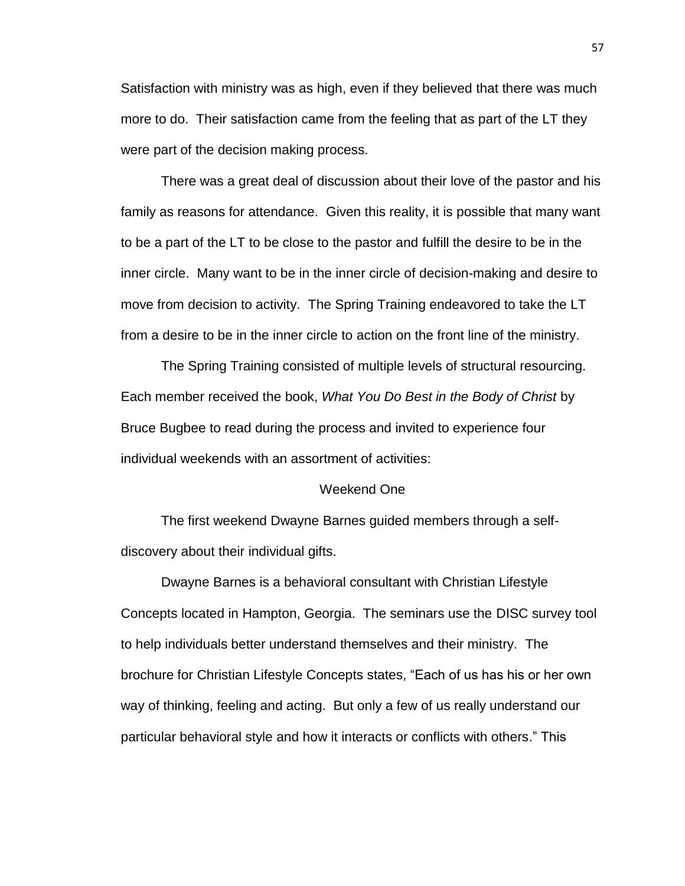Satisfaction with ministry was as high, even if they believed that there was much more to do. Their satisfaction came from the feeling that as part of the LT they were part of the decision making process.

There was a great deal of discussion about their love of the pastor and his family as reasons for attendance. Given this reality, it is possible that many want to be a part of the LT to be close to the pastor and fulfill the desire to be in the inner circle. Many want to be in the inner circle of decision-making and desire to move from decision to activity. The Spring Training endeavored to take the LT from a desire to be in the inner circle to action on the front line of the ministry.

The Spring Training consisted of multiple levels of structural resourcing. Each member received the book, *What You Do Best in the Body of Christ* by Bruce Bugbee to read during the process and invited to experience four individual weekends with an assortment of activities:

### Weekend One

The first weekend Dwayne Barnes guided members through a self-discovery about their individual gifts.

Dwayne Barnes is a behavioral consultant with Christian Lifestyle Concepts located in Hampton, Georgia. The seminars use the DISC survey tool to help individuals better understand themselves and their ministry. The brochure for Christian Lifestyle Concepts states, “Each of us has his or her own way of thinking, feeling and acting. But only a few of us really understand our particular behavioral style and how it interacts or conflicts with others.” This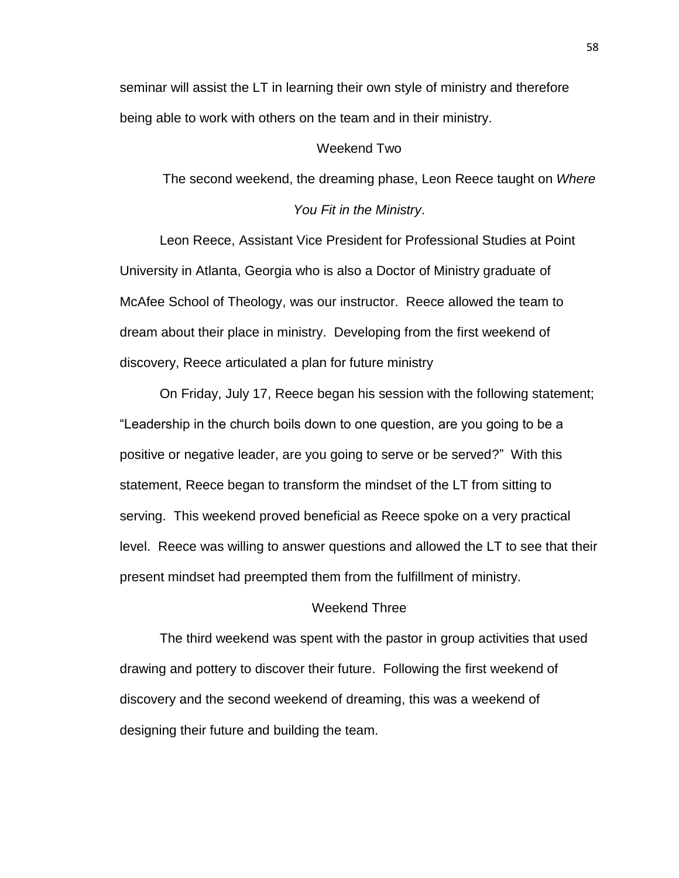seminar will assist the LT in learning their own style of ministry and therefore being able to work with others on the team and in their ministry.

### Weekend Two

The second weekend, the dreaming phase, Leon Reece taught on *Where You Fit in the Ministry*.

Leon Reece, Assistant Vice President for Professional Studies at Point University in Atlanta, Georgia who is also a Doctor of Ministry graduate of McAfee School of Theology, was our instructor. Reece allowed the team to dream about their place in ministry. Developing from the first weekend of discovery, Reece articulated a plan for future ministry

On Friday, July 17, Reece began his session with the following statement; "Leadership in the church boils down to one question, are you going to be a positive or negative leader, are you going to serve or be served?" With this statement, Reece began to transform the mindset of the LT from sitting to serving. This weekend proved beneficial as Reece spoke on a very practical level. Reece was willing to answer questions and allowed the LT to see that their present mindset had preempted them from the fulfillment of ministry.

### Weekend Three

The third weekend was spent with the pastor in group activities that used drawing and pottery to discover their future. Following the first weekend of discovery and the second weekend of dreaming, this was a weekend of designing their future and building the team.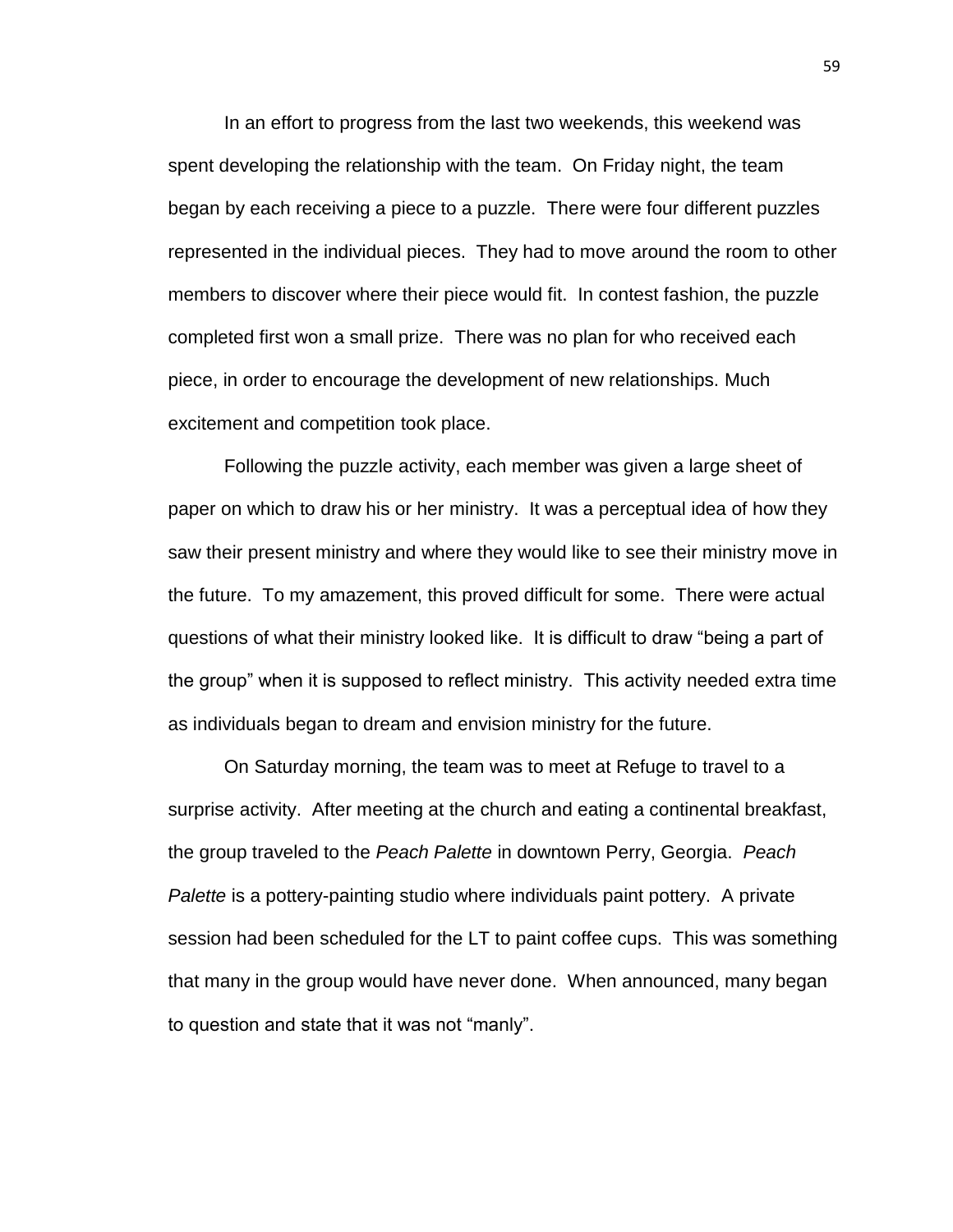In an effort to progress from the last two weekends, this weekend was spent developing the relationship with the team. On Friday night, the team began by each receiving a piece to a puzzle. There were four different puzzles represented in the individual pieces. They had to move around the room to other members to discover where their piece would fit. In contest fashion, the puzzle completed first won a small prize. There was no plan for who received each piece, in order to encourage the development of new relationships. Much excitement and competition took place.

Following the puzzle activity, each member was given a large sheet of paper on which to draw his or her ministry. It was a perceptual idea of how they saw their present ministry and where they would like to see their ministry move in the future. To my amazement, this proved difficult for some. There were actual questions of what their ministry looked like. It is difficult to draw "being a part of the group" when it is supposed to reflect ministry. This activity needed extra time as individuals began to dream and envision ministry for the future.

On Saturday morning, the team was to meet at Refuge to travel to a surprise activity. After meeting at the church and eating a continental breakfast, the group traveled to the *Peach Palette* in downtown Perry, Georgia. *Peach Palette* is a pottery-painting studio where individuals paint pottery. A private session had been scheduled for the LT to paint coffee cups. This was something that many in the group would have never done. When announced, many began to question and state that it was not "manly".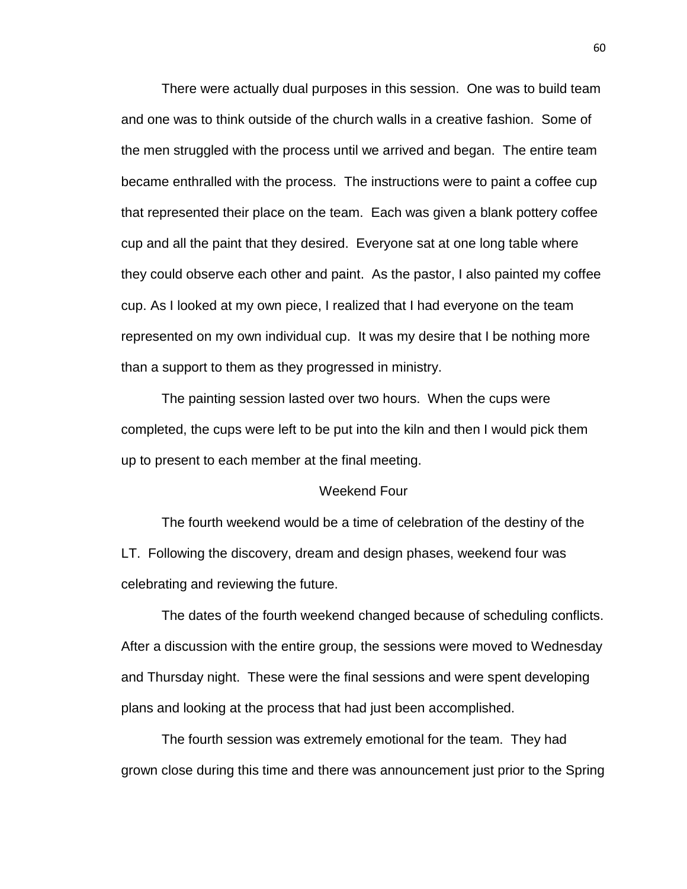There were actually dual purposes in this session. One was to build team and one was to think outside of the church walls in a creative fashion. Some of the men struggled with the process until we arrived and began. The entire team became enthralled with the process. The instructions were to paint a coffee cup that represented their place on the team. Each was given a blank pottery coffee cup and all the paint that they desired. Everyone sat at one long table where they could observe each other and paint. As the pastor, I also painted my coffee cup. As I looked at my own piece, I realized that I had everyone on the team represented on my own individual cup. It was my desire that I be nothing more than a support to them as they progressed in ministry.

The painting session lasted over two hours. When the cups were completed, the cups were left to be put into the kiln and then I would pick them up to present to each member at the final meeting.

### Weekend Four

The fourth weekend would be a time of celebration of the destiny of the LT. Following the discovery, dream and design phases, weekend four was celebrating and reviewing the future.

The dates of the fourth weekend changed because of scheduling conflicts. After a discussion with the entire group, the sessions were moved to Wednesday and Thursday night. These were the final sessions and were spent developing plans and looking at the process that had just been accomplished.

The fourth session was extremely emotional for the team. They had grown close during this time and there was announcement just prior to the Spring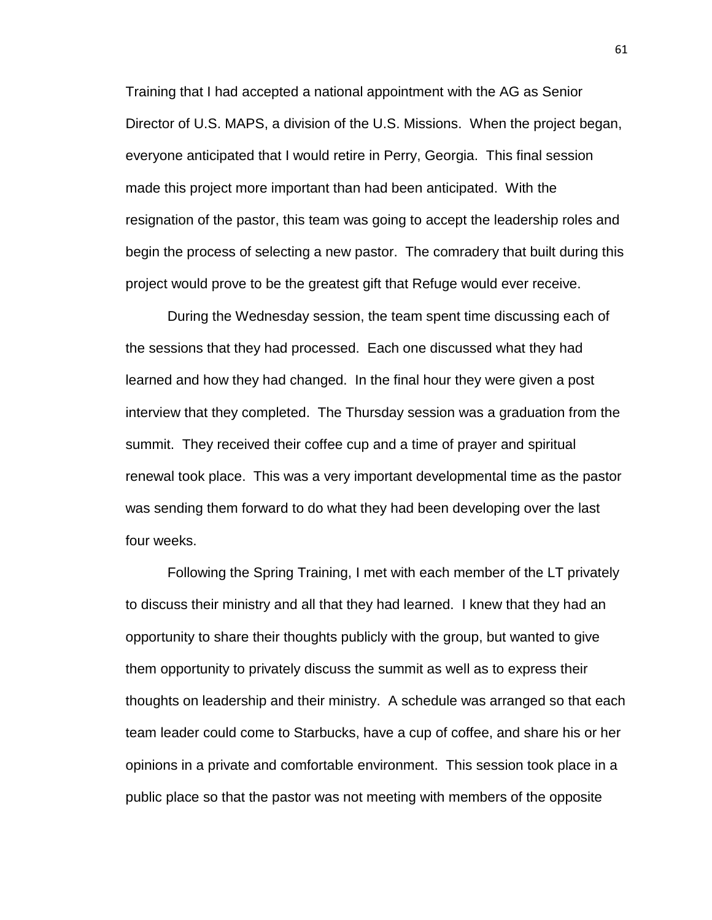Training that I had accepted a national appointment with the AG as Senior Director of U.S. MAPS, a division of the U.S. Missions. When the project began, everyone anticipated that I would retire in Perry, Georgia. This final session made this project more important than had been anticipated. With the resignation of the pastor, this team was going to accept the leadership roles and begin the process of selecting a new pastor. The comradery that built during this project would prove to be the greatest gift that Refuge would ever receive.

During the Wednesday session, the team spent time discussing each of the sessions that they had processed. Each one discussed what they had learned and how they had changed. In the final hour they were given a post interview that they completed. The Thursday session was a graduation from the summit. They received their coffee cup and a time of prayer and spiritual renewal took place. This was a very important developmental time as the pastor was sending them forward to do what they had been developing over the last four weeks.

Following the Spring Training, I met with each member of the LT privately to discuss their ministry and all that they had learned. I knew that they had an opportunity to share their thoughts publicly with the group, but wanted to give them opportunity to privately discuss the summit as well as to express their thoughts on leadership and their ministry. A schedule was arranged so that each team leader could come to Starbucks, have a cup of coffee, and share his or her opinions in a private and comfortable environment. This session took place in a public place so that the pastor was not meeting with members of the opposite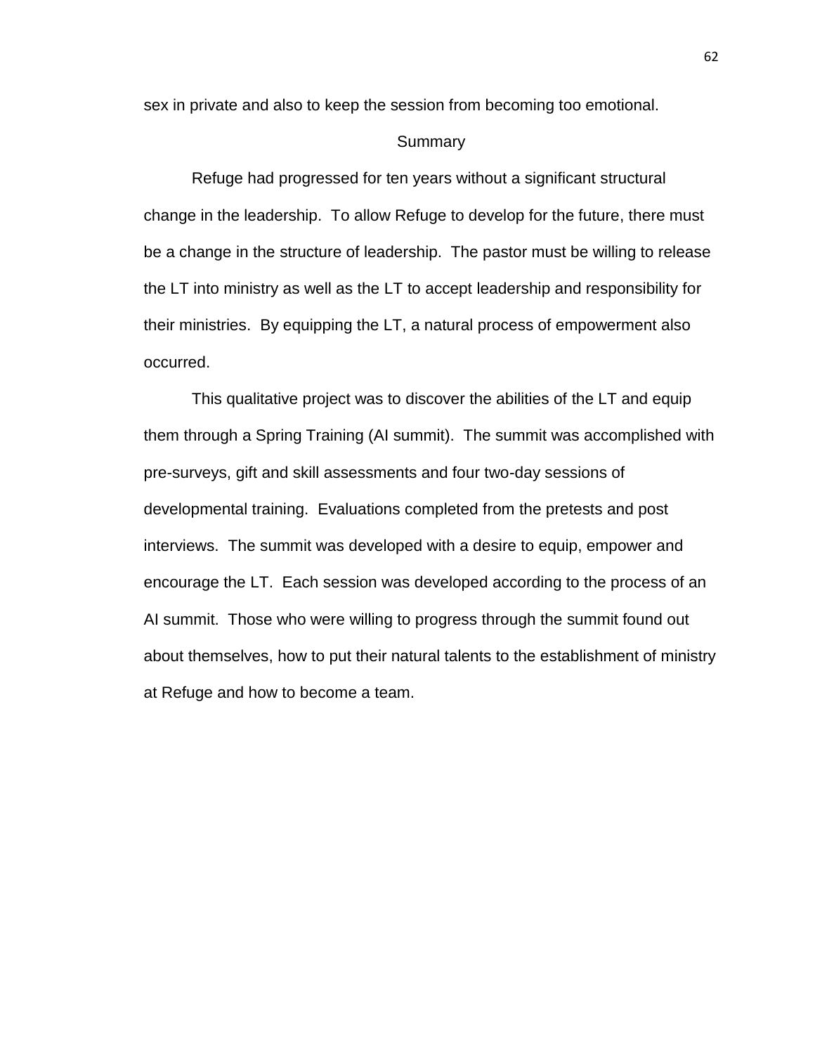sex in private and also to keep the session from becoming too emotional.

## Summary

Refuge had progressed for ten years without a significant structural change in the leadership. To allow Refuge to develop for the future, there must be a change in the structure of leadership. The pastor must be willing to release the LT into ministry as well as the LT to accept leadership and responsibility for their ministries. By equipping the LT, a natural process of empowerment also occurred.

This qualitative project was to discover the abilities of the LT and equip them through a Spring Training (AI summit). The summit was accomplished with pre-surveys, gift and skill assessments and four two-day sessions of developmental training. Evaluations completed from the pretests and post interviews. The summit was developed with a desire to equip, empower and encourage the LT. Each session was developed according to the process of an AI summit. Those who were willing to progress through the summit found out about themselves, how to put their natural talents to the establishment of ministry at Refuge and how to become a team.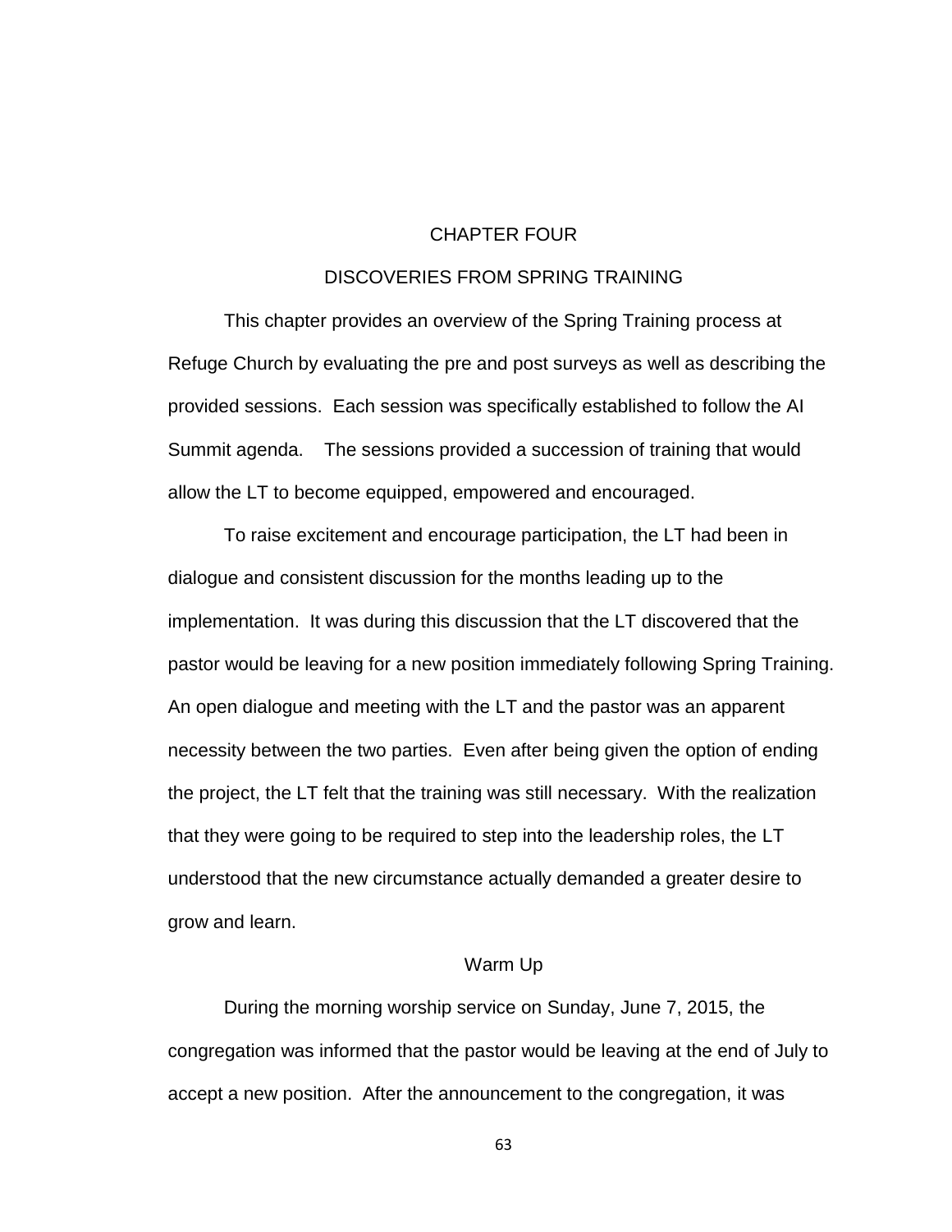# CHAPTER FOUR

## DISCOVERIES FROM SPRING TRAINING

This chapter provides an overview of the Spring Training process at Refuge Church by evaluating the pre and post surveys as well as describing the provided sessions. Each session was specifically established to follow the AI Summit agenda. The sessions provided a succession of training that would allow the LT to become equipped, empowered and encouraged.

To raise excitement and encourage participation, the LT had been in dialogue and consistent discussion for the months leading up to the implementation. It was during this discussion that the LT discovered that the pastor would be leaving for a new position immediately following Spring Training. An open dialogue and meeting with the LT and the pastor was an apparent necessity between the two parties. Even after being given the option of ending the project, the LT felt that the training was still necessary. With the realization that they were going to be required to step into the leadership roles, the LT understood that the new circumstance actually demanded a greater desire to grow and learn.

### Warm Up

During the morning worship service on Sunday, June 7, 2015, the congregation was informed that the pastor would be leaving at the end of July to accept a new position. After the announcement to the congregation, it was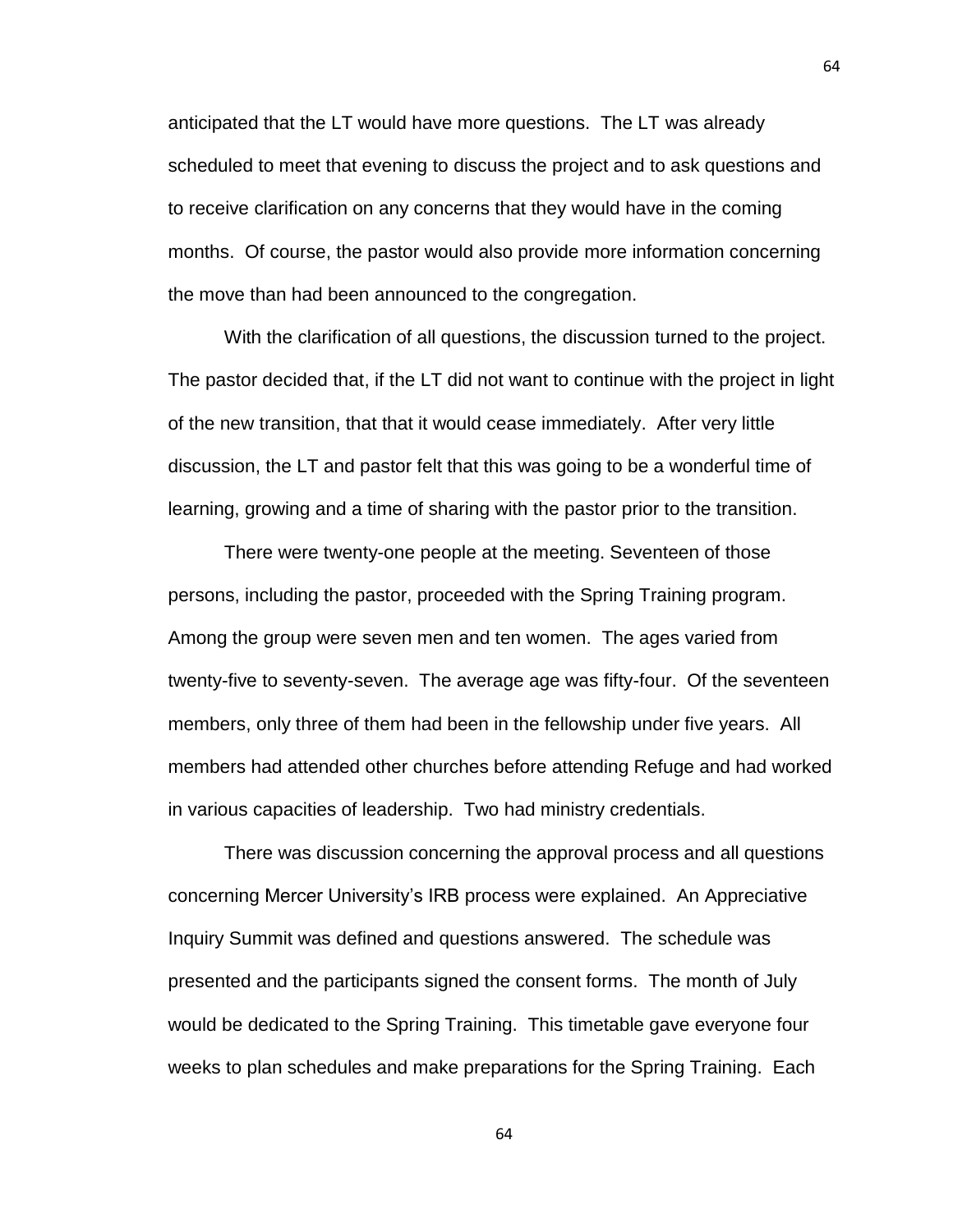anticipated that the LT would have more questions. The LT was already scheduled to meet that evening to discuss the project and to ask questions and to receive clarification on any concerns that they would have in the coming months. Of course, the pastor would also provide more information concerning the move than had been announced to the congregation.

With the clarification of all questions, the discussion turned to the project. The pastor decided that, if the LT did not want to continue with the project in light of the new transition, that that it would cease immediately. After very little discussion, the LT and pastor felt that this was going to be a wonderful time of learning, growing and a time of sharing with the pastor prior to the transition.

There were twenty-one people at the meeting. Seventeen of those persons, including the pastor, proceeded with the Spring Training program. Among the group were seven men and ten women. The ages varied from twenty-five to seventy-seven. The average age was fifty-four. Of the seventeen members, only three of them had been in the fellowship under five years. All members had attended other churches before attending Refuge and had worked in various capacities of leadership. Two had ministry credentials.

There was discussion concerning the approval process and all questions concerning Mercer University's IRB process were explained. An Appreciative Inquiry Summit was defined and questions answered. The schedule was presented and the participants signed the consent forms. The month of July would be dedicated to the Spring Training. This timetable gave everyone four weeks to plan schedules and make preparations for the Spring Training. Each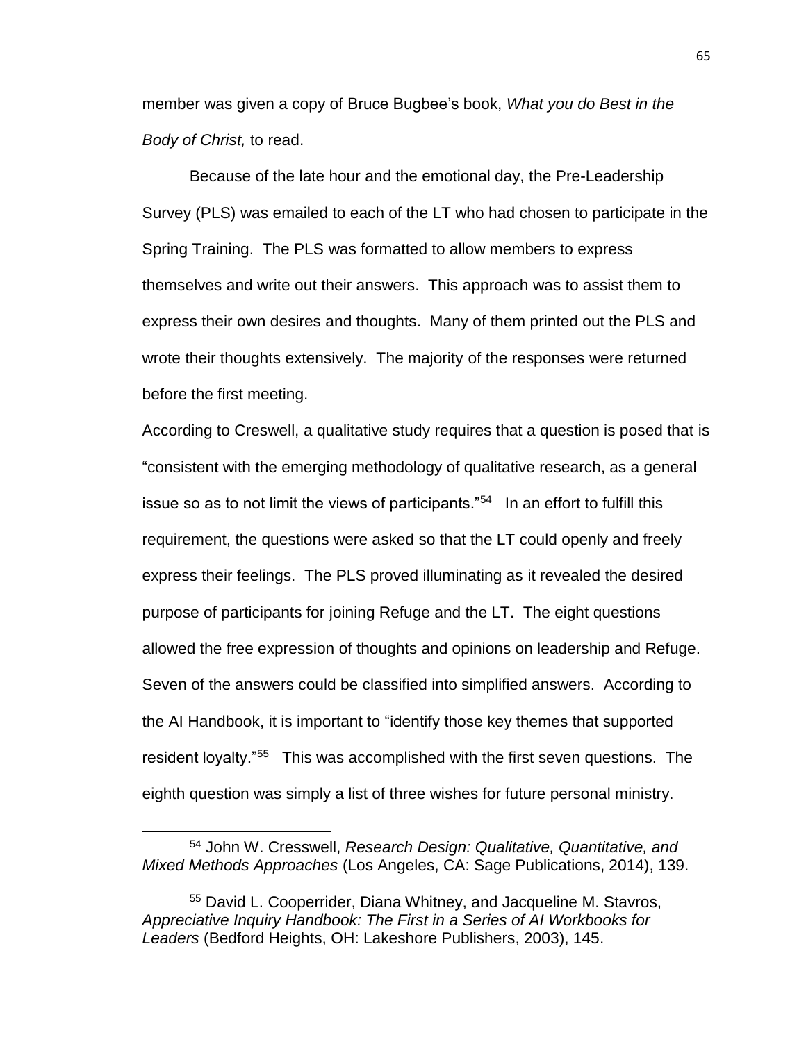member was given a copy of Bruce Bugbee's book, *What you do Best in the Body of Christ,* to read.

Because of the late hour and the emotional day, the Pre-Leadership Survey (PLS) was emailed to each of the LT who had chosen to participate in the Spring Training. The PLS was formatted to allow members to express themselves and write out their answers. This approach was to assist them to express their own desires and thoughts. Many of them printed out the PLS and wrote their thoughts extensively. The majority of the responses were returned before the first meeting.

According to Creswell, a qualitative study requires that a question is posed that is "consistent with the emerging methodology of qualitative research, as a general issue so as to not limit the views of participants."[54] In an effort to fulfill this requirement, the questions were asked so that the LT could openly and freely express their feelings. The PLS proved illuminating as it revealed the desired purpose of participants for joining Refuge and the LT. The eight questions allowed the free expression of thoughts and opinions on leadership and Refuge. Seven of the answers could be classified into simplified answers. According to the AI Handbook, it is important to "identify those key themes that supported resident loyalty."[55] This was accomplished with the first seven questions. The eighth question was simply a list of three wishes for future personal ministry.

---

[54] John W. Cresswell, *Research Design: Qualitative, Quantitative, and Mixed Methods Approaches* (Los Angeles, CA: Sage Publications, 2014), 139.

[55] David L. Cooperrider, Diana Whitney, and Jacqueline M. Stavros, *Appreciative Inquiry Handbook: The First in a Series of AI Workbooks for Leaders* (Bedford Heights, OH: Lakeshore Publishers, 2003), 145.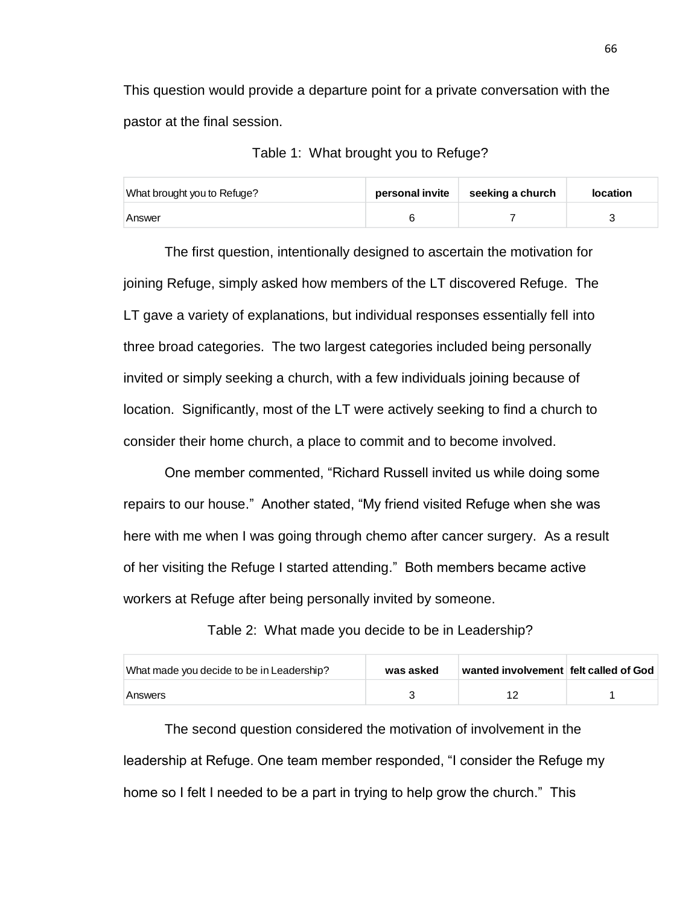This question would provide a departure point for a private conversation with the pastor at the final session.

Table 1: What brought you to Refuge?

| What brought you to Refuge? | **personal invite** | **seeking a church** | **location** |
|---|---|---|---|
| Answer | 6 | 7 | 3 |

The first question, intentionally designed to ascertain the motivation for joining Refuge, simply asked how members of the LT discovered Refuge. The LT gave a variety of explanations, but individual responses essentially fell into three broad categories. The two largest categories included being personally invited or simply seeking a church, with a few individuals joining because of location. Significantly, most of the LT were actively seeking to find a church to consider their home church, a place to commit and to become involved.

One member commented, “Richard Russell invited us while doing some repairs to our house.” Another stated, “My friend visited Refuge when she was here with me when I was going through chemo after cancer surgery. As a result of her visiting the Refuge I started attending.” Both members became active workers at Refuge after being personally invited by someone.

Table 2: What made you decide to be in Leadership?

| What made you decide to be in Leadership? | **was asked** | **wanted involvement** | **felt called of God** |
|---|---|---|---|
| Answers | 3 | 12 | 1 |

The second question considered the motivation of involvement in the leadership at Refuge. One team member responded, “I consider the Refuge my home so I felt I needed to be a part in trying to help grow the church.” This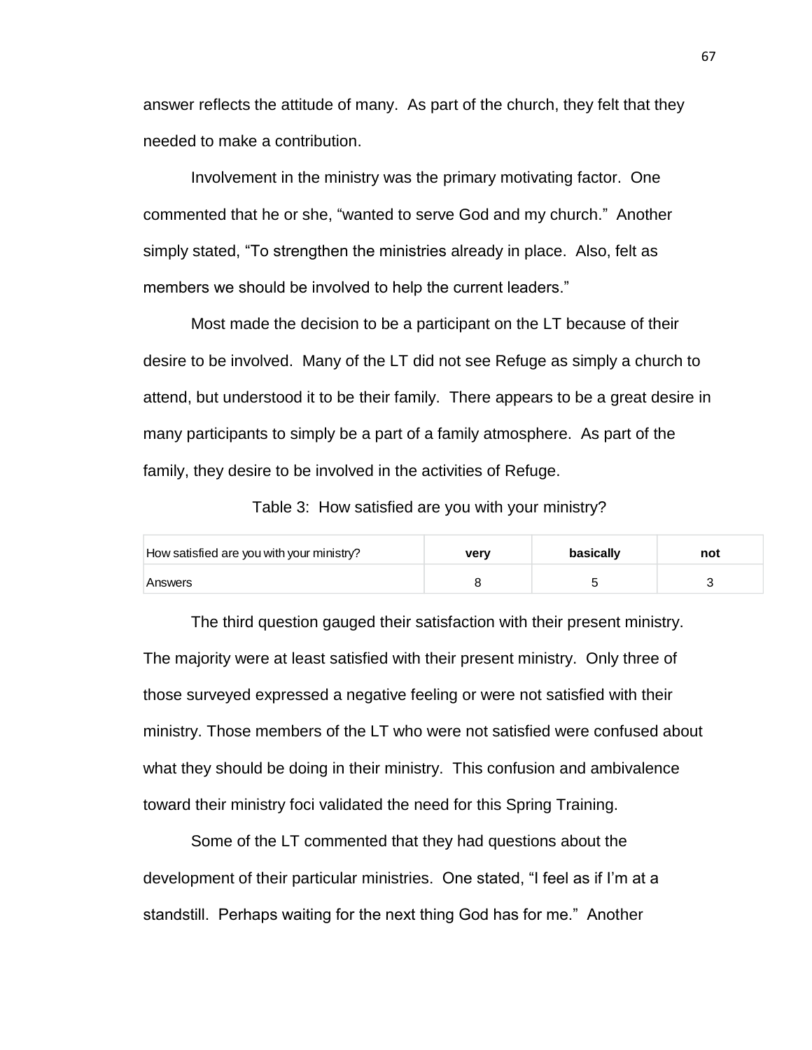answer reflects the attitude of many. As part of the church, they felt that they needed to make a contribution.

Involvement in the ministry was the primary motivating factor. One commented that he or she, "wanted to serve God and my church." Another simply stated, "To strengthen the ministries already in place. Also, felt as members we should be involved to help the current leaders."

Most made the decision to be a participant on the LT because of their desire to be involved. Many of the LT did not see Refuge as simply a church to attend, but understood it to be their family. There appears to be a great desire in many participants to simply be a part of a family atmosphere. As part of the family, they desire to be involved in the activities of Refuge.

Table 3: How satisfied are you with your ministry?

| How satisfied are you with your ministry? | **very** | **basically** | **not** |
|---|---|---|---|
| Answers | 8 | 5 | 3 |

The third question gauged their satisfaction with their present ministry. The majority were at least satisfied with their present ministry. Only three of those surveyed expressed a negative feeling or were not satisfied with their ministry. Those members of the LT who were not satisfied were confused about what they should be doing in their ministry. This confusion and ambivalence toward their ministry foci validated the need for this Spring Training.

Some of the LT commented that they had questions about the development of their particular ministries. One stated, "I feel as if I'm at a standstill. Perhaps waiting for the next thing God has for me." Another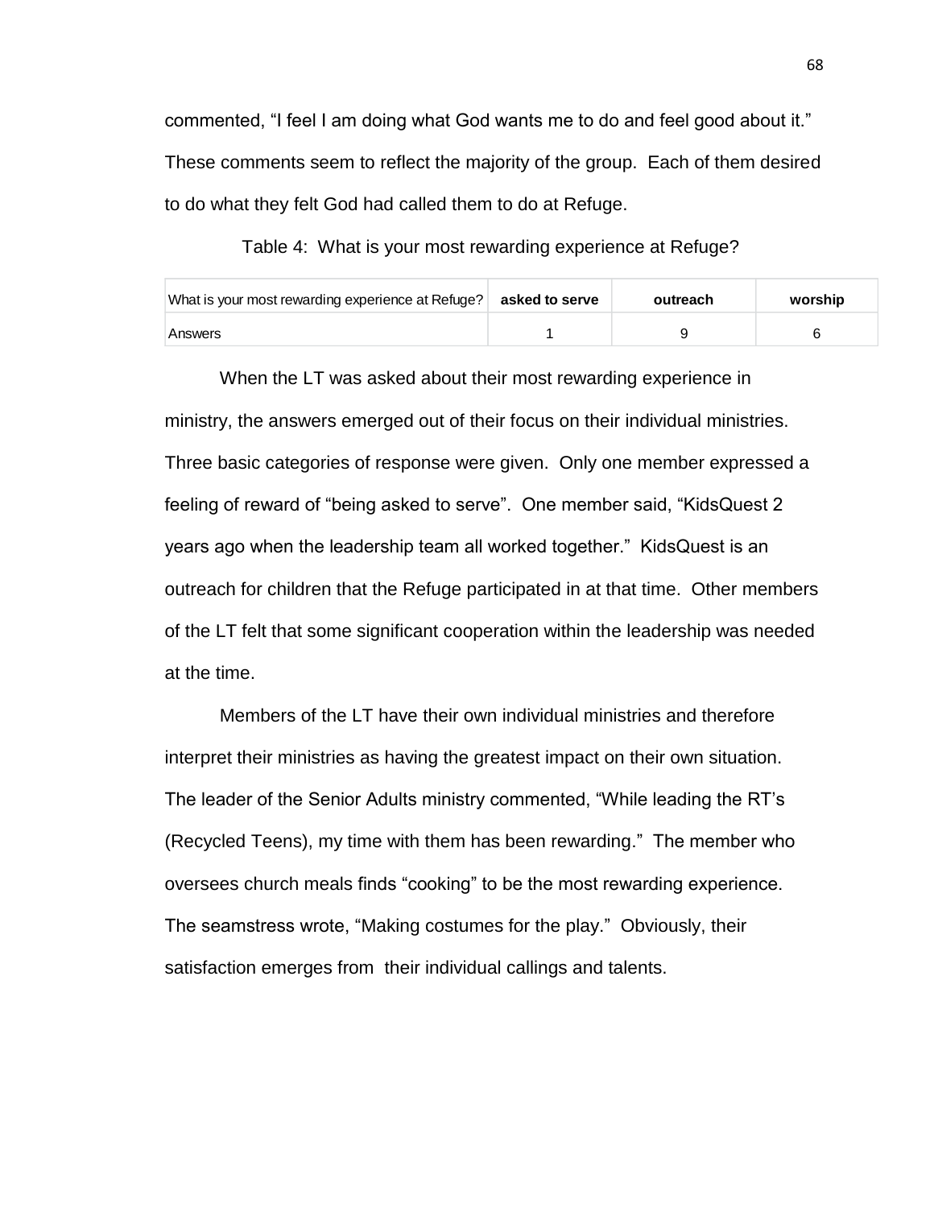commented, “I feel I am doing what God wants me to do and feel good about it.” These comments seem to reflect the majority of the group. Each of them desired to do what they felt God had called them to do at Refuge.

Table 4: What is your most rewarding experience at Refuge?

| What is your most rewarding experience at Refuge? | **asked to serve** | **outreach** | **worship** |
|---|---|---|---|
| Answers | 1 | 9 | 6 |

When the LT was asked about their most rewarding experience in ministry, the answers emerged out of their focus on their individual ministries. Three basic categories of response were given. Only one member expressed a feeling of reward of “being asked to serve”. One member said, “KidsQuest 2 years ago when the leadership team all worked together.” KidsQuest is an outreach for children that the Refuge participated in at that time. Other members of the LT felt that some significant cooperation within the leadership was needed at the time.

Members of the LT have their own individual ministries and therefore interpret their ministries as having the greatest impact on their own situation. The leader of the Senior Adults ministry commented, “While leading the RT’s (Recycled Teens), my time with them has been rewarding.” The member who oversees church meals finds “cooking” to be the most rewarding experience. The seamstress wrote, “Making costumes for the play.” Obviously, their satisfaction emerges from their individual callings and talents.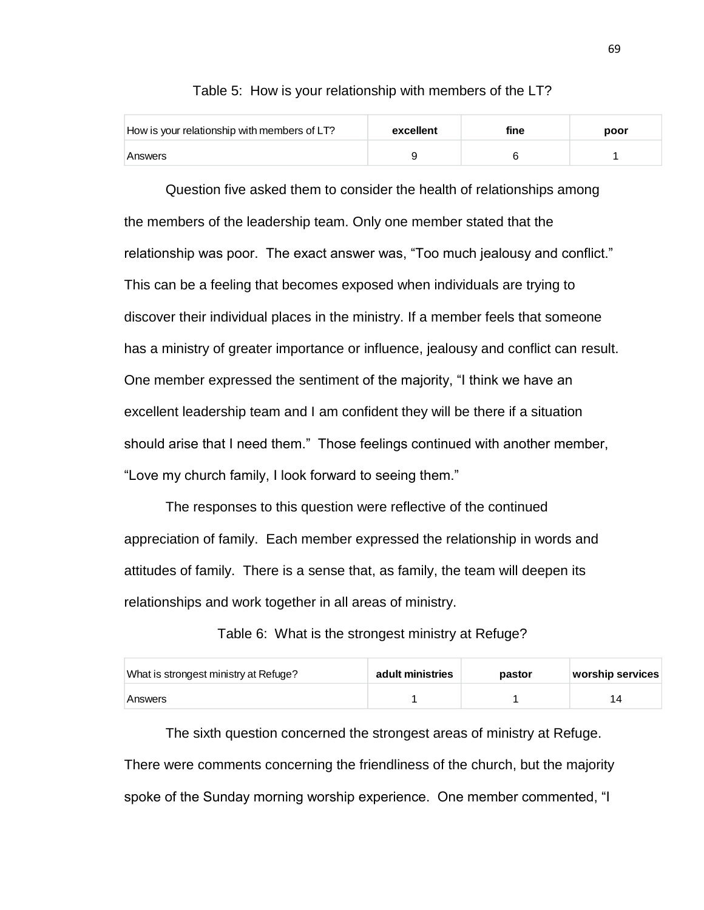Table 5: How is your relationship with members of the LT?

| How is your relationship with members of LT? | excellent | fine | poor |
| --- | --- | --- | --- |
| Answers | 9 | 6 | 1 |

Question five asked them to consider the health of relationships among the members of the leadership team. Only one member stated that the relationship was poor. The exact answer was, "Too much jealousy and conflict." This can be a feeling that becomes exposed when individuals are trying to discover their individual places in the ministry. If a member feels that someone has a ministry of greater importance or influence, jealousy and conflict can result. One member expressed the sentiment of the majority, "I think we have an excellent leadership team and I am confident they will be there if a situation should arise that I need them." Those feelings continued with another member, "Love my church family, I look forward to seeing them."

The responses to this question were reflective of the continued appreciation of family. Each member expressed the relationship in words and attitudes of family. There is a sense that, as family, the team will deepen its relationships and work together in all areas of ministry.

Table 6: What is the strongest ministry at Refuge?

| What is strongest ministry at Refuge? | adult ministries | pastor | worship services |
| --- | --- | --- | --- |
| Answers | 1 | 1 | 14 |

The sixth question concerned the strongest areas of ministry at Refuge. There were comments concerning the friendliness of the church, but the majority spoke of the Sunday morning worship experience. One member commented, "I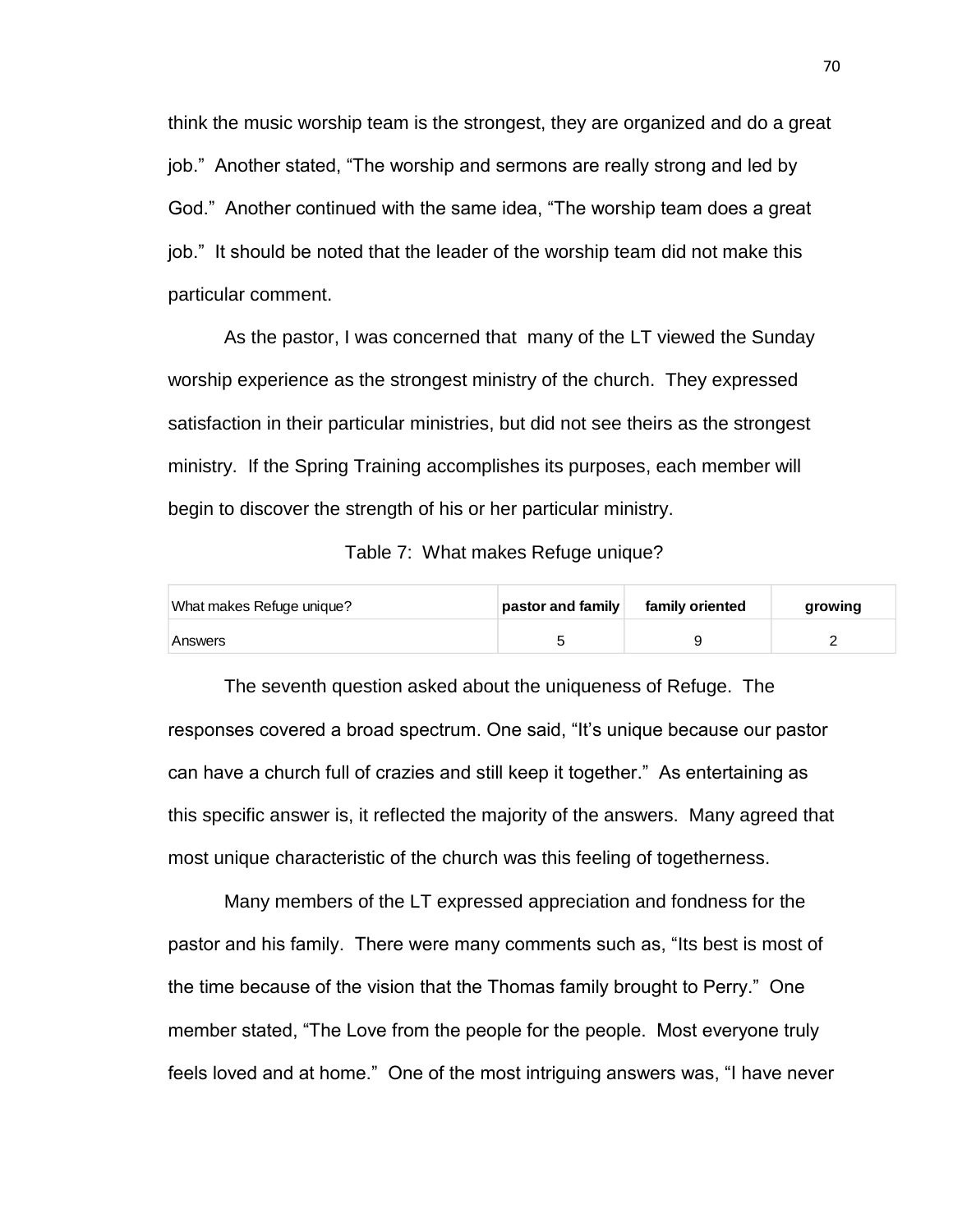think the music worship team is the strongest, they are organized and do a great job." Another stated, "The worship and sermons are really strong and led by God." Another continued with the same idea, "The worship team does a great job." It should be noted that the leader of the worship team did not make this particular comment.

As the pastor, I was concerned that many of the LT viewed the Sunday worship experience as the strongest ministry of the church. They expressed satisfaction in their particular ministries, but did not see theirs as the strongest ministry. If the Spring Training accomplishes its purposes, each member will begin to discover the strength of his or her particular ministry.

Table 7: What makes Refuge unique?

| What makes Refuge unique? | **pastor and family** | **family oriented** | **growing** |
|---|---|---|---|
| Answers | 5 | 9 | 2 |

The seventh question asked about the uniqueness of Refuge. The responses covered a broad spectrum. One said, "It's unique because our pastor can have a church full of crazies and still keep it together." As entertaining as this specific answer is, it reflected the majority of the answers. Many agreed that most unique characteristic of the church was this feeling of togetherness.

Many members of the LT expressed appreciation and fondness for the pastor and his family. There were many comments such as, "Its best is most of the time because of the vision that the Thomas family brought to Perry." One member stated, "The Love from the people for the people. Most everyone truly feels loved and at home." One of the most intriguing answers was, "I have never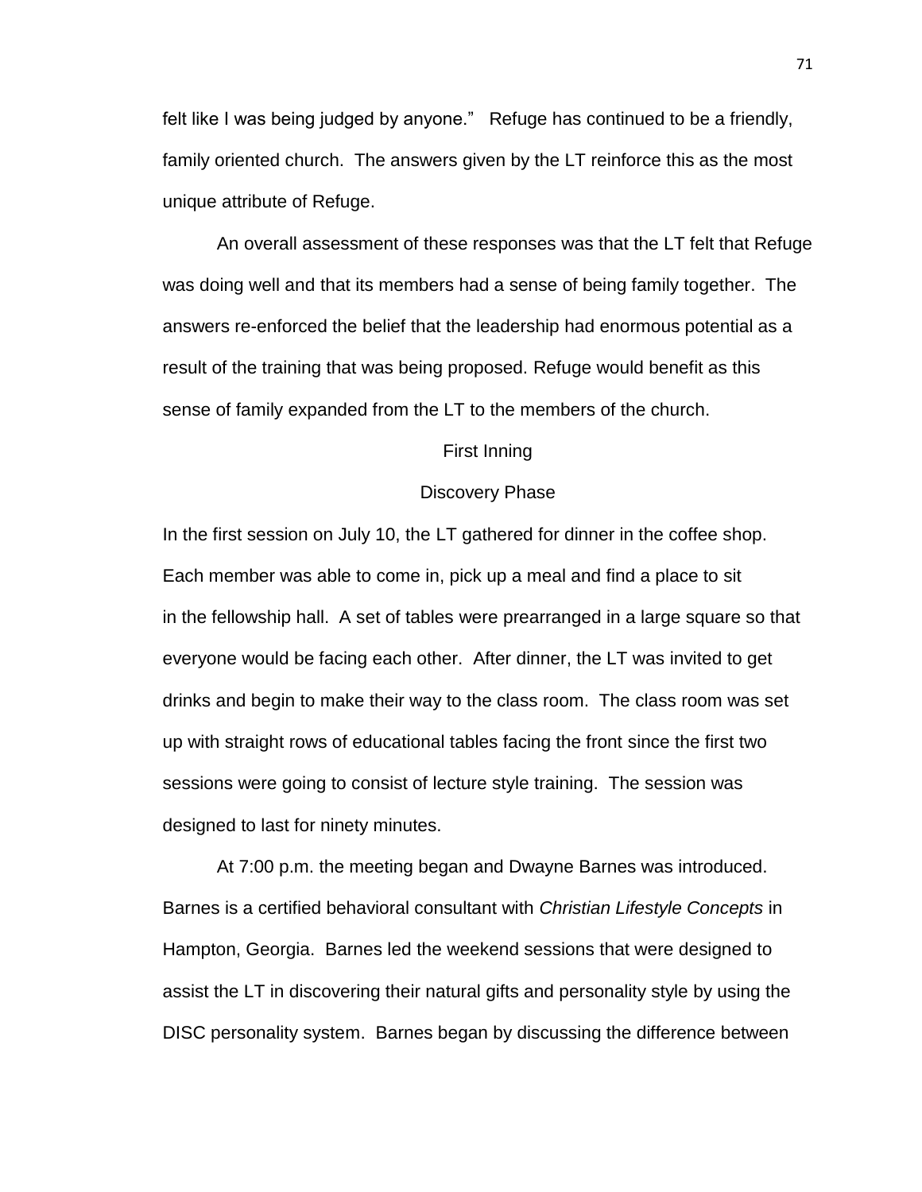felt like I was being judged by anyone."   Refuge has continued to be a friendly, family oriented church.  The answers given by the LT reinforce this as the most unique attribute of Refuge.

An overall assessment of these responses was that the LT felt that Refuge was doing well and that its members had a sense of being family together.  The answers re-enforced the belief that the leadership had enormous potential as a result of the training that was being proposed. Refuge would benefit as this sense of family expanded from the LT to the members of the church.

## First Inning

### Discovery Phase

In the first session on July 10, the LT gathered for dinner in the coffee shop. Each member was able to come in, pick up a meal and find a place to sit in the fellowship hall.  A set of tables were prearranged in a large square so that everyone would be facing each other.  After dinner, the LT was invited to get drinks and begin to make their way to the class room.  The class room was set up with straight rows of educational tables facing the front since the first two sessions were going to consist of lecture style training.  The session was designed to last for ninety minutes.

At 7:00 p.m. the meeting began and Dwayne Barnes was introduced. Barnes is a certified behavioral consultant with *Christian Lifestyle Concepts* in Hampton, Georgia.  Barnes led the weekend sessions that were designed to assist the LT in discovering their natural gifts and personality style by using the DISC personality system.  Barnes began by discussing the difference between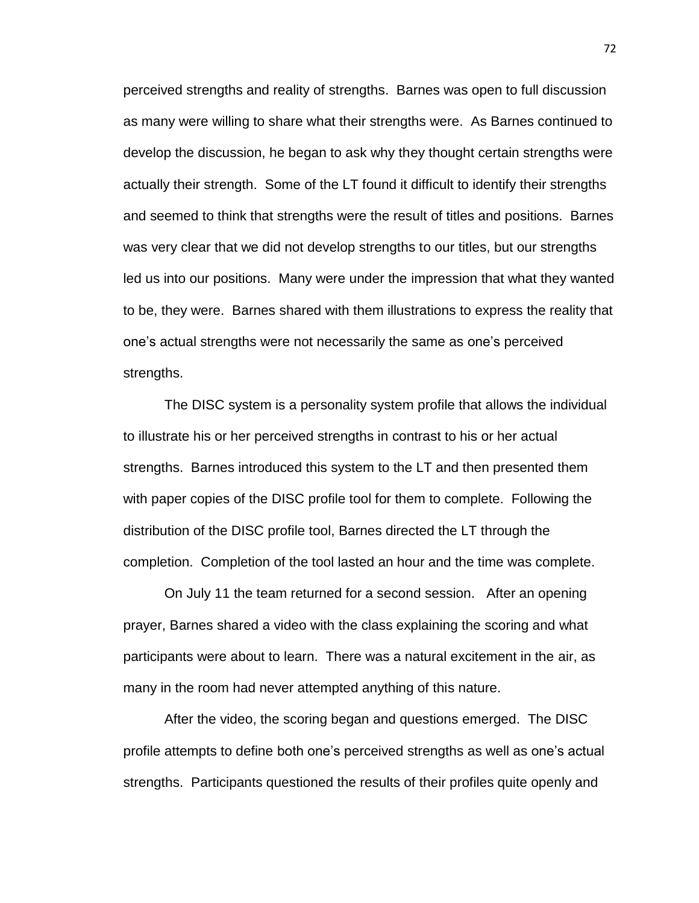perceived strengths and reality of strengths. Barnes was open to full discussion as many were willing to share what their strengths were. As Barnes continued to develop the discussion, he began to ask why they thought certain strengths were actually their strength. Some of the LT found it difficult to identify their strengths and seemed to think that strengths were the result of titles and positions. Barnes was very clear that we did not develop strengths to our titles, but our strengths led us into our positions. Many were under the impression that what they wanted to be, they were. Barnes shared with them illustrations to express the reality that one's actual strengths were not necessarily the same as one's perceived strengths.

The DISC system is a personality system profile that allows the individual to illustrate his or her perceived strengths in contrast to his or her actual strengths. Barnes introduced this system to the LT and then presented them with paper copies of the DISC profile tool for them to complete. Following the distribution of the DISC profile tool, Barnes directed the LT through the completion. Completion of the tool lasted an hour and the time was complete.

On July 11 the team returned for a second session. After an opening prayer, Barnes shared a video with the class explaining the scoring and what participants were about to learn. There was a natural excitement in the air, as many in the room had never attempted anything of this nature.

After the video, the scoring began and questions emerged. The DISC profile attempts to define both one's perceived strengths as well as one's actual strengths. Participants questioned the results of their profiles quite openly and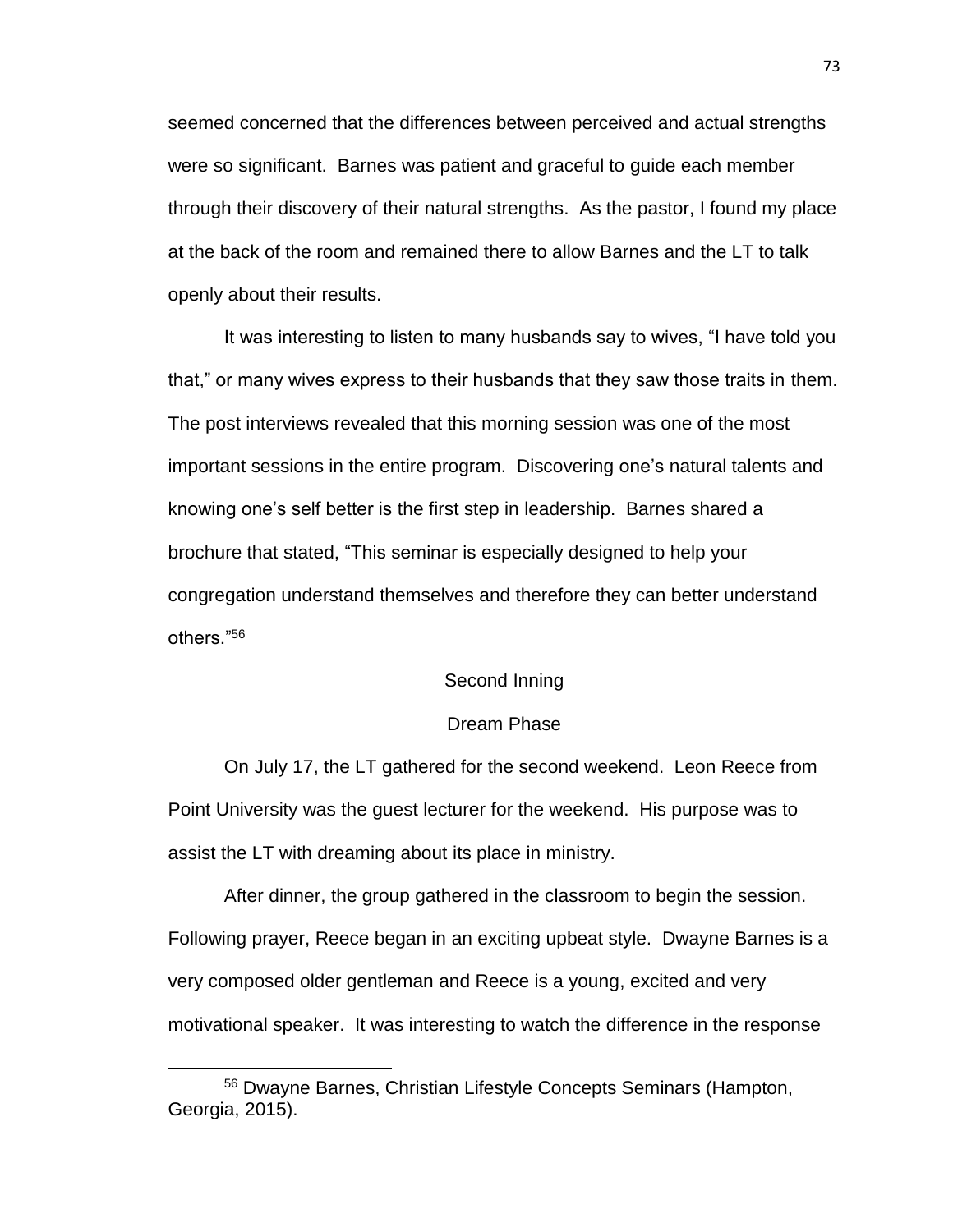seemed concerned that the differences between perceived and actual strengths were so significant. Barnes was patient and graceful to guide each member through their discovery of their natural strengths. As the pastor, I found my place at the back of the room and remained there to allow Barnes and the LT to talk openly about their results.

It was interesting to listen to many husbands say to wives, "I have told you that," or many wives express to their husbands that they saw those traits in them. The post interviews revealed that this morning session was one of the most important sessions in the entire program. Discovering one's natural talents and knowing one's self better is the first step in leadership. Barnes shared a brochure that stated, "This seminar is especially designed to help your congregation understand themselves and therefore they can better understand others."[56]

## Second Inning

### Dream Phase

On July 17, the LT gathered for the second weekend. Leon Reece from Point University was the guest lecturer for the weekend. His purpose was to assist the LT with dreaming about its place in ministry.

After dinner, the group gathered in the classroom to begin the session. Following prayer, Reece began in an exciting upbeat style. Dwayne Barnes is a very composed older gentleman and Reece is a young, excited and very motivational speaker. It was interesting to watch the difference in the response

---

[56] Dwayne Barnes, Christian Lifestyle Concepts Seminars (Hampton, Georgia, 2015).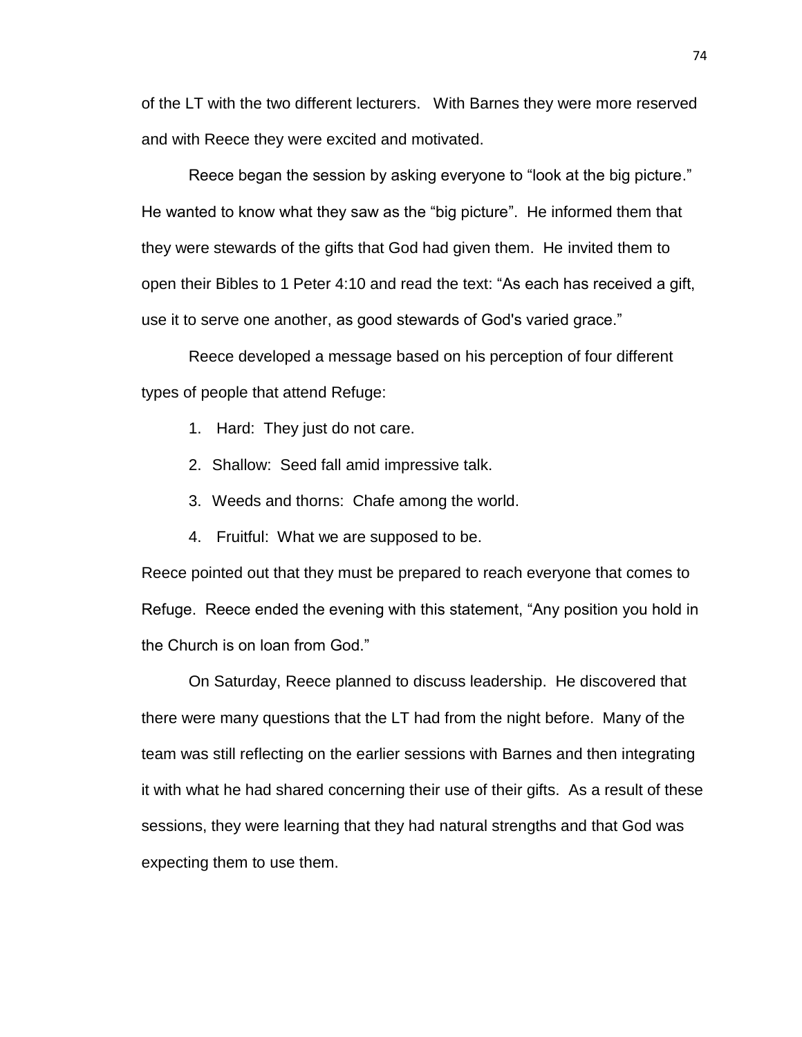of the LT with the two different lecturers. With Barnes they were more reserved and with Reece they were excited and motivated.

Reece began the session by asking everyone to "look at the big picture." He wanted to know what they saw as the "big picture". He informed them that they were stewards of the gifts that God had given them. He invited them to open their Bibles to 1 Peter 4:10 and read the text: "As each has received a gift, use it to serve one another, as good stewards of God's varied grace."

Reece developed a message based on his perception of four different types of people that attend Refuge:

1. Hard: They just do not care.
2. Shallow: Seed fall amid impressive talk.
3. Weeds and thorns: Chafe among the world.
4. Fruitful: What we are supposed to be.

Reece pointed out that they must be prepared to reach everyone that comes to Refuge. Reece ended the evening with this statement, "Any position you hold in the Church is on loan from God."

On Saturday, Reece planned to discuss leadership. He discovered that there were many questions that the LT had from the night before. Many of the team was still reflecting on the earlier sessions with Barnes and then integrating it with what he had shared concerning their use of their gifts. As a result of these sessions, they were learning that they had natural strengths and that God was expecting them to use them.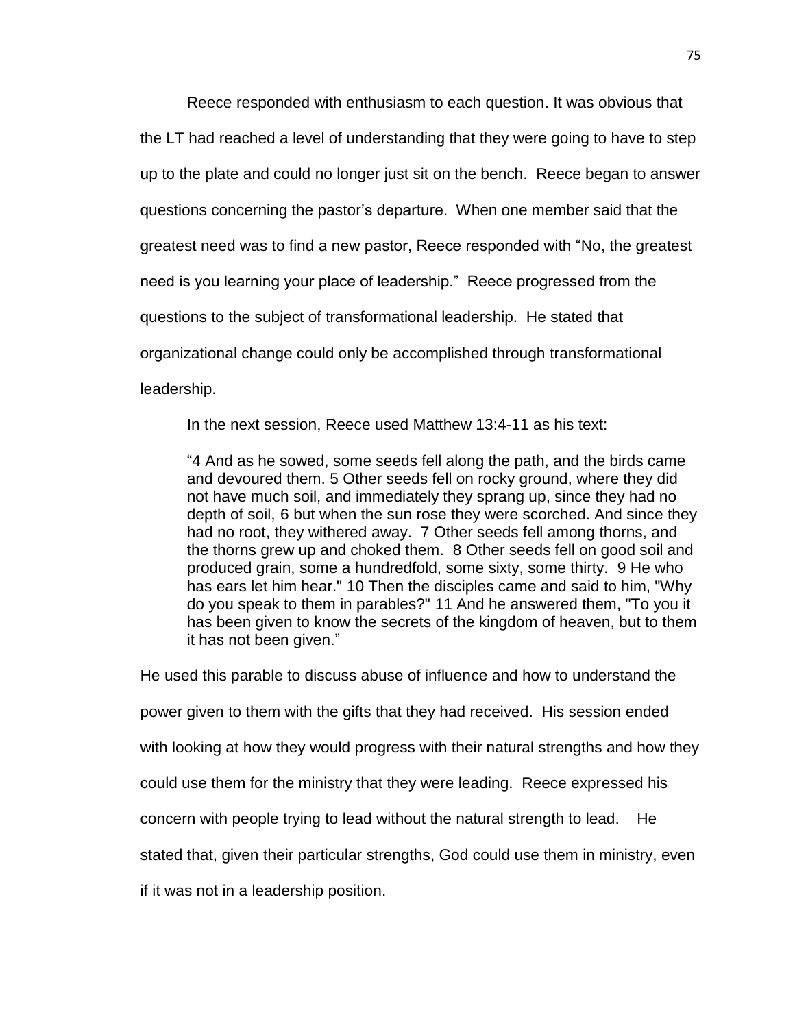Reece responded with enthusiasm to each question. It was obvious that the LT had reached a level of understanding that they were going to have to step up to the plate and could no longer just sit on the bench. Reece began to answer questions concerning the pastor's departure. When one member said that the greatest need was to find a new pastor, Reece responded with "No, the greatest need is you learning your place of leadership." Reece progressed from the questions to the subject of transformational leadership. He stated that organizational change could only be accomplished through transformational leadership.

In the next session, Reece used Matthew 13:4-11 as his text:

> "4 And as he sowed, some seeds fell along the path, and the birds came and devoured them. 5 Other seeds fell on rocky ground, where they did not have much soil, and immediately they sprang up, since they had no depth of soil, 6 but when the sun rose they were scorched. And since they had no root, they withered away. 7 Other seeds fell among thorns, and the thorns grew up and choked them. 8 Other seeds fell on good soil and produced grain, some a hundredfold, some sixty, some thirty. 9 He who has ears let him hear." 10 Then the disciples came and said to him, "Why do you speak to them in parables?" 11 And he answered them, "To you it has been given to know the secrets of the kingdom of heaven, but to them it has not been given."

He used this parable to discuss abuse of influence and how to understand the power given to them with the gifts that they had received. His session ended with looking at how they would progress with their natural strengths and how they could use them for the ministry that they were leading. Reece expressed his concern with people trying to lead without the natural strength to lead. He stated that, given their particular strengths, God could use them in ministry, even if it was not in a leadership position.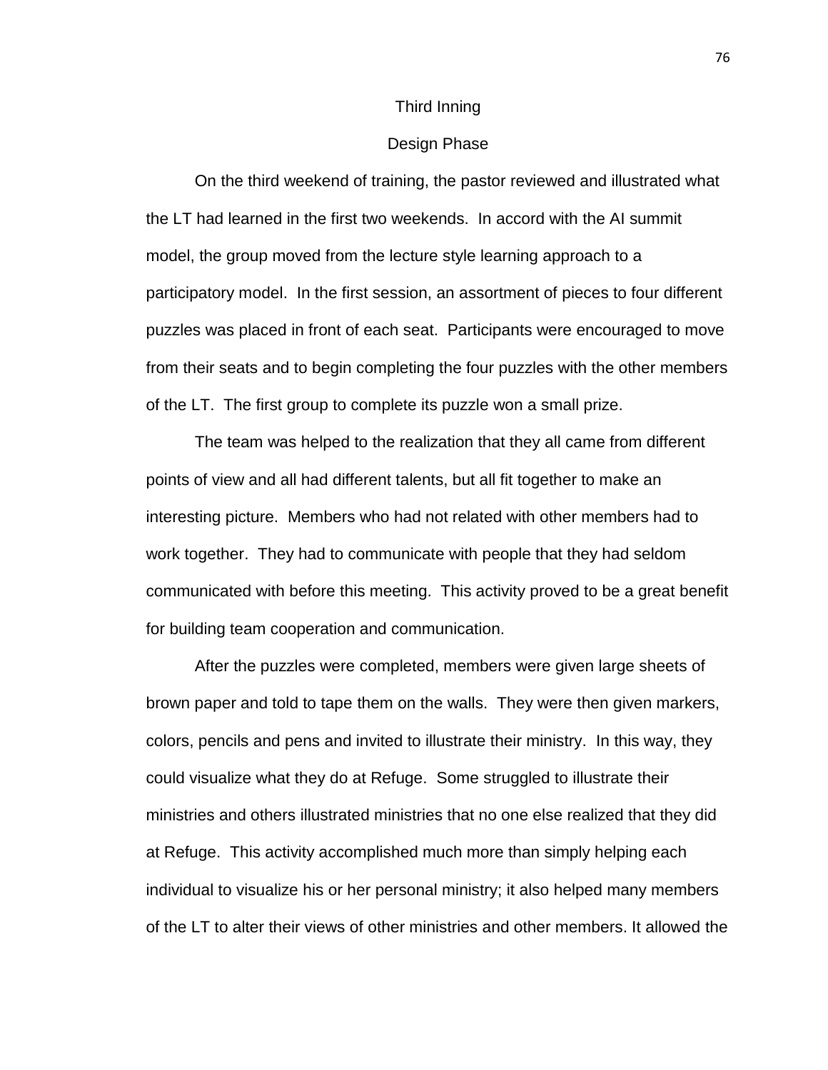## Third Inning

### Design Phase

On the third weekend of training, the pastor reviewed and illustrated what the LT had learned in the first two weekends. In accord with the AI summit model, the group moved from the lecture style learning approach to a participatory model. In the first session, an assortment of pieces to four different puzzles was placed in front of each seat. Participants were encouraged to move from their seats and to begin completing the four puzzles with the other members of the LT. The first group to complete its puzzle won a small prize.

The team was helped to the realization that they all came from different points of view and all had different talents, but all fit together to make an interesting picture. Members who had not related with other members had to work together. They had to communicate with people that they had seldom communicated with before this meeting. This activity proved to be a great benefit for building team cooperation and communication.

After the puzzles were completed, members were given large sheets of brown paper and told to tape them on the walls. They were then given markers, colors, pencils and pens and invited to illustrate their ministry. In this way, they could visualize what they do at Refuge. Some struggled to illustrate their ministries and others illustrated ministries that no one else realized that they did at Refuge. This activity accomplished much more than simply helping each individual to visualize his or her personal ministry; it also helped many members of the LT to alter their views of other ministries and other members. It allowed the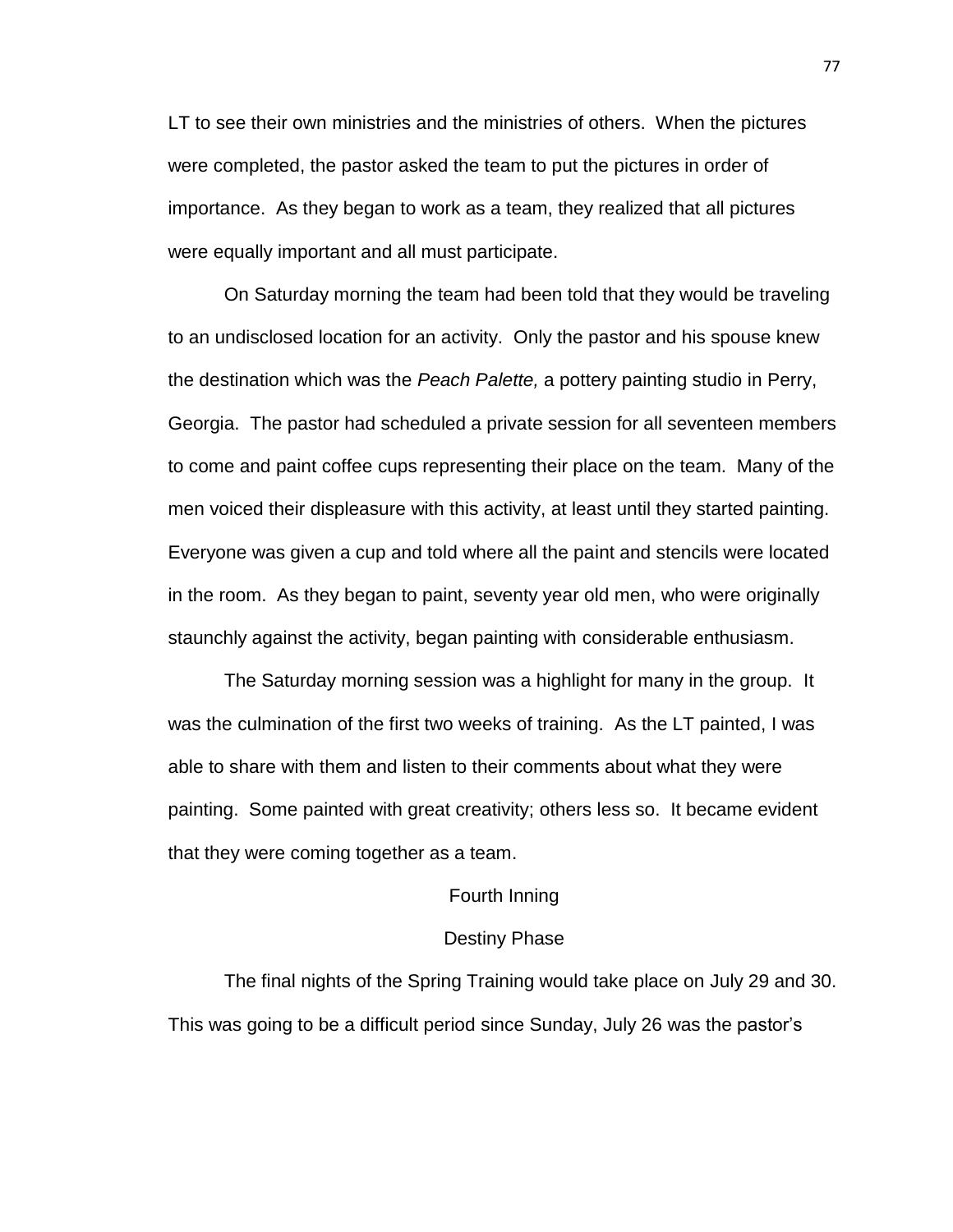LT to see their own ministries and the ministries of others. When the pictures were completed, the pastor asked the team to put the pictures in order of importance. As they began to work as a team, they realized that all pictures were equally important and all must participate.

On Saturday morning the team had been told that they would be traveling to an undisclosed location for an activity. Only the pastor and his spouse knew the destination which was the *Peach Palette,* a pottery painting studio in Perry, Georgia. The pastor had scheduled a private session for all seventeen members to come and paint coffee cups representing their place on the team. Many of the men voiced their displeasure with this activity, at least until they started painting. Everyone was given a cup and told where all the paint and stencils were located in the room. As they began to paint, seventy year old men, who were originally staunchly against the activity, began painting with considerable enthusiasm.

The Saturday morning session was a highlight for many in the group. It was the culmination of the first two weeks of training. As the LT painted, I was able to share with them and listen to their comments about what they were painting. Some painted with great creativity; others less so. It became evident that they were coming together as a team.

## Fourth Inning

### Destiny Phase

The final nights of the Spring Training would take place on July 29 and 30. This was going to be a difficult period since Sunday, July 26 was the pastor's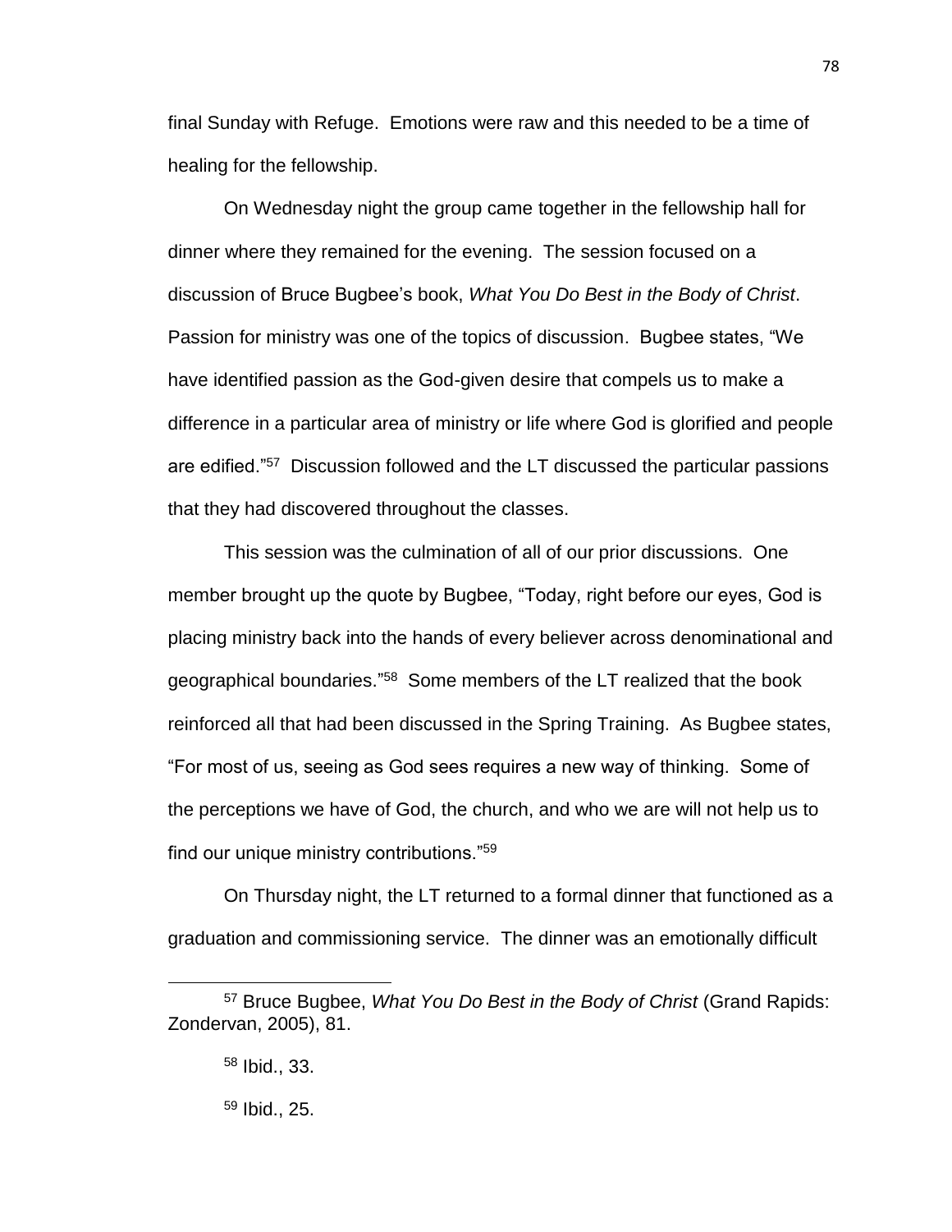final Sunday with Refuge. Emotions were raw and this needed to be a time of healing for the fellowship.

On Wednesday night the group came together in the fellowship hall for dinner where they remained for the evening. The session focused on a discussion of Bruce Bugbee's book, *What You Do Best in the Body of Christ*. Passion for ministry was one of the topics of discussion. Bugbee states, "We have identified passion as the God-given desire that compels us to make a difference in a particular area of ministry or life where God is glorified and people are edified."[57] Discussion followed and the LT discussed the particular passions that they had discovered throughout the classes.

This session was the culmination of all of our prior discussions. One member brought up the quote by Bugbee, "Today, right before our eyes, God is placing ministry back into the hands of every believer across denominational and geographical boundaries."[58] Some members of the LT realized that the book reinforced all that had been discussed in the Spring Training. As Bugbee states, "For most of us, seeing as God sees requires a new way of thinking. Some of the perceptions we have of God, the church, and who we are will not help us to find our unique ministry contributions."[59]

On Thursday night, the LT returned to a formal dinner that functioned as a graduation and commissioning service. The dinner was an emotionally difficult

---

[57] Bruce Bugbee, *What You Do Best in the Body of Christ* (Grand Rapids: Zondervan, 2005), 81.

[58] Ibid., 33.

[59] Ibid., 25.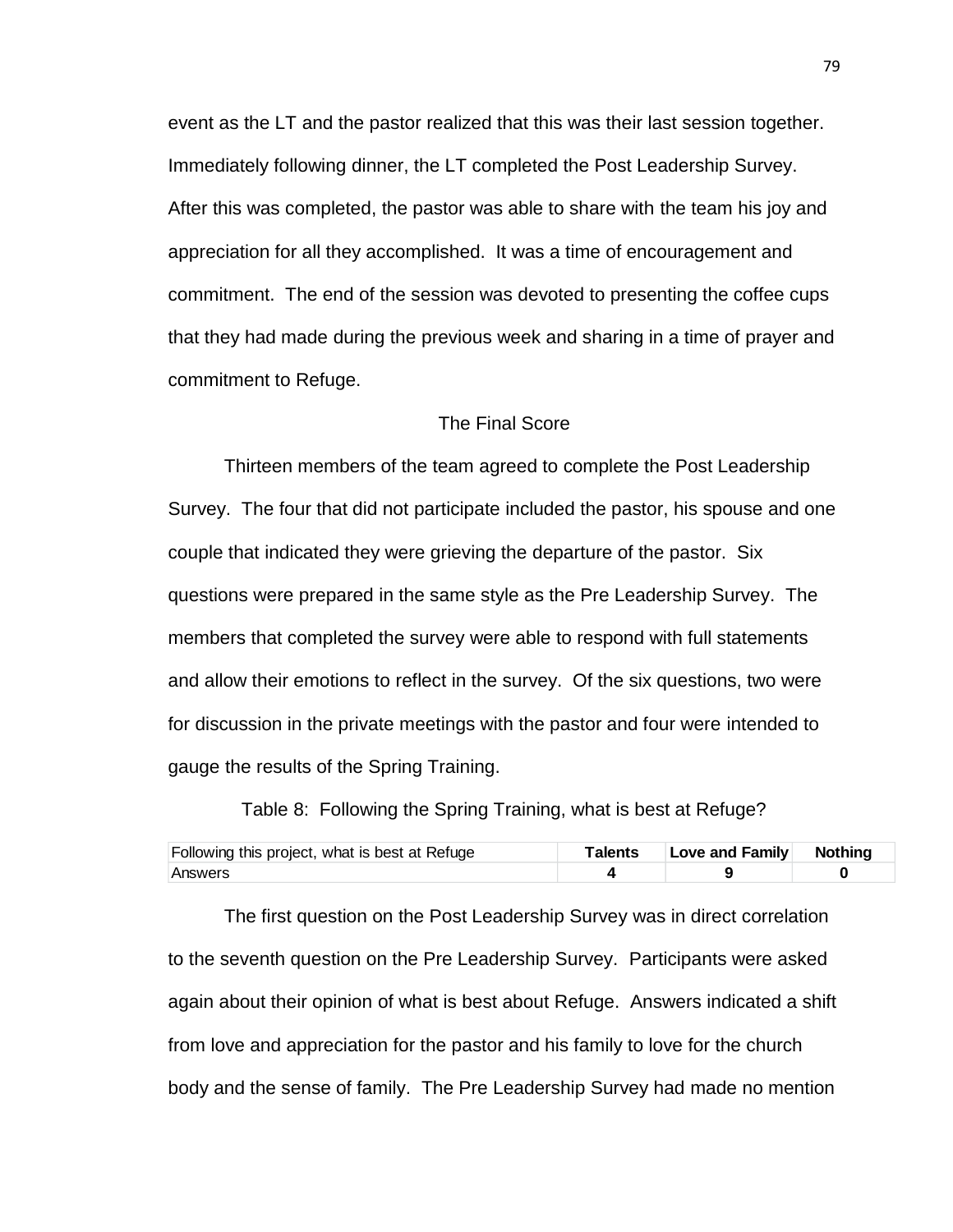event as the LT and the pastor realized that this was their last session together. Immediately following dinner, the LT completed the Post Leadership Survey. After this was completed, the pastor was able to share with the team his joy and appreciation for all they accomplished. It was a time of encouragement and commitment. The end of the session was devoted to presenting the coffee cups that they had made during the previous week and sharing in a time of prayer and commitment to Refuge.

## The Final Score

Thirteen members of the team agreed to complete the Post Leadership Survey. The four that did not participate included the pastor, his spouse and one couple that indicated they were grieving the departure of the pastor. Six questions were prepared in the same style as the Pre Leadership Survey. The members that completed the survey were able to respond with full statements and allow their emotions to reflect in the survey. Of the six questions, two were for discussion in the private meetings with the pastor and four were intended to gauge the results of the Spring Training.

Table 8: Following the Spring Training, what is best at Refuge?

| Following this project, what is best at Refuge | **Talents** | **Love and Family** | **Nothing** |
|---|---|---|---|
| Answers | **4** | **9** | **0** |

The first question on the Post Leadership Survey was in direct correlation to the seventh question on the Pre Leadership Survey. Participants were asked again about their opinion of what is best about Refuge. Answers indicated a shift from love and appreciation for the pastor and his family to love for the church body and the sense of family. The Pre Leadership Survey had made no mention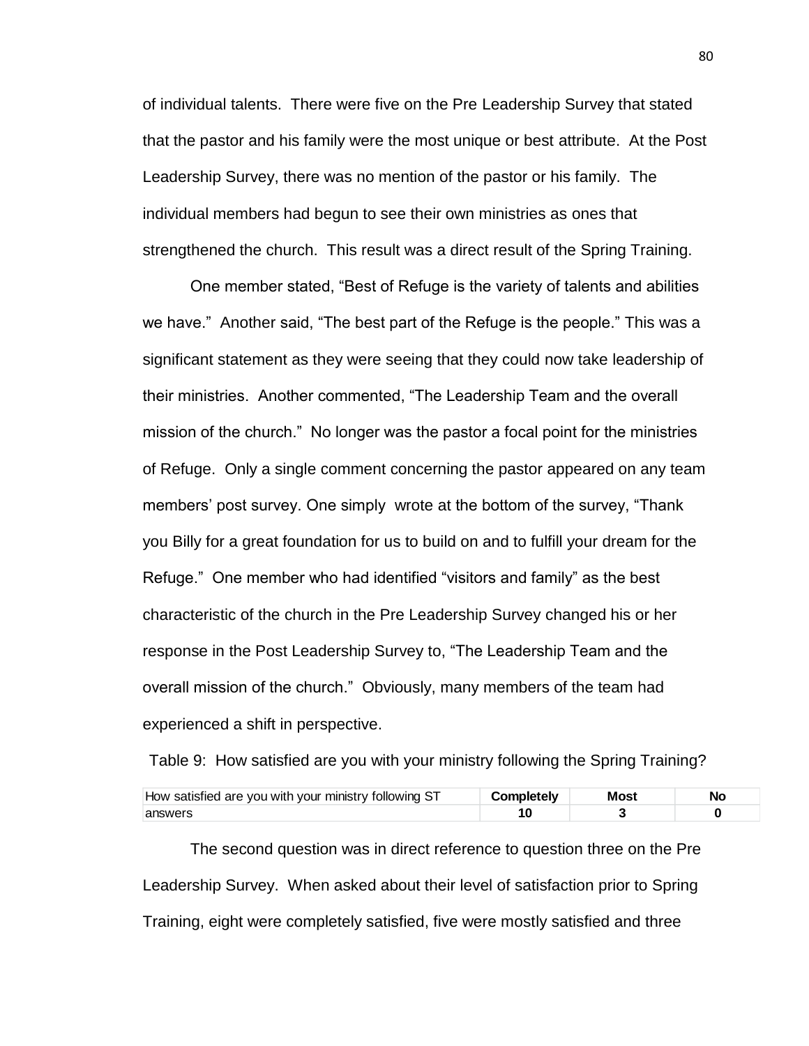of individual talents. There were five on the Pre Leadership Survey that stated that the pastor and his family were the most unique or best attribute. At the Post Leadership Survey, there was no mention of the pastor or his family. The individual members had begun to see their own ministries as ones that strengthened the church. This result was a direct result of the Spring Training.

One member stated, "Best of Refuge is the variety of talents and abilities we have." Another said, "The best part of the Refuge is the people." This was a significant statement as they were seeing that they could now take leadership of their ministries. Another commented, "The Leadership Team and the overall mission of the church." No longer was the pastor a focal point for the ministries of Refuge. Only a single comment concerning the pastor appeared on any team members' post survey. One simply wrote at the bottom of the survey, "Thank you Billy for a great foundation for us to build on and to fulfill your dream for the Refuge." One member who had identified "visitors and family" as the best characteristic of the church in the Pre Leadership Survey changed his or her response in the Post Leadership Survey to, "The Leadership Team and the overall mission of the church." Obviously, many members of the team had experienced a shift in perspective.

Table 9: How satisfied are you with your ministry following the Spring Training?

| How satisfied are you with your ministry following ST | **Completely** | **Most** | **No** |
|---|---|---|---|
| answers | **10** | **3** | **0** |

The second question was in direct reference to question three on the Pre Leadership Survey. When asked about their level of satisfaction prior to Spring Training, eight were completely satisfied, five were mostly satisfied and three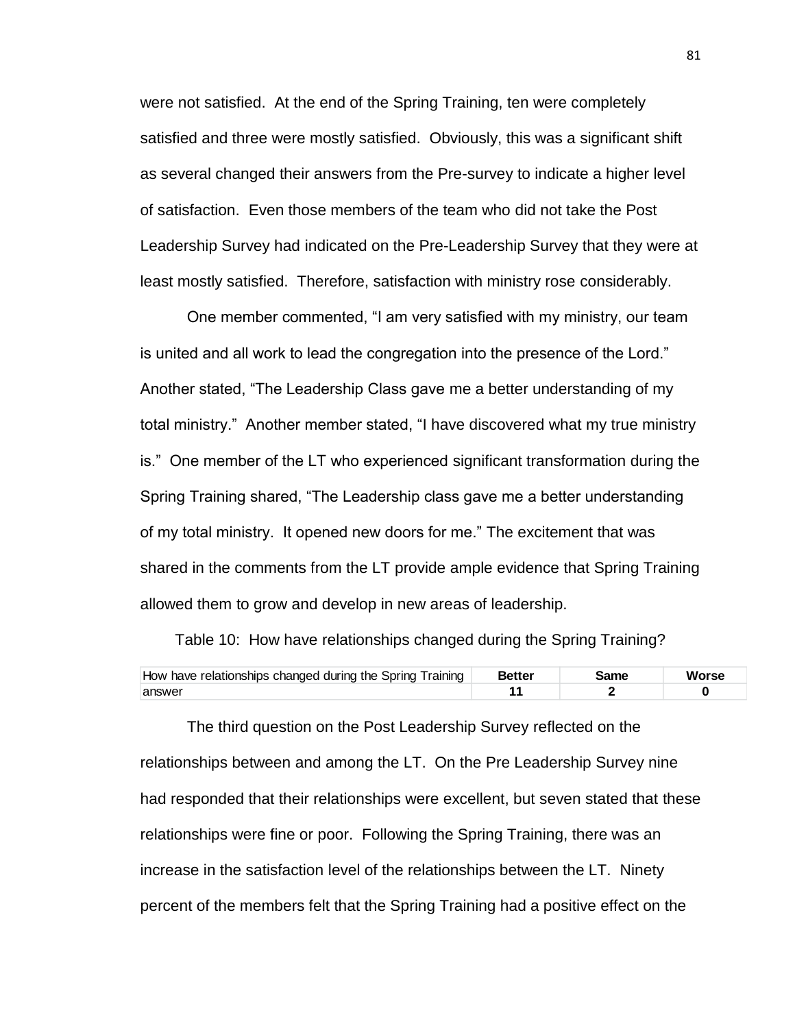were not satisfied. At the end of the Spring Training, ten were completely satisfied and three were mostly satisfied. Obviously, this was a significant shift as several changed their answers from the Pre-survey to indicate a higher level of satisfaction. Even those members of the team who did not take the Post Leadership Survey had indicated on the Pre-Leadership Survey that they were at least mostly satisfied. Therefore, satisfaction with ministry rose considerably.

One member commented, "I am very satisfied with my ministry, our team is united and all work to lead the congregation into the presence of the Lord." Another stated, "The Leadership Class gave me a better understanding of my total ministry." Another member stated, "I have discovered what my true ministry is." One member of the LT who experienced significant transformation during the Spring Training shared, "The Leadership class gave me a better understanding of my total ministry. It opened new doors for me." The excitement that was shared in the comments from the LT provide ample evidence that Spring Training allowed them to grow and develop in new areas of leadership.

Table 10: How have relationships changed during the Spring Training?

| How have relationships changed during the Spring Training | **Better** | **Same** | **Worse** |
|---|---|---|---|
| answer | **11** | **2** | **0** |

The third question on the Post Leadership Survey reflected on the relationships between and among the LT. On the Pre Leadership Survey nine had responded that their relationships were excellent, but seven stated that these relationships were fine or poor. Following the Spring Training, there was an increase in the satisfaction level of the relationships between the LT. Ninety percent of the members felt that the Spring Training had a positive effect on the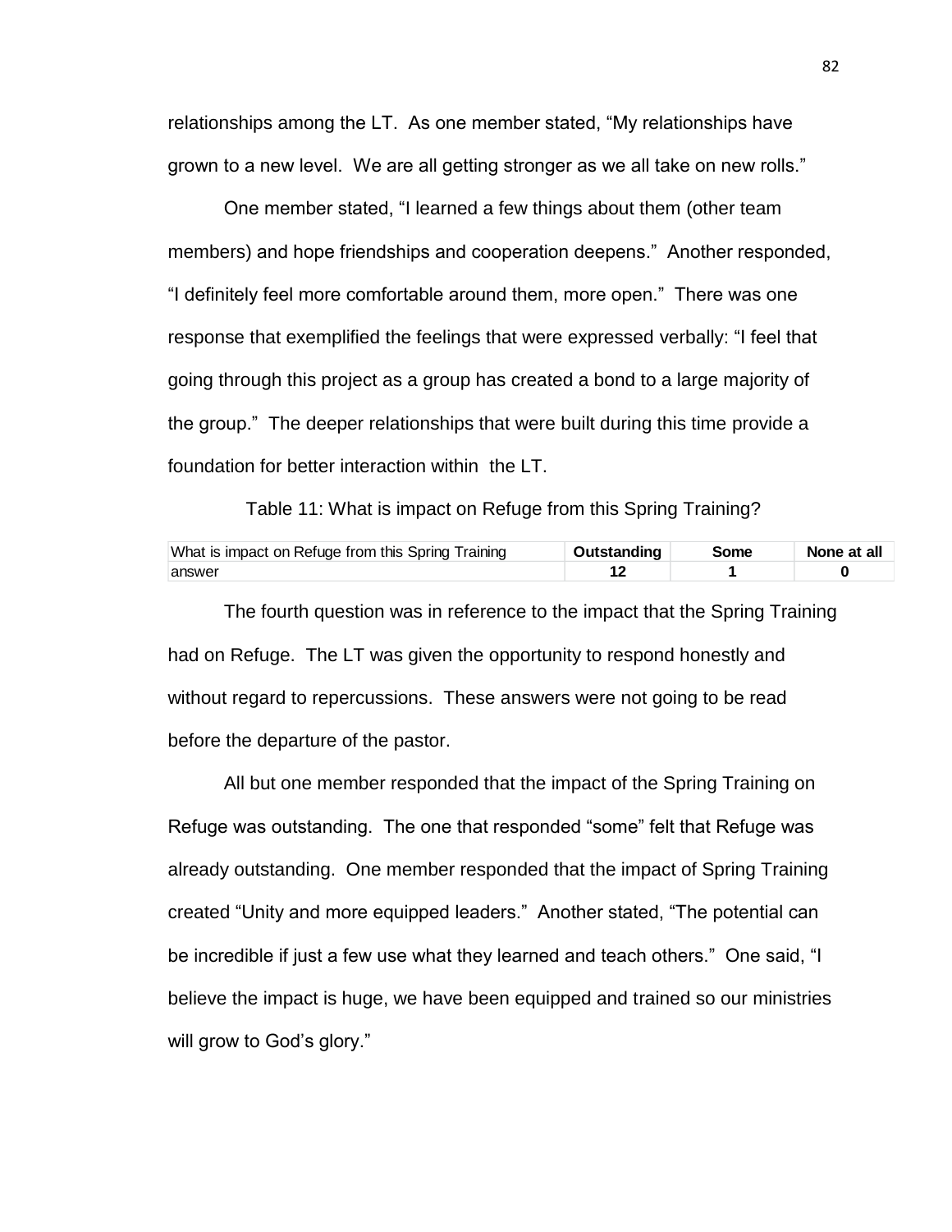relationships among the LT. As one member stated, "My relationships have grown to a new level. We are all getting stronger as we all take on new rolls."

One member stated, "I learned a few things about them (other team members) and hope friendships and cooperation deepens." Another responded, "I definitely feel more comfortable around them, more open." There was one response that exemplified the feelings that were expressed verbally: "I feel that going through this project as a group has created a bond to a large majority of the group." The deeper relationships that were built during this time provide a foundation for better interaction within the LT.

Table 11: What is impact on Refuge from this Spring Training?

| What is impact on Refuge from this Spring Training | **Outstanding** | **Some** | **None at all** |
|---|---|---|---|
| answer | **12** | **1** | **0** |

The fourth question was in reference to the impact that the Spring Training had on Refuge. The LT was given the opportunity to respond honestly and without regard to repercussions. These answers were not going to be read before the departure of the pastor.

All but one member responded that the impact of the Spring Training on Refuge was outstanding. The one that responded "some" felt that Refuge was already outstanding. One member responded that the impact of Spring Training created "Unity and more equipped leaders." Another stated, "The potential can be incredible if just a few use what they learned and teach others." One said, "I believe the impact is huge, we have been equipped and trained so our ministries will grow to God's glory."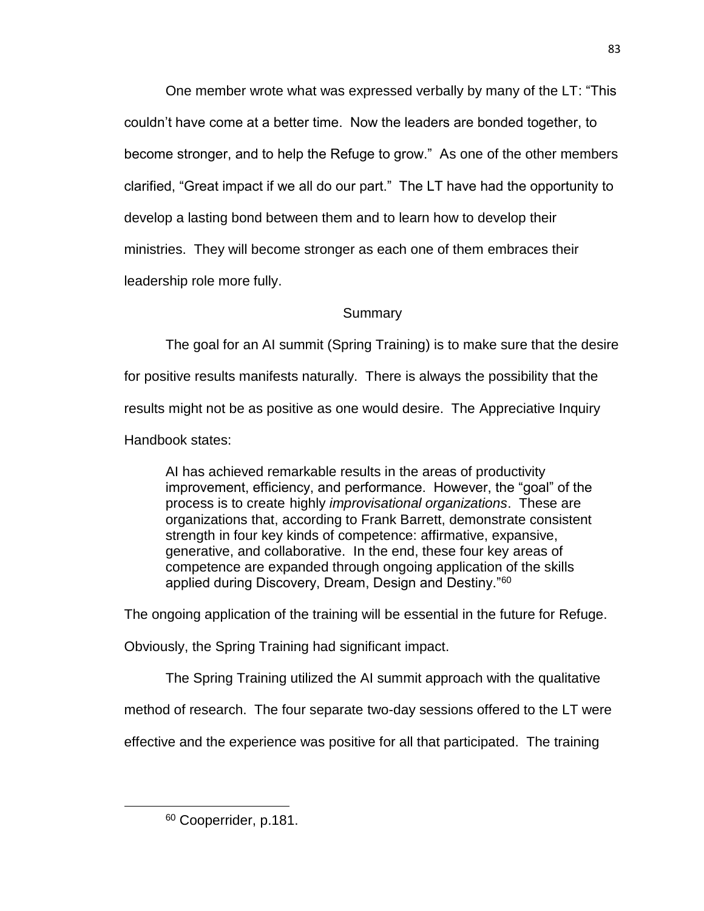One member wrote what was expressed verbally by many of the LT: "This couldn't have come at a better time. Now the leaders are bonded together, to become stronger, and to help the Refuge to grow." As one of the other members clarified, "Great impact if we all do our part." The LT have had the opportunity to develop a lasting bond between them and to learn how to develop their ministries. They will become stronger as each one of them embraces their leadership role more fully.

## Summary

The goal for an AI summit (Spring Training) is to make sure that the desire for positive results manifests naturally. There is always the possibility that the results might not be as positive as one would desire. The Appreciative Inquiry Handbook states:

> AI has achieved remarkable results in the areas of productivity improvement, efficiency, and performance. However, the "goal" of the process is to create highly *improvisational organizations*. These are organizations that, according to Frank Barrett, demonstrate consistent strength in four key kinds of competence: affirmative, expansive, generative, and collaborative. In the end, these four key areas of competence are expanded through ongoing application of the skills applied during Discovery, Dream, Design and Destiny."[60]

The ongoing application of the training will be essential in the future for Refuge. Obviously, the Spring Training had significant impact.

The Spring Training utilized the AI summit approach with the qualitative method of research. The four separate two-day sessions offered to the LT were effective and the experience was positive for all that participated. The training

---

[60] Cooperrider, p.181.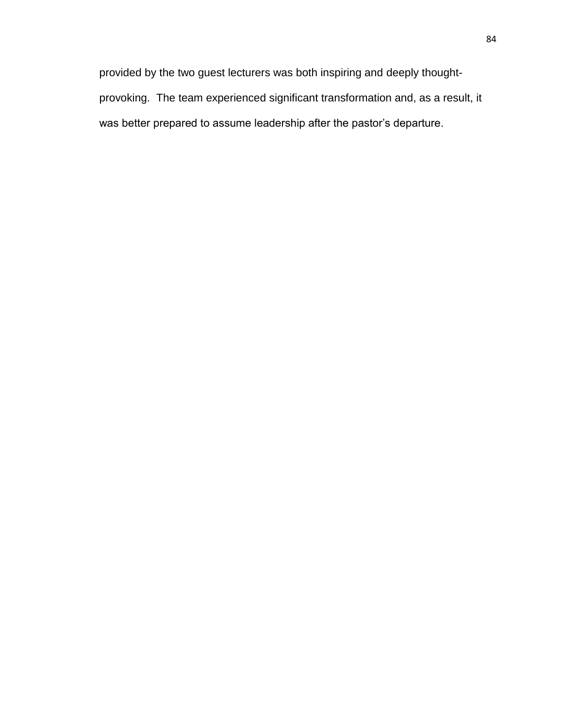provided by the two guest lecturers was both inspiring and deeply thought-provoking. The team experienced significant transformation and, as a result, it was better prepared to assume leadership after the pastor's departure.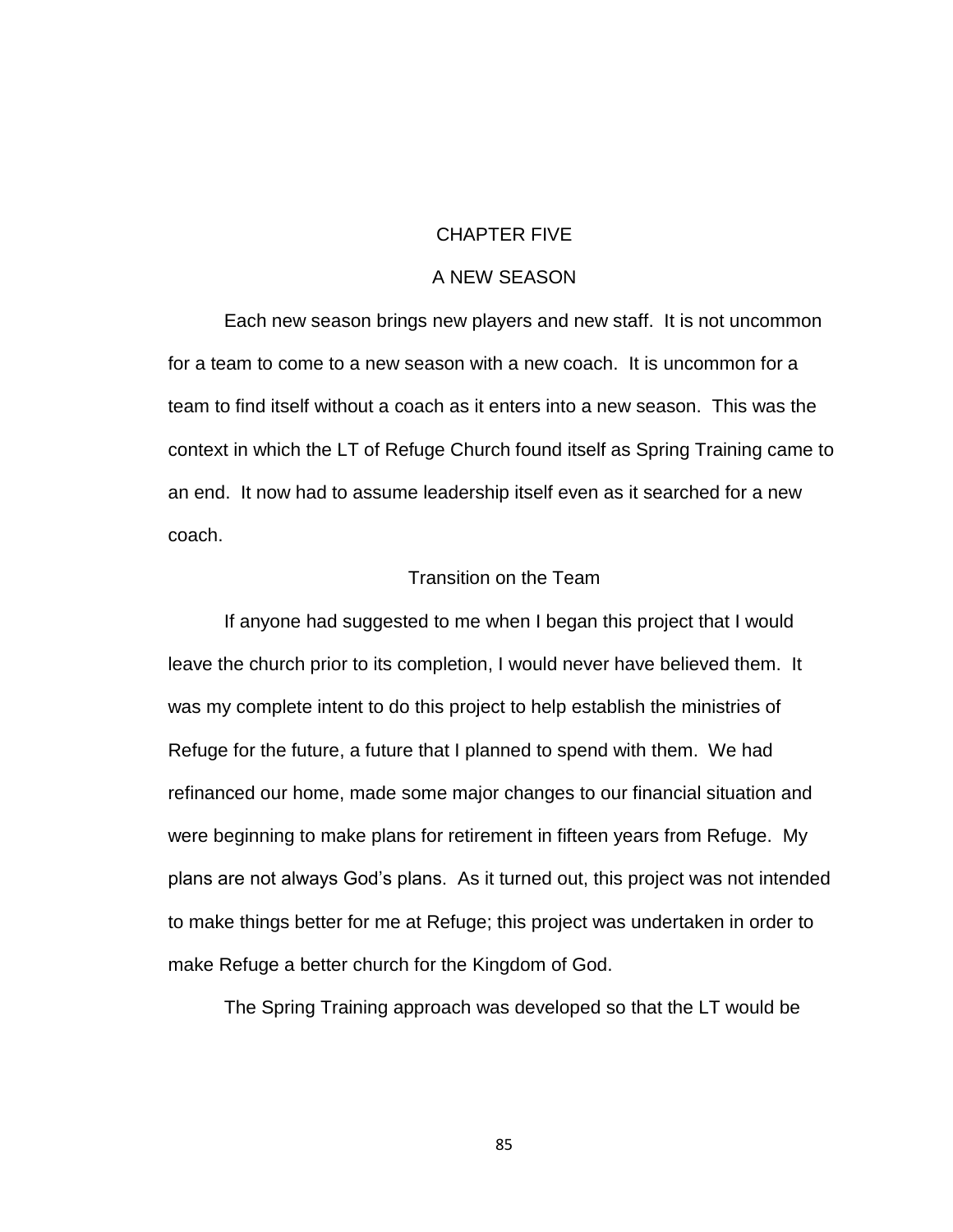# CHAPTER FIVE

# A NEW SEASON

Each new season brings new players and new staff. It is not uncommon for a team to come to a new season with a new coach. It is uncommon for a team to find itself without a coach as it enters into a new season. This was the context in which the LT of Refuge Church found itself as Spring Training came to an end. It now had to assume leadership itself even as it searched for a new coach.

## Transition on the Team

If anyone had suggested to me when I began this project that I would leave the church prior to its completion, I would never have believed them. It was my complete intent to do this project to help establish the ministries of Refuge for the future, a future that I planned to spend with them. We had refinanced our home, made some major changes to our financial situation and were beginning to make plans for retirement in fifteen years from Refuge. My plans are not always God's plans. As it turned out, this project was not intended to make things better for me at Refuge; this project was undertaken in order to make Refuge a better church for the Kingdom of God.

The Spring Training approach was developed so that the LT would be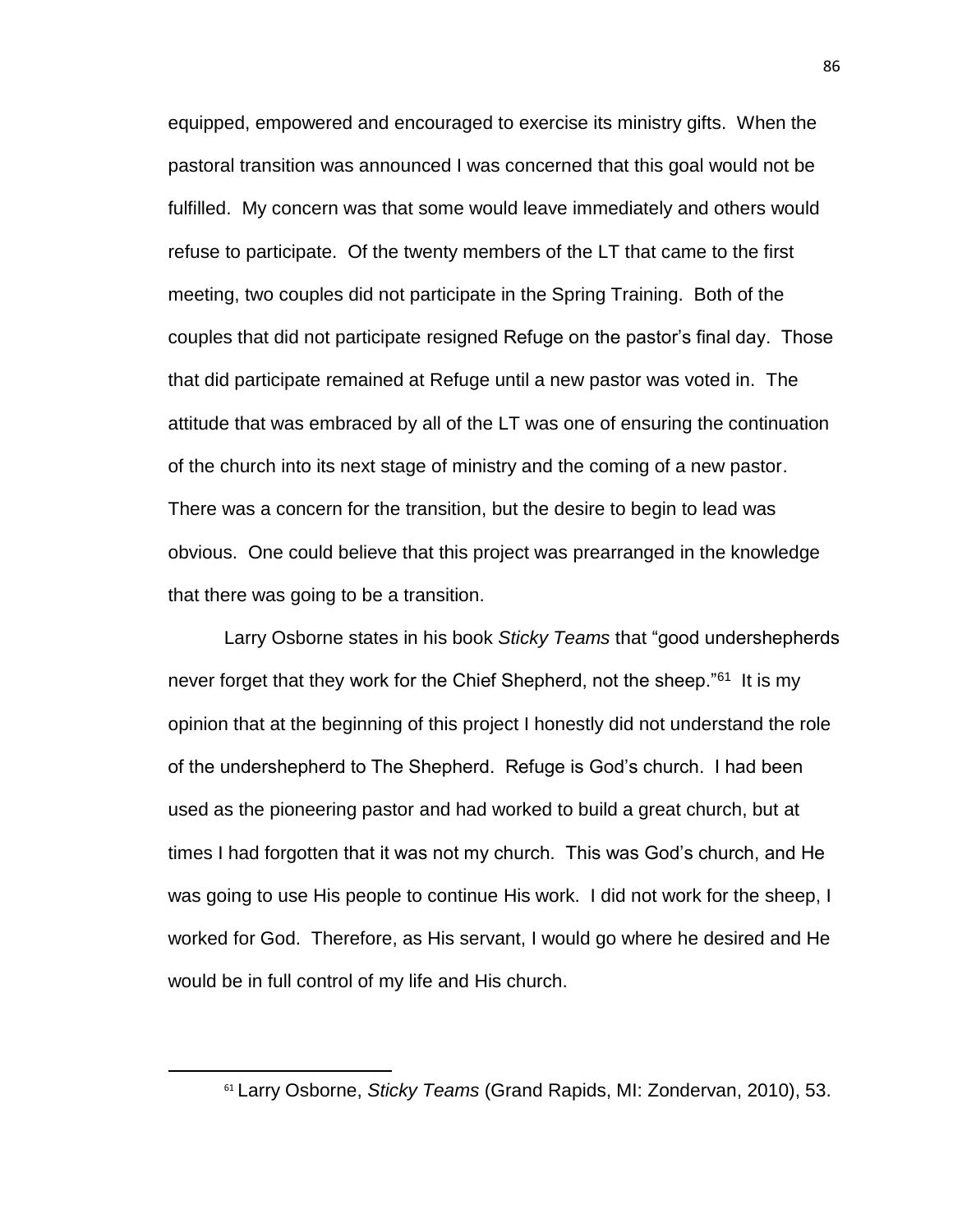equipped, empowered and encouraged to exercise its ministry gifts. When the pastoral transition was announced I was concerned that this goal would not be fulfilled. My concern was that some would leave immediately and others would refuse to participate. Of the twenty members of the LT that came to the first meeting, two couples did not participate in the Spring Training. Both of the couples that did not participate resigned Refuge on the pastor's final day. Those that did participate remained at Refuge until a new pastor was voted in. The attitude that was embraced by all of the LT was one of ensuring the continuation of the church into its next stage of ministry and the coming of a new pastor. There was a concern for the transition, but the desire to begin to lead was obvious. One could believe that this project was prearranged in the knowledge that there was going to be a transition.

Larry Osborne states in his book *Sticky Teams* that "good undershepherds never forget that they work for the Chief Shepherd, not the sheep."[61] It is my opinion that at the beginning of this project I honestly did not understand the role of the undershepherd to The Shepherd. Refuge is God's church. I had been used as the pioneering pastor and had worked to build a great church, but at times I had forgotten that it was not my church. This was God's church, and He was going to use His people to continue His work. I did not work for the sheep, I worked for God. Therefore, as His servant, I would go where he desired and He would be in full control of my life and His church.

[61] Larry Osborne, *Sticky Teams* (Grand Rapids, MI: Zondervan, 2010), 53.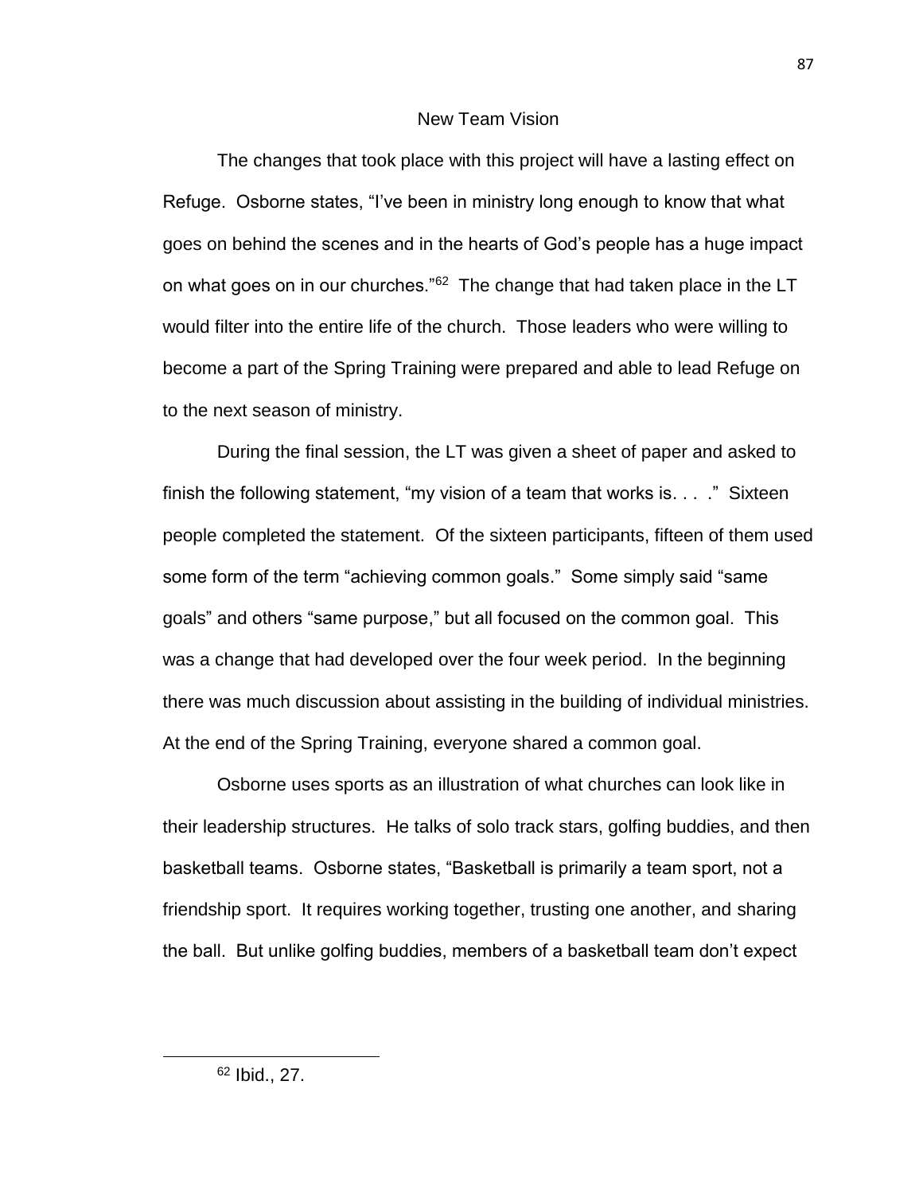## New Team Vision

The changes that took place with this project will have a lasting effect on Refuge. Osborne states, "I've been in ministry long enough to know that what goes on behind the scenes and in the hearts of God's people has a huge impact on what goes on in our churches."[62] The change that had taken place in the LT would filter into the entire life of the church. Those leaders who were willing to become a part of the Spring Training were prepared and able to lead Refuge on to the next season of ministry.

During the final session, the LT was given a sheet of paper and asked to finish the following statement, "my vision of a team that works is. . . ." Sixteen people completed the statement. Of the sixteen participants, fifteen of them used some form of the term "achieving common goals." Some simply said "same goals" and others "same purpose," but all focused on the common goal. This was a change that had developed over the four week period. In the beginning there was much discussion about assisting in the building of individual ministries. At the end of the Spring Training, everyone shared a common goal.

Osborne uses sports as an illustration of what churches can look like in their leadership structures. He talks of solo track stars, golfing buddies, and then basketball teams. Osborne states, "Basketball is primarily a team sport, not a friendship sport. It requires working together, trusting one another, and sharing the ball. But unlike golfing buddies, members of a basketball team don't expect

---

[62] Ibid., 27.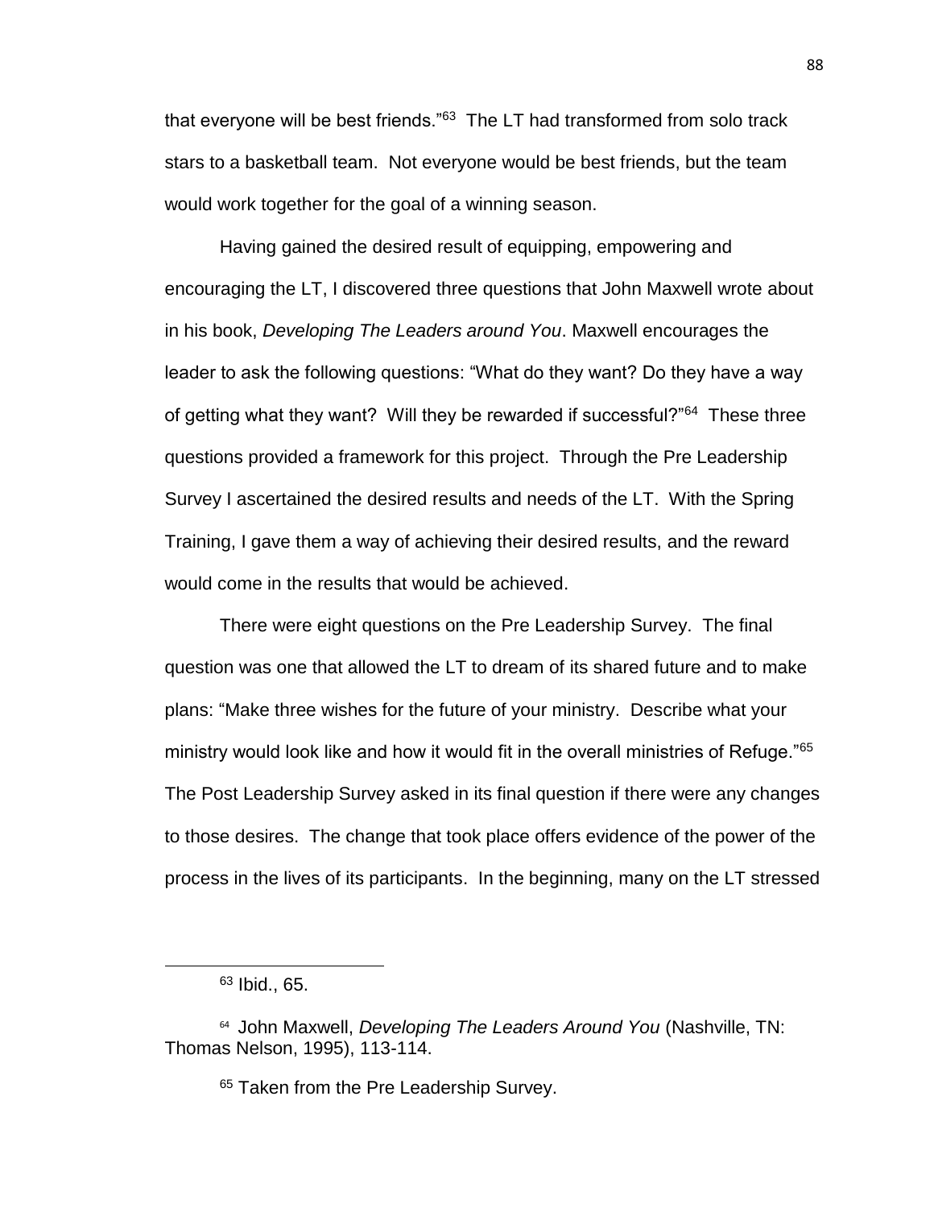that everyone will be best friends."[63] The LT had transformed from solo track stars to a basketball team. Not everyone would be best friends, but the team would work together for the goal of a winning season.

Having gained the desired result of equipping, empowering and encouraging the LT, I discovered three questions that John Maxwell wrote about in his book, *Developing The Leaders around You*. Maxwell encourages the leader to ask the following questions: "What do they want? Do they have a way of getting what they want? Will they be rewarded if successful?"[64] These three questions provided a framework for this project. Through the Pre Leadership Survey I ascertained the desired results and needs of the LT. With the Spring Training, I gave them a way of achieving their desired results, and the reward would come in the results that would be achieved.

There were eight questions on the Pre Leadership Survey. The final question was one that allowed the LT to dream of its shared future and to make plans: "Make three wishes for the future of your ministry. Describe what your ministry would look like and how it would fit in the overall ministries of Refuge."[65] The Post Leadership Survey asked in its final question if there were any changes to those desires. The change that took place offers evidence of the power of the process in the lives of its participants. In the beginning, many on the LT stressed

---

[63] Ibid., 65.

[64] John Maxwell, *Developing The Leaders Around You* (Nashville, TN: Thomas Nelson, 1995), 113-114.

[65] Taken from the Pre Leadership Survey.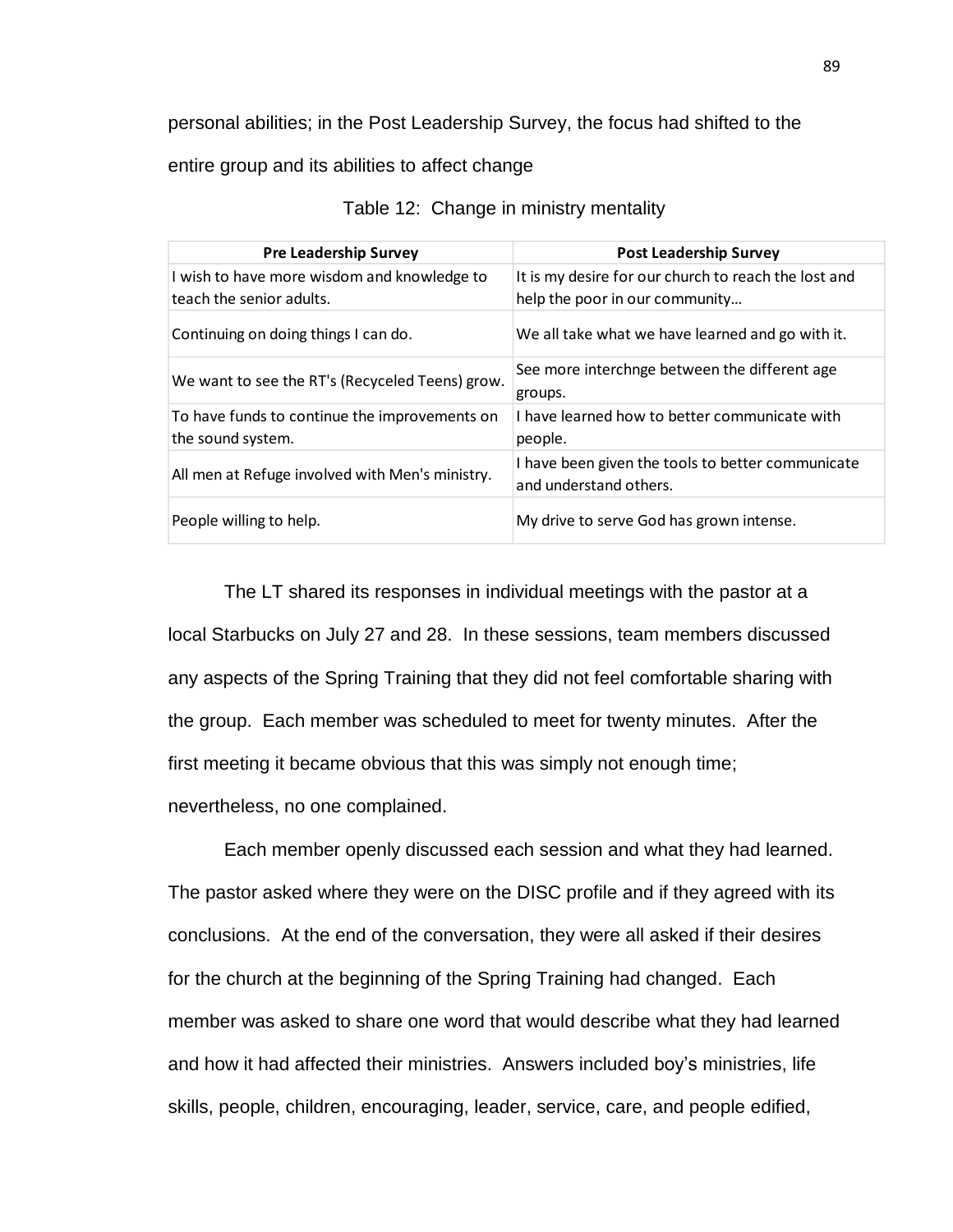personal abilities; in the Post Leadership Survey, the focus had shifted to the entire group and its abilities to affect change

Table 12: Change in ministry mentality

| Pre Leadership Survey | Post Leadership Survey |
|---|---|
| I wish to have more wisdom and knowledge to teach the senior adults. | It is my desire for our church to reach the lost and help the poor in our community… |
| Continuing on doing things I can do. | We all take what we have learned and go with it. |
| We want to see the RT's (Recyceled Teens) grow. | See more interchnge between the different age groups. |
| To have funds to continue the improvements on the sound system. | I have learned how to better communicate with people. |
| All men at Refuge involved with Men's ministry. | I have been given the tools to better communicate and understand others. |
| People willing to help. | My drive to serve God has grown intense. |

The LT shared its responses in individual meetings with the pastor at a local Starbucks on July 27 and 28. In these sessions, team members discussed any aspects of the Spring Training that they did not feel comfortable sharing with the group. Each member was scheduled to meet for twenty minutes. After the first meeting it became obvious that this was simply not enough time; nevertheless, no one complained.

Each member openly discussed each session and what they had learned. The pastor asked where they were on the DISC profile and if they agreed with its conclusions. At the end of the conversation, they were all asked if their desires for the church at the beginning of the Spring Training had changed. Each member was asked to share one word that would describe what they had learned and how it had affected their ministries. Answers included boy's ministries, life skills, people, children, encouraging, leader, service, care, and people edified,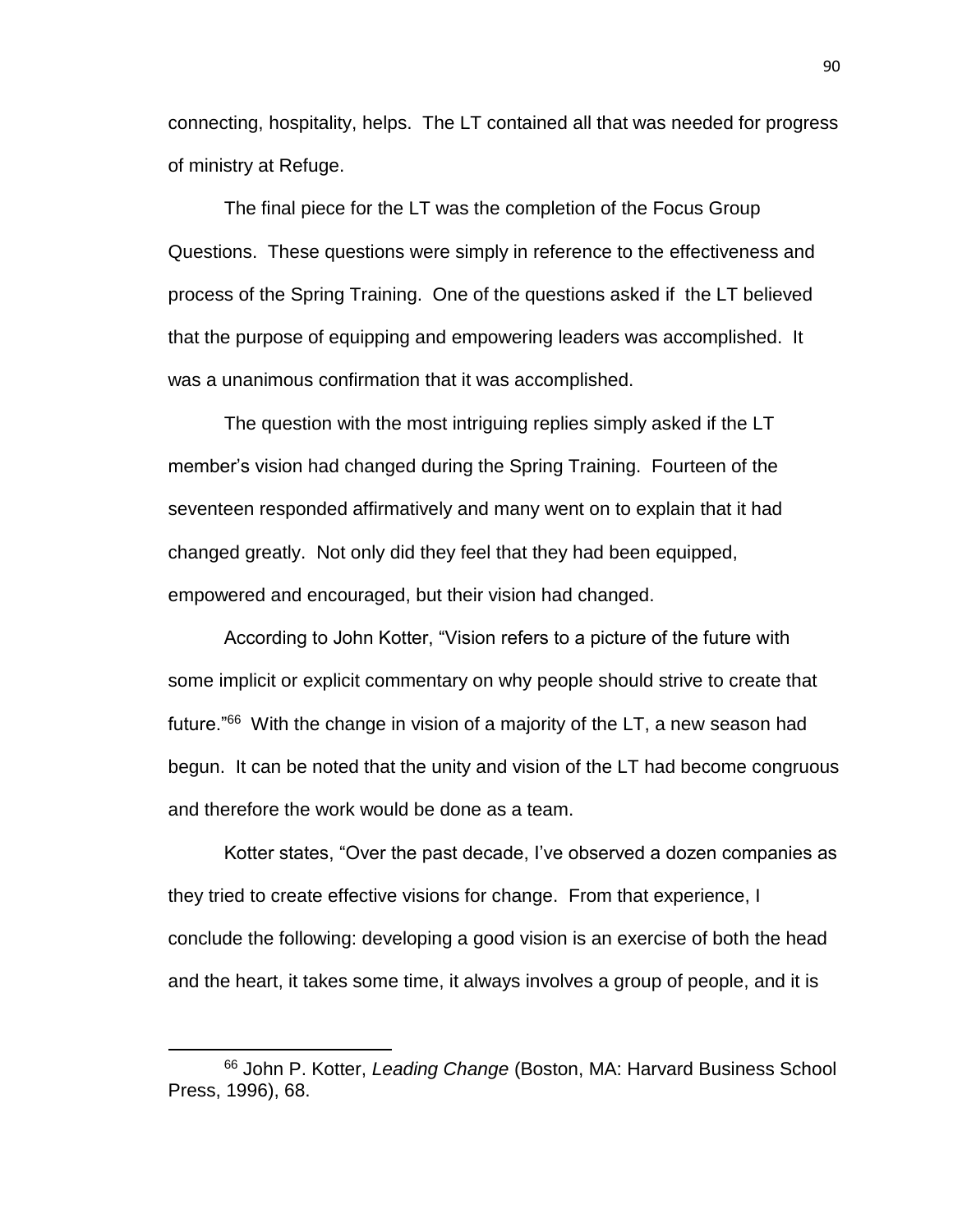connecting, hospitality, helps. The LT contained all that was needed for progress of ministry at Refuge.

The final piece for the LT was the completion of the Focus Group Questions. These questions were simply in reference to the effectiveness and process of the Spring Training. One of the questions asked if the LT believed that the purpose of equipping and empowering leaders was accomplished. It was a unanimous confirmation that it was accomplished.

The question with the most intriguing replies simply asked if the LT member's vision had changed during the Spring Training. Fourteen of the seventeen responded affirmatively and many went on to explain that it had changed greatly. Not only did they feel that they had been equipped, empowered and encouraged, but their vision had changed.

According to John Kotter, "Vision refers to a picture of the future with some implicit or explicit commentary on why people should strive to create that future."[66] With the change in vision of a majority of the LT, a new season had begun. It can be noted that the unity and vision of the LT had become congruous and therefore the work would be done as a team.

Kotter states, "Over the past decade, I've observed a dozen companies as they tried to create effective visions for change. From that experience, I conclude the following: developing a good vision is an exercise of both the head and the heart, it takes some time, it always involves a group of people, and it is

---

[66] John P. Kotter, *Leading Change* (Boston, MA: Harvard Business School Press, 1996), 68.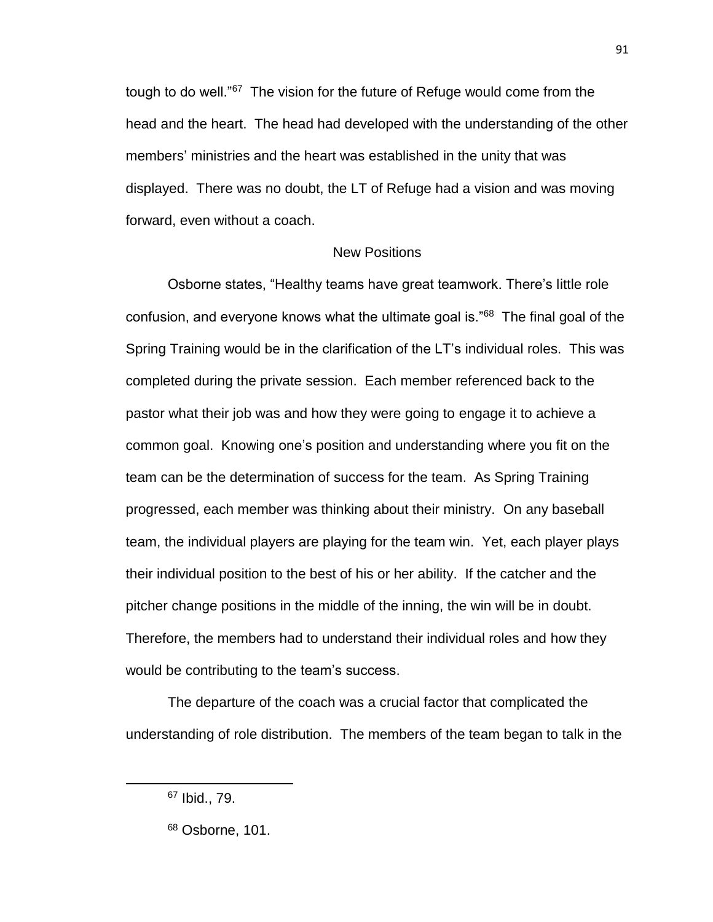tough to do well."[67] The vision for the future of Refuge would come from the head and the heart. The head had developed with the understanding of the other members' ministries and the heart was established in the unity that was displayed. There was no doubt, the LT of Refuge had a vision and was moving forward, even without a coach.

## New Positions

Osborne states, "Healthy teams have great teamwork. There's little role confusion, and everyone knows what the ultimate goal is."[68] The final goal of the Spring Training would be in the clarification of the LT's individual roles. This was completed during the private session. Each member referenced back to the pastor what their job was and how they were going to engage it to achieve a common goal. Knowing one's position and understanding where you fit on the team can be the determination of success for the team. As Spring Training progressed, each member was thinking about their ministry. On any baseball team, the individual players are playing for the team win. Yet, each player plays their individual position to the best of his or her ability. If the catcher and the pitcher change positions in the middle of the inning, the win will be in doubt. Therefore, the members had to understand their individual roles and how they would be contributing to the team's success.

The departure of the coach was a crucial factor that complicated the understanding of role distribution. The members of the team began to talk in the

---

[67] Ibid., 79.

[68] Osborne, 101.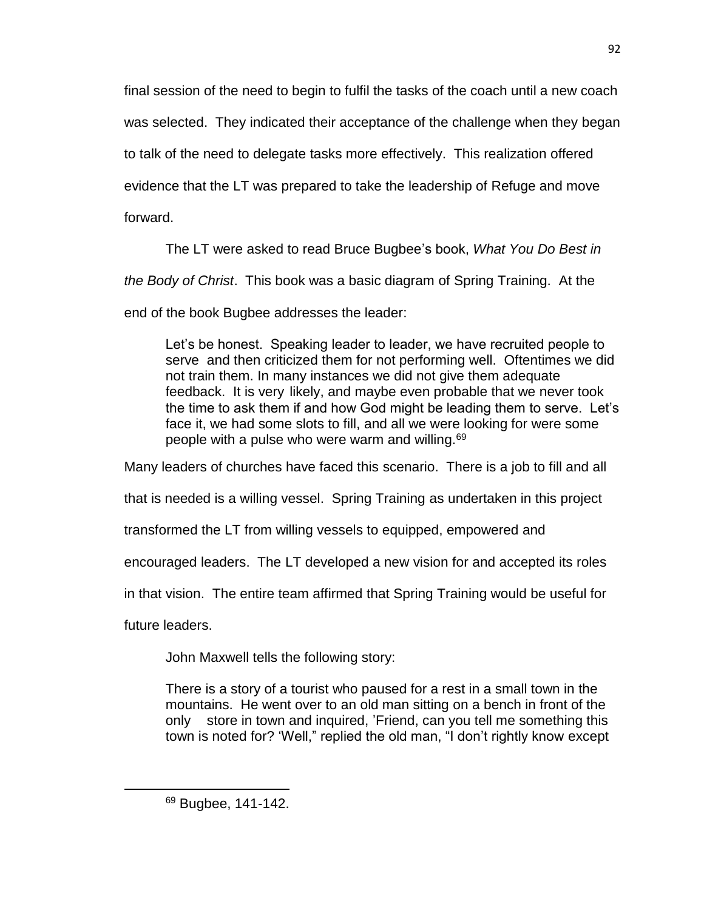final session of the need to begin to fulfil the tasks of the coach until a new coach was selected. They indicated their acceptance of the challenge when they began to talk of the need to delegate tasks more effectively. This realization offered evidence that the LT was prepared to take the leadership of Refuge and move forward.

The LT were asked to read Bruce Bugbee's book, *What You Do Best in the Body of Christ*. This book was a basic diagram of Spring Training. At the end of the book Bugbee addresses the leader:

> Let's be honest. Speaking leader to leader, we have recruited people to serve and then criticized them for not performing well. Oftentimes we did not train them. In many instances we did not give them adequate feedback. It is very likely, and maybe even probable that we never took the time to ask them if and how God might be leading them to serve. Let's face it, we had some slots to fill, and all we were looking for were some people with a pulse who were warm and willing.[69]

Many leaders of churches have faced this scenario. There is a job to fill and all that is needed is a willing vessel. Spring Training as undertaken in this project transformed the LT from willing vessels to equipped, empowered and encouraged leaders. The LT developed a new vision for and accepted its roles in that vision. The entire team affirmed that Spring Training would be useful for future leaders.

John Maxwell tells the following story:

> There is a story of a tourist who paused for a rest in a small town in the mountains. He went over to an old man sitting on a bench in front of the only store in town and inquired, 'Friend, can you tell me something this town is noted for? 'Well," replied the old man, "I don't rightly know except

[69] Bugbee, 141-142.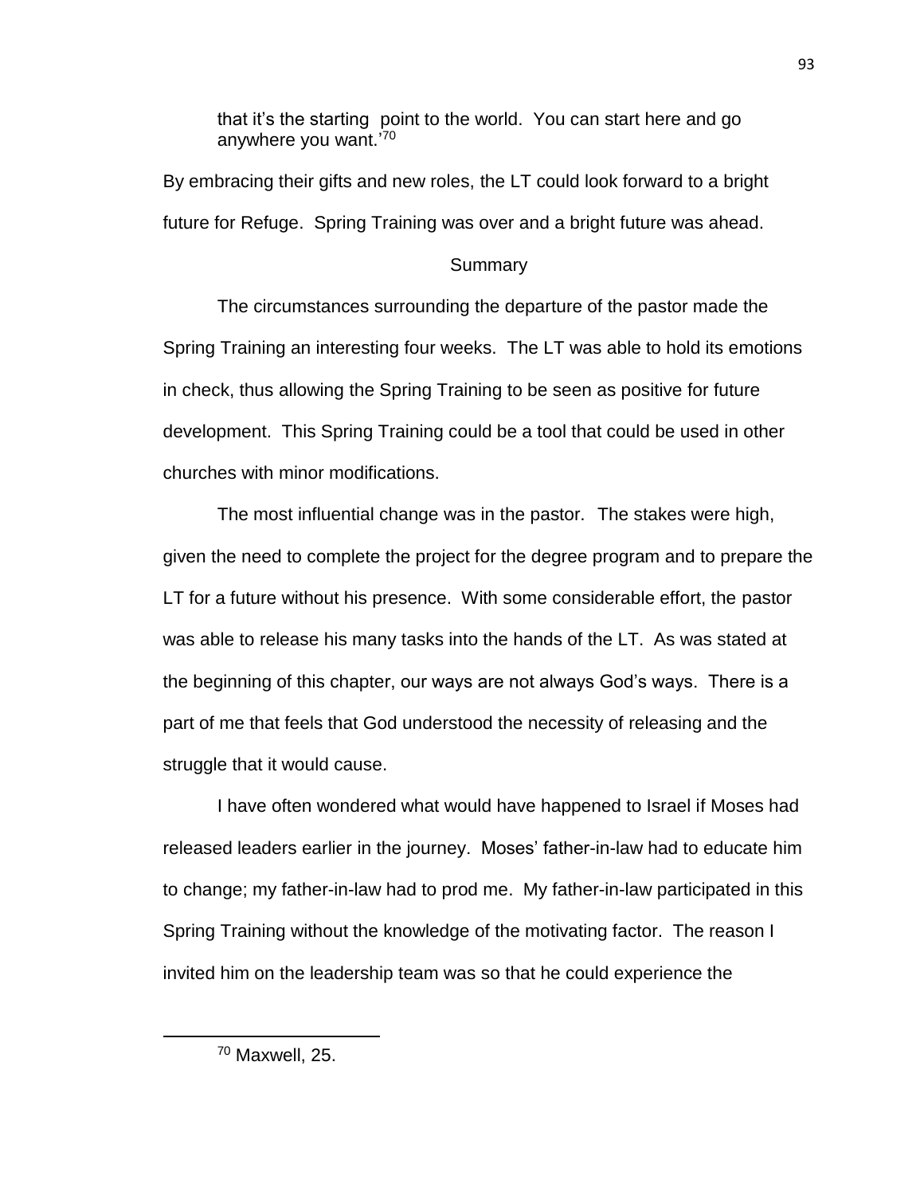that it's the starting point to the world. You can start here and go anywhere you want.'[70]

By embracing their gifts and new roles, the LT could look forward to a bright future for Refuge. Spring Training was over and a bright future was ahead.

## Summary

The circumstances surrounding the departure of the pastor made the Spring Training an interesting four weeks. The LT was able to hold its emotions in check, thus allowing the Spring Training to be seen as positive for future development. This Spring Training could be a tool that could be used in other churches with minor modifications.

The most influential change was in the pastor. The stakes were high, given the need to complete the project for the degree program and to prepare the LT for a future without his presence. With some considerable effort, the pastor was able to release his many tasks into the hands of the LT. As was stated at the beginning of this chapter, our ways are not always God's ways. There is a part of me that feels that God understood the necessity of releasing and the struggle that it would cause.

I have often wondered what would have happened to Israel if Moses had released leaders earlier in the journey. Moses' father-in-law had to educate him to change; my father-in-law had to prod me. My father-in-law participated in this Spring Training without the knowledge of the motivating factor. The reason I invited him on the leadership team was so that he could experience the

[70] Maxwell, 25.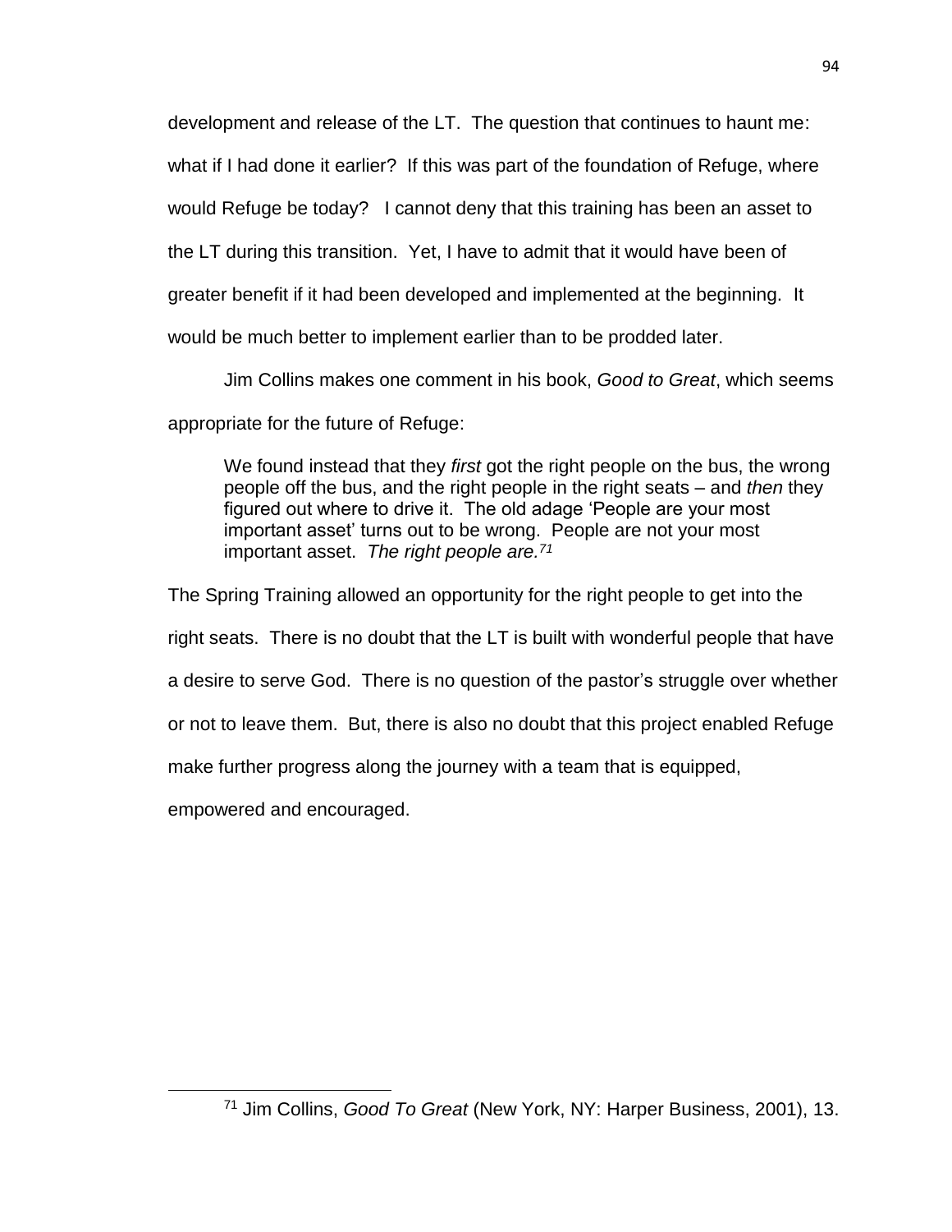development and release of the LT. The question that continues to haunt me: what if I had done it earlier? If this was part of the foundation of Refuge, where would Refuge be today? I cannot deny that this training has been an asset to the LT during this transition. Yet, I have to admit that it would have been of greater benefit if it had been developed and implemented at the beginning. It would be much better to implement earlier than to be prodded later.

Jim Collins makes one comment in his book, *Good to Great*, which seems appropriate for the future of Refuge:

> We found instead that they *first* got the right people on the bus, the wrong people off the bus, and the right people in the right seats – and *then* they figured out where to drive it. The old adage 'People are your most important asset' turns out to be wrong. People are not your most important asset. *The right people are.*[71]

The Spring Training allowed an opportunity for the right people to get into the right seats. There is no doubt that the LT is built with wonderful people that have a desire to serve God. There is no question of the pastor's struggle over whether or not to leave them. But, there is also no doubt that this project enabled Refuge make further progress along the journey with a team that is equipped, empowered and encouraged.

---

[71] Jim Collins, *Good To Great* (New York, NY: Harper Business, 2001), 13.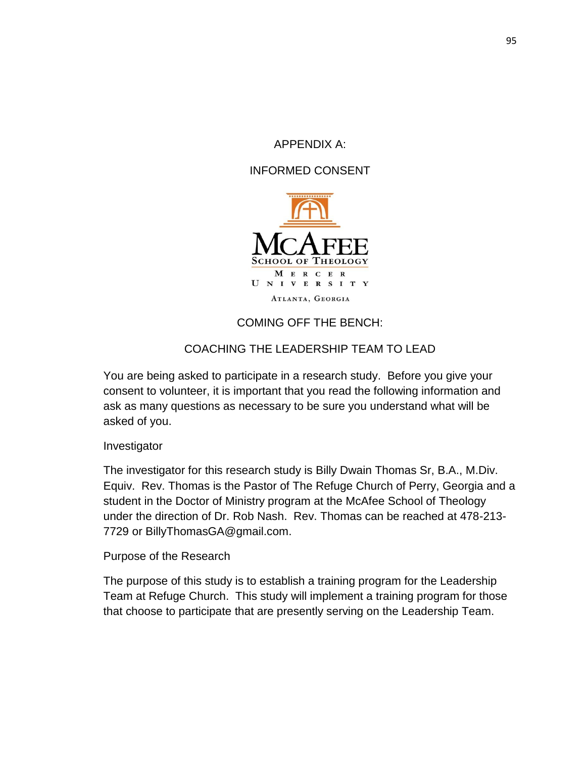# APPENDIX A:

# INFORMED CONSENT

McAFEE
SCHOOL OF THEOLOGY
MERCER
UNIVERSITY
ATLANTA, GEORGIA

## COMING OFF THE BENCH:

## COACHING THE LEADERSHIP TEAM TO LEAD

You are being asked to participate in a research study. Before you give your consent to volunteer, it is important that you read the following information and ask as many questions as necessary to be sure you understand what will be asked of you.

### Investigator

The investigator for this research study is Billy Dwain Thomas Sr, B.A., M.Div. Equiv. Rev. Thomas is the Pastor of The Refuge Church of Perry, Georgia and a student in the Doctor of Ministry program at the McAfee School of Theology under the direction of Dr. Rob Nash. Rev. Thomas can be reached at 478-213-7729 or BillyThomasGA@gmail.com.

### Purpose of the Research

The purpose of this study is to establish a training program for the Leadership Team at Refuge Church. This study will implement a training program for those that choose to participate that are presently serving on the Leadership Team.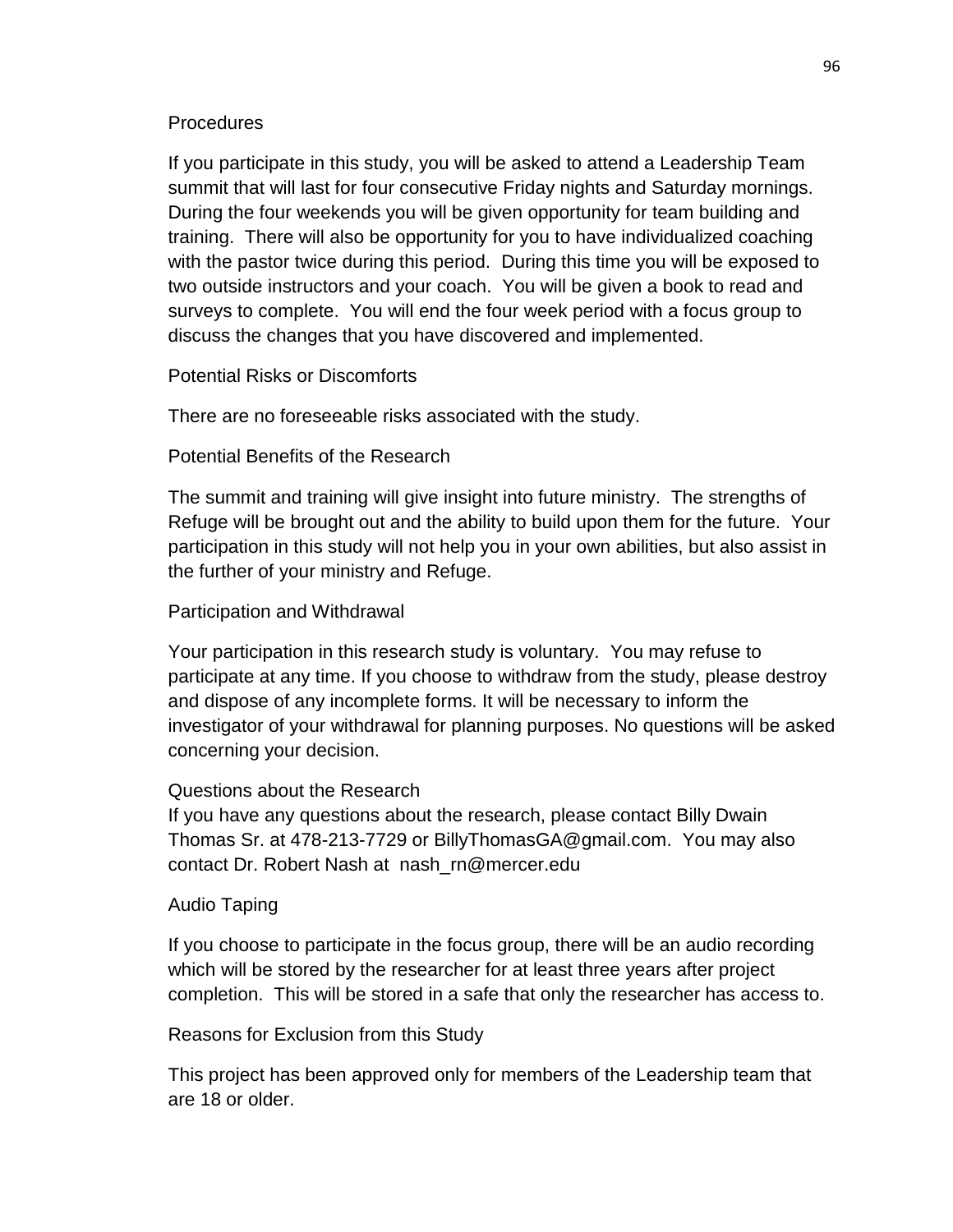Procedures

If you participate in this study, you will be asked to attend a Leadership Team summit that will last for four consecutive Friday nights and Saturday mornings. During the four weekends you will be given opportunity for team building and training. There will also be opportunity for you to have individualized coaching with the pastor twice during this period. During this time you will be exposed to two outside instructors and your coach. You will be given a book to read and surveys to complete. You will end the four week period with a focus group to discuss the changes that you have discovered and implemented.

Potential Risks or Discomforts

There are no foreseeable risks associated with the study.

Potential Benefits of the Research

The summit and training will give insight into future ministry. The strengths of Refuge will be brought out and the ability to build upon them for the future. Your participation in this study will not help you in your own abilities, but also assist in the further of your ministry and Refuge.

Participation and Withdrawal

Your participation in this research study is voluntary. You may refuse to participate at any time. If you choose to withdraw from the study, please destroy and dispose of any incomplete forms. It will be necessary to inform the investigator of your withdrawal for planning purposes. No questions will be asked concerning your decision.

Questions about the Research

If you have any questions about the research, please contact Billy Dwain Thomas Sr. at 478-213-7729 or BillyThomasGA@gmail.com. You may also contact Dr. Robert Nash at nash_rn@mercer.edu

Audio Taping

If you choose to participate in the focus group, there will be an audio recording which will be stored by the researcher for at least three years after project completion. This will be stored in a safe that only the researcher has access to.

Reasons for Exclusion from this Study

This project has been approved only for members of the Leadership team that are 18 or older.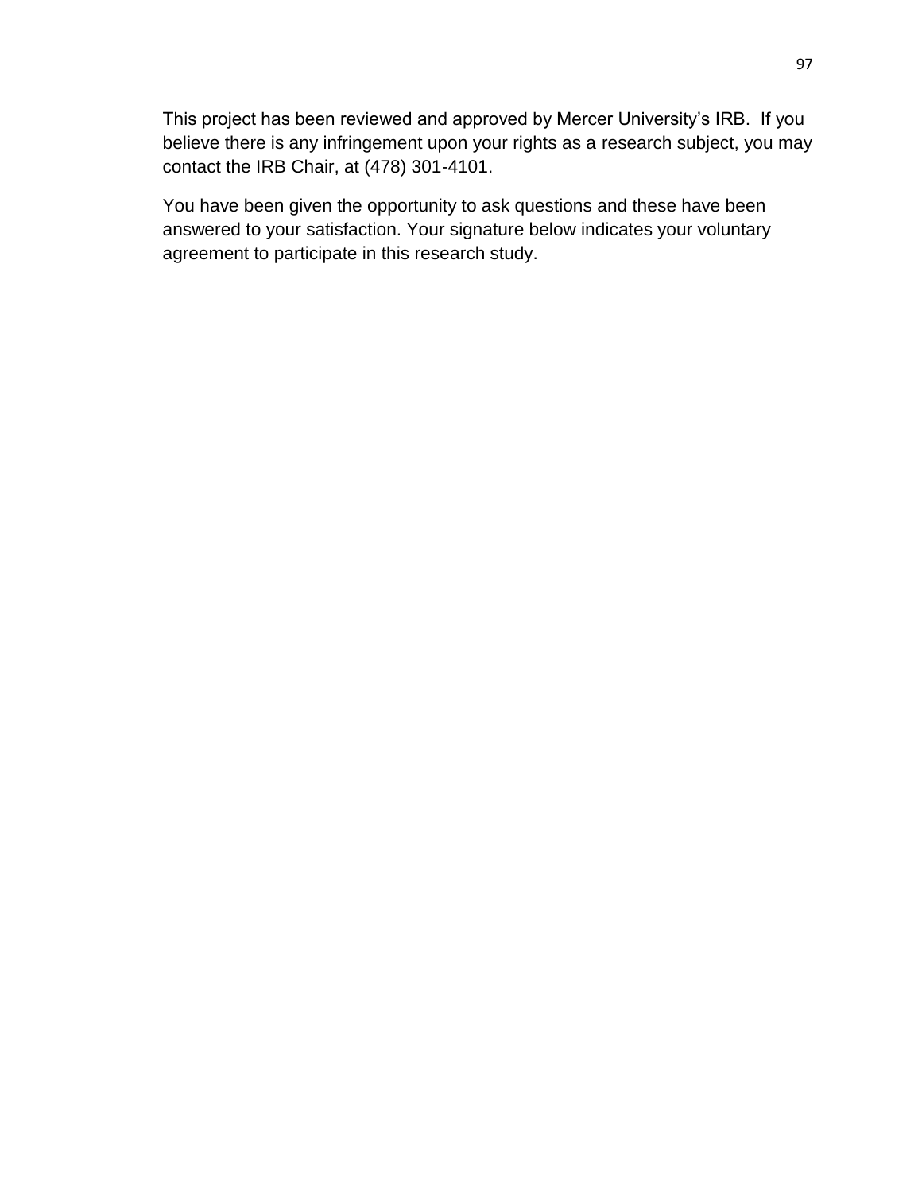This project has been reviewed and approved by Mercer University's IRB. If you believe there is any infringement upon your rights as a research subject, you may contact the IRB Chair, at (478) 301-4101.

You have been given the opportunity to ask questions and these have been answered to your satisfaction. Your signature below indicates your voluntary agreement to participate in this research study.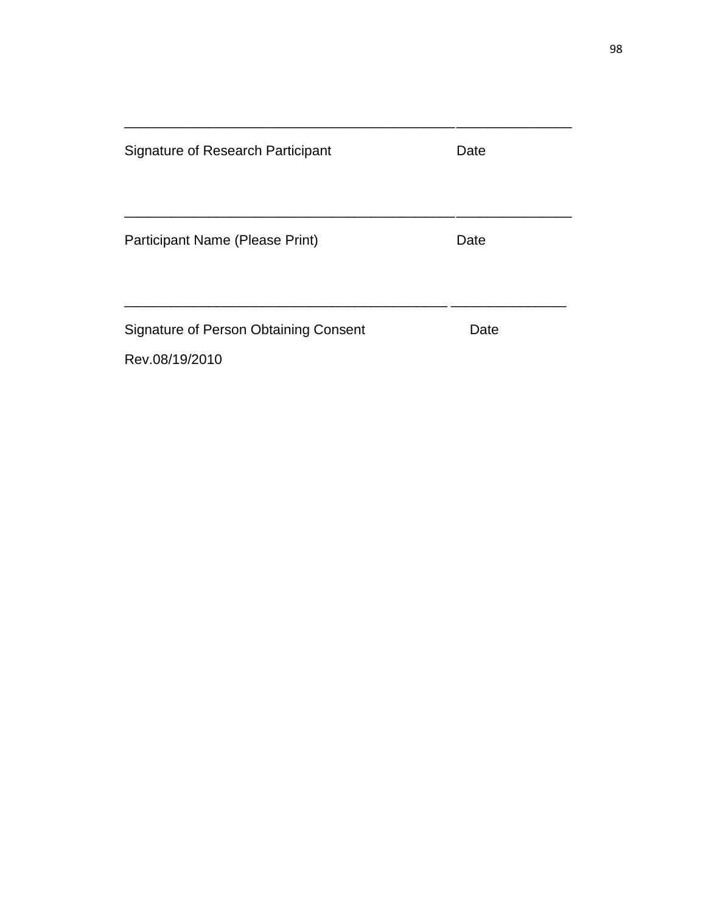\_\_\_\_\_\_\_\_\_\_\_\_\_\_\_\_\_\_\_\_\_\_\_\_\_\_\_\_\_\_\_\_\_\_\_\_\_\_\_\_\_\_\_\_\_\_\_\_\_\_\_\_\_\_\_\_\_\_\_\_

Signature of Research Participant                    Date

\_\_\_\_\_\_\_\_\_\_\_\_\_\_\_\_\_\_\_\_\_\_\_\_\_\_\_\_\_\_\_\_\_\_\_\_\_\_\_\_\_\_\_\_\_\_\_\_\_\_\_\_\_\_\_\_\_\_\_\_

Participant Name (Please Print)                    Date

\_\_\_\_\_\_\_\_\_\_\_\_\_\_\_\_\_\_\_\_\_\_\_\_\_\_\_\_\_\_\_\_\_\_\_\_\_\_\_\_\_\_\_\_\_\_\_\_\_\_\_\_\_\_\_\_\_\_\_\_

Signature of Person Obtaining Consent                    Date

Rev.08/19/2010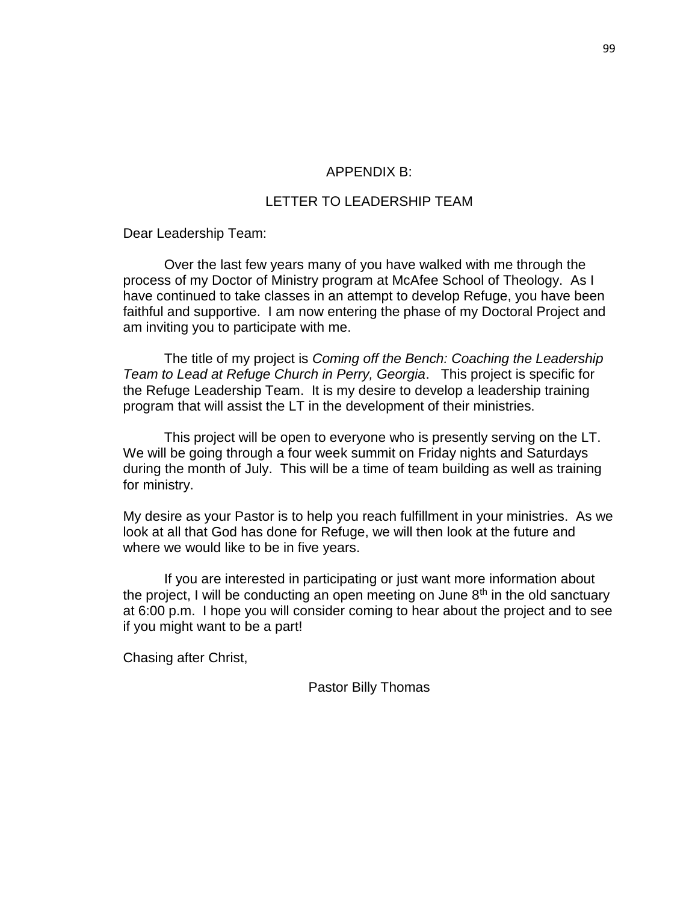# APPENDIX B:

## LETTER TO LEADERSHIP TEAM

Dear Leadership Team:

Over the last few years many of you have walked with me through the process of my Doctor of Ministry program at McAfee School of Theology. As I have continued to take classes in an attempt to develop Refuge, you have been faithful and supportive. I am now entering the phase of my Doctoral Project and am inviting you to participate with me.

The title of my project is *Coming off the Bench: Coaching the Leadership Team to Lead at Refuge Church in Perry, Georgia*. This project is specific for the Refuge Leadership Team. It is my desire to develop a leadership training program that will assist the LT in the development of their ministries.

This project will be open to everyone who is presently serving on the LT. We will be going through a four week summit on Friday nights and Saturdays during the month of July. This will be a time of team building as well as training for ministry.

My desire as your Pastor is to help you reach fulfillment in your ministries. As we look at all that God has done for Refuge, we will then look at the future and where we would like to be in five years.

If you are interested in participating or just want more information about the project, I will be conducting an open meeting on June 8th in the old sanctuary at 6:00 p.m. I hope you will consider coming to hear about the project and to see if you might want to be a part!

Chasing after Christ,

Pastor Billy Thomas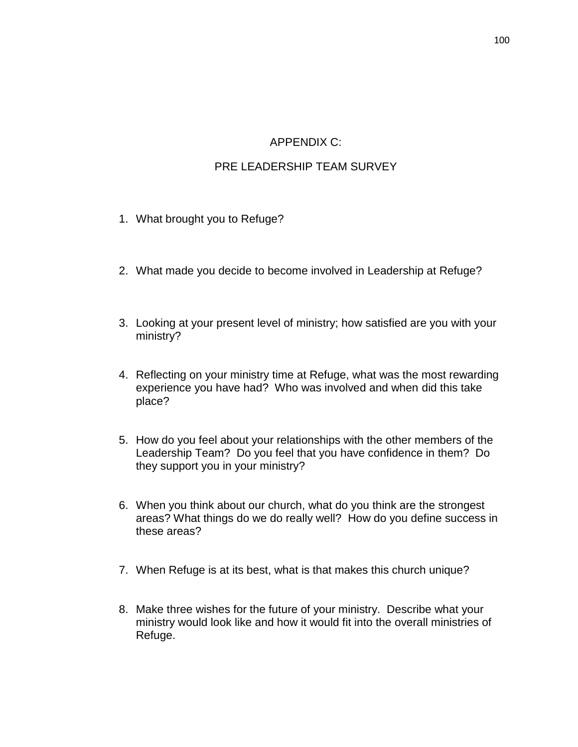# APPENDIX C:

## PRE LEADERSHIP TEAM SURVEY

1. What brought you to Refuge?

2. What made you decide to become involved in Leadership at Refuge?

3. Looking at your present level of ministry; how satisfied are you with your ministry?

4. Reflecting on your ministry time at Refuge, what was the most rewarding experience you have had? Who was involved and when did this take place?

5. How do you feel about your relationships with the other members of the Leadership Team? Do you feel that you have confidence in them? Do they support you in your ministry?

6. When you think about our church, what do you think are the strongest areas? What things do we do really well? How do you define success in these areas?

7. When Refuge is at its best, what is that makes this church unique?

8. Make three wishes for the future of your ministry. Describe what your ministry would look like and how it would fit into the overall ministries of Refuge.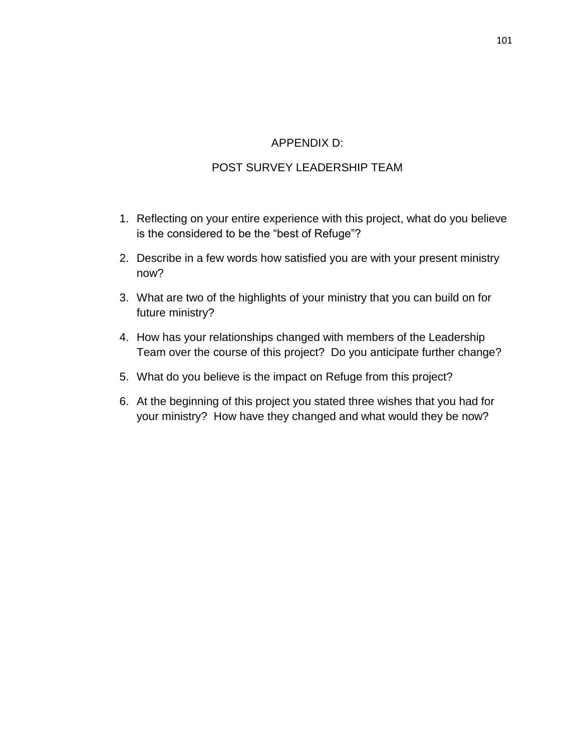# APPENDIX D:

# POST SURVEY LEADERSHIP TEAM

1. Reflecting on your entire experience with this project, what do you believe is the considered to be the "best of Refuge"?
2. Describe in a few words how satisfied you are with your present ministry now?
3. What are two of the highlights of your ministry that you can build on for future ministry?
4. How has your relationships changed with members of the Leadership Team over the course of this project? Do you anticipate further change?
5. What do you believe is the impact on Refuge from this project?
6. At the beginning of this project you stated three wishes that you had for your ministry? How have they changed and what would they be now?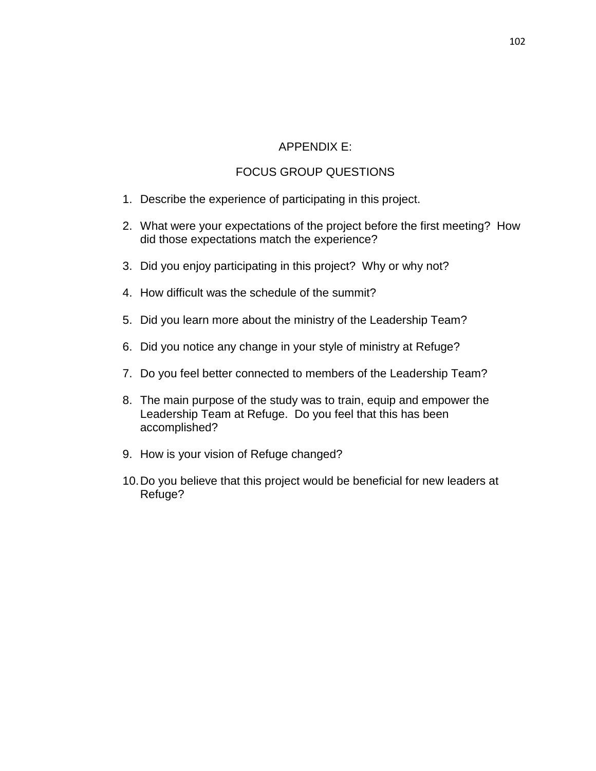# APPENDIX E:

## FOCUS GROUP QUESTIONS

1. Describe the experience of participating in this project.
2. What were your expectations of the project before the first meeting? How did those expectations match the experience?
3. Did you enjoy participating in this project? Why or why not?
4. How difficult was the schedule of the summit?
5. Did you learn more about the ministry of the Leadership Team?
6. Did you notice any change in your style of ministry at Refuge?
7. Do you feel better connected to members of the Leadership Team?
8. The main purpose of the study was to train, equip and empower the Leadership Team at Refuge. Do you feel that this has been accomplished?
9. How is your vision of Refuge changed?
10. Do you believe that this project would be beneficial for new leaders at Refuge?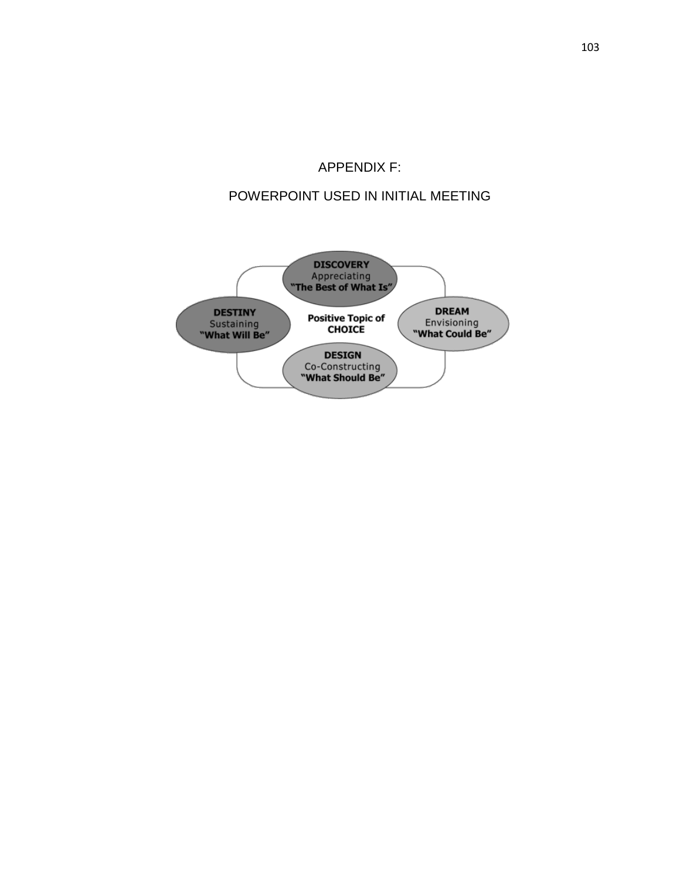# APPENDIX F:

# POWERPOINT USED IN INITIAL MEETING

**DISCOVERY**
Appreciating
**"The Best of What Is"**

**DESTINY**
Sustaining
**"What Will Be"**

**Positive Topic of CHOICE**

**DREAM**
Envisioning
**"What Could Be"**

**DESIGN**
Co-Constructing
**"What Should Be"**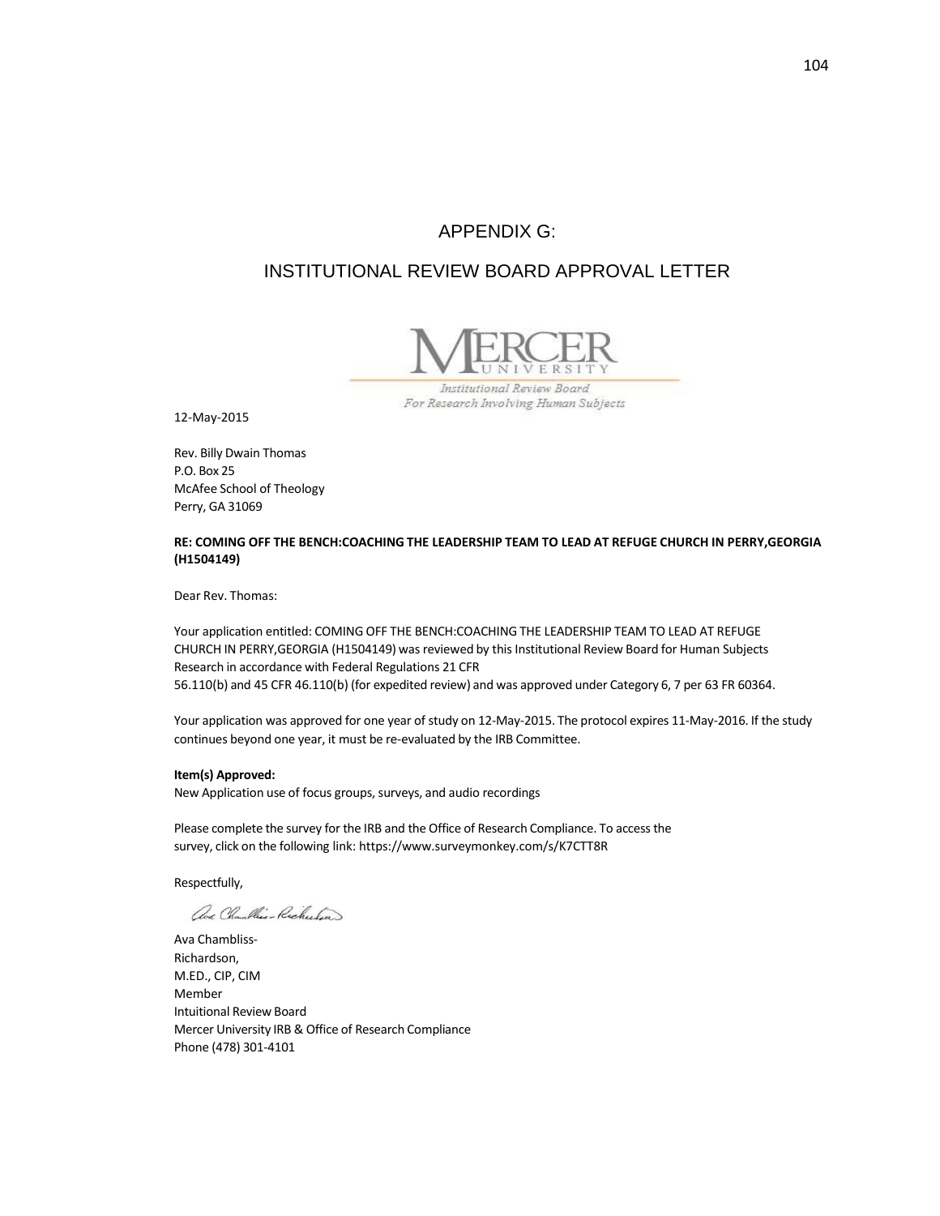# APPENDIX G:

# INSTITUTIONAL REVIEW BOARD APPROVAL LETTER

MERCER UNIVERSITY

*Institutional Review Board*
*For Research Involving Human Subjects*

12-May-2015

Rev. Billy Dwain Thomas
P.O. Box 25
McAfee School of Theology
Perry, GA 31069

**RE: COMING OFF THE BENCH:COACHING THE LEADERSHIP TEAM TO LEAD AT REFUGE CHURCH IN PERRY,GEORGIA (H1504149)**

Dear Rev. Thomas:

Your application entitled: COMING OFF THE BENCH:COACHING THE LEADERSHIP TEAM TO LEAD AT REFUGE CHURCH IN PERRY,GEORGIA (H1504149) was reviewed by this Institutional Review Board for Human Subjects Research in accordance with Federal Regulations 21 CFR 56.110(b) and 45 CFR 46.110(b) (for expedited review) and was approved under Category 6, 7 per 63 FR 60364.

Your application was approved for one year of study on 12-May-2015. The protocol expires 11-May-2016. If the study continues beyond one year, it must be re-evaluated by the IRB Committee.

**Item(s) Approved:**
New Application use of focus groups, surveys, and audio recordings

Please complete the survey for the IRB and the Office of Research Compliance. To access the survey, click on the following link: https://www.surveymonkey.com/s/K7CTT8R

Respectfully,

Ava Chambliss-
Richardson,
M.ED., CIP, CIM
Member
Intuitional Review Board
Mercer University IRB & Office of Research Compliance
Phone (478) 301-4101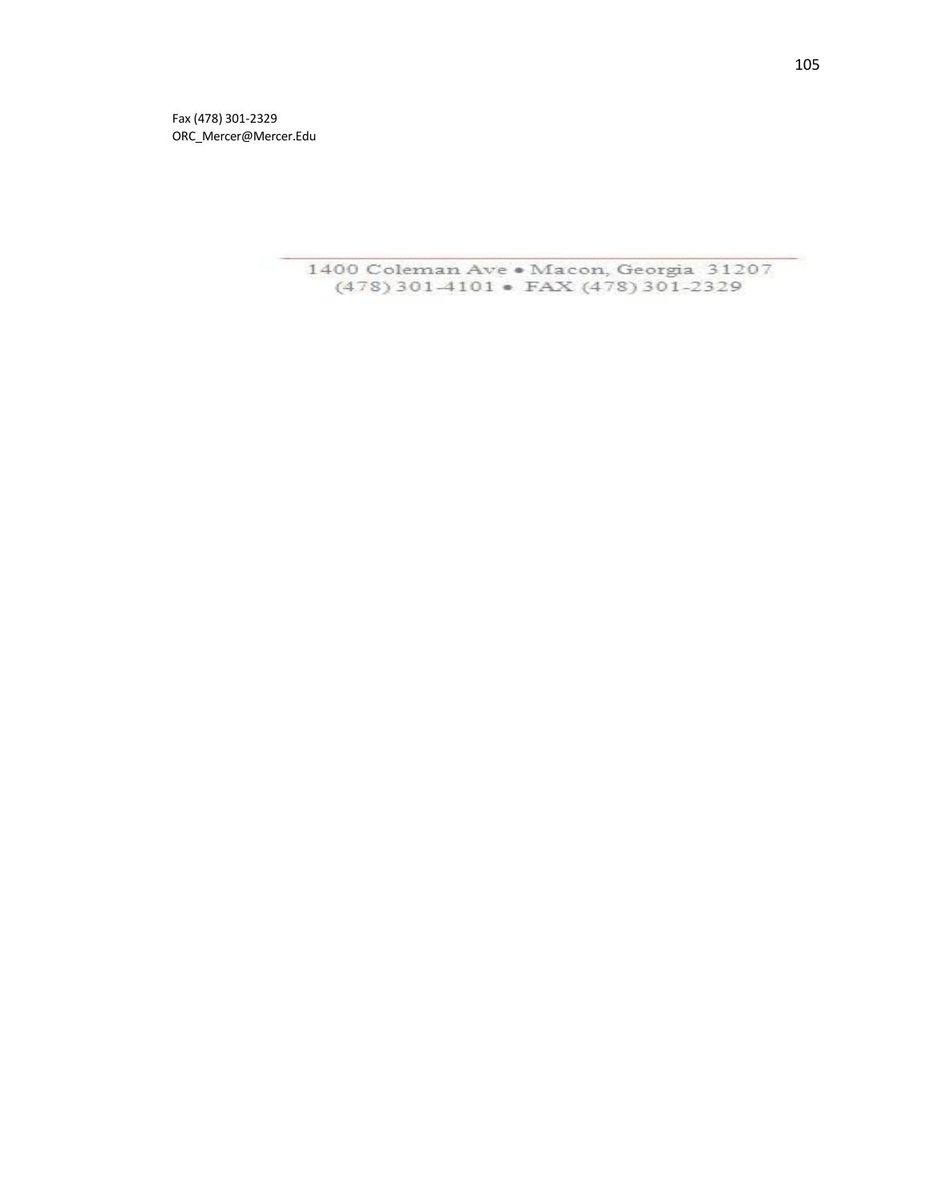Fax (478) 301-2329
ORC_Mercer@Mercer.Edu

1400 Coleman Ave • Macon, Georgia 31207
(478) 301-4101 • FAX (478) 301-2329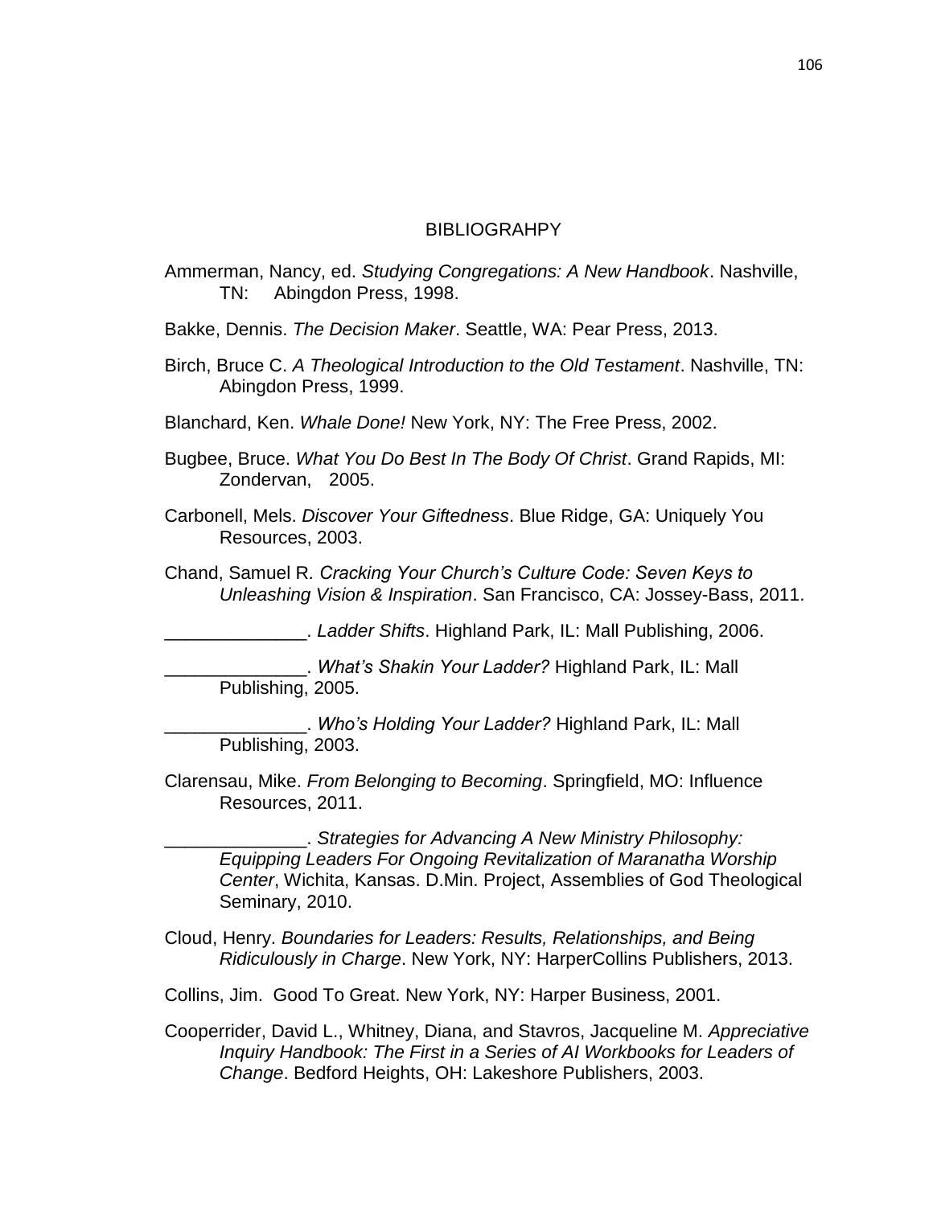# BIBLIOGRAHPY

Ammerman, Nancy, ed. *Studying Congregations: A New Handbook*. Nashville, TN: Abingdon Press, 1998.

Bakke, Dennis. *The Decision Maker*. Seattle, WA: Pear Press, 2013.

Birch, Bruce C. *A Theological Introduction to the Old Testament*. Nashville, TN: Abingdon Press, 1999.

Blanchard, Ken. *Whale Done!* New York, NY: The Free Press, 2002.

Bugbee, Bruce. *What You Do Best In The Body Of Christ*. Grand Rapids, MI: Zondervan, 2005.

Carbonell, Mels. *Discover Your Giftedness*. Blue Ridge, GA: Uniquely You Resources, 2003.

Chand, Samuel R. *Cracking Your Church's Culture Code: Seven Keys to Unleashing Vision & Inspiration*. San Francisco, CA: Jossey-Bass, 2011.

______________. *Ladder Shifts*. Highland Park, IL: Mall Publishing, 2006.

______________. *What's Shakin Your Ladder?* Highland Park, IL: Mall Publishing, 2005.

______________. *Who's Holding Your Ladder?* Highland Park, IL: Mall Publishing, 2003.

Clarensau, Mike. *From Belonging to Becoming*. Springfield, MO: Influence Resources, 2011.

______________. *Strategies for Advancing A New Ministry Philosophy: Equipping Leaders For Ongoing Revitalization of Maranatha Worship Center*, Wichita, Kansas. D.Min. Project, Assemblies of God Theological Seminary, 2010.

Cloud, Henry. *Boundaries for Leaders: Results, Relationships, and Being Ridiculously in Charge*. New York, NY: HarperCollins Publishers, 2013.

Collins, Jim. Good To Great. New York, NY: Harper Business, 2001.

Cooperrider, David L., Whitney, Diana, and Stavros, Jacqueline M. *Appreciative Inquiry Handbook: The First in a Series of AI Workbooks for Leaders of Change*. Bedford Heights, OH: Lakeshore Publishers, 2003.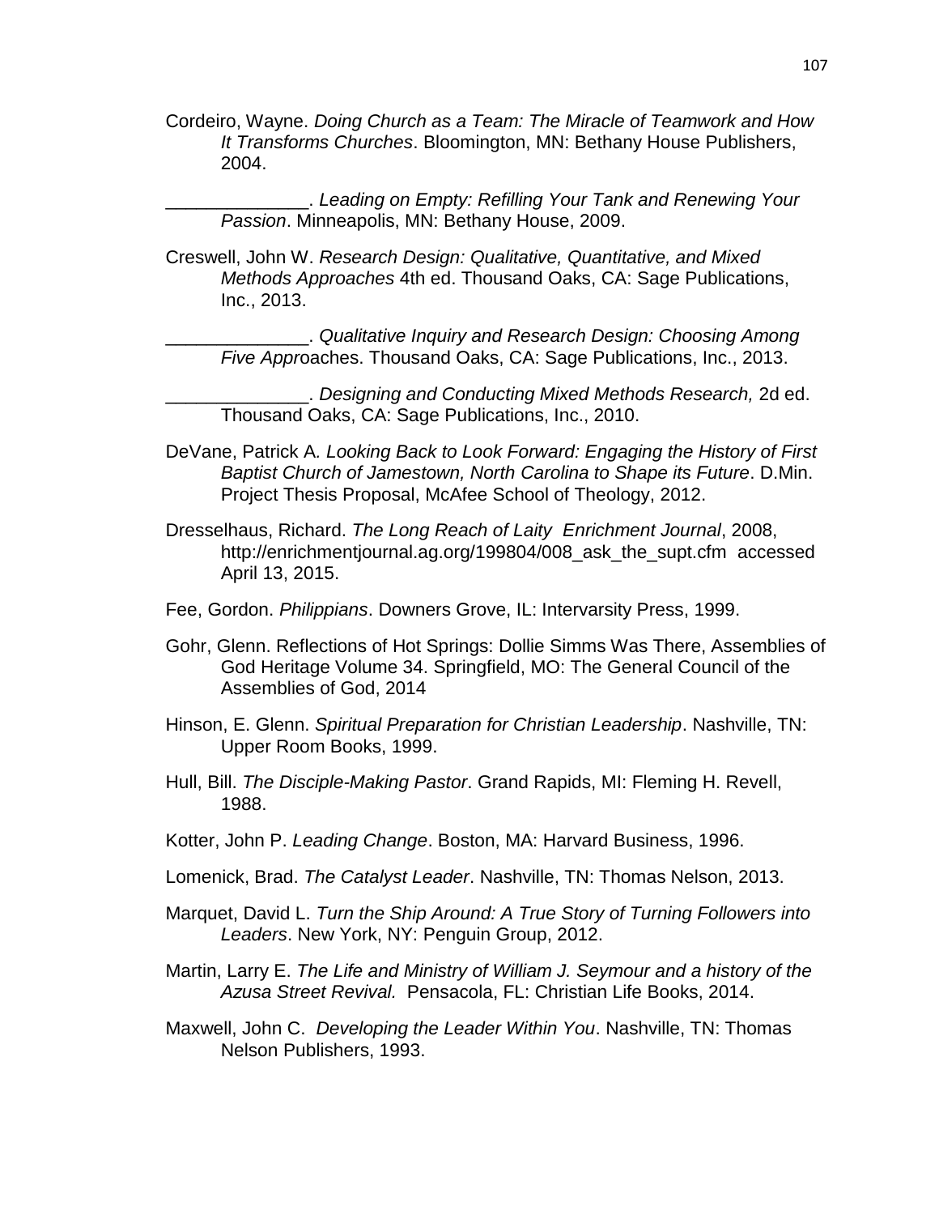Cordeiro, Wayne. *Doing Church as a Team: The Miracle of Teamwork and How It Transforms Churches*. Bloomington, MN: Bethany House Publishers, 2004.

______________. *Leading on Empty: Refilling Your Tank and Renewing Your Passion*. Minneapolis, MN: Bethany House, 2009.

Creswell, John W. *Research Design: Qualitative, Quantitative, and Mixed Methods Approaches* 4th ed. Thousand Oaks, CA: Sage Publications, Inc., 2013.

______________. *Qualitative Inquiry and Research Design: Choosing Among Five Appr*oaches. Thousand Oaks, CA: Sage Publications, Inc., 2013.

______________. *Designing and Conducting Mixed Methods Research,* 2d ed. Thousand Oaks, CA: Sage Publications, Inc., 2010.

DeVane, Patrick A. *Looking Back to Look Forward: Engaging the History of First Baptist Church of Jamestown, North Carolina to Shape its Future*. D.Min. Project Thesis Proposal, McAfee School of Theology, 2012.

Dresselhaus, Richard. *The Long Reach of Laity Enrichment Journal*, 2008, http://enrichmentjournal.ag.org/199804/008_ask_the_supt.cfm accessed April 13, 2015.

Fee, Gordon. *Philippians*. Downers Grove, IL: Intervarsity Press, 1999.

Gohr, Glenn. Reflections of Hot Springs: Dollie Simms Was There, Assemblies of God Heritage Volume 34. Springfield, MO: The General Council of the Assemblies of God, 2014

Hinson, E. Glenn. *Spiritual Preparation for Christian Leadership*. Nashville, TN: Upper Room Books, 1999.

Hull, Bill. *The Disciple-Making Pastor*. Grand Rapids, MI: Fleming H. Revell, 1988.

Kotter, John P. *Leading Change*. Boston, MA: Harvard Business, 1996.

Lomenick, Brad. *The Catalyst Leader*. Nashville, TN: Thomas Nelson, 2013.

Marquet, David L. *Turn the Ship Around: A True Story of Turning Followers into Leaders*. New York, NY: Penguin Group, 2012.

Martin, Larry E. *The Life and Ministry of William J. Seymour and a history of the Azusa Street Revival.* Pensacola, FL: Christian Life Books, 2014.

Maxwell, John C. *Developing the Leader Within You*. Nashville, TN: Thomas Nelson Publishers, 1993.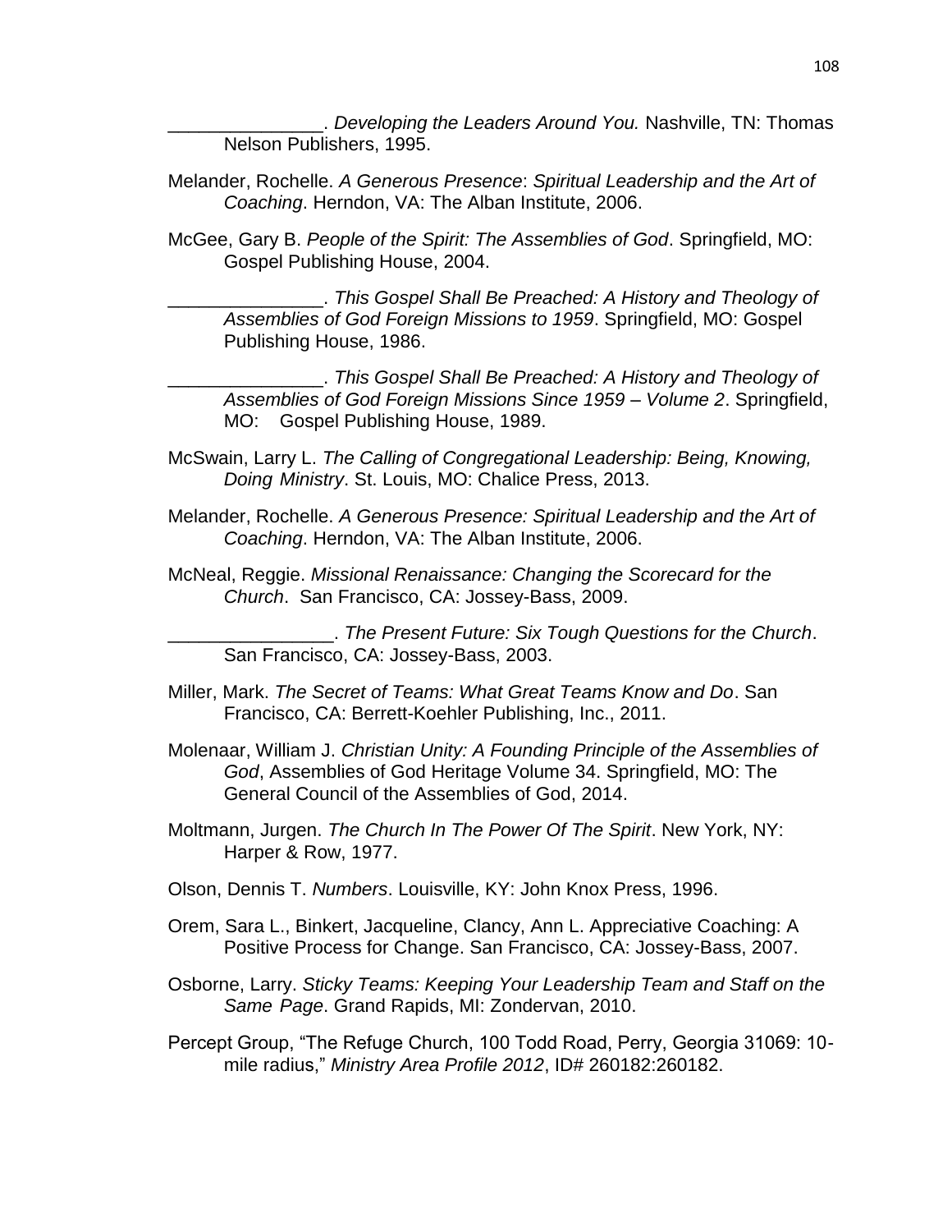_______________. *Developing the Leaders Around You.* Nashville, TN: Thomas Nelson Publishers, 1995.

Melander, Rochelle. *A Generous Presence*: *Spiritual Leadership and the Art of Coaching*. Herndon, VA: The Alban Institute, 2006.

McGee, Gary B. *People of the Spirit: The Assemblies of God*. Springfield, MO: Gospel Publishing House, 2004.

_______________. *This Gospel Shall Be Preached: A History and Theology of Assemblies of God Foreign Missions to 1959*. Springfield, MO: Gospel Publishing House, 1986.

_______________. *This Gospel Shall Be Preached: A History and Theology of Assemblies of God Foreign Missions Since 1959 – Volume 2*. Springfield, MO: Gospel Publishing House, 1989.

McSwain, Larry L. *The Calling of Congregational Leadership: Being, Knowing, Doing Ministry*. St. Louis, MO: Chalice Press, 2013.

Melander, Rochelle. *A Generous Presence: Spiritual Leadership and the Art of Coaching*. Herndon, VA: The Alban Institute, 2006.

McNeal, Reggie. *Missional Renaissance: Changing the Scorecard for the Church*. San Francisco, CA: Jossey-Bass, 2009.

________________. *The Present Future: Six Tough Questions for the Church*. San Francisco, CA: Jossey-Bass, 2003.

Miller, Mark. *The Secret of Teams: What Great Teams Know and Do*. San Francisco, CA: Berrett-Koehler Publishing, Inc., 2011.

Molenaar, William J. *Christian Unity: A Founding Principle of the Assemblies of God*, Assemblies of God Heritage Volume 34. Springfield, MO: The General Council of the Assemblies of God, 2014.

Moltmann, Jurgen. *The Church In The Power Of The Spirit*. New York, NY: Harper & Row, 1977.

Olson, Dennis T. *Numbers*. Louisville, KY: John Knox Press, 1996.

Orem, Sara L., Binkert, Jacqueline, Clancy, Ann L. Appreciative Coaching: A Positive Process for Change. San Francisco, CA: Jossey-Bass, 2007.

Osborne, Larry. *Sticky Teams: Keeping Your Leadership Team and Staff on the Same Page*. Grand Rapids, MI: Zondervan, 2010.

Percept Group, "The Refuge Church, 100 Todd Road, Perry, Georgia 31069: 10-mile radius," *Ministry Area Profile 2012*, ID# 260182:260182.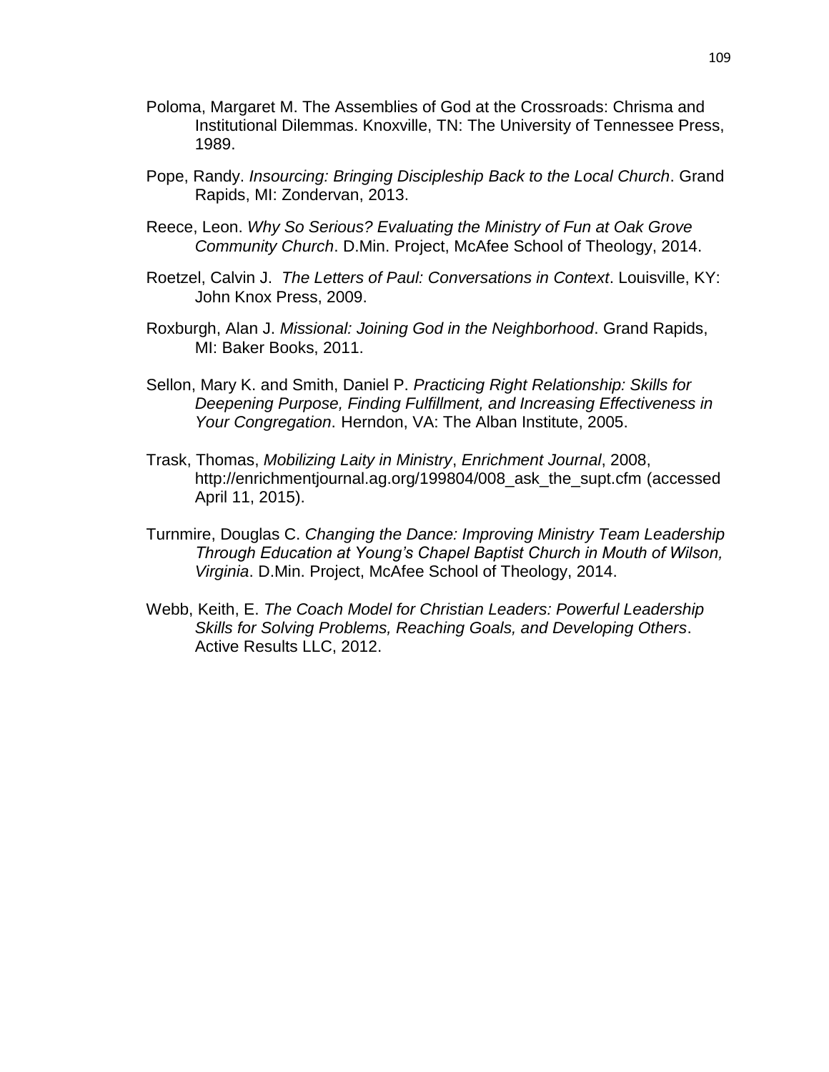Poloma, Margaret M. The Assemblies of God at the Crossroads: Chrisma and Institutional Dilemmas. Knoxville, TN: The University of Tennessee Press, 1989.

Pope, Randy. *Insourcing: Bringing Discipleship Back to the Local Church*. Grand Rapids, MI: Zondervan, 2013.

Reece, Leon. *Why So Serious? Evaluating the Ministry of Fun at Oak Grove Community Church*. D.Min. Project, McAfee School of Theology, 2014.

Roetzel, Calvin J. *The Letters of Paul: Conversations in Context*. Louisville, KY: John Knox Press, 2009.

Roxburgh, Alan J. *Missional: Joining God in the Neighborhood*. Grand Rapids, MI: Baker Books, 2011.

Sellon, Mary K. and Smith, Daniel P. *Practicing Right Relationship: Skills for Deepening Purpose, Finding Fulfillment, and Increasing Effectiveness in Your Congregation*. Herndon, VA: The Alban Institute, 2005.

Trask, Thomas, *Mobilizing Laity in Ministry*, *Enrichment Journal*, 2008, http://enrichmentjournal.ag.org/199804/008_ask_the_supt.cfm (accessed April 11, 2015).

Turnmire, Douglas C. *Changing the Dance: Improving Ministry Team Leadership Through Education at Young's Chapel Baptist Church in Mouth of Wilson, Virginia*. D.Min. Project, McAfee School of Theology, 2014.

Webb, Keith, E. *The Coach Model for Christian Leaders: Powerful Leadership Skills for Solving Problems, Reaching Goals, and Developing Others*. Active Results LLC, 2012.